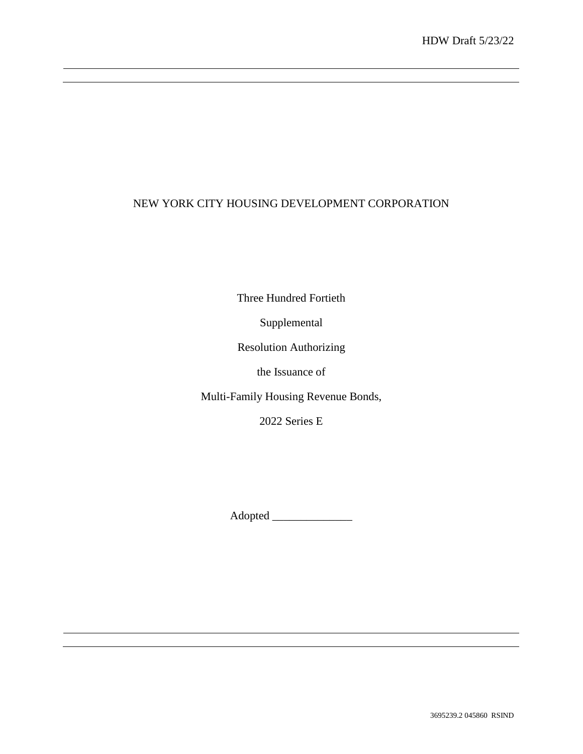HDW Draft 5/23/22

# NEW YORK CITY HOUSING DEVELOPMENT CORPORATION

Three Hundred Fortieth

Supplemental

Resolution Authorizing

the Issuance of

Multi-Family Housing Revenue Bonds,

2022 Series E

Adopted ______________

3695239.2 045860 RSIND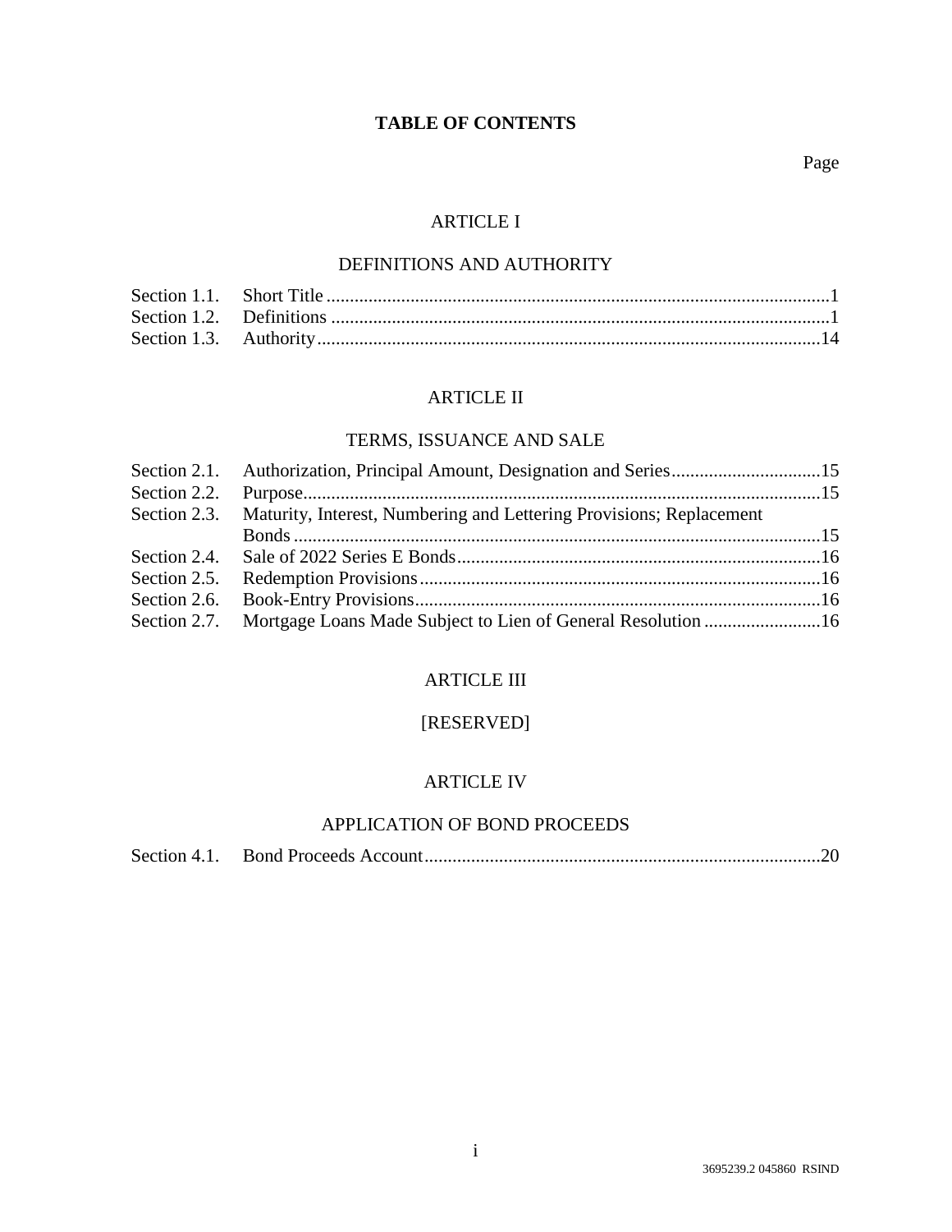# TABLE OF CONTENTS

Page

## ARTICLE I

## DEFINITIONS AND AUTHORITY

| | | |
|---|---|---|
| Section 1.1. | Short Title | 1 |
| Section 1.2. | Definitions | 1 |
| Section 1.3. | Authority | 14 |

## ARTICLE II

## TERMS, ISSUANCE AND SALE

| | | |
|---|---|---|
| Section 2.1. | Authorization, Principal Amount, Designation and Series | 15 |
| Section 2.2. | Purpose | 15 |
| Section 2.3. | Maturity, Interest, Numbering and Lettering Provisions; Replacement Bonds | 15 |
| Section 2.4. | Sale of 2022 Series E Bonds | 16 |
| Section 2.5. | Redemption Provisions | 16 |
| Section 2.6. | Book-Entry Provisions | 16 |
| Section 2.7. | Mortgage Loans Made Subject to Lien of General Resolution | 16 |

## ARTICLE III

## [RESERVED]

## ARTICLE IV

## APPLICATION OF BOND PROCEEDS

| | | |
|---|---|---|
| Section 4.1. | Bond Proceeds Account | 20 |

3695239.2 045860 RSIND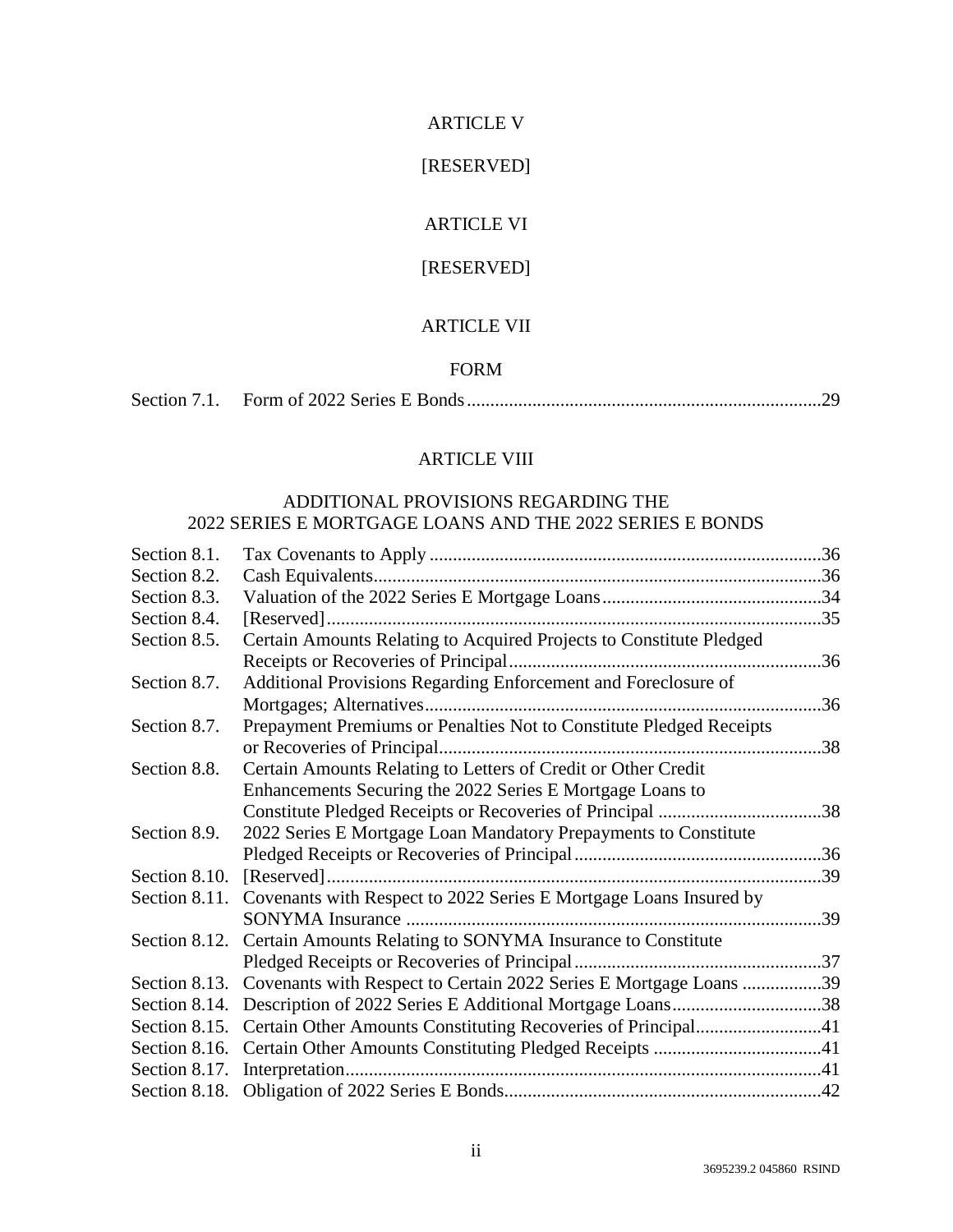ARTICLE V

[RESERVED]

ARTICLE VI

[RESERVED]

ARTICLE VII

FORM

| | | |
|---|---|---|
| Section 7.1. | Form of 2022 Series E Bonds | 29 |

ARTICLE VIII

ADDITIONAL PROVISIONS REGARDING THE 2022 SERIES E MORTGAGE LOANS AND THE 2022 SERIES E BONDS

| | | |
|---|---|---|
| Section 8.1. | Tax Covenants to Apply | 36 |
| Section 8.2. | Cash Equivalents | 36 |
| Section 8.3. | Valuation of the 2022 Series E Mortgage Loans | 34 |
| Section 8.4. | [Reserved] | 35 |
| Section 8.5. | Certain Amounts Relating to Acquired Projects to Constitute Pledged Receipts or Recoveries of Principal | 36 |
| Section 8.7. | Additional Provisions Regarding Enforcement and Foreclosure of Mortgages; Alternatives | 36 |
| Section 8.7. | Prepayment Premiums or Penalties Not to Constitute Pledged Receipts or Recoveries of Principal | 38 |
| Section 8.8. | Certain Amounts Relating to Letters of Credit or Other Credit Enhancements Securing the 2022 Series E Mortgage Loans to Constitute Pledged Receipts or Recoveries of Principal | 38 |
| Section 8.9. | 2022 Series E Mortgage Loan Mandatory Prepayments to Constitute Pledged Receipts or Recoveries of Principal | 36 |
| Section 8.10. | [Reserved] | 39 |
| Section 8.11. | Covenants with Respect to 2022 Series E Mortgage Loans Insured by SONYMA Insurance | 39 |
| Section 8.12. | Certain Amounts Relating to SONYMA Insurance to Constitute Pledged Receipts or Recoveries of Principal | 37 |
| Section 8.13. | Covenants with Respect to Certain 2022 Series E Mortgage Loans | 39 |
| Section 8.14. | Description of 2022 Series E Additional Mortgage Loans | 38 |
| Section 8.15. | Certain Other Amounts Constituting Recoveries of Principal | 41 |
| Section 8.16. | Certain Other Amounts Constituting Pledged Receipts | 41 |
| Section 8.17. | Interpretation | 41 |
| Section 8.18. | Obligation of 2022 Series E Bonds | 42 |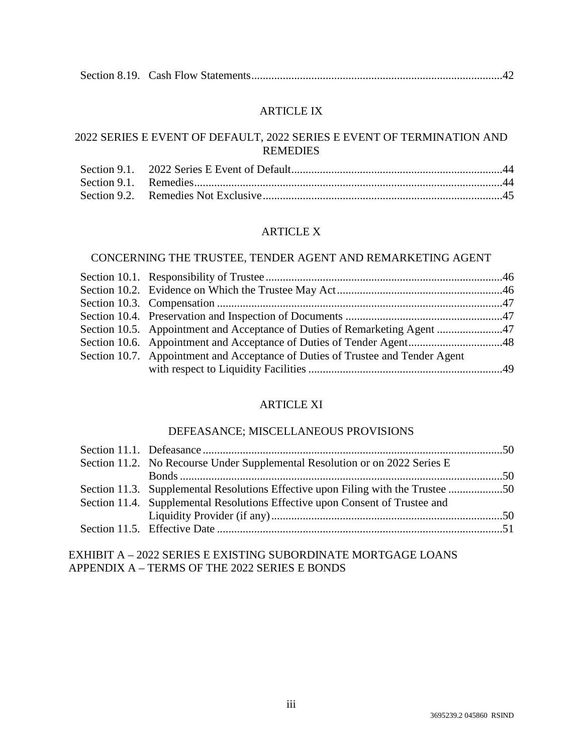| | | |
|---|---|---|
| Section 8.19. | Cash Flow Statements | 42 |

ARTICLE IX

2022 SERIES E EVENT OF DEFAULT, 2022 SERIES E EVENT OF TERMINATION AND REMEDIES

| | | |
|---|---|---|
| Section 9.1. | 2022 Series E Event of Default | 44 |
| Section 9.1. | Remedies | 44 |
| Section 9.2. | Remedies Not Exclusive | 45 |

ARTICLE X

CONCERNING THE TRUSTEE, TENDER AGENT AND REMARKETING AGENT

| | | |
|---|---|---|
| Section 10.1. | Responsibility of Trustee | 46 |
| Section 10.2. | Evidence on Which the Trustee May Act | 46 |
| Section 10.3. | Compensation | 47 |
| Section 10.4. | Preservation and Inspection of Documents | 47 |
| Section 10.5. | Appointment and Acceptance of Duties of Remarketing Agent | 47 |
| Section 10.6. | Appointment and Acceptance of Duties of Tender Agent | 48 |
| Section 10.7. | Appointment and Acceptance of Duties of Trustee and Tender Agent with respect to Liquidity Facilities | 49 |

ARTICLE XI

DEFEASANCE; MISCELLANEOUS PROVISIONS

| | | |
|---|---|---|
| Section 11.1. | Defeasance | 50 |
| Section 11.2. | No Recourse Under Supplemental Resolution or on 2022 Series E Bonds | 50 |
| Section 11.3. | Supplemental Resolutions Effective upon Filing with the Trustee | 50 |
| Section 11.4. | Supplemental Resolutions Effective upon Consent of Trustee and Liquidity Provider (if any) | 50 |
| Section 11.5. | Effective Date | 51 |

EXHIBIT A – 2022 SERIES E EXISTING SUBORDINATE MORTGAGE LOANS
APPENDIX A – TERMS OF THE 2022 SERIES E BONDS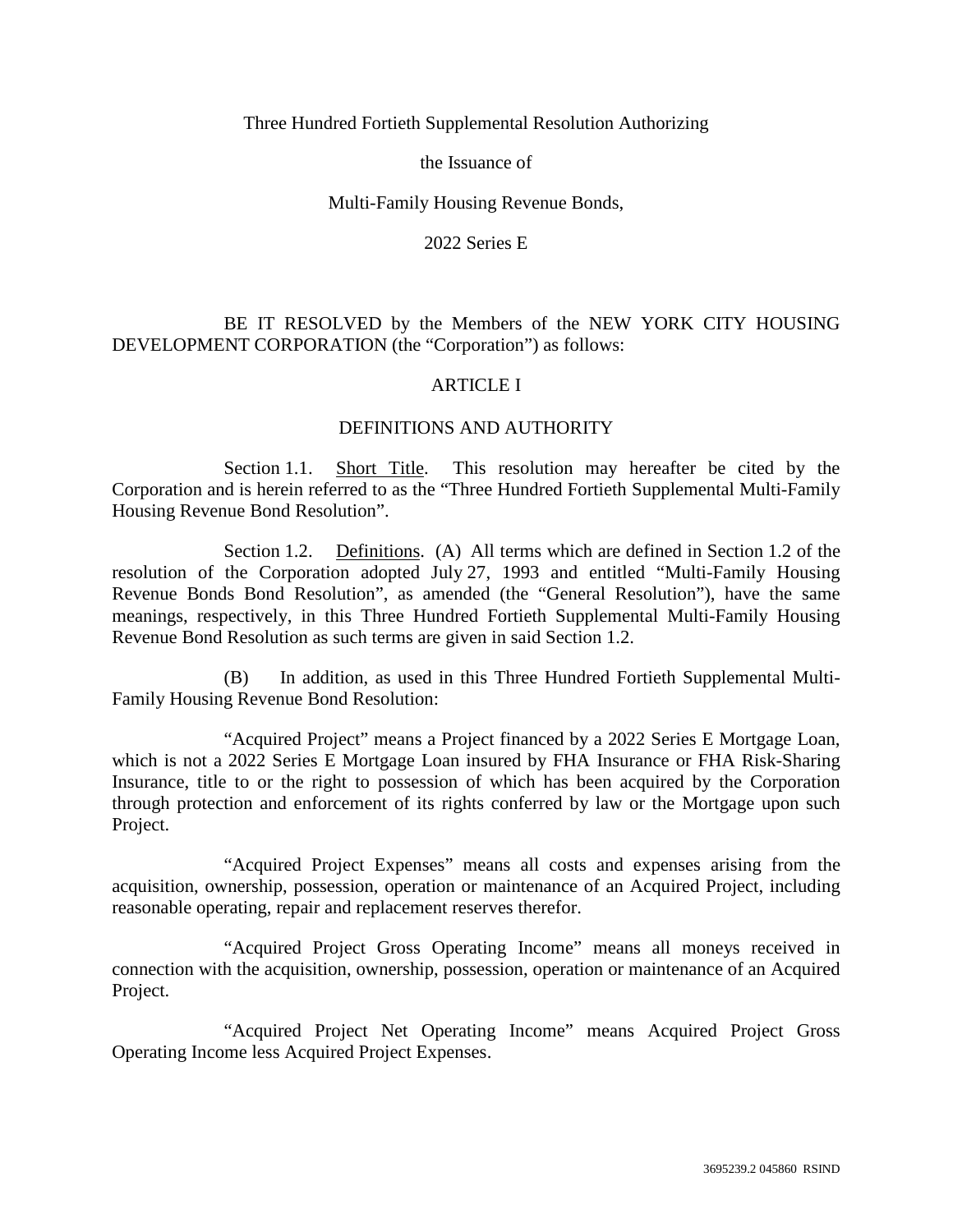Three Hundred Fortieth Supplemental Resolution Authorizing

the Issuance of

Multi-Family Housing Revenue Bonds,

2022 Series E

BE IT RESOLVED by the Members of the NEW YORK CITY HOUSING DEVELOPMENT CORPORATION (the "Corporation") as follows:

## ARTICLE I

## DEFINITIONS AND AUTHORITY

Section 1.1. Short Title. This resolution may hereafter be cited by the Corporation and is herein referred to as the "Three Hundred Fortieth Supplemental Multi-Family Housing Revenue Bond Resolution".

Section 1.2. Definitions. (A) All terms which are defined in Section 1.2 of the resolution of the Corporation adopted July 27, 1993 and entitled "Multi-Family Housing Revenue Bonds Bond Resolution", as amended (the "General Resolution"), have the same meanings, respectively, in this Three Hundred Fortieth Supplemental Multi-Family Housing Revenue Bond Resolution as such terms are given in said Section 1.2.

(B) In addition, as used in this Three Hundred Fortieth Supplemental Multi-Family Housing Revenue Bond Resolution:

"Acquired Project" means a Project financed by a 2022 Series E Mortgage Loan, which is not a 2022 Series E Mortgage Loan insured by FHA Insurance or FHA Risk-Sharing Insurance, title to or the right to possession of which has been acquired by the Corporation through protection and enforcement of its rights conferred by law or the Mortgage upon such Project.

"Acquired Project Expenses" means all costs and expenses arising from the acquisition, ownership, possession, operation or maintenance of an Acquired Project, including reasonable operating, repair and replacement reserves therefor.

"Acquired Project Gross Operating Income" means all moneys received in connection with the acquisition, ownership, possession, operation or maintenance of an Acquired Project.

"Acquired Project Net Operating Income" means Acquired Project Gross Operating Income less Acquired Project Expenses.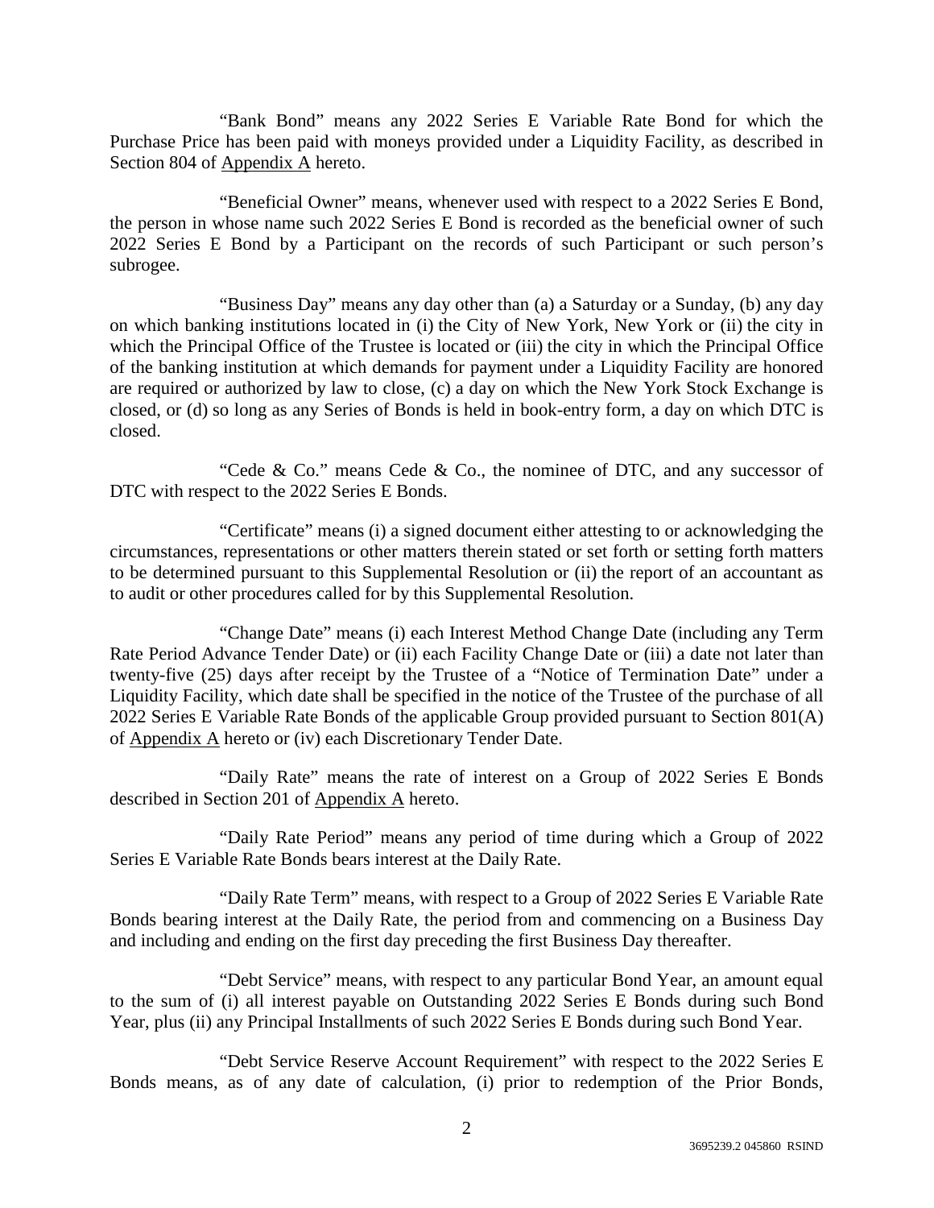"Bank Bond" means any 2022 Series E Variable Rate Bond for which the Purchase Price has been paid with moneys provided under a Liquidity Facility, as described in Section 804 of Appendix A hereto.

"Beneficial Owner" means, whenever used with respect to a 2022 Series E Bond, the person in whose name such 2022 Series E Bond is recorded as the beneficial owner of such 2022 Series E Bond by a Participant on the records of such Participant or such person's subrogee.

"Business Day" means any day other than (a) a Saturday or a Sunday, (b) any day on which banking institutions located in (i) the City of New York, New York or (ii) the city in which the Principal Office of the Trustee is located or (iii) the city in which the Principal Office of the banking institution at which demands for payment under a Liquidity Facility are honored are required or authorized by law to close, (c) a day on which the New York Stock Exchange is closed, or (d) so long as any Series of Bonds is held in book-entry form, a day on which DTC is closed.

"Cede & Co." means Cede & Co., the nominee of DTC, and any successor of DTC with respect to the 2022 Series E Bonds.

"Certificate" means (i) a signed document either attesting to or acknowledging the circumstances, representations or other matters therein stated or set forth or setting forth matters to be determined pursuant to this Supplemental Resolution or (ii) the report of an accountant as to audit or other procedures called for by this Supplemental Resolution.

"Change Date" means (i) each Interest Method Change Date (including any Term Rate Period Advance Tender Date) or (ii) each Facility Change Date or (iii) a date not later than twenty-five (25) days after receipt by the Trustee of a "Notice of Termination Date" under a Liquidity Facility, which date shall be specified in the notice of the Trustee of the purchase of all 2022 Series E Variable Rate Bonds of the applicable Group provided pursuant to Section 801(A) of Appendix A hereto or (iv) each Discretionary Tender Date.

"Daily Rate" means the rate of interest on a Group of 2022 Series E Bonds described in Section 201 of Appendix A hereto.

"Daily Rate Period" means any period of time during which a Group of 2022 Series E Variable Rate Bonds bears interest at the Daily Rate.

"Daily Rate Term" means, with respect to a Group of 2022 Series E Variable Rate Bonds bearing interest at the Daily Rate, the period from and commencing on a Business Day and including and ending on the first day preceding the first Business Day thereafter.

"Debt Service" means, with respect to any particular Bond Year, an amount equal to the sum of (i) all interest payable on Outstanding 2022 Series E Bonds during such Bond Year, plus (ii) any Principal Installments of such 2022 Series E Bonds during such Bond Year.

"Debt Service Reserve Account Requirement" with respect to the 2022 Series E Bonds means, as of any date of calculation, (i) prior to redemption of the Prior Bonds,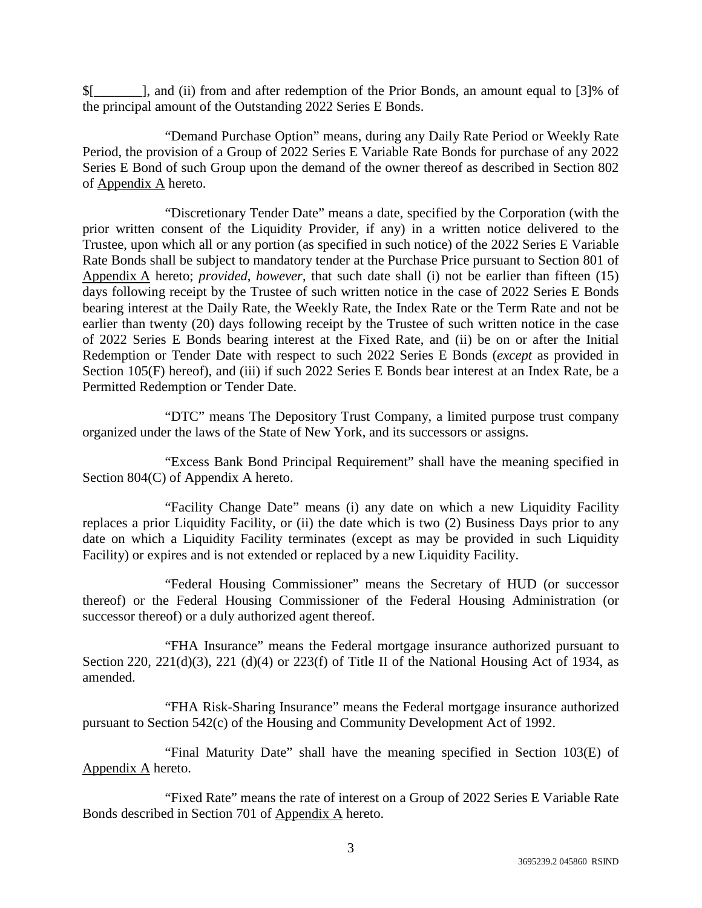$[_______], and (ii) from and after redemption of the Prior Bonds, an amount equal to [3]% of the principal amount of the Outstanding 2022 Series E Bonds.

"Demand Purchase Option" means, during any Daily Rate Period or Weekly Rate Period, the provision of a Group of 2022 Series E Variable Rate Bonds for purchase of any 2022 Series E Bond of such Group upon the demand of the owner thereof as described in Section 802 of Appendix A hereto.

"Discretionary Tender Date" means a date, specified by the Corporation (with the prior written consent of the Liquidity Provider, if any) in a written notice delivered to the Trustee, upon which all or any portion (as specified in such notice) of the 2022 Series E Variable Rate Bonds shall be subject to mandatory tender at the Purchase Price pursuant to Section 801 of Appendix A hereto; *provided*, *however*, that such date shall (i) not be earlier than fifteen (15) days following receipt by the Trustee of such written notice in the case of 2022 Series E Bonds bearing interest at the Daily Rate, the Weekly Rate, the Index Rate or the Term Rate and not be earlier than twenty (20) days following receipt by the Trustee of such written notice in the case of 2022 Series E Bonds bearing interest at the Fixed Rate, and (ii) be on or after the Initial Redemption or Tender Date with respect to such 2022 Series E Bonds (*except* as provided in Section 105(F) hereof), and (iii) if such 2022 Series E Bonds bear interest at an Index Rate, be a Permitted Redemption or Tender Date.

"DTC" means The Depository Trust Company, a limited purpose trust company organized under the laws of the State of New York, and its successors or assigns.

"Excess Bank Bond Principal Requirement" shall have the meaning specified in Section 804(C) of Appendix A hereto.

"Facility Change Date" means (i) any date on which a new Liquidity Facility replaces a prior Liquidity Facility, or (ii) the date which is two (2) Business Days prior to any date on which a Liquidity Facility terminates (except as may be provided in such Liquidity Facility) or expires and is not extended or replaced by a new Liquidity Facility.

"Federal Housing Commissioner" means the Secretary of HUD (or successor thereof) or the Federal Housing Commissioner of the Federal Housing Administration (or successor thereof) or a duly authorized agent thereof.

"FHA Insurance" means the Federal mortgage insurance authorized pursuant to Section 220, 221(d)(3), 221 (d)(4) or 223(f) of Title II of the National Housing Act of 1934, as amended.

"FHA Risk-Sharing Insurance" means the Federal mortgage insurance authorized pursuant to Section 542(c) of the Housing and Community Development Act of 1992.

"Final Maturity Date" shall have the meaning specified in Section 103(E) of Appendix A hereto.

"Fixed Rate" means the rate of interest on a Group of 2022 Series E Variable Rate Bonds described in Section 701 of Appendix A hereto.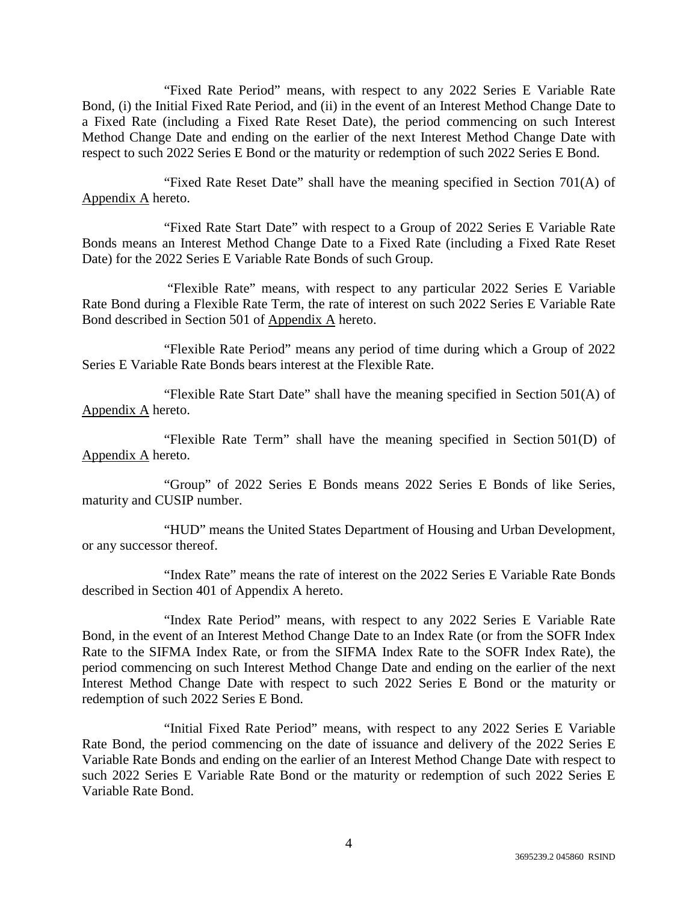"Fixed Rate Period" means, with respect to any 2022 Series E Variable Rate Bond, (i) the Initial Fixed Rate Period, and (ii) in the event of an Interest Method Change Date to a Fixed Rate (including a Fixed Rate Reset Date), the period commencing on such Interest Method Change Date and ending on the earlier of the next Interest Method Change Date with respect to such 2022 Series E Bond or the maturity or redemption of such 2022 Series E Bond.

"Fixed Rate Reset Date" shall have the meaning specified in Section 701(A) of Appendix A hereto.

"Fixed Rate Start Date" with respect to a Group of 2022 Series E Variable Rate Bonds means an Interest Method Change Date to a Fixed Rate (including a Fixed Rate Reset Date) for the 2022 Series E Variable Rate Bonds of such Group.

"Flexible Rate" means, with respect to any particular 2022 Series E Variable Rate Bond during a Flexible Rate Term, the rate of interest on such 2022 Series E Variable Rate Bond described in Section 501 of Appendix A hereto.

"Flexible Rate Period" means any period of time during which a Group of 2022 Series E Variable Rate Bonds bears interest at the Flexible Rate.

"Flexible Rate Start Date" shall have the meaning specified in Section 501(A) of Appendix A hereto.

"Flexible Rate Term" shall have the meaning specified in Section 501(D) of Appendix A hereto.

"Group" of 2022 Series E Bonds means 2022 Series E Bonds of like Series, maturity and CUSIP number.

"HUD" means the United States Department of Housing and Urban Development, or any successor thereof.

"Index Rate" means the rate of interest on the 2022 Series E Variable Rate Bonds described in Section 401 of Appendix A hereto.

"Index Rate Period" means, with respect to any 2022 Series E Variable Rate Bond, in the event of an Interest Method Change Date to an Index Rate (or from the SOFR Index Rate to the SIFMA Index Rate, or from the SIFMA Index Rate to the SOFR Index Rate), the period commencing on such Interest Method Change Date and ending on the earlier of the next Interest Method Change Date with respect to such 2022 Series E Bond or the maturity or redemption of such 2022 Series E Bond.

"Initial Fixed Rate Period" means, with respect to any 2022 Series E Variable Rate Bond, the period commencing on the date of issuance and delivery of the 2022 Series E Variable Rate Bonds and ending on the earlier of an Interest Method Change Date with respect to such 2022 Series E Variable Rate Bond or the maturity or redemption of such 2022 Series E Variable Rate Bond.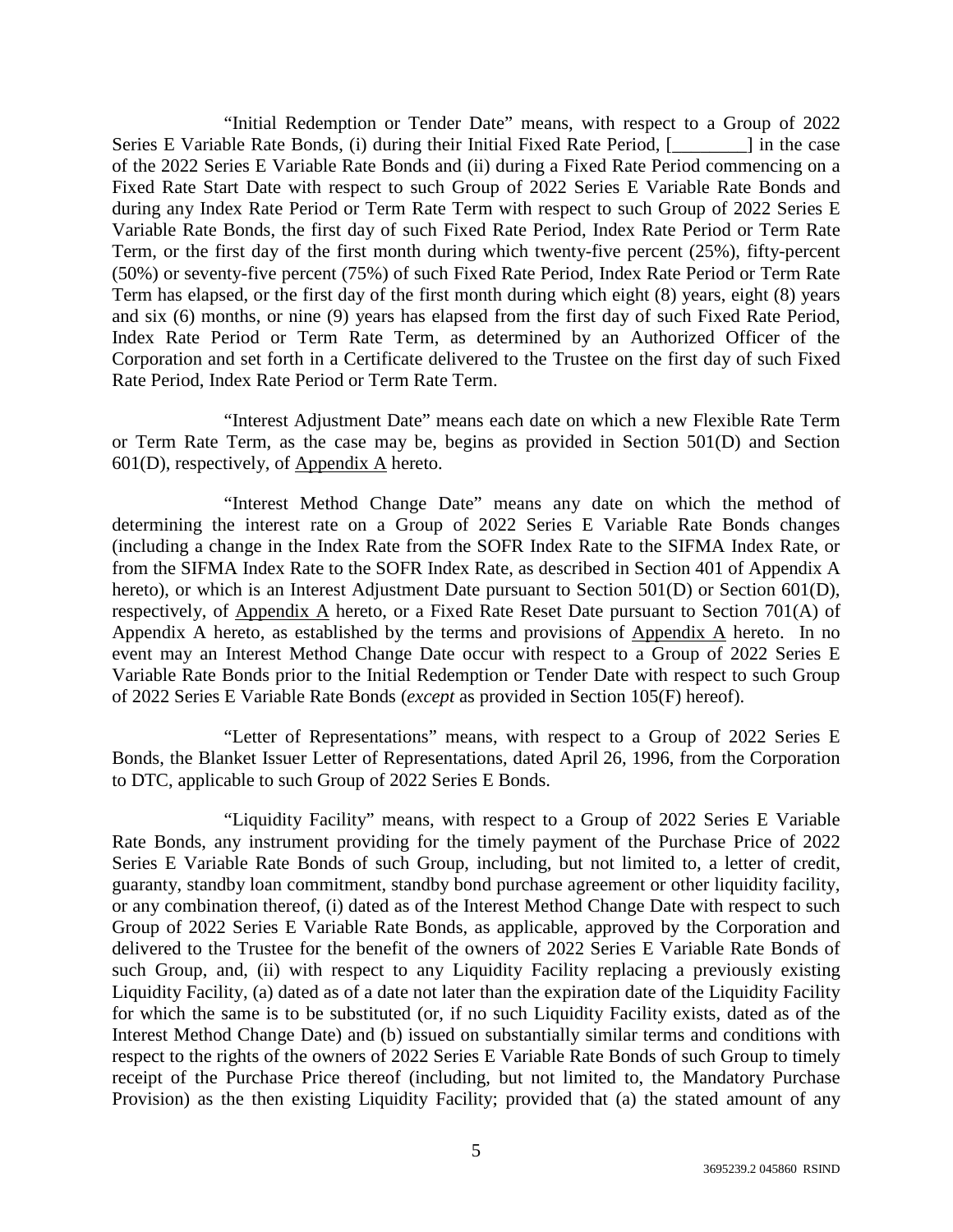"Initial Redemption or Tender Date" means, with respect to a Group of 2022 Series E Variable Rate Bonds, (i) during their Initial Fixed Rate Period, [________] in the case of the 2022 Series E Variable Rate Bonds and (ii) during a Fixed Rate Period commencing on a Fixed Rate Start Date with respect to such Group of 2022 Series E Variable Rate Bonds and during any Index Rate Period or Term Rate Term with respect to such Group of 2022 Series E Variable Rate Bonds, the first day of such Fixed Rate Period, Index Rate Period or Term Rate Term, or the first day of the first month during which twenty-five percent (25%), fifty-percent (50%) or seventy-five percent (75%) of such Fixed Rate Period, Index Rate Period or Term Rate Term has elapsed, or the first day of the first month during which eight (8) years, eight (8) years and six (6) months, or nine (9) years has elapsed from the first day of such Fixed Rate Period, Index Rate Period or Term Rate Term, as determined by an Authorized Officer of the Corporation and set forth in a Certificate delivered to the Trustee on the first day of such Fixed Rate Period, Index Rate Period or Term Rate Term.

"Interest Adjustment Date" means each date on which a new Flexible Rate Term or Term Rate Term, as the case may be, begins as provided in Section 501(D) and Section 601(D), respectively, of Appendix A hereto.

"Interest Method Change Date" means any date on which the method of determining the interest rate on a Group of 2022 Series E Variable Rate Bonds changes (including a change in the Index Rate from the SOFR Index Rate to the SIFMA Index Rate, or from the SIFMA Index Rate to the SOFR Index Rate, as described in Section 401 of Appendix A hereto), or which is an Interest Adjustment Date pursuant to Section 501(D) or Section 601(D), respectively, of Appendix A hereto, or a Fixed Rate Reset Date pursuant to Section 701(A) of Appendix A hereto, as established by the terms and provisions of Appendix A hereto. In no event may an Interest Method Change Date occur with respect to a Group of 2022 Series E Variable Rate Bonds prior to the Initial Redemption or Tender Date with respect to such Group of 2022 Series E Variable Rate Bonds (*except* as provided in Section 105(F) hereof).

"Letter of Representations" means, with respect to a Group of 2022 Series E Bonds, the Blanket Issuer Letter of Representations, dated April 26, 1996, from the Corporation to DTC, applicable to such Group of 2022 Series E Bonds.

"Liquidity Facility" means, with respect to a Group of 2022 Series E Variable Rate Bonds, any instrument providing for the timely payment of the Purchase Price of 2022 Series E Variable Rate Bonds of such Group, including, but not limited to, a letter of credit, guaranty, standby loan commitment, standby bond purchase agreement or other liquidity facility, or any combination thereof, (i) dated as of the Interest Method Change Date with respect to such Group of 2022 Series E Variable Rate Bonds, as applicable, approved by the Corporation and delivered to the Trustee for the benefit of the owners of 2022 Series E Variable Rate Bonds of such Group, and, (ii) with respect to any Liquidity Facility replacing a previously existing Liquidity Facility, (a) dated as of a date not later than the expiration date of the Liquidity Facility for which the same is to be substituted (or, if no such Liquidity Facility exists, dated as of the Interest Method Change Date) and (b) issued on substantially similar terms and conditions with respect to the rights of the owners of 2022 Series E Variable Rate Bonds of such Group to timely receipt of the Purchase Price thereof (including, but not limited to, the Mandatory Purchase Provision) as the then existing Liquidity Facility; provided that (a) the stated amount of any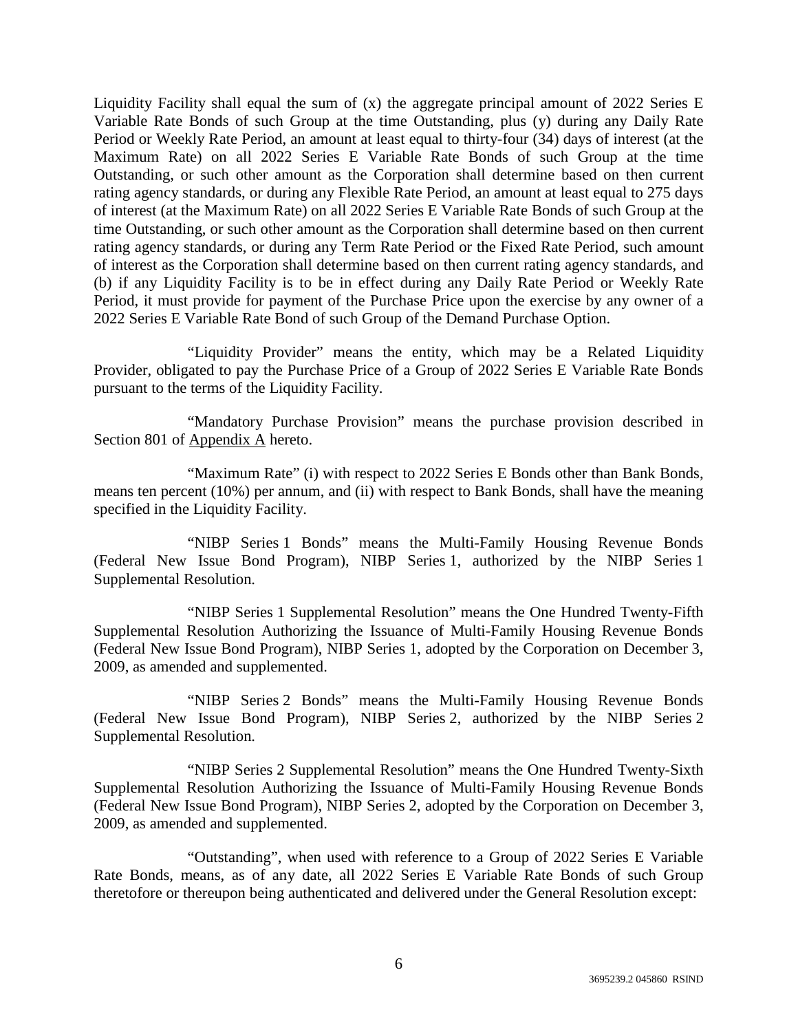Liquidity Facility shall equal the sum of (x) the aggregate principal amount of 2022 Series E Variable Rate Bonds of such Group at the time Outstanding, plus (y) during any Daily Rate Period or Weekly Rate Period, an amount at least equal to thirty-four (34) days of interest (at the Maximum Rate) on all 2022 Series E Variable Rate Bonds of such Group at the time Outstanding, or such other amount as the Corporation shall determine based on then current rating agency standards, or during any Flexible Rate Period, an amount at least equal to 275 days of interest (at the Maximum Rate) on all 2022 Series E Variable Rate Bonds of such Group at the time Outstanding, or such other amount as the Corporation shall determine based on then current rating agency standards, or during any Term Rate Period or the Fixed Rate Period, such amount of interest as the Corporation shall determine based on then current rating agency standards, and (b) if any Liquidity Facility is to be in effect during any Daily Rate Period or Weekly Rate Period, it must provide for payment of the Purchase Price upon the exercise by any owner of a 2022 Series E Variable Rate Bond of such Group of the Demand Purchase Option.

"Liquidity Provider" means the entity, which may be a Related Liquidity Provider, obligated to pay the Purchase Price of a Group of 2022 Series E Variable Rate Bonds pursuant to the terms of the Liquidity Facility.

"Mandatory Purchase Provision" means the purchase provision described in Section 801 of Appendix A hereto.

"Maximum Rate" (i) with respect to 2022 Series E Bonds other than Bank Bonds, means ten percent (10%) per annum, and (ii) with respect to Bank Bonds, shall have the meaning specified in the Liquidity Facility.

"NIBP Series 1 Bonds" means the Multi-Family Housing Revenue Bonds (Federal New Issue Bond Program), NIBP Series 1, authorized by the NIBP Series 1 Supplemental Resolution.

"NIBP Series 1 Supplemental Resolution" means the One Hundred Twenty-Fifth Supplemental Resolution Authorizing the Issuance of Multi-Family Housing Revenue Bonds (Federal New Issue Bond Program), NIBP Series 1, adopted by the Corporation on December 3, 2009, as amended and supplemented.

"NIBP Series 2 Bonds" means the Multi-Family Housing Revenue Bonds (Federal New Issue Bond Program), NIBP Series 2, authorized by the NIBP Series 2 Supplemental Resolution.

"NIBP Series 2 Supplemental Resolution" means the One Hundred Twenty-Sixth Supplemental Resolution Authorizing the Issuance of Multi-Family Housing Revenue Bonds (Federal New Issue Bond Program), NIBP Series 2, adopted by the Corporation on December 3, 2009, as amended and supplemented.

"Outstanding", when used with reference to a Group of 2022 Series E Variable Rate Bonds, means, as of any date, all 2022 Series E Variable Rate Bonds of such Group theretofore or thereupon being authenticated and delivered under the General Resolution except: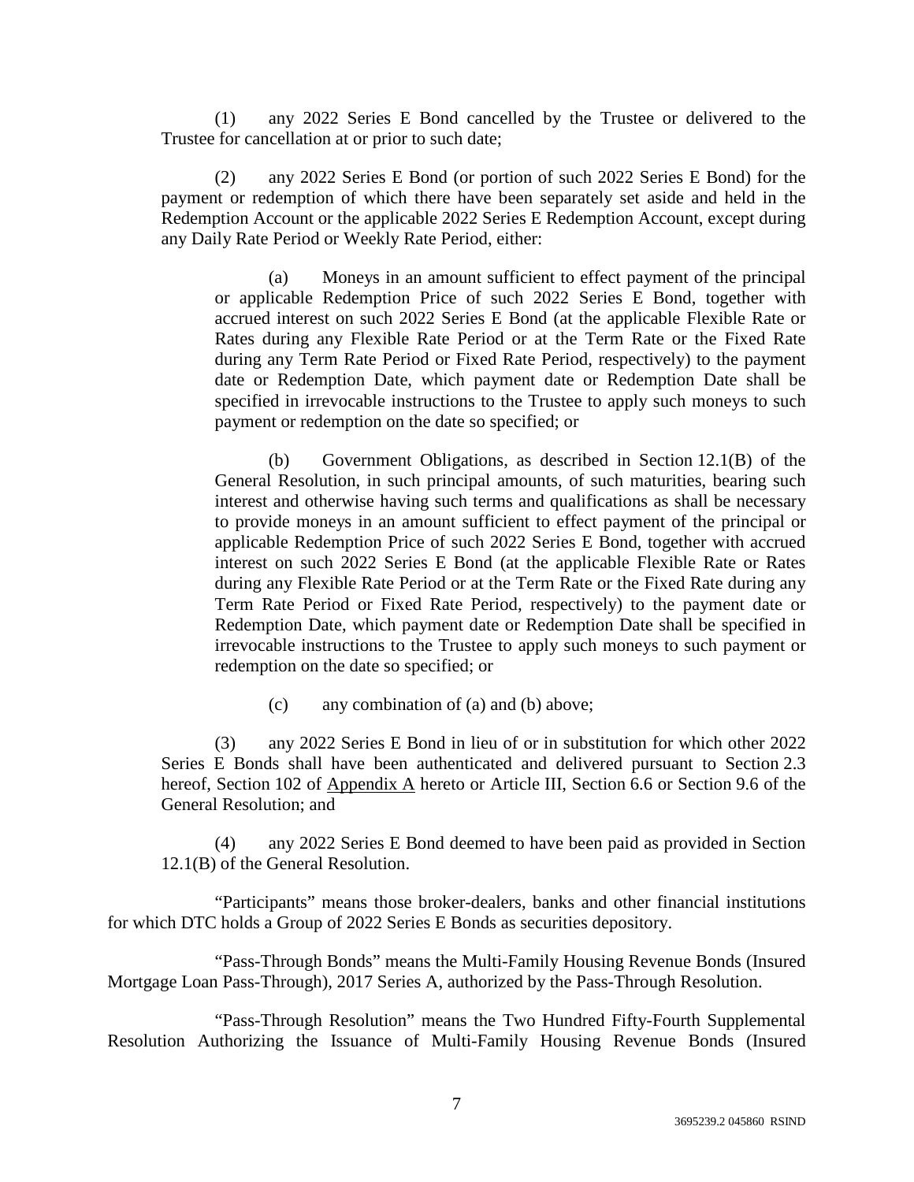(1) any 2022 Series E Bond cancelled by the Trustee or delivered to the Trustee for cancellation at or prior to such date;

(2) any 2022 Series E Bond (or portion of such 2022 Series E Bond) for the payment or redemption of which there have been separately set aside and held in the Redemption Account or the applicable 2022 Series E Redemption Account, except during any Daily Rate Period or Weekly Rate Period, either:

(a) Moneys in an amount sufficient to effect payment of the principal or applicable Redemption Price of such 2022 Series E Bond, together with accrued interest on such 2022 Series E Bond (at the applicable Flexible Rate or Rates during any Flexible Rate Period or at the Term Rate or the Fixed Rate during any Term Rate Period or Fixed Rate Period, respectively) to the payment date or Redemption Date, which payment date or Redemption Date shall be specified in irrevocable instructions to the Trustee to apply such moneys to such payment or redemption on the date so specified; or

(b) Government Obligations, as described in Section 12.1(B) of the General Resolution, in such principal amounts, of such maturities, bearing such interest and otherwise having such terms and qualifications as shall be necessary to provide moneys in an amount sufficient to effect payment of the principal or applicable Redemption Price of such 2022 Series E Bond, together with accrued interest on such 2022 Series E Bond (at the applicable Flexible Rate or Rates during any Flexible Rate Period or at the Term Rate or the Fixed Rate during any Term Rate Period or Fixed Rate Period, respectively) to the payment date or Redemption Date, which payment date or Redemption Date shall be specified in irrevocable instructions to the Trustee to apply such moneys to such payment or redemption on the date so specified; or

(c) any combination of (a) and (b) above;

(3) any 2022 Series E Bond in lieu of or in substitution for which other 2022 Series E Bonds shall have been authenticated and delivered pursuant to Section 2.3 hereof, Section 102 of Appendix A hereto or Article III, Section 6.6 or Section 9.6 of the General Resolution; and

(4) any 2022 Series E Bond deemed to have been paid as provided in Section 12.1(B) of the General Resolution.

"Participants" means those broker-dealers, banks and other financial institutions for which DTC holds a Group of 2022 Series E Bonds as securities depository.

"Pass-Through Bonds" means the Multi-Family Housing Revenue Bonds (Insured Mortgage Loan Pass-Through), 2017 Series A, authorized by the Pass-Through Resolution.

"Pass-Through Resolution" means the Two Hundred Fifty-Fourth Supplemental Resolution Authorizing the Issuance of Multi-Family Housing Revenue Bonds (Insured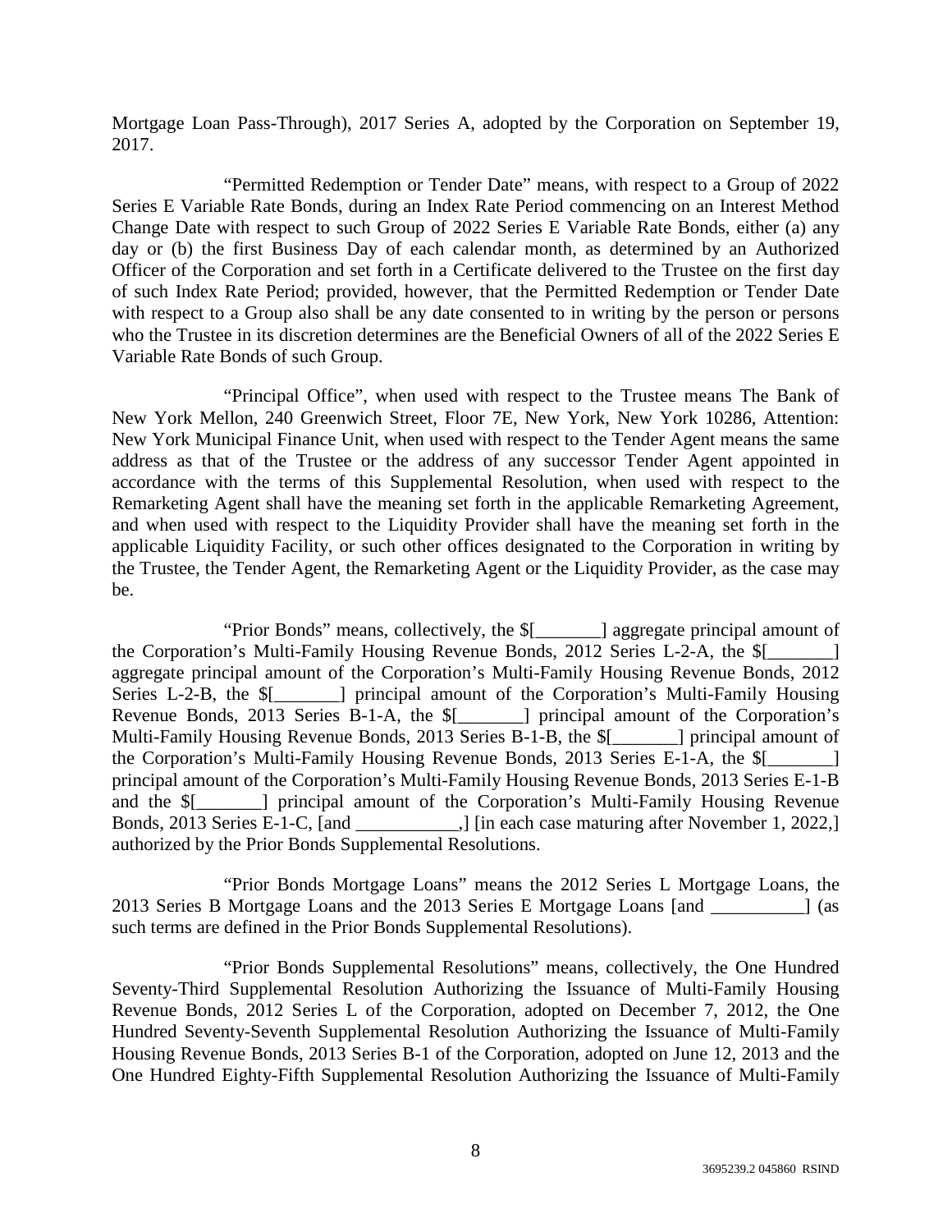Mortgage Loan Pass-Through), 2017 Series A, adopted by the Corporation on September 19, 2017.

"Permitted Redemption or Tender Date" means, with respect to a Group of 2022 Series E Variable Rate Bonds, during an Index Rate Period commencing on an Interest Method Change Date with respect to such Group of 2022 Series E Variable Rate Bonds, either (a) any day or (b) the first Business Day of each calendar month, as determined by an Authorized Officer of the Corporation and set forth in a Certificate delivered to the Trustee on the first day of such Index Rate Period; provided, however, that the Permitted Redemption or Tender Date with respect to a Group also shall be any date consented to in writing by the person or persons who the Trustee in its discretion determines are the Beneficial Owners of all of the 2022 Series E Variable Rate Bonds of such Group.

"Principal Office", when used with respect to the Trustee means The Bank of New York Mellon, 240 Greenwich Street, Floor 7E, New York, New York 10286, Attention: New York Municipal Finance Unit, when used with respect to the Tender Agent means the same address as that of the Trustee or the address of any successor Tender Agent appointed in accordance with the terms of this Supplemental Resolution, when used with respect to the Remarketing Agent shall have the meaning set forth in the applicable Remarketing Agreement, and when used with respect to the Liquidity Provider shall have the meaning set forth in the applicable Liquidity Facility, or such other offices designated to the Corporation in writing by the Trustee, the Tender Agent, the Remarketing Agent or the Liquidity Provider, as the case may be.

"Prior Bonds" means, collectively, the $[_______] aggregate principal amount of the Corporation's Multi-Family Housing Revenue Bonds, 2012 Series L-2-A, the $[_______] aggregate principal amount of the Corporation's Multi-Family Housing Revenue Bonds, 2012 Series L-2-B, the $[_______] principal amount of the Corporation's Multi-Family Housing Revenue Bonds, 2013 Series B-1-A, the $[_______] principal amount of the Corporation's Multi-Family Housing Revenue Bonds, 2013 Series B-1-B, the $[_______] principal amount of the Corporation's Multi-Family Housing Revenue Bonds, 2013 Series E-1-A, the $[_______] principal amount of the Corporation's Multi-Family Housing Revenue Bonds, 2013 Series E-1-B and the $[_______] principal amount of the Corporation's Multi-Family Housing Revenue Bonds, 2013 Series E-1-C, [and ___________,] [in each case maturing after November 1, 2022,] authorized by the Prior Bonds Supplemental Resolutions.

"Prior Bonds Mortgage Loans" means the 2012 Series L Mortgage Loans, the 2013 Series B Mortgage Loans and the 2013 Series E Mortgage Loans [and __________] (as such terms are defined in the Prior Bonds Supplemental Resolutions).

"Prior Bonds Supplemental Resolutions" means, collectively, the One Hundred Seventy-Third Supplemental Resolution Authorizing the Issuance of Multi-Family Housing Revenue Bonds, 2012 Series L of the Corporation, adopted on December 7, 2012, the One Hundred Seventy-Seventh Supplemental Resolution Authorizing the Issuance of Multi-Family Housing Revenue Bonds, 2013 Series B-1 of the Corporation, adopted on June 12, 2013 and the One Hundred Eighty-Fifth Supplemental Resolution Authorizing the Issuance of Multi-Family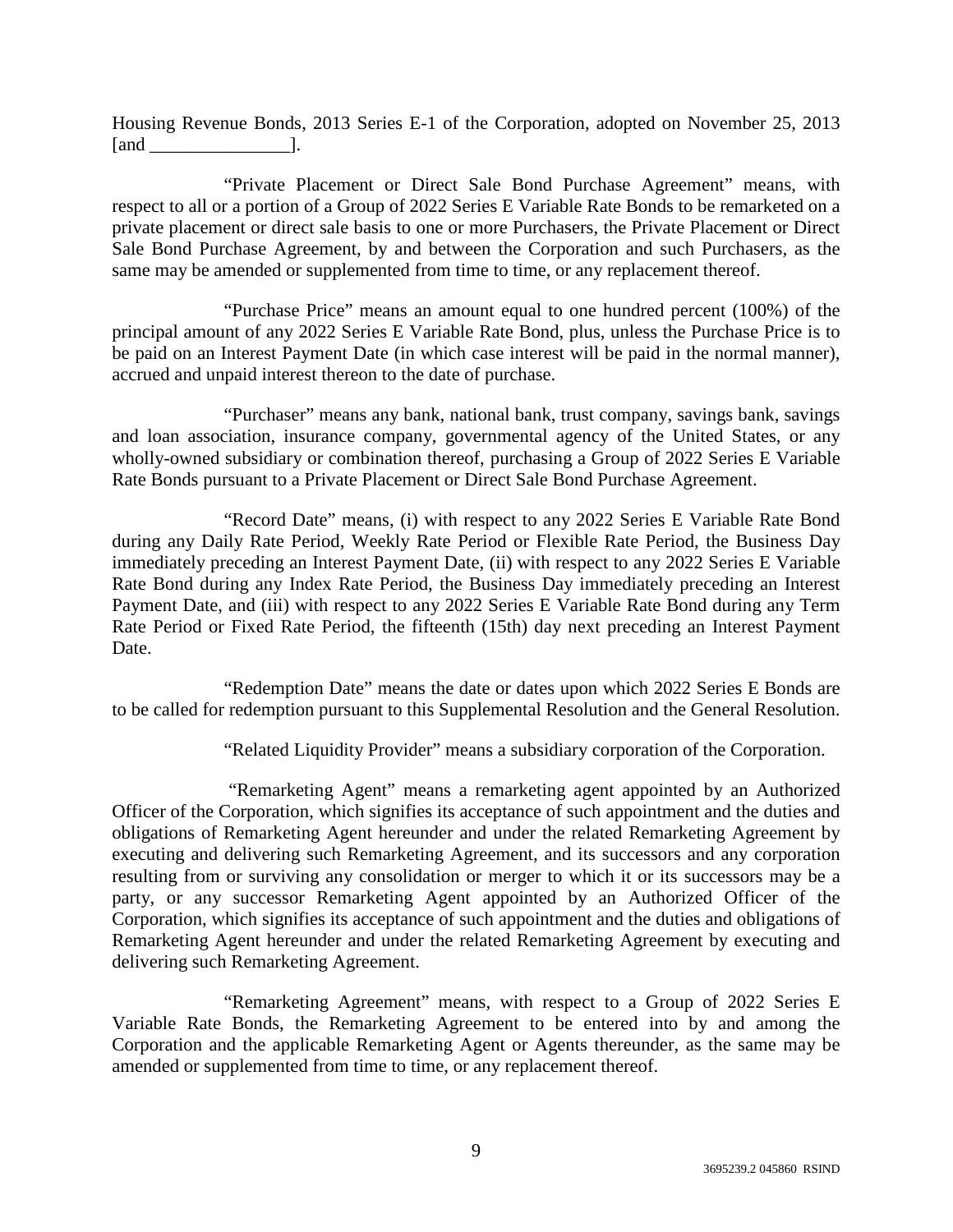Housing Revenue Bonds, 2013 Series E-1 of the Corporation, adopted on November 25, 2013 [and _______________].

"Private Placement or Direct Sale Bond Purchase Agreement" means, with respect to all or a portion of a Group of 2022 Series E Variable Rate Bonds to be remarketed on a private placement or direct sale basis to one or more Purchasers, the Private Placement or Direct Sale Bond Purchase Agreement, by and between the Corporation and such Purchasers, as the same may be amended or supplemented from time to time, or any replacement thereof.

"Purchase Price" means an amount equal to one hundred percent (100%) of the principal amount of any 2022 Series E Variable Rate Bond, plus, unless the Purchase Price is to be paid on an Interest Payment Date (in which case interest will be paid in the normal manner), accrued and unpaid interest thereon to the date of purchase.

"Purchaser" means any bank, national bank, trust company, savings bank, savings and loan association, insurance company, governmental agency of the United States, or any wholly-owned subsidiary or combination thereof, purchasing a Group of 2022 Series E Variable Rate Bonds pursuant to a Private Placement or Direct Sale Bond Purchase Agreement.

"Record Date" means, (i) with respect to any 2022 Series E Variable Rate Bond during any Daily Rate Period, Weekly Rate Period or Flexible Rate Period, the Business Day immediately preceding an Interest Payment Date, (ii) with respect to any 2022 Series E Variable Rate Bond during any Index Rate Period, the Business Day immediately preceding an Interest Payment Date, and (iii) with respect to any 2022 Series E Variable Rate Bond during any Term Rate Period or Fixed Rate Period, the fifteenth (15th) day next preceding an Interest Payment Date.

"Redemption Date" means the date or dates upon which 2022 Series E Bonds are to be called for redemption pursuant to this Supplemental Resolution and the General Resolution.

"Related Liquidity Provider" means a subsidiary corporation of the Corporation.

"Remarketing Agent" means a remarketing agent appointed by an Authorized Officer of the Corporation, which signifies its acceptance of such appointment and the duties and obligations of Remarketing Agent hereunder and under the related Remarketing Agreement by executing and delivering such Remarketing Agreement, and its successors and any corporation resulting from or surviving any consolidation or merger to which it or its successors may be a party, or any successor Remarketing Agent appointed by an Authorized Officer of the Corporation, which signifies its acceptance of such appointment and the duties and obligations of Remarketing Agent hereunder and under the related Remarketing Agreement by executing and delivering such Remarketing Agreement.

"Remarketing Agreement" means, with respect to a Group of 2022 Series E Variable Rate Bonds, the Remarketing Agreement to be entered into by and among the Corporation and the applicable Remarketing Agent or Agents thereunder, as the same may be amended or supplemented from time to time, or any replacement thereof.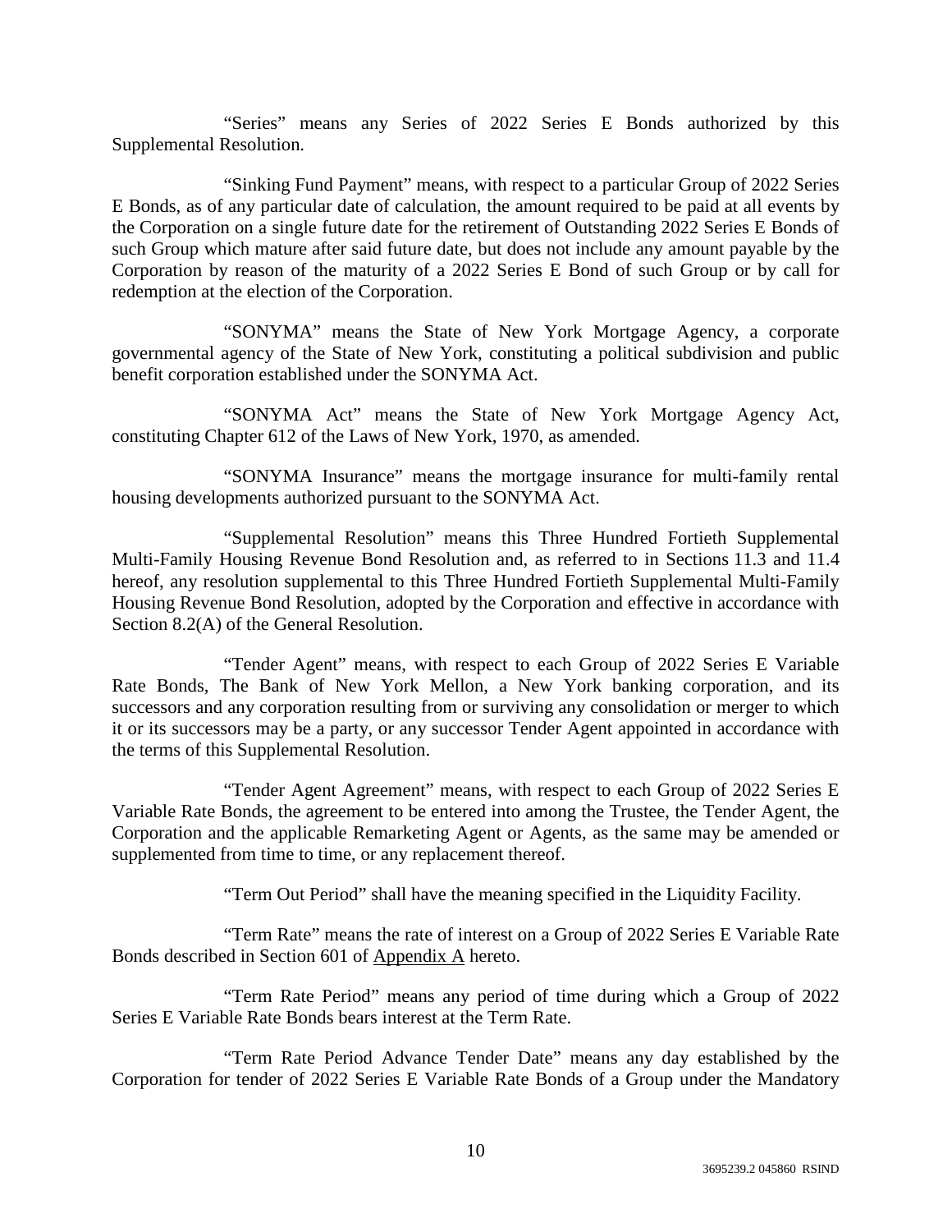"Series" means any Series of 2022 Series E Bonds authorized by this Supplemental Resolution.

"Sinking Fund Payment" means, with respect to a particular Group of 2022 Series E Bonds, as of any particular date of calculation, the amount required to be paid at all events by the Corporation on a single future date for the retirement of Outstanding 2022 Series E Bonds of such Group which mature after said future date, but does not include any amount payable by the Corporation by reason of the maturity of a 2022 Series E Bond of such Group or by call for redemption at the election of the Corporation.

"SONYMA" means the State of New York Mortgage Agency, a corporate governmental agency of the State of New York, constituting a political subdivision and public benefit corporation established under the SONYMA Act.

"SONYMA Act" means the State of New York Mortgage Agency Act, constituting Chapter 612 of the Laws of New York, 1970, as amended.

"SONYMA Insurance" means the mortgage insurance for multi-family rental housing developments authorized pursuant to the SONYMA Act.

"Supplemental Resolution" means this Three Hundred Fortieth Supplemental Multi-Family Housing Revenue Bond Resolution and, as referred to in Sections 11.3 and 11.4 hereof, any resolution supplemental to this Three Hundred Fortieth Supplemental Multi-Family Housing Revenue Bond Resolution, adopted by the Corporation and effective in accordance with Section 8.2(A) of the General Resolution.

"Tender Agent" means, with respect to each Group of 2022 Series E Variable Rate Bonds, The Bank of New York Mellon, a New York banking corporation, and its successors and any corporation resulting from or surviving any consolidation or merger to which it or its successors may be a party, or any successor Tender Agent appointed in accordance with the terms of this Supplemental Resolution.

"Tender Agent Agreement" means, with respect to each Group of 2022 Series E Variable Rate Bonds, the agreement to be entered into among the Trustee, the Tender Agent, the Corporation and the applicable Remarketing Agent or Agents, as the same may be amended or supplemented from time to time, or any replacement thereof.

"Term Out Period" shall have the meaning specified in the Liquidity Facility.

"Term Rate" means the rate of interest on a Group of 2022 Series E Variable Rate Bonds described in Section 601 of Appendix A hereto.

"Term Rate Period" means any period of time during which a Group of 2022 Series E Variable Rate Bonds bears interest at the Term Rate.

"Term Rate Period Advance Tender Date" means any day established by the Corporation for tender of 2022 Series E Variable Rate Bonds of a Group under the Mandatory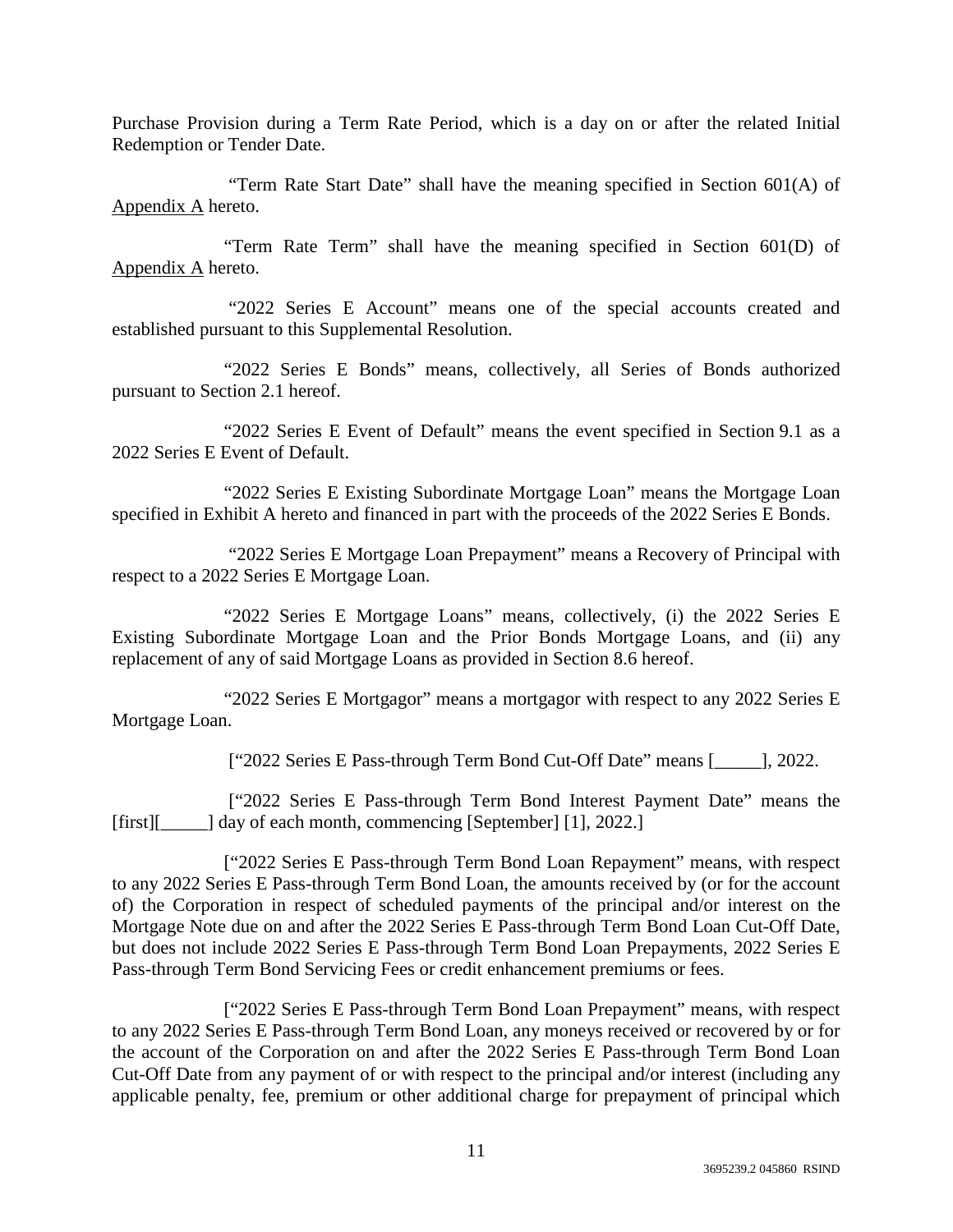Purchase Provision during a Term Rate Period, which is a day on or after the related Initial Redemption or Tender Date.

"Term Rate Start Date" shall have the meaning specified in Section 601(A) of Appendix A hereto.

"Term Rate Term" shall have the meaning specified in Section 601(D) of Appendix A hereto.

"2022 Series E Account" means one of the special accounts created and established pursuant to this Supplemental Resolution.

"2022 Series E Bonds" means, collectively, all Series of Bonds authorized pursuant to Section 2.1 hereof.

"2022 Series E Event of Default" means the event specified in Section 9.1 as a 2022 Series E Event of Default.

"2022 Series E Existing Subordinate Mortgage Loan" means the Mortgage Loan specified in Exhibit A hereto and financed in part with the proceeds of the 2022 Series E Bonds.

"2022 Series E Mortgage Loan Prepayment" means a Recovery of Principal with respect to a 2022 Series E Mortgage Loan.

"2022 Series E Mortgage Loans" means, collectively, (i) the 2022 Series E Existing Subordinate Mortgage Loan and the Prior Bonds Mortgage Loans, and (ii) any replacement of any of said Mortgage Loans as provided in Section 8.6 hereof.

"2022 Series E Mortgagor" means a mortgagor with respect to any 2022 Series E Mortgage Loan.

["2022 Series E Pass-through Term Bond Cut-Off Date" means [_____], 2022.

["2022 Series E Pass-through Term Bond Interest Payment Date" means the [first][_____] day of each month, commencing [September] [1], 2022.]

["2022 Series E Pass-through Term Bond Loan Repayment" means, with respect to any 2022 Series E Pass-through Term Bond Loan, the amounts received by (or for the account of) the Corporation in respect of scheduled payments of the principal and/or interest on the Mortgage Note due on and after the 2022 Series E Pass-through Term Bond Loan Cut-Off Date, but does not include 2022 Series E Pass-through Term Bond Loan Prepayments, 2022 Series E Pass-through Term Bond Servicing Fees or credit enhancement premiums or fees.

["2022 Series E Pass-through Term Bond Loan Prepayment" means, with respect to any 2022 Series E Pass-through Term Bond Loan, any moneys received or recovered by or for the account of the Corporation on and after the 2022 Series E Pass-through Term Bond Loan Cut-Off Date from any payment of or with respect to the principal and/or interest (including any applicable penalty, fee, premium or other additional charge for prepayment of principal which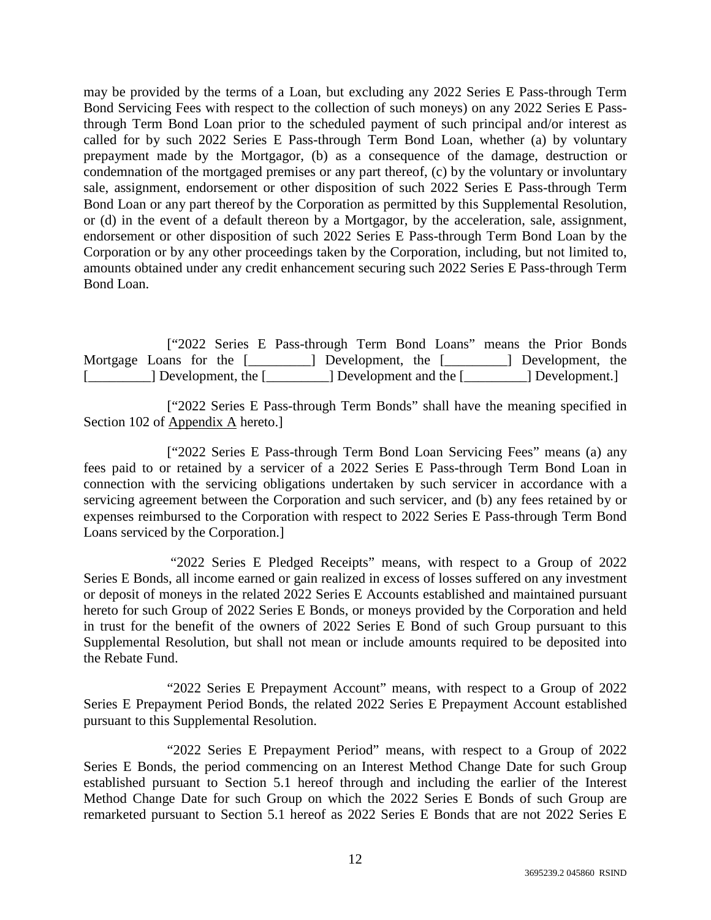may be provided by the terms of a Loan, but excluding any 2022 Series E Pass-through Term Bond Servicing Fees with respect to the collection of such moneys) on any 2022 Series E Pass-through Term Bond Loan prior to the scheduled payment of such principal and/or interest as called for by such 2022 Series E Pass-through Term Bond Loan, whether (a) by voluntary prepayment made by the Mortgagor, (b) as a consequence of the damage, destruction or condemnation of the mortgaged premises or any part thereof, (c) by the voluntary or involuntary sale, assignment, endorsement or other disposition of such 2022 Series E Pass-through Term Bond Loan or any part thereof by the Corporation as permitted by this Supplemental Resolution, or (d) in the event of a default thereon by a Mortgagor, by the acceleration, sale, assignment, endorsement or other disposition of such 2022 Series E Pass-through Term Bond Loan by the Corporation or by any other proceedings taken by the Corporation, including, but not limited to, amounts obtained under any credit enhancement securing such 2022 Series E Pass-through Term Bond Loan.

["2022 Series E Pass-through Term Bond Loans" means the Prior Bonds Mortgage Loans for the [_________] Development, the [_________] Development, the [_________] Development, the [_________] Development and the [_________] Development.]

["2022 Series E Pass-through Term Bonds" shall have the meaning specified in Section 102 of Appendix A hereto.]

["2022 Series E Pass-through Term Bond Loan Servicing Fees" means (a) any fees paid to or retained by a servicer of a 2022 Series E Pass-through Term Bond Loan in connection with the servicing obligations undertaken by such servicer in accordance with a servicing agreement between the Corporation and such servicer, and (b) any fees retained by or expenses reimbursed to the Corporation with respect to 2022 Series E Pass-through Term Bond Loans serviced by the Corporation.]

"2022 Series E Pledged Receipts" means, with respect to a Group of 2022 Series E Bonds, all income earned or gain realized in excess of losses suffered on any investment or deposit of moneys in the related 2022 Series E Accounts established and maintained pursuant hereto for such Group of 2022 Series E Bonds, or moneys provided by the Corporation and held in trust for the benefit of the owners of 2022 Series E Bond of such Group pursuant to this Supplemental Resolution, but shall not mean or include amounts required to be deposited into the Rebate Fund.

"2022 Series E Prepayment Account" means, with respect to a Group of 2022 Series E Prepayment Period Bonds, the related 2022 Series E Prepayment Account established pursuant to this Supplemental Resolution.

"2022 Series E Prepayment Period" means, with respect to a Group of 2022 Series E Bonds, the period commencing on an Interest Method Change Date for such Group established pursuant to Section 5.1 hereof through and including the earlier of the Interest Method Change Date for such Group on which the 2022 Series E Bonds of such Group are remarketed pursuant to Section 5.1 hereof as 2022 Series E Bonds that are not 2022 Series E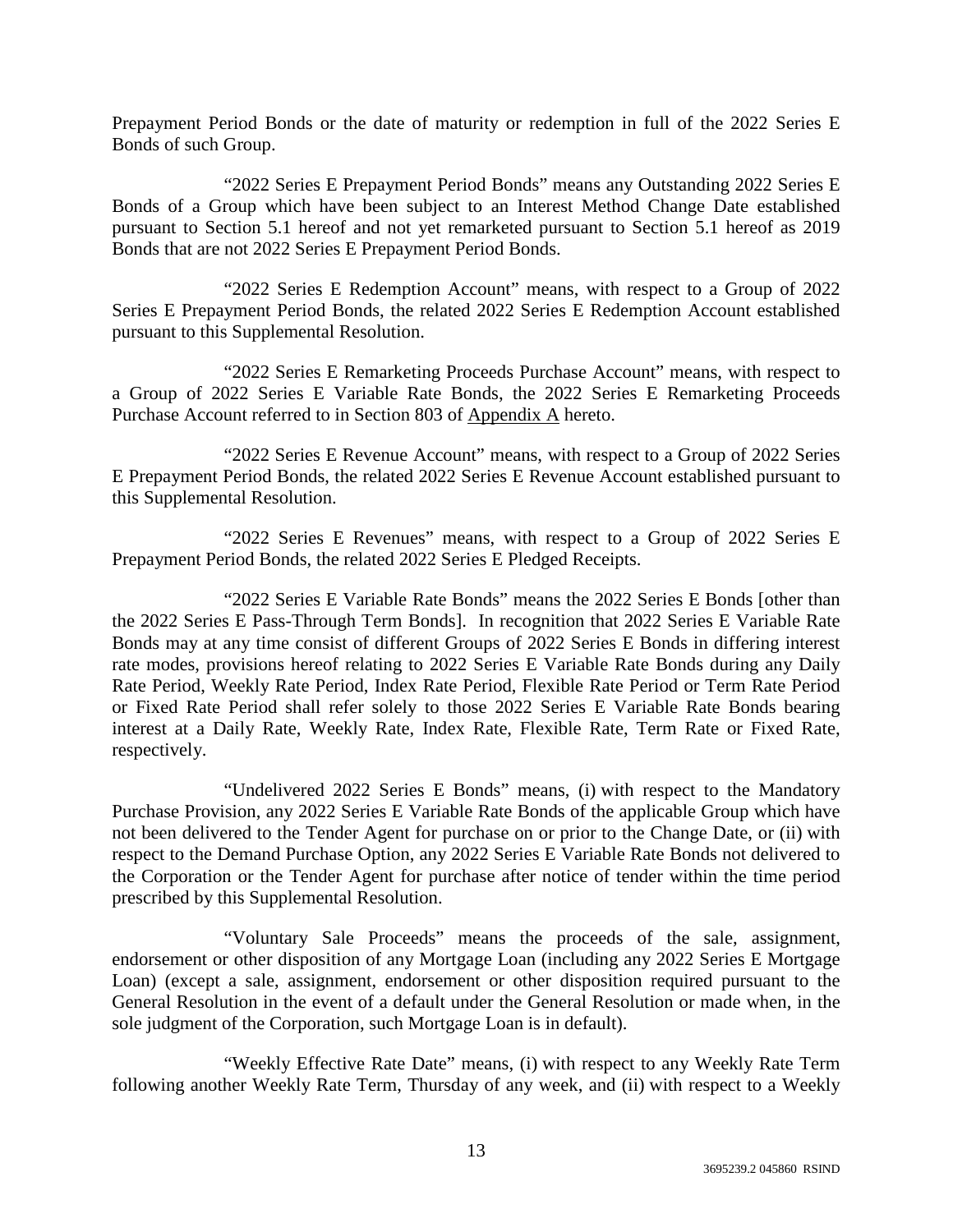Prepayment Period Bonds or the date of maturity or redemption in full of the 2022 Series E Bonds of such Group.

"2022 Series E Prepayment Period Bonds" means any Outstanding 2022 Series E Bonds of a Group which have been subject to an Interest Method Change Date established pursuant to Section 5.1 hereof and not yet remarketed pursuant to Section 5.1 hereof as 2019 Bonds that are not 2022 Series E Prepayment Period Bonds.

"2022 Series E Redemption Account" means, with respect to a Group of 2022 Series E Prepayment Period Bonds, the related 2022 Series E Redemption Account established pursuant to this Supplemental Resolution.

"2022 Series E Remarketing Proceeds Purchase Account" means, with respect to a Group of 2022 Series E Variable Rate Bonds, the 2022 Series E Remarketing Proceeds Purchase Account referred to in Section 803 of Appendix A hereto.

"2022 Series E Revenue Account" means, with respect to a Group of 2022 Series E Prepayment Period Bonds, the related 2022 Series E Revenue Account established pursuant to this Supplemental Resolution.

"2022 Series E Revenues" means, with respect to a Group of 2022 Series E Prepayment Period Bonds, the related 2022 Series E Pledged Receipts.

"2022 Series E Variable Rate Bonds" means the 2022 Series E Bonds [other than the 2022 Series E Pass-Through Term Bonds]. In recognition that 2022 Series E Variable Rate Bonds may at any time consist of different Groups of 2022 Series E Bonds in differing interest rate modes, provisions hereof relating to 2022 Series E Variable Rate Bonds during any Daily Rate Period, Weekly Rate Period, Index Rate Period, Flexible Rate Period or Term Rate Period or Fixed Rate Period shall refer solely to those 2022 Series E Variable Rate Bonds bearing interest at a Daily Rate, Weekly Rate, Index Rate, Flexible Rate, Term Rate or Fixed Rate, respectively.

"Undelivered 2022 Series E Bonds" means, (i) with respect to the Mandatory Purchase Provision, any 2022 Series E Variable Rate Bonds of the applicable Group which have not been delivered to the Tender Agent for purchase on or prior to the Change Date, or (ii) with respect to the Demand Purchase Option, any 2022 Series E Variable Rate Bonds not delivered to the Corporation or the Tender Agent for purchase after notice of tender within the time period prescribed by this Supplemental Resolution.

"Voluntary Sale Proceeds" means the proceeds of the sale, assignment, endorsement or other disposition of any Mortgage Loan (including any 2022 Series E Mortgage Loan) (except a sale, assignment, endorsement or other disposition required pursuant to the General Resolution in the event of a default under the General Resolution or made when, in the sole judgment of the Corporation, such Mortgage Loan is in default).

"Weekly Effective Rate Date" means, (i) with respect to any Weekly Rate Term following another Weekly Rate Term, Thursday of any week, and (ii) with respect to a Weekly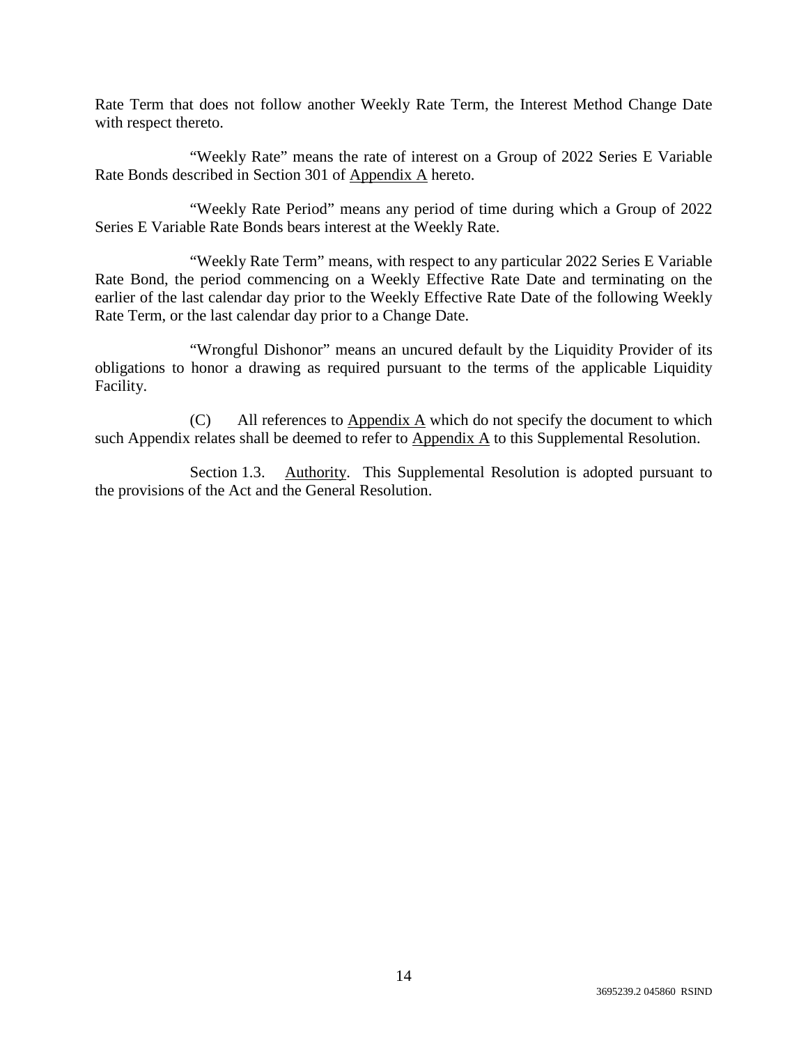Rate Term that does not follow another Weekly Rate Term, the Interest Method Change Date with respect thereto.

"Weekly Rate" means the rate of interest on a Group of 2022 Series E Variable Rate Bonds described in Section 301 of Appendix A hereto.

"Weekly Rate Period" means any period of time during which a Group of 2022 Series E Variable Rate Bonds bears interest at the Weekly Rate.

"Weekly Rate Term" means, with respect to any particular 2022 Series E Variable Rate Bond, the period commencing on a Weekly Effective Rate Date and terminating on the earlier of the last calendar day prior to the Weekly Effective Rate Date of the following Weekly Rate Term, or the last calendar day prior to a Change Date.

"Wrongful Dishonor" means an uncured default by the Liquidity Provider of its obligations to honor a drawing as required pursuant to the terms of the applicable Liquidity Facility.

(C) All references to Appendix A which do not specify the document to which such Appendix relates shall be deemed to refer to Appendix A to this Supplemental Resolution.

Section 1.3. Authority. This Supplemental Resolution is adopted pursuant to the provisions of the Act and the General Resolution.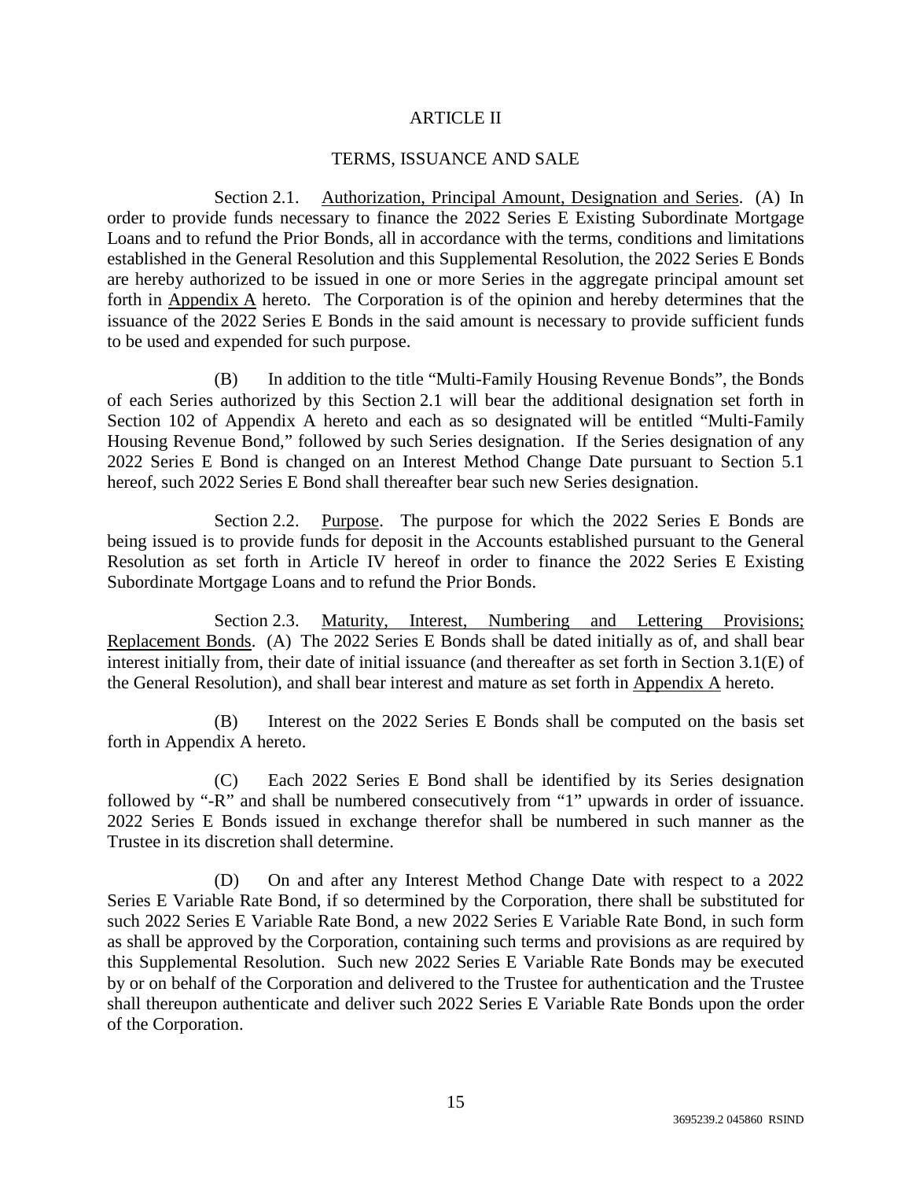# ARTICLE II

## TERMS, ISSUANCE AND SALE

Section 2.1. Authorization, Principal Amount, Designation and Series. (A) In order to provide funds necessary to finance the 2022 Series E Existing Subordinate Mortgage Loans and to refund the Prior Bonds, all in accordance with the terms, conditions and limitations established in the General Resolution and this Supplemental Resolution, the 2022 Series E Bonds are hereby authorized to be issued in one or more Series in the aggregate principal amount set forth in Appendix A hereto. The Corporation is of the opinion and hereby determines that the issuance of the 2022 Series E Bonds in the said amount is necessary to provide sufficient funds to be used and expended for such purpose.

(B) In addition to the title "Multi-Family Housing Revenue Bonds", the Bonds of each Series authorized by this Section 2.1 will bear the additional designation set forth in Section 102 of Appendix A hereto and each as so designated will be entitled "Multi-Family Housing Revenue Bond," followed by such Series designation. If the Series designation of any 2022 Series E Bond is changed on an Interest Method Change Date pursuant to Section 5.1 hereof, such 2022 Series E Bond shall thereafter bear such new Series designation.

Section 2.2. Purpose. The purpose for which the 2022 Series E Bonds are being issued is to provide funds for deposit in the Accounts established pursuant to the General Resolution as set forth in Article IV hereof in order to finance the 2022 Series E Existing Subordinate Mortgage Loans and to refund the Prior Bonds.

Section 2.3. Maturity, Interest, Numbering and Lettering Provisions; Replacement Bonds. (A) The 2022 Series E Bonds shall be dated initially as of, and shall bear interest initially from, their date of initial issuance (and thereafter as set forth in Section 3.1(E) of the General Resolution), and shall bear interest and mature as set forth in Appendix A hereto.

(B) Interest on the 2022 Series E Bonds shall be computed on the basis set forth in Appendix A hereto.

(C) Each 2022 Series E Bond shall be identified by its Series designation followed by "-R" and shall be numbered consecutively from "1" upwards in order of issuance. 2022 Series E Bonds issued in exchange therefor shall be numbered in such manner as the Trustee in its discretion shall determine.

(D) On and after any Interest Method Change Date with respect to a 2022 Series E Variable Rate Bond, if so determined by the Corporation, there shall be substituted for such 2022 Series E Variable Rate Bond, a new 2022 Series E Variable Rate Bond, in such form as shall be approved by the Corporation, containing such terms and provisions as are required by this Supplemental Resolution. Such new 2022 Series E Variable Rate Bonds may be executed by or on behalf of the Corporation and delivered to the Trustee for authentication and the Trustee shall thereupon authenticate and deliver such 2022 Series E Variable Rate Bonds upon the order of the Corporation.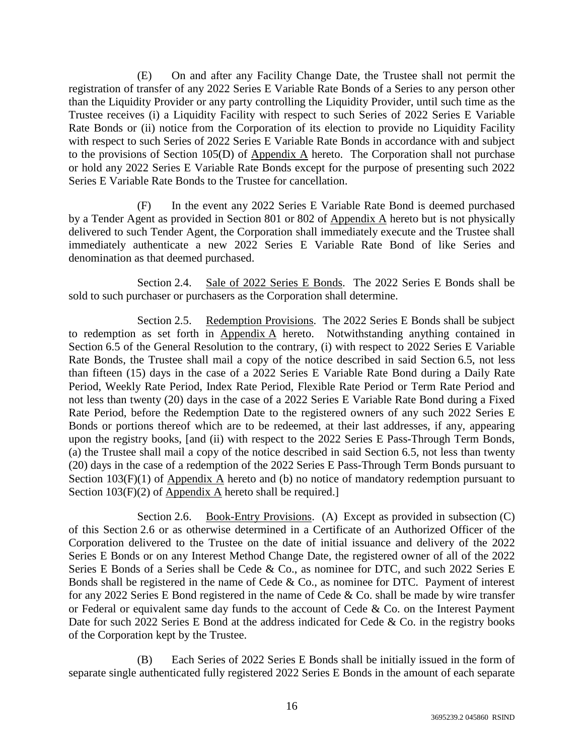(E) On and after any Facility Change Date, the Trustee shall not permit the registration of transfer of any 2022 Series E Variable Rate Bonds of a Series to any person other than the Liquidity Provider or any party controlling the Liquidity Provider, until such time as the Trustee receives (i) a Liquidity Facility with respect to such Series of 2022 Series E Variable Rate Bonds or (ii) notice from the Corporation of its election to provide no Liquidity Facility with respect to such Series of 2022 Series E Variable Rate Bonds in accordance with and subject to the provisions of Section 105(D) of Appendix A hereto. The Corporation shall not purchase or hold any 2022 Series E Variable Rate Bonds except for the purpose of presenting such 2022 Series E Variable Rate Bonds to the Trustee for cancellation.

(F) In the event any 2022 Series E Variable Rate Bond is deemed purchased by a Tender Agent as provided in Section 801 or 802 of Appendix A hereto but is not physically delivered to such Tender Agent, the Corporation shall immediately execute and the Trustee shall immediately authenticate a new 2022 Series E Variable Rate Bond of like Series and denomination as that deemed purchased.

Section 2.4. Sale of 2022 Series E Bonds. The 2022 Series E Bonds shall be sold to such purchaser or purchasers as the Corporation shall determine.

Section 2.5. Redemption Provisions. The 2022 Series E Bonds shall be subject to redemption as set forth in Appendix A hereto. Notwithstanding anything contained in Section 6.5 of the General Resolution to the contrary, (i) with respect to 2022 Series E Variable Rate Bonds, the Trustee shall mail a copy of the notice described in said Section 6.5, not less than fifteen (15) days in the case of a 2022 Series E Variable Rate Bond during a Daily Rate Period, Weekly Rate Period, Index Rate Period, Flexible Rate Period or Term Rate Period and not less than twenty (20) days in the case of a 2022 Series E Variable Rate Bond during a Fixed Rate Period, before the Redemption Date to the registered owners of any such 2022 Series E Bonds or portions thereof which are to be redeemed, at their last addresses, if any, appearing upon the registry books, [and (ii) with respect to the 2022 Series E Pass-Through Term Bonds, (a) the Trustee shall mail a copy of the notice described in said Section 6.5, not less than twenty (20) days in the case of a redemption of the 2022 Series E Pass-Through Term Bonds pursuant to Section 103(F)(1) of Appendix A hereto and (b) no notice of mandatory redemption pursuant to Section 103(F)(2) of Appendix A hereto shall be required.]

Section 2.6. Book-Entry Provisions. (A) Except as provided in subsection (C) of this Section 2.6 or as otherwise determined in a Certificate of an Authorized Officer of the Corporation delivered to the Trustee on the date of initial issuance and delivery of the 2022 Series E Bonds or on any Interest Method Change Date, the registered owner of all of the 2022 Series E Bonds of a Series shall be Cede & Co., as nominee for DTC, and such 2022 Series E Bonds shall be registered in the name of Cede & Co., as nominee for DTC. Payment of interest for any 2022 Series E Bond registered in the name of Cede & Co. shall be made by wire transfer or Federal or equivalent same day funds to the account of Cede & Co. on the Interest Payment Date for such 2022 Series E Bond at the address indicated for Cede & Co. in the registry books of the Corporation kept by the Trustee.

(B) Each Series of 2022 Series E Bonds shall be initially issued in the form of separate single authenticated fully registered 2022 Series E Bonds in the amount of each separate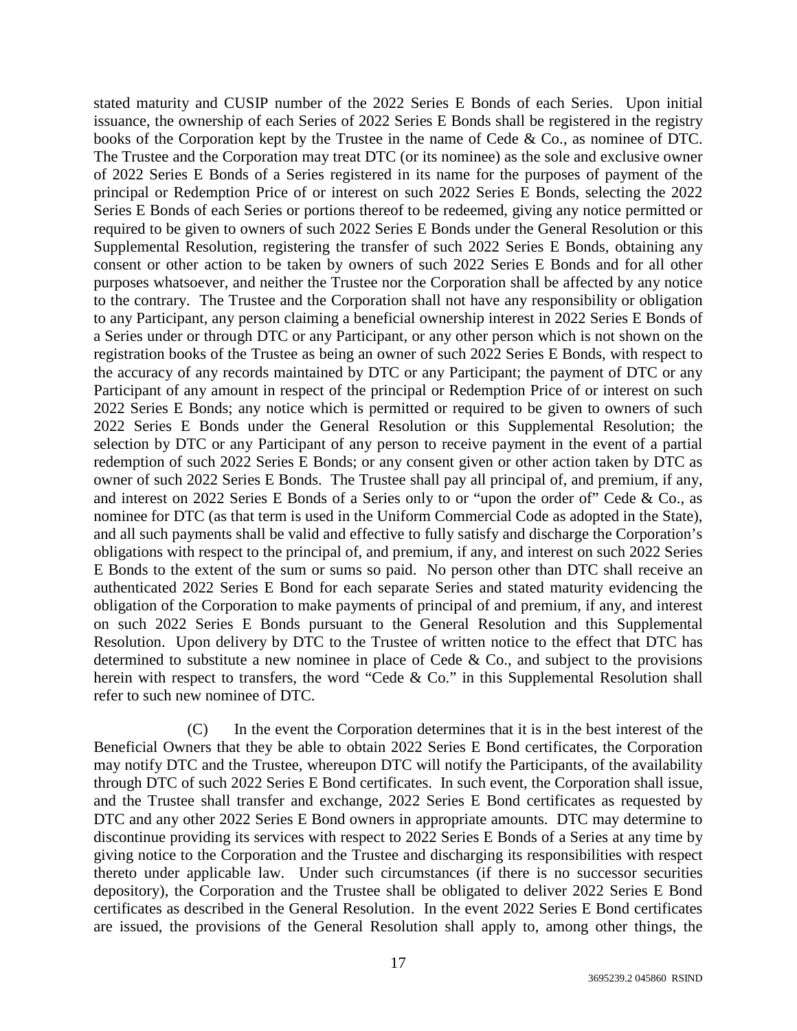stated maturity and CUSIP number of the 2022 Series E Bonds of each Series. Upon initial issuance, the ownership of each Series of 2022 Series E Bonds shall be registered in the registry books of the Corporation kept by the Trustee in the name of Cede & Co., as nominee of DTC. The Trustee and the Corporation may treat DTC (or its nominee) as the sole and exclusive owner of 2022 Series E Bonds of a Series registered in its name for the purposes of payment of the principal or Redemption Price of or interest on such 2022 Series E Bonds, selecting the 2022 Series E Bonds of each Series or portions thereof to be redeemed, giving any notice permitted or required to be given to owners of such 2022 Series E Bonds under the General Resolution or this Supplemental Resolution, registering the transfer of such 2022 Series E Bonds, obtaining any consent or other action to be taken by owners of such 2022 Series E Bonds and for all other purposes whatsoever, and neither the Trustee nor the Corporation shall be affected by any notice to the contrary. The Trustee and the Corporation shall not have any responsibility or obligation to any Participant, any person claiming a beneficial ownership interest in 2022 Series E Bonds of a Series under or through DTC or any Participant, or any other person which is not shown on the registration books of the Trustee as being an owner of such 2022 Series E Bonds, with respect to the accuracy of any records maintained by DTC or any Participant; the payment of DTC or any Participant of any amount in respect of the principal or Redemption Price of or interest on such 2022 Series E Bonds; any notice which is permitted or required to be given to owners of such 2022 Series E Bonds under the General Resolution or this Supplemental Resolution; the selection by DTC or any Participant of any person to receive payment in the event of a partial redemption of such 2022 Series E Bonds; or any consent given or other action taken by DTC as owner of such 2022 Series E Bonds. The Trustee shall pay all principal of, and premium, if any, and interest on 2022 Series E Bonds of a Series only to or "upon the order of" Cede & Co., as nominee for DTC (as that term is used in the Uniform Commercial Code as adopted in the State), and all such payments shall be valid and effective to fully satisfy and discharge the Corporation's obligations with respect to the principal of, and premium, if any, and interest on such 2022 Series E Bonds to the extent of the sum or sums so paid. No person other than DTC shall receive an authenticated 2022 Series E Bond for each separate Series and stated maturity evidencing the obligation of the Corporation to make payments of principal of and premium, if any, and interest on such 2022 Series E Bonds pursuant to the General Resolution and this Supplemental Resolution. Upon delivery by DTC to the Trustee of written notice to the effect that DTC has determined to substitute a new nominee in place of Cede & Co., and subject to the provisions herein with respect to transfers, the word "Cede & Co." in this Supplemental Resolution shall refer to such new nominee of DTC.

(C) In the event the Corporation determines that it is in the best interest of the Beneficial Owners that they be able to obtain 2022 Series E Bond certificates, the Corporation may notify DTC and the Trustee, whereupon DTC will notify the Participants, of the availability through DTC of such 2022 Series E Bond certificates. In such event, the Corporation shall issue, and the Trustee shall transfer and exchange, 2022 Series E Bond certificates as requested by DTC and any other 2022 Series E Bond owners in appropriate amounts. DTC may determine to discontinue providing its services with respect to 2022 Series E Bonds of a Series at any time by giving notice to the Corporation and the Trustee and discharging its responsibilities with respect thereto under applicable law. Under such circumstances (if there is no successor securities depository), the Corporation and the Trustee shall be obligated to deliver 2022 Series E Bond certificates as described in the General Resolution. In the event 2022 Series E Bond certificates are issued, the provisions of the General Resolution shall apply to, among other things, the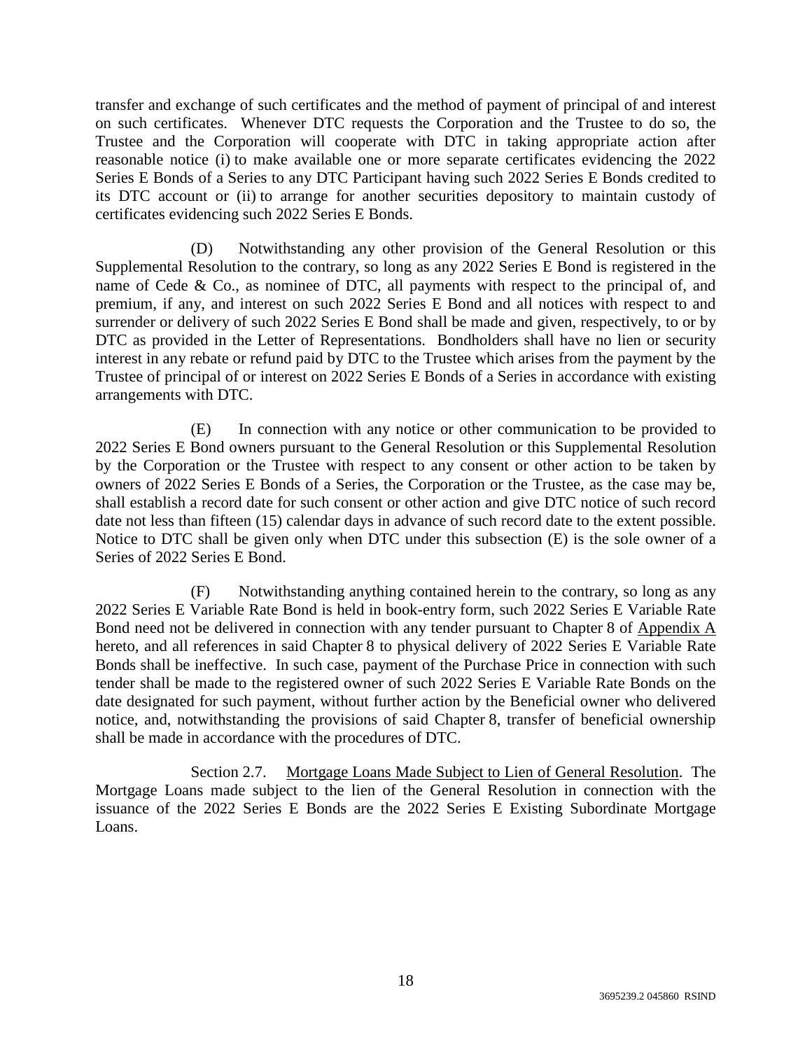transfer and exchange of such certificates and the method of payment of principal of and interest on such certificates. Whenever DTC requests the Corporation and the Trustee to do so, the Trustee and the Corporation will cooperate with DTC in taking appropriate action after reasonable notice (i) to make available one or more separate certificates evidencing the 2022 Series E Bonds of a Series to any DTC Participant having such 2022 Series E Bonds credited to its DTC account or (ii) to arrange for another securities depository to maintain custody of certificates evidencing such 2022 Series E Bonds.

(D) Notwithstanding any other provision of the General Resolution or this Supplemental Resolution to the contrary, so long as any 2022 Series E Bond is registered in the name of Cede & Co., as nominee of DTC, all payments with respect to the principal of, and premium, if any, and interest on such 2022 Series E Bond and all notices with respect to and surrender or delivery of such 2022 Series E Bond shall be made and given, respectively, to or by DTC as provided in the Letter of Representations. Bondholders shall have no lien or security interest in any rebate or refund paid by DTC to the Trustee which arises from the payment by the Trustee of principal of or interest on 2022 Series E Bonds of a Series in accordance with existing arrangements with DTC.

(E) In connection with any notice or other communication to be provided to 2022 Series E Bond owners pursuant to the General Resolution or this Supplemental Resolution by the Corporation or the Trustee with respect to any consent or other action to be taken by owners of 2022 Series E Bonds of a Series, the Corporation or the Trustee, as the case may be, shall establish a record date for such consent or other action and give DTC notice of such record date not less than fifteen (15) calendar days in advance of such record date to the extent possible. Notice to DTC shall be given only when DTC under this subsection (E) is the sole owner of a Series of 2022 Series E Bond.

(F) Notwithstanding anything contained herein to the contrary, so long as any 2022 Series E Variable Rate Bond is held in book-entry form, such 2022 Series E Variable Rate Bond need not be delivered in connection with any tender pursuant to Chapter 8 of Appendix A hereto, and all references in said Chapter 8 to physical delivery of 2022 Series E Variable Rate Bonds shall be ineffective. In such case, payment of the Purchase Price in connection with such tender shall be made to the registered owner of such 2022 Series E Variable Rate Bonds on the date designated for such payment, without further action by the Beneficial owner who delivered notice, and, notwithstanding the provisions of said Chapter 8, transfer of beneficial ownership shall be made in accordance with the procedures of DTC.

Section 2.7. Mortgage Loans Made Subject to Lien of General Resolution. The Mortgage Loans made subject to the lien of the General Resolution in connection with the issuance of the 2022 Series E Bonds are the 2022 Series E Existing Subordinate Mortgage Loans.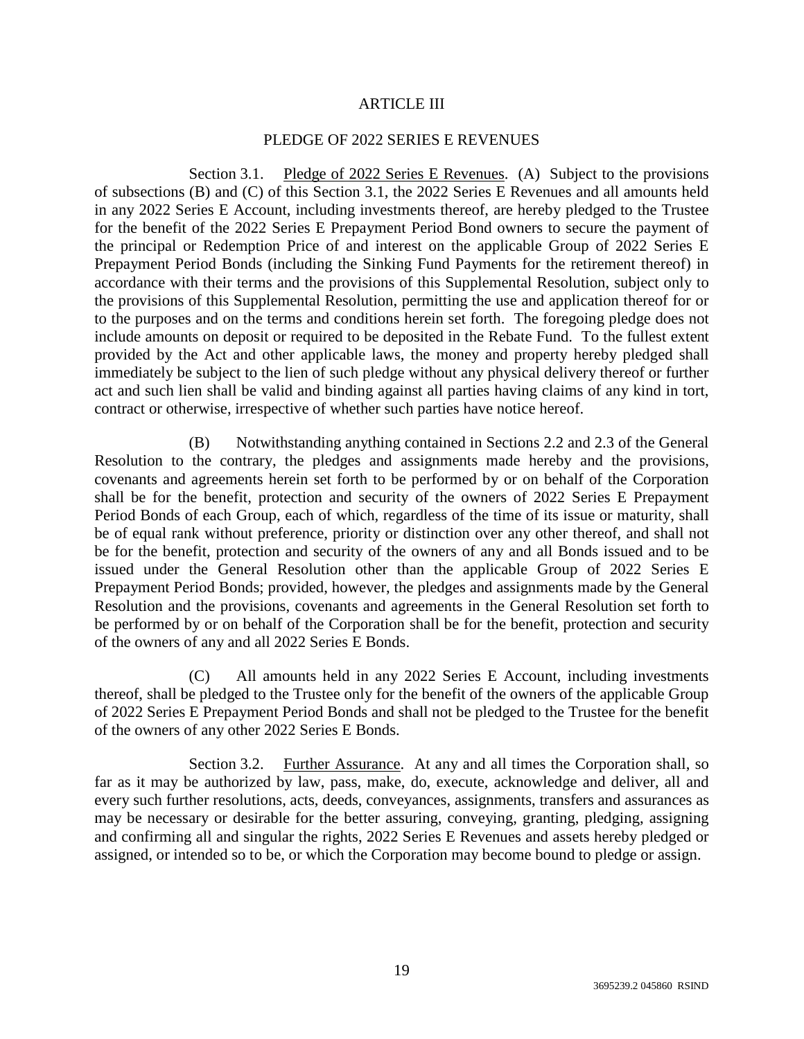# ARTICLE III

## PLEDGE OF 2022 SERIES E REVENUES

Section 3.1. Pledge of 2022 Series E Revenues. (A) Subject to the provisions of subsections (B) and (C) of this Section 3.1, the 2022 Series E Revenues and all amounts held in any 2022 Series E Account, including investments thereof, are hereby pledged to the Trustee for the benefit of the 2022 Series E Prepayment Period Bond owners to secure the payment of the principal or Redemption Price of and interest on the applicable Group of 2022 Series E Prepayment Period Bonds (including the Sinking Fund Payments for the retirement thereof) in accordance with their terms and the provisions of this Supplemental Resolution, subject only to the provisions of this Supplemental Resolution, permitting the use and application thereof for or to the purposes and on the terms and conditions herein set forth. The foregoing pledge does not include amounts on deposit or required to be deposited in the Rebate Fund. To the fullest extent provided by the Act and other applicable laws, the money and property hereby pledged shall immediately be subject to the lien of such pledge without any physical delivery thereof or further act and such lien shall be valid and binding against all parties having claims of any kind in tort, contract or otherwise, irrespective of whether such parties have notice hereof.

(B) Notwithstanding anything contained in Sections 2.2 and 2.3 of the General Resolution to the contrary, the pledges and assignments made hereby and the provisions, covenants and agreements herein set forth to be performed by or on behalf of the Corporation shall be for the benefit, protection and security of the owners of 2022 Series E Prepayment Period Bonds of each Group, each of which, regardless of the time of its issue or maturity, shall be of equal rank without preference, priority or distinction over any other thereof, and shall not be for the benefit, protection and security of the owners of any and all Bonds issued and to be issued under the General Resolution other than the applicable Group of 2022 Series E Prepayment Period Bonds; provided, however, the pledges and assignments made by the General Resolution and the provisions, covenants and agreements in the General Resolution set forth to be performed by or on behalf of the Corporation shall be for the benefit, protection and security of the owners of any and all 2022 Series E Bonds.

(C) All amounts held in any 2022 Series E Account, including investments thereof, shall be pledged to the Trustee only for the benefit of the owners of the applicable Group of 2022 Series E Prepayment Period Bonds and shall not be pledged to the Trustee for the benefit of the owners of any other 2022 Series E Bonds.

Section 3.2. Further Assurance. At any and all times the Corporation shall, so far as it may be authorized by law, pass, make, do, execute, acknowledge and deliver, all and every such further resolutions, acts, deeds, conveyances, assignments, transfers and assurances as may be necessary or desirable for the better assuring, conveying, granting, pledging, assigning and confirming all and singular the rights, 2022 Series E Revenues and assets hereby pledged or assigned, or intended so to be, or which the Corporation may become bound to pledge or assign.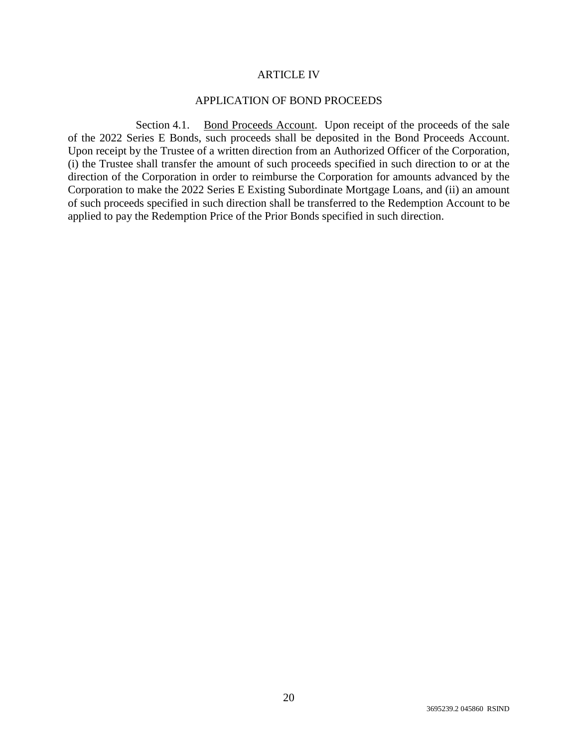## ARTICLE IV

## APPLICATION OF BOND PROCEEDS

Section 4.1. Bond Proceeds Account. Upon receipt of the proceeds of the sale of the 2022 Series E Bonds, such proceeds shall be deposited in the Bond Proceeds Account. Upon receipt by the Trustee of a written direction from an Authorized Officer of the Corporation, (i) the Trustee shall transfer the amount of such proceeds specified in such direction to or at the direction of the Corporation in order to reimburse the Corporation for amounts advanced by the Corporation to make the 2022 Series E Existing Subordinate Mortgage Loans, and (ii) an amount of such proceeds specified in such direction shall be transferred to the Redemption Account to be applied to pay the Redemption Price of the Prior Bonds specified in such direction.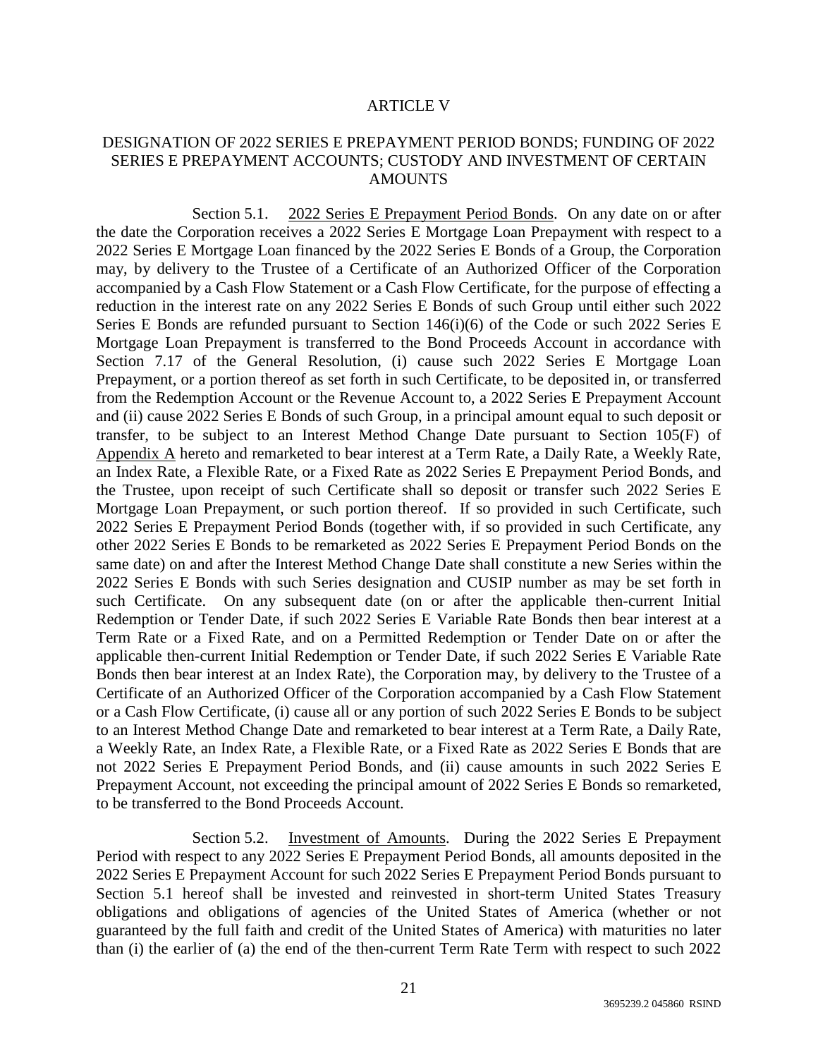# ARTICLE V

## DESIGNATION OF 2022 SERIES E PREPAYMENT PERIOD BONDS; FUNDING OF 2022 SERIES E PREPAYMENT ACCOUNTS; CUSTODY AND INVESTMENT OF CERTAIN AMOUNTS

Section 5.1. 2022 Series E Prepayment Period Bonds. On any date on or after the date the Corporation receives a 2022 Series E Mortgage Loan Prepayment with respect to a 2022 Series E Mortgage Loan financed by the 2022 Series E Bonds of a Group, the Corporation may, by delivery to the Trustee of a Certificate of an Authorized Officer of the Corporation accompanied by a Cash Flow Statement or a Cash Flow Certificate, for the purpose of effecting a reduction in the interest rate on any 2022 Series E Bonds of such Group until either such 2022 Series E Bonds are refunded pursuant to Section 146(i)(6) of the Code or such 2022 Series E Mortgage Loan Prepayment is transferred to the Bond Proceeds Account in accordance with Section 7.17 of the General Resolution, (i) cause such 2022 Series E Mortgage Loan Prepayment, or a portion thereof as set forth in such Certificate, to be deposited in, or transferred from the Redemption Account or the Revenue Account to, a 2022 Series E Prepayment Account and (ii) cause 2022 Series E Bonds of such Group, in a principal amount equal to such deposit or transfer, to be subject to an Interest Method Change Date pursuant to Section 105(F) of Appendix A hereto and remarketed to bear interest at a Term Rate, a Daily Rate, a Weekly Rate, an Index Rate, a Flexible Rate, or a Fixed Rate as 2022 Series E Prepayment Period Bonds, and the Trustee, upon receipt of such Certificate shall so deposit or transfer such 2022 Series E Mortgage Loan Prepayment, or such portion thereof. If so provided in such Certificate, such 2022 Series E Prepayment Period Bonds (together with, if so provided in such Certificate, any other 2022 Series E Bonds to be remarketed as 2022 Series E Prepayment Period Bonds on the same date) on and after the Interest Method Change Date shall constitute a new Series within the 2022 Series E Bonds with such Series designation and CUSIP number as may be set forth in such Certificate. On any subsequent date (on or after the applicable then-current Initial Redemption or Tender Date, if such 2022 Series E Variable Rate Bonds then bear interest at a Term Rate or a Fixed Rate, and on a Permitted Redemption or Tender Date on or after the applicable then-current Initial Redemption or Tender Date, if such 2022 Series E Variable Rate Bonds then bear interest at an Index Rate), the Corporation may, by delivery to the Trustee of a Certificate of an Authorized Officer of the Corporation accompanied by a Cash Flow Statement or a Cash Flow Certificate, (i) cause all or any portion of such 2022 Series E Bonds to be subject to an Interest Method Change Date and remarketed to bear interest at a Term Rate, a Daily Rate, a Weekly Rate, an Index Rate, a Flexible Rate, or a Fixed Rate as 2022 Series E Bonds that are not 2022 Series E Prepayment Period Bonds, and (ii) cause amounts in such 2022 Series E Prepayment Account, not exceeding the principal amount of 2022 Series E Bonds so remarketed, to be transferred to the Bond Proceeds Account.

Section 5.2. Investment of Amounts. During the 2022 Series E Prepayment Period with respect to any 2022 Series E Prepayment Period Bonds, all amounts deposited in the 2022 Series E Prepayment Account for such 2022 Series E Prepayment Period Bonds pursuant to Section 5.1 hereof shall be invested and reinvested in short-term United States Treasury obligations and obligations of agencies of the United States of America (whether or not guaranteed by the full faith and credit of the United States of America) with maturities no later than (i) the earlier of (a) the end of the then-current Term Rate Term with respect to such 2022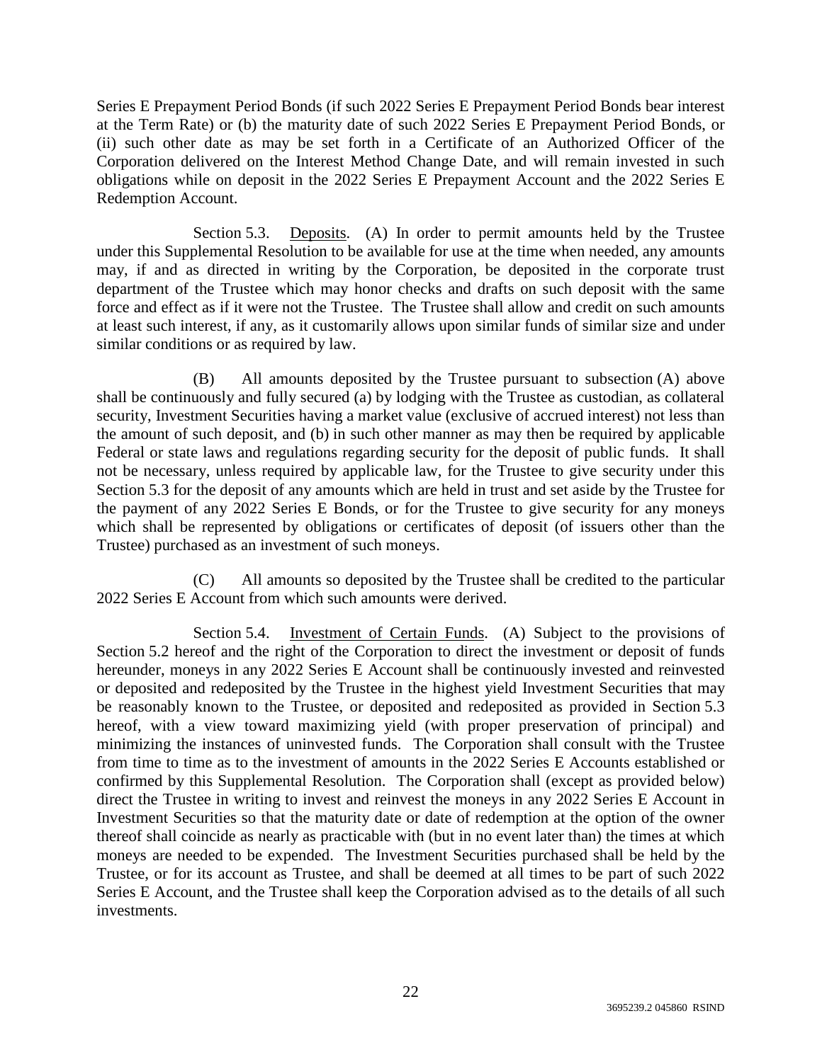Series E Prepayment Period Bonds (if such 2022 Series E Prepayment Period Bonds bear interest at the Term Rate) or (b) the maturity date of such 2022 Series E Prepayment Period Bonds, or (ii) such other date as may be set forth in a Certificate of an Authorized Officer of the Corporation delivered on the Interest Method Change Date, and will remain invested in such obligations while on deposit in the 2022 Series E Prepayment Account and the 2022 Series E Redemption Account.

Section 5.3. Deposits. (A) In order to permit amounts held by the Trustee under this Supplemental Resolution to be available for use at the time when needed, any amounts may, if and as directed in writing by the Corporation, be deposited in the corporate trust department of the Trustee which may honor checks and drafts on such deposit with the same force and effect as if it were not the Trustee. The Trustee shall allow and credit on such amounts at least such interest, if any, as it customarily allows upon similar funds of similar size and under similar conditions or as required by law.

(B) All amounts deposited by the Trustee pursuant to subsection (A) above shall be continuously and fully secured (a) by lodging with the Trustee as custodian, as collateral security, Investment Securities having a market value (exclusive of accrued interest) not less than the amount of such deposit, and (b) in such other manner as may then be required by applicable Federal or state laws and regulations regarding security for the deposit of public funds. It shall not be necessary, unless required by applicable law, for the Trustee to give security under this Section 5.3 for the deposit of any amounts which are held in trust and set aside by the Trustee for the payment of any 2022 Series E Bonds, or for the Trustee to give security for any moneys which shall be represented by obligations or certificates of deposit (of issuers other than the Trustee) purchased as an investment of such moneys.

(C) All amounts so deposited by the Trustee shall be credited to the particular 2022 Series E Account from which such amounts were derived.

Section 5.4. Investment of Certain Funds. (A) Subject to the provisions of Section 5.2 hereof and the right of the Corporation to direct the investment or deposit of funds hereunder, moneys in any 2022 Series E Account shall be continuously invested and reinvested or deposited and redeposited by the Trustee in the highest yield Investment Securities that may be reasonably known to the Trustee, or deposited and redeposited as provided in Section 5.3 hereof, with a view toward maximizing yield (with proper preservation of principal) and minimizing the instances of uninvested funds. The Corporation shall consult with the Trustee from time to time as to the investment of amounts in the 2022 Series E Accounts established or confirmed by this Supplemental Resolution. The Corporation shall (except as provided below) direct the Trustee in writing to invest and reinvest the moneys in any 2022 Series E Account in Investment Securities so that the maturity date or date of redemption at the option of the owner thereof shall coincide as nearly as practicable with (but in no event later than) the times at which moneys are needed to be expended. The Investment Securities purchased shall be held by the Trustee, or for its account as Trustee, and shall be deemed at all times to be part of such 2022 Series E Account, and the Trustee shall keep the Corporation advised as to the details of all such investments.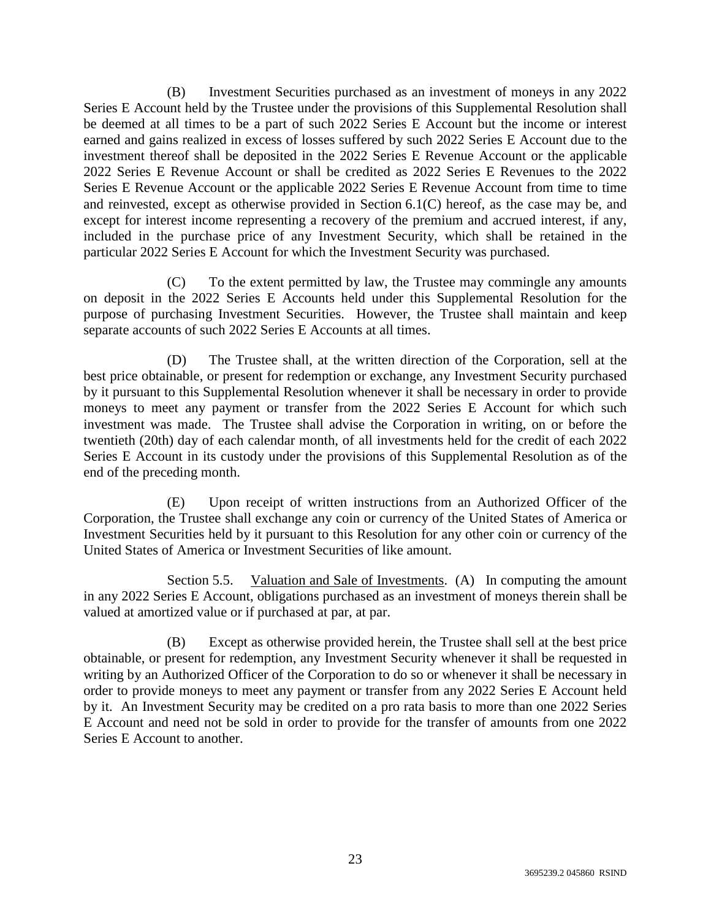(B) Investment Securities purchased as an investment of moneys in any 2022 Series E Account held by the Trustee under the provisions of this Supplemental Resolution shall be deemed at all times to be a part of such 2022 Series E Account but the income or interest earned and gains realized in excess of losses suffered by such 2022 Series E Account due to the investment thereof shall be deposited in the 2022 Series E Revenue Account or the applicable 2022 Series E Revenue Account or shall be credited as 2022 Series E Revenues to the 2022 Series E Revenue Account or the applicable 2022 Series E Revenue Account from time to time and reinvested, except as otherwise provided in Section 6.1(C) hereof, as the case may be, and except for interest income representing a recovery of the premium and accrued interest, if any, included in the purchase price of any Investment Security, which shall be retained in the particular 2022 Series E Account for which the Investment Security was purchased.

(C) To the extent permitted by law, the Trustee may commingle any amounts on deposit in the 2022 Series E Accounts held under this Supplemental Resolution for the purpose of purchasing Investment Securities. However, the Trustee shall maintain and keep separate accounts of such 2022 Series E Accounts at all times.

(D) The Trustee shall, at the written direction of the Corporation, sell at the best price obtainable, or present for redemption or exchange, any Investment Security purchased by it pursuant to this Supplemental Resolution whenever it shall be necessary in order to provide moneys to meet any payment or transfer from the 2022 Series E Account for which such investment was made. The Trustee shall advise the Corporation in writing, on or before the twentieth (20th) day of each calendar month, of all investments held for the credit of each 2022 Series E Account in its custody under the provisions of this Supplemental Resolution as of the end of the preceding month.

(E) Upon receipt of written instructions from an Authorized Officer of the Corporation, the Trustee shall exchange any coin or currency of the United States of America or Investment Securities held by it pursuant to this Resolution for any other coin or currency of the United States of America or Investment Securities of like amount.

Section 5.5. Valuation and Sale of Investments. (A) In computing the amount in any 2022 Series E Account, obligations purchased as an investment of moneys therein shall be valued at amortized value or if purchased at par, at par.

(B) Except as otherwise provided herein, the Trustee shall sell at the best price obtainable, or present for redemption, any Investment Security whenever it shall be requested in writing by an Authorized Officer of the Corporation to do so or whenever it shall be necessary in order to provide moneys to meet any payment or transfer from any 2022 Series E Account held by it. An Investment Security may be credited on a pro rata basis to more than one 2022 Series E Account and need not be sold in order to provide for the transfer of amounts from one 2022 Series E Account to another.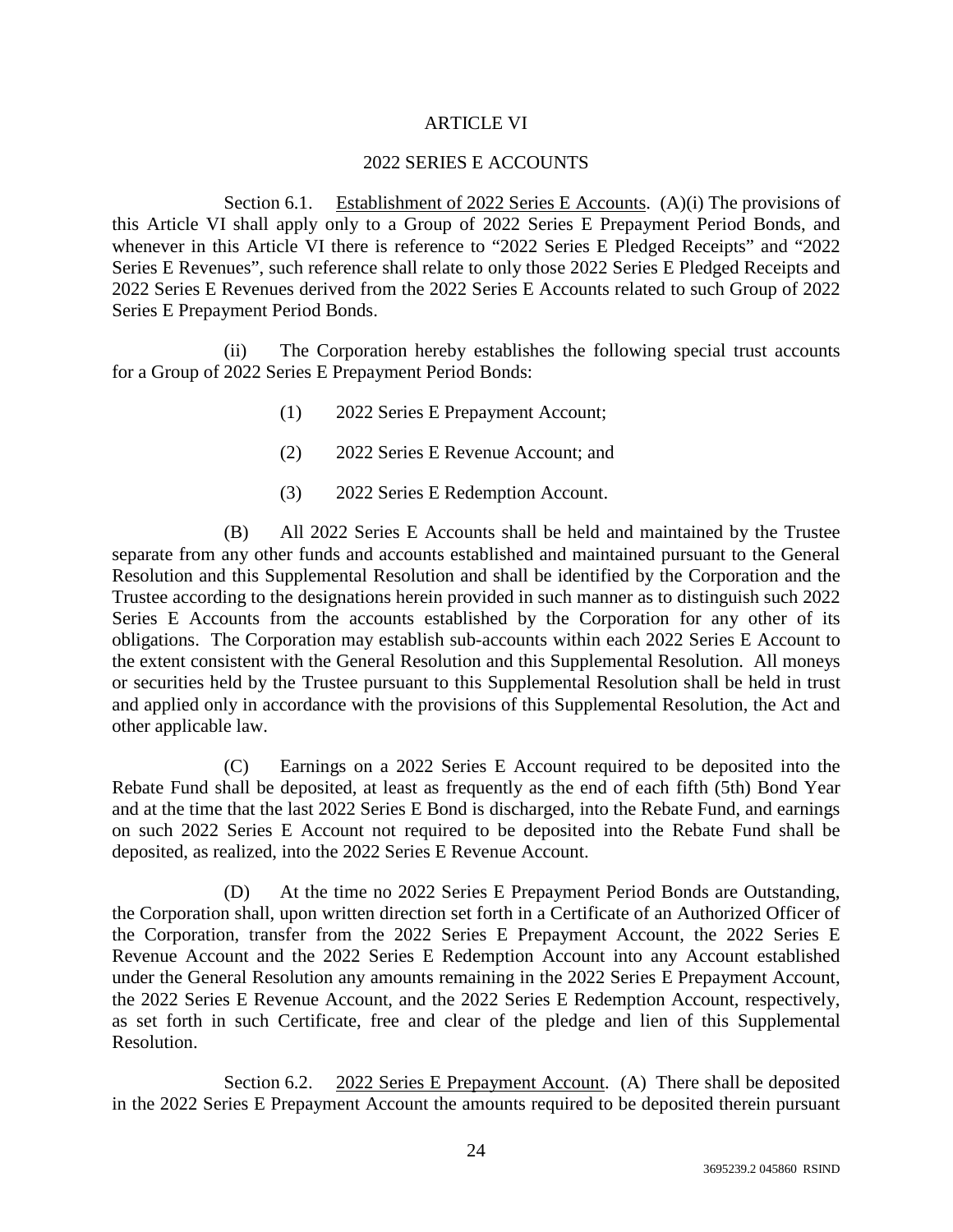# ARTICLE VI

## 2022 SERIES E ACCOUNTS

Section 6.1. Establishment of 2022 Series E Accounts. (A)(i) The provisions of this Article VI shall apply only to a Group of 2022 Series E Prepayment Period Bonds, and whenever in this Article VI there is reference to "2022 Series E Pledged Receipts" and "2022 Series E Revenues", such reference shall relate to only those 2022 Series E Pledged Receipts and 2022 Series E Revenues derived from the 2022 Series E Accounts related to such Group of 2022 Series E Prepayment Period Bonds.

(ii) The Corporation hereby establishes the following special trust accounts for a Group of 2022 Series E Prepayment Period Bonds:

(1) 2022 Series E Prepayment Account;

(2) 2022 Series E Revenue Account; and

(3) 2022 Series E Redemption Account.

(B) All 2022 Series E Accounts shall be held and maintained by the Trustee separate from any other funds and accounts established and maintained pursuant to the General Resolution and this Supplemental Resolution and shall be identified by the Corporation and the Trustee according to the designations herein provided in such manner as to distinguish such 2022 Series E Accounts from the accounts established by the Corporation for any other of its obligations. The Corporation may establish sub-accounts within each 2022 Series E Account to the extent consistent with the General Resolution and this Supplemental Resolution. All moneys or securities held by the Trustee pursuant to this Supplemental Resolution shall be held in trust and applied only in accordance with the provisions of this Supplemental Resolution, the Act and other applicable law.

(C) Earnings on a 2022 Series E Account required to be deposited into the Rebate Fund shall be deposited, at least as frequently as the end of each fifth (5th) Bond Year and at the time that the last 2022 Series E Bond is discharged, into the Rebate Fund, and earnings on such 2022 Series E Account not required to be deposited into the Rebate Fund shall be deposited, as realized, into the 2022 Series E Revenue Account.

(D) At the time no 2022 Series E Prepayment Period Bonds are Outstanding, the Corporation shall, upon written direction set forth in a Certificate of an Authorized Officer of the Corporation, transfer from the 2022 Series E Prepayment Account, the 2022 Series E Revenue Account and the 2022 Series E Redemption Account into any Account established under the General Resolution any amounts remaining in the 2022 Series E Prepayment Account, the 2022 Series E Revenue Account, and the 2022 Series E Redemption Account, respectively, as set forth in such Certificate, free and clear of the pledge and lien of this Supplemental Resolution.

Section 6.2. 2022 Series E Prepayment Account. (A) There shall be deposited in the 2022 Series E Prepayment Account the amounts required to be deposited therein pursuant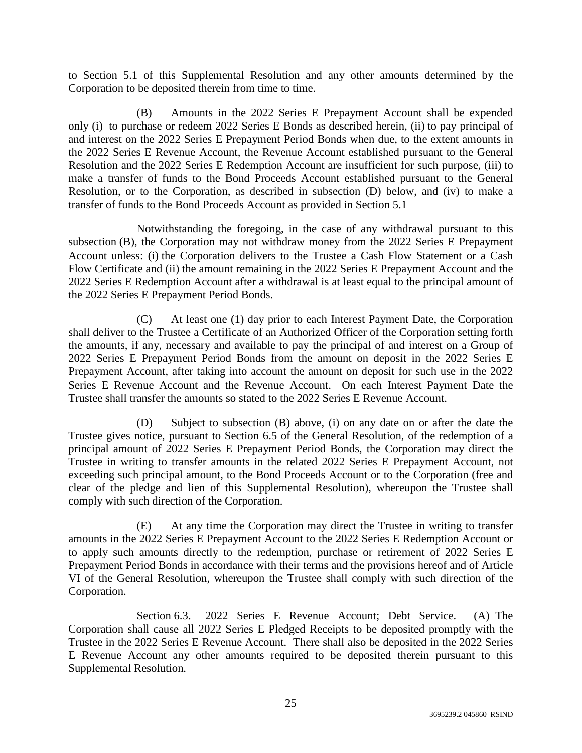to Section 5.1 of this Supplemental Resolution and any other amounts determined by the Corporation to be deposited therein from time to time.

(B) Amounts in the 2022 Series E Prepayment Account shall be expended only (i) to purchase or redeem 2022 Series E Bonds as described herein, (ii) to pay principal of and interest on the 2022 Series E Prepayment Period Bonds when due, to the extent amounts in the 2022 Series E Revenue Account, the Revenue Account established pursuant to the General Resolution and the 2022 Series E Redemption Account are insufficient for such purpose, (iii) to make a transfer of funds to the Bond Proceeds Account established pursuant to the General Resolution, or to the Corporation, as described in subsection (D) below, and (iv) to make a transfer of funds to the Bond Proceeds Account as provided in Section 5.1

Notwithstanding the foregoing, in the case of any withdrawal pursuant to this subsection (B), the Corporation may not withdraw money from the 2022 Series E Prepayment Account unless: (i) the Corporation delivers to the Trustee a Cash Flow Statement or a Cash Flow Certificate and (ii) the amount remaining in the 2022 Series E Prepayment Account and the 2022 Series E Redemption Account after a withdrawal is at least equal to the principal amount of the 2022 Series E Prepayment Period Bonds.

(C) At least one (1) day prior to each Interest Payment Date, the Corporation shall deliver to the Trustee a Certificate of an Authorized Officer of the Corporation setting forth the amounts, if any, necessary and available to pay the principal of and interest on a Group of 2022 Series E Prepayment Period Bonds from the amount on deposit in the 2022 Series E Prepayment Account, after taking into account the amount on deposit for such use in the 2022 Series E Revenue Account and the Revenue Account. On each Interest Payment Date the Trustee shall transfer the amounts so stated to the 2022 Series E Revenue Account.

(D) Subject to subsection (B) above, (i) on any date on or after the date the Trustee gives notice, pursuant to Section 6.5 of the General Resolution, of the redemption of a principal amount of 2022 Series E Prepayment Period Bonds, the Corporation may direct the Trustee in writing to transfer amounts in the related 2022 Series E Prepayment Account, not exceeding such principal amount, to the Bond Proceeds Account or to the Corporation (free and clear of the pledge and lien of this Supplemental Resolution), whereupon the Trustee shall comply with such direction of the Corporation.

(E) At any time the Corporation may direct the Trustee in writing to transfer amounts in the 2022 Series E Prepayment Account to the 2022 Series E Redemption Account or to apply such amounts directly to the redemption, purchase or retirement of 2022 Series E Prepayment Period Bonds in accordance with their terms and the provisions hereof and of Article VI of the General Resolution, whereupon the Trustee shall comply with such direction of the Corporation.

Section 6.3. 2022 Series E Revenue Account; Debt Service. (A) The Corporation shall cause all 2022 Series E Pledged Receipts to be deposited promptly with the Trustee in the 2022 Series E Revenue Account. There shall also be deposited in the 2022 Series E Revenue Account any other amounts required to be deposited therein pursuant to this Supplemental Resolution.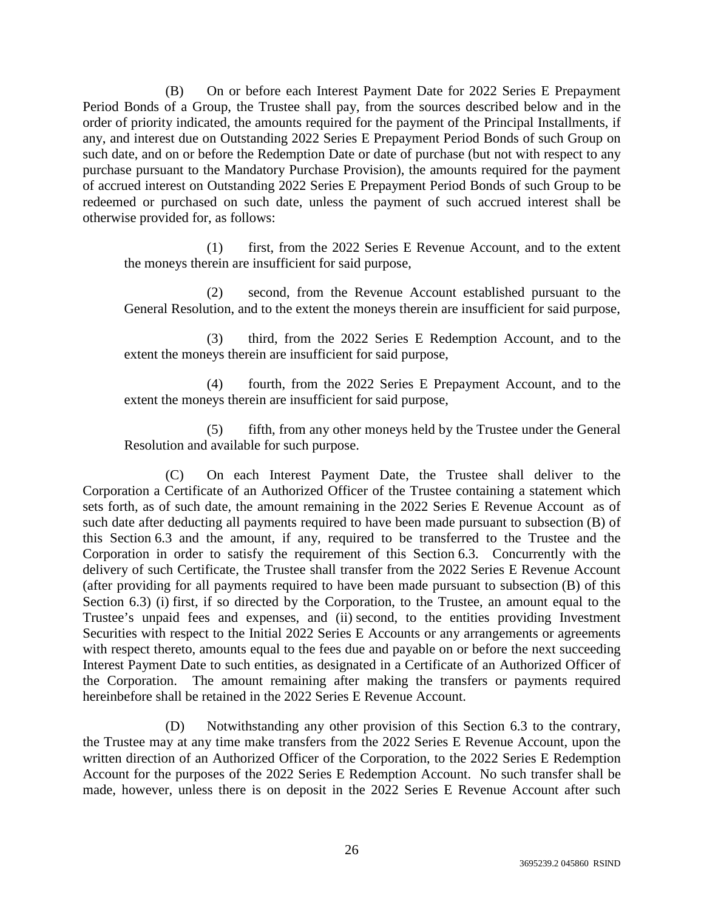(B) On or before each Interest Payment Date for 2022 Series E Prepayment Period Bonds of a Group, the Trustee shall pay, from the sources described below and in the order of priority indicated, the amounts required for the payment of the Principal Installments, if any, and interest due on Outstanding 2022 Series E Prepayment Period Bonds of such Group on such date, and on or before the Redemption Date or date of purchase (but not with respect to any purchase pursuant to the Mandatory Purchase Provision), the amounts required for the payment of accrued interest on Outstanding 2022 Series E Prepayment Period Bonds of such Group to be redeemed or purchased on such date, unless the payment of such accrued interest shall be otherwise provided for, as follows:

(1) first, from the 2022 Series E Revenue Account, and to the extent the moneys therein are insufficient for said purpose,

(2) second, from the Revenue Account established pursuant to the General Resolution, and to the extent the moneys therein are insufficient for said purpose,

(3) third, from the 2022 Series E Redemption Account, and to the extent the moneys therein are insufficient for said purpose,

(4) fourth, from the 2022 Series E Prepayment Account, and to the extent the moneys therein are insufficient for said purpose,

(5) fifth, from any other moneys held by the Trustee under the General Resolution and available for such purpose.

(C) On each Interest Payment Date, the Trustee shall deliver to the Corporation a Certificate of an Authorized Officer of the Trustee containing a statement which sets forth, as of such date, the amount remaining in the 2022 Series E Revenue Account as of such date after deducting all payments required to have been made pursuant to subsection (B) of this Section 6.3 and the amount, if any, required to be transferred to the Trustee and the Corporation in order to satisfy the requirement of this Section 6.3. Concurrently with the delivery of such Certificate, the Trustee shall transfer from the 2022 Series E Revenue Account (after providing for all payments required to have been made pursuant to subsection (B) of this Section 6.3) (i) first, if so directed by the Corporation, to the Trustee, an amount equal to the Trustee's unpaid fees and expenses, and (ii) second, to the entities providing Investment Securities with respect to the Initial 2022 Series E Accounts or any arrangements or agreements with respect thereto, amounts equal to the fees due and payable on or before the next succeeding Interest Payment Date to such entities, as designated in a Certificate of an Authorized Officer of the Corporation. The amount remaining after making the transfers or payments required hereinbefore shall be retained in the 2022 Series E Revenue Account.

(D) Notwithstanding any other provision of this Section 6.3 to the contrary, the Trustee may at any time make transfers from the 2022 Series E Revenue Account, upon the written direction of an Authorized Officer of the Corporation, to the 2022 Series E Redemption Account for the purposes of the 2022 Series E Redemption Account. No such transfer shall be made, however, unless there is on deposit in the 2022 Series E Revenue Account after such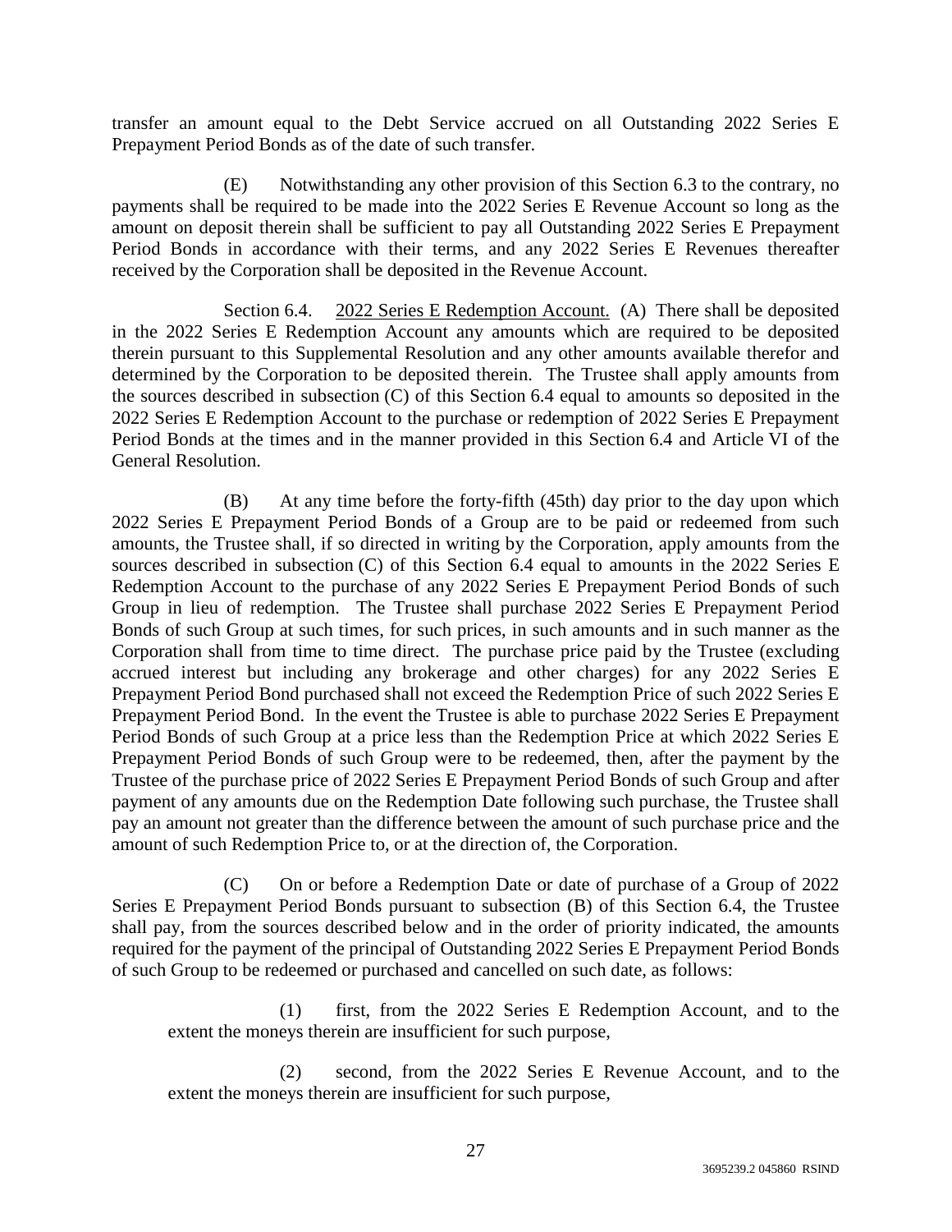transfer an amount equal to the Debt Service accrued on all Outstanding 2022 Series E Prepayment Period Bonds as of the date of such transfer.

(E) Notwithstanding any other provision of this Section 6.3 to the contrary, no payments shall be required to be made into the 2022 Series E Revenue Account so long as the amount on deposit therein shall be sufficient to pay all Outstanding 2022 Series E Prepayment Period Bonds in accordance with their terms, and any 2022 Series E Revenues thereafter received by the Corporation shall be deposited in the Revenue Account.

Section 6.4. 2022 Series E Redemption Account. (A) There shall be deposited in the 2022 Series E Redemption Account any amounts which are required to be deposited therein pursuant to this Supplemental Resolution and any other amounts available therefor and determined by the Corporation to be deposited therein. The Trustee shall apply amounts from the sources described in subsection (C) of this Section 6.4 equal to amounts so deposited in the 2022 Series E Redemption Account to the purchase or redemption of 2022 Series E Prepayment Period Bonds at the times and in the manner provided in this Section 6.4 and Article VI of the General Resolution.

(B) At any time before the forty-fifth (45th) day prior to the day upon which 2022 Series E Prepayment Period Bonds of a Group are to be paid or redeemed from such amounts, the Trustee shall, if so directed in writing by the Corporation, apply amounts from the sources described in subsection (C) of this Section 6.4 equal to amounts in the 2022 Series E Redemption Account to the purchase of any 2022 Series E Prepayment Period Bonds of such Group in lieu of redemption. The Trustee shall purchase 2022 Series E Prepayment Period Bonds of such Group at such times, for such prices, in such amounts and in such manner as the Corporation shall from time to time direct. The purchase price paid by the Trustee (excluding accrued interest but including any brokerage and other charges) for any 2022 Series E Prepayment Period Bond purchased shall not exceed the Redemption Price of such 2022 Series E Prepayment Period Bond. In the event the Trustee is able to purchase 2022 Series E Prepayment Period Bonds of such Group at a price less than the Redemption Price at which 2022 Series E Prepayment Period Bonds of such Group were to be redeemed, then, after the payment by the Trustee of the purchase price of 2022 Series E Prepayment Period Bonds of such Group and after payment of any amounts due on the Redemption Date following such purchase, the Trustee shall pay an amount not greater than the difference between the amount of such purchase price and the amount of such Redemption Price to, or at the direction of, the Corporation.

(C) On or before a Redemption Date or date of purchase of a Group of 2022 Series E Prepayment Period Bonds pursuant to subsection (B) of this Section 6.4, the Trustee shall pay, from the sources described below and in the order of priority indicated, the amounts required for the payment of the principal of Outstanding 2022 Series E Prepayment Period Bonds of such Group to be redeemed or purchased and cancelled on such date, as follows:

(1) first, from the 2022 Series E Redemption Account, and to the extent the moneys therein are insufficient for such purpose,

(2) second, from the 2022 Series E Revenue Account, and to the extent the moneys therein are insufficient for such purpose,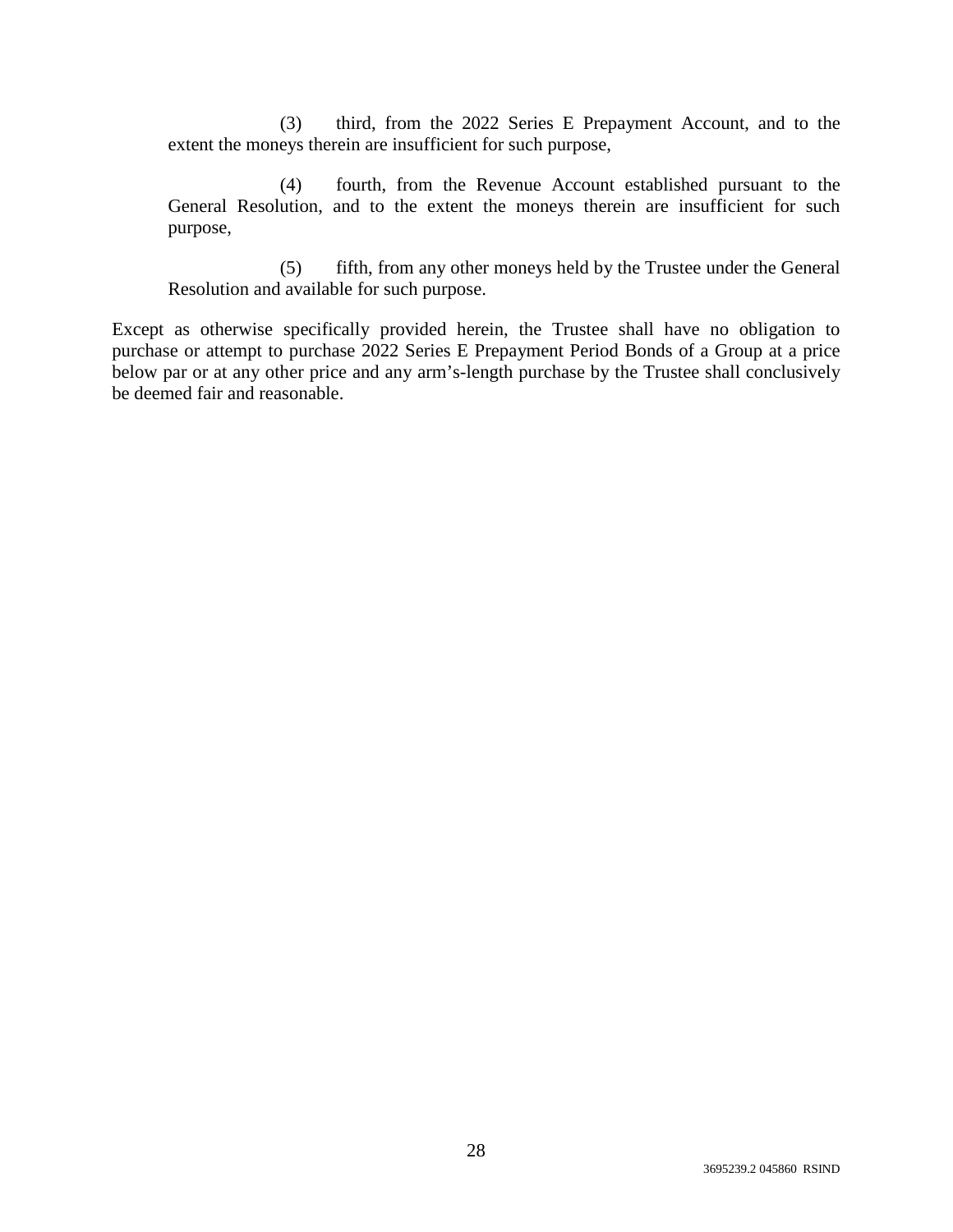(3) third, from the 2022 Series E Prepayment Account, and to the extent the moneys therein are insufficient for such purpose,

(4) fourth, from the Revenue Account established pursuant to the General Resolution, and to the extent the moneys therein are insufficient for such purpose,

(5) fifth, from any other moneys held by the Trustee under the General Resolution and available for such purpose.

Except as otherwise specifically provided herein, the Trustee shall have no obligation to purchase or attempt to purchase 2022 Series E Prepayment Period Bonds of a Group at a price below par or at any other price and any arm's-length purchase by the Trustee shall conclusively be deemed fair and reasonable.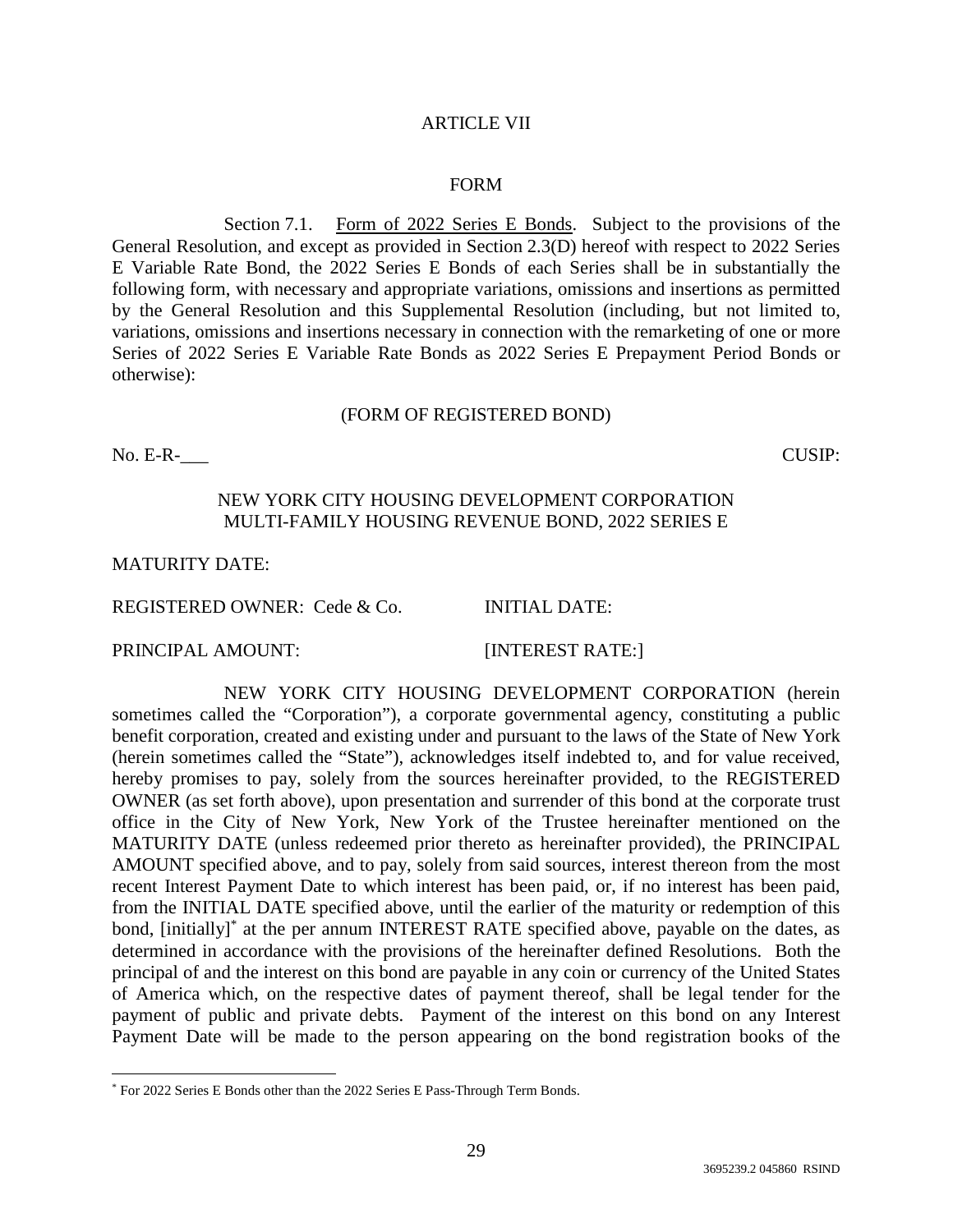# ARTICLE VII

## FORM

Section 7.1. Form of 2022 Series E Bonds. Subject to the provisions of the General Resolution, and except as provided in Section 2.3(D) hereof with respect to 2022 Series E Variable Rate Bond, the 2022 Series E Bonds of each Series shall be in substantially the following form, with necessary and appropriate variations, omissions and insertions as permitted by the General Resolution and this Supplemental Resolution (including, but not limited to, variations, omissions and insertions necessary in connection with the remarketing of one or more Series of 2022 Series E Variable Rate Bonds as 2022 Series E Prepayment Period Bonds or otherwise):

(FORM OF REGISTERED BOND)

No. E-R-___ CUSIP:

NEW YORK CITY HOUSING DEVELOPMENT CORPORATION
MULTI-FAMILY HOUSING REVENUE BOND, 2022 SERIES E

MATURITY DATE:

REGISTERED OWNER: Cede & Co. INITIAL DATE:

PRINCIPAL AMOUNT: [INTEREST RATE:]

NEW YORK CITY HOUSING DEVELOPMENT CORPORATION (herein sometimes called the "Corporation"), a corporate governmental agency, constituting a public benefit corporation, created and existing under and pursuant to the laws of the State of New York (herein sometimes called the "State"), acknowledges itself indebted to, and for value received, hereby promises to pay, solely from the sources hereinafter provided, to the REGISTERED OWNER (as set forth above), upon presentation and surrender of this bond at the corporate trust office in the City of New York, New York of the Trustee hereinafter mentioned on the MATURITY DATE (unless redeemed prior thereto as hereinafter provided), the PRINCIPAL AMOUNT specified above, and to pay, solely from said sources, interest thereon from the most recent Interest Payment Date to which interest has been paid, or, if no interest has been paid, from the INITIAL DATE specified above, until the earlier of the maturity or redemption of this bond, [initially]* at the per annum INTEREST RATE specified above, payable on the dates, as determined in accordance with the provisions of the hereinafter defined Resolutions. Both the principal of and the interest on this bond are payable in any coin or currency of the United States of America which, on the respective dates of payment thereof, shall be legal tender for the payment of public and private debts. Payment of the interest on this bond on any Interest Payment Date will be made to the person appearing on the bond registration books of the

---

* For 2022 Series E Bonds other than the 2022 Series E Pass-Through Term Bonds.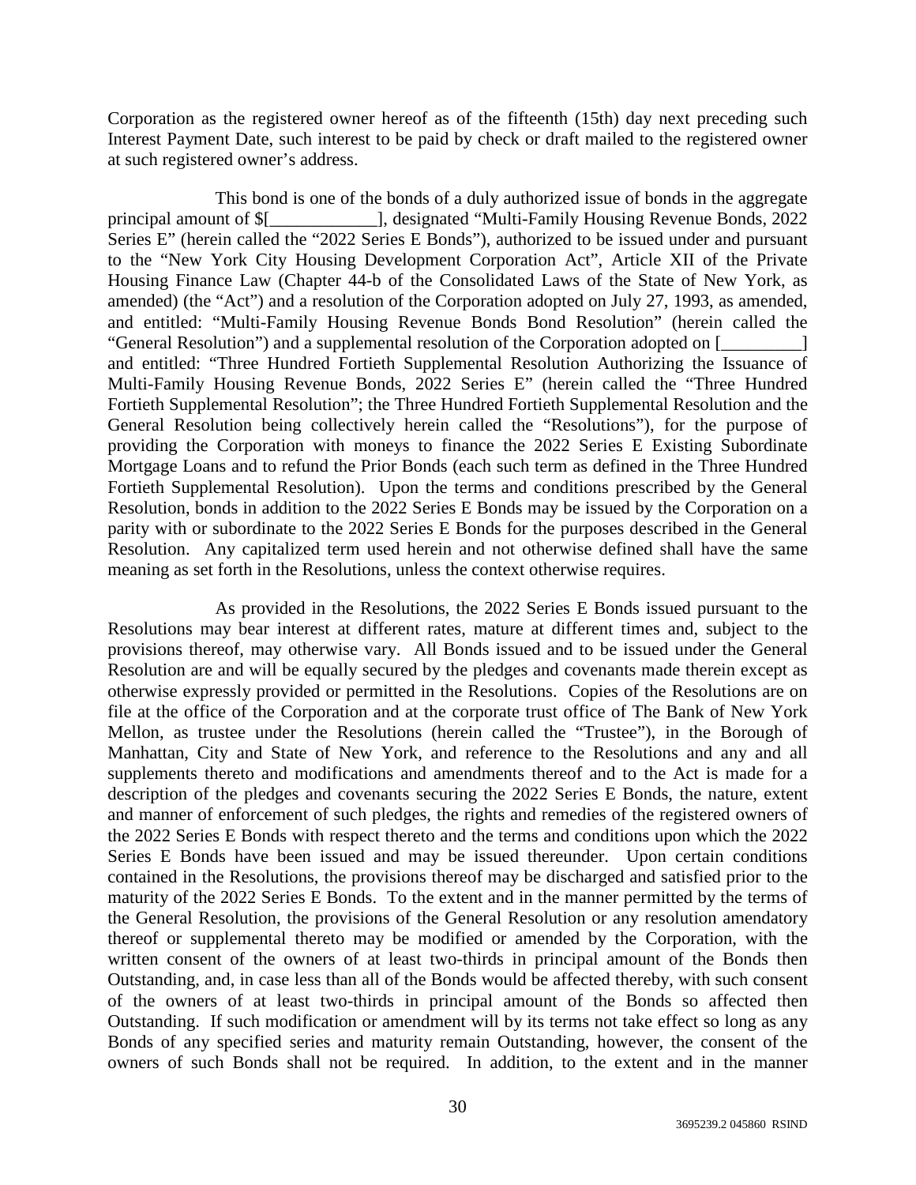Corporation as the registered owner hereof as of the fifteenth (15th) day next preceding such Interest Payment Date, such interest to be paid by check or draft mailed to the registered owner at such registered owner's address.

This bond is one of the bonds of a duly authorized issue of bonds in the aggregate principal amount of $[____________], designated "Multi-Family Housing Revenue Bonds, 2022 Series E" (herein called the "2022 Series E Bonds"), authorized to be issued under and pursuant to the "New York City Housing Development Corporation Act", Article XII of the Private Housing Finance Law (Chapter 44-b of the Consolidated Laws of the State of New York, as amended) (the "Act") and a resolution of the Corporation adopted on July 27, 1993, as amended, and entitled: "Multi-Family Housing Revenue Bonds Bond Resolution" (herein called the "General Resolution") and a supplemental resolution of the Corporation adopted on [_________] and entitled: "Three Hundred Fortieth Supplemental Resolution Authorizing the Issuance of Multi-Family Housing Revenue Bonds, 2022 Series E" (herein called the "Three Hundred Fortieth Supplemental Resolution"; the Three Hundred Fortieth Supplemental Resolution and the General Resolution being collectively herein called the "Resolutions"), for the purpose of providing the Corporation with moneys to finance the 2022 Series E Existing Subordinate Mortgage Loans and to refund the Prior Bonds (each such term as defined in the Three Hundred Fortieth Supplemental Resolution). Upon the terms and conditions prescribed by the General Resolution, bonds in addition to the 2022 Series E Bonds may be issued by the Corporation on a parity with or subordinate to the 2022 Series E Bonds for the purposes described in the General Resolution. Any capitalized term used herein and not otherwise defined shall have the same meaning as set forth in the Resolutions, unless the context otherwise requires.

As provided in the Resolutions, the 2022 Series E Bonds issued pursuant to the Resolutions may bear interest at different rates, mature at different times and, subject to the provisions thereof, may otherwise vary. All Bonds issued and to be issued under the General Resolution are and will be equally secured by the pledges and covenants made therein except as otherwise expressly provided or permitted in the Resolutions. Copies of the Resolutions are on file at the office of the Corporation and at the corporate trust office of The Bank of New York Mellon, as trustee under the Resolutions (herein called the "Trustee"), in the Borough of Manhattan, City and State of New York, and reference to the Resolutions and any and all supplements thereto and modifications and amendments thereof and to the Act is made for a description of the pledges and covenants securing the 2022 Series E Bonds, the nature, extent and manner of enforcement of such pledges, the rights and remedies of the registered owners of the 2022 Series E Bonds with respect thereto and the terms and conditions upon which the 2022 Series E Bonds have been issued and may be issued thereunder. Upon certain conditions contained in the Resolutions, the provisions thereof may be discharged and satisfied prior to the maturity of the 2022 Series E Bonds. To the extent and in the manner permitted by the terms of the General Resolution, the provisions of the General Resolution or any resolution amendatory thereof or supplemental thereto may be modified or amended by the Corporation, with the written consent of the owners of at least two-thirds in principal amount of the Bonds then Outstanding, and, in case less than all of the Bonds would be affected thereby, with such consent of the owners of at least two-thirds in principal amount of the Bonds so affected then Outstanding. If such modification or amendment will by its terms not take effect so long as any Bonds of any specified series and maturity remain Outstanding, however, the consent of the owners of such Bonds shall not be required. In addition, to the extent and in the manner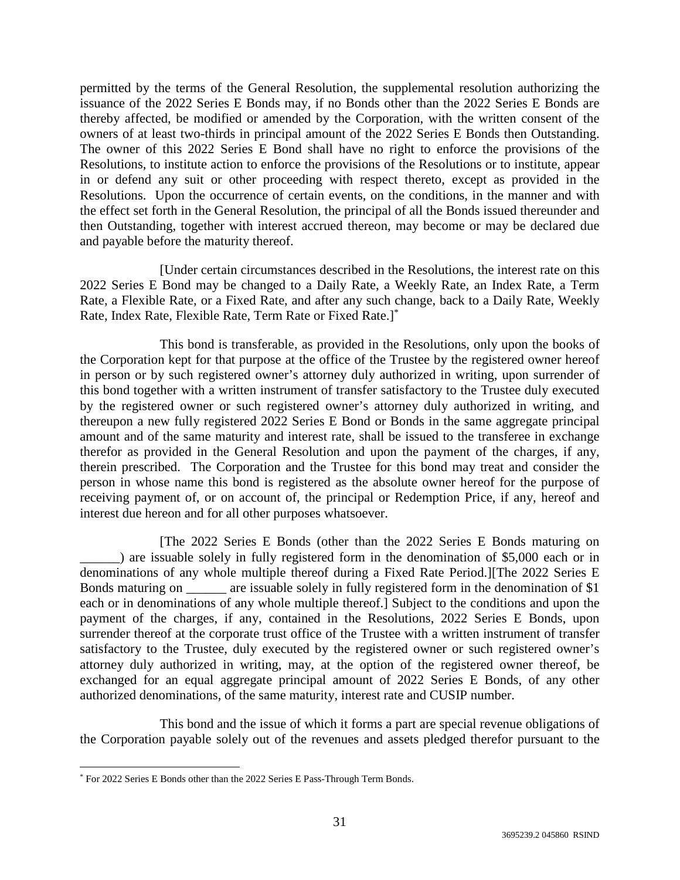permitted by the terms of the General Resolution, the supplemental resolution authorizing the issuance of the 2022 Series E Bonds may, if no Bonds other than the 2022 Series E Bonds are thereby affected, be modified or amended by the Corporation, with the written consent of the owners of at least two-thirds in principal amount of the 2022 Series E Bonds then Outstanding. The owner of this 2022 Series E Bond shall have no right to enforce the provisions of the Resolutions, to institute action to enforce the provisions of the Resolutions or to institute, appear in or defend any suit or other proceeding with respect thereto, except as provided in the Resolutions. Upon the occurrence of certain events, on the conditions, in the manner and with the effect set forth in the General Resolution, the principal of all the Bonds issued thereunder and then Outstanding, together with interest accrued thereon, may become or may be declared due and payable before the maturity thereof.

[Under certain circumstances described in the Resolutions, the interest rate on this 2022 Series E Bond may be changed to a Daily Rate, a Weekly Rate, an Index Rate, a Term Rate, a Flexible Rate, or a Fixed Rate, and after any such change, back to a Daily Rate, Weekly Rate, Index Rate, Flexible Rate, Term Rate or Fixed Rate.]*

This bond is transferable, as provided in the Resolutions, only upon the books of the Corporation kept for that purpose at the office of the Trustee by the registered owner hereof in person or by such registered owner's attorney duly authorized in writing, upon surrender of this bond together with a written instrument of transfer satisfactory to the Trustee duly executed by the registered owner or such registered owner's attorney duly authorized in writing, and thereupon a new fully registered 2022 Series E Bond or Bonds in the same aggregate principal amount and of the same maturity and interest rate, shall be issued to the transferee in exchange therefor as provided in the General Resolution and upon the payment of the charges, if any, therein prescribed. The Corporation and the Trustee for this bond may treat and consider the person in whose name this bond is registered as the absolute owner hereof for the purpose of receiving payment of, or on account of, the principal or Redemption Price, if any, hereof and interest due hereon and for all other purposes whatsoever.

[The 2022 Series E Bonds (other than the 2022 Series E Bonds maturing on ______) are issuable solely in fully registered form in the denomination of $5,000 each or in denominations of any whole multiple thereof during a Fixed Rate Period.][The 2022 Series E Bonds maturing on ______ are issuable solely in fully registered form in the denomination of $1 each or in denominations of any whole multiple thereof.] Subject to the conditions and upon the payment of the charges, if any, contained in the Resolutions, 2022 Series E Bonds, upon surrender thereof at the corporate trust office of the Trustee with a written instrument of transfer satisfactory to the Trustee, duly executed by the registered owner or such registered owner's attorney duly authorized in writing, may, at the option of the registered owner thereof, be exchanged for an equal aggregate principal amount of 2022 Series E Bonds, of any other authorized denominations, of the same maturity, interest rate and CUSIP number.

This bond and the issue of which it forms a part are special revenue obligations of the Corporation payable solely out of the revenues and assets pledged therefor pursuant to the

* For 2022 Series E Bonds other than the 2022 Series E Pass-Through Term Bonds.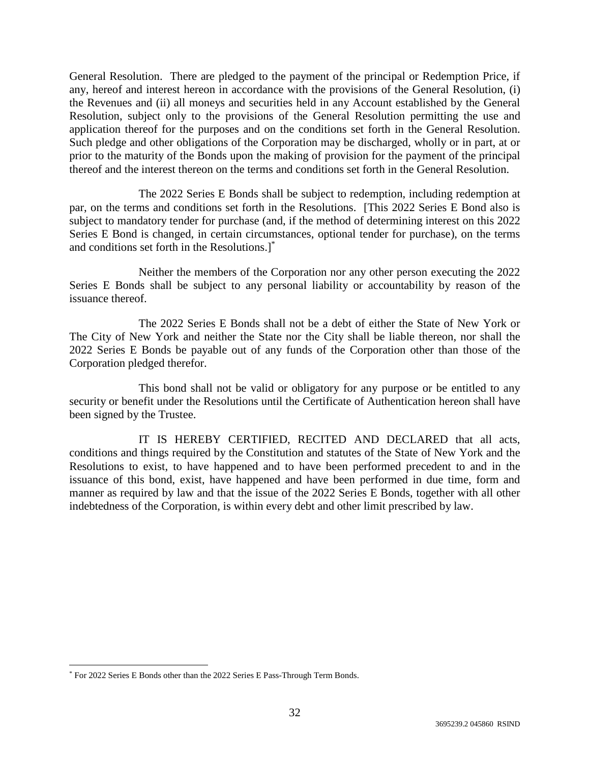General Resolution. There are pledged to the payment of the principal or Redemption Price, if any, hereof and interest hereon in accordance with the provisions of the General Resolution, (i) the Revenues and (ii) all moneys and securities held in any Account established by the General Resolution, subject only to the provisions of the General Resolution permitting the use and application thereof for the purposes and on the conditions set forth in the General Resolution. Such pledge and other obligations of the Corporation may be discharged, wholly or in part, at or prior to the maturity of the Bonds upon the making of provision for the payment of the principal thereof and the interest thereon on the terms and conditions set forth in the General Resolution.

The 2022 Series E Bonds shall be subject to redemption, including redemption at par, on the terms and conditions set forth in the Resolutions. [This 2022 Series E Bond also is subject to mandatory tender for purchase (and, if the method of determining interest on this 2022 Series E Bond is changed, in certain circumstances, optional tender for purchase), on the terms and conditions set forth in the Resolutions.]*

Neither the members of the Corporation nor any other person executing the 2022 Series E Bonds shall be subject to any personal liability or accountability by reason of the issuance thereof.

The 2022 Series E Bonds shall not be a debt of either the State of New York or The City of New York and neither the State nor the City shall be liable thereon, nor shall the 2022 Series E Bonds be payable out of any funds of the Corporation other than those of the Corporation pledged therefor.

This bond shall not be valid or obligatory for any purpose or be entitled to any security or benefit under the Resolutions until the Certificate of Authentication hereon shall have been signed by the Trustee.

IT IS HEREBY CERTIFIED, RECITED AND DECLARED that all acts, conditions and things required by the Constitution and statutes of the State of New York and the Resolutions to exist, to have happened and to have been performed precedent to and in the issuance of this bond, exist, have happened and have been performed in due time, form and manner as required by law and that the issue of the 2022 Series E Bonds, together with all other indebtedness of the Corporation, is within every debt and other limit prescribed by law.

---

* For 2022 Series E Bonds other than the 2022 Series E Pass-Through Term Bonds.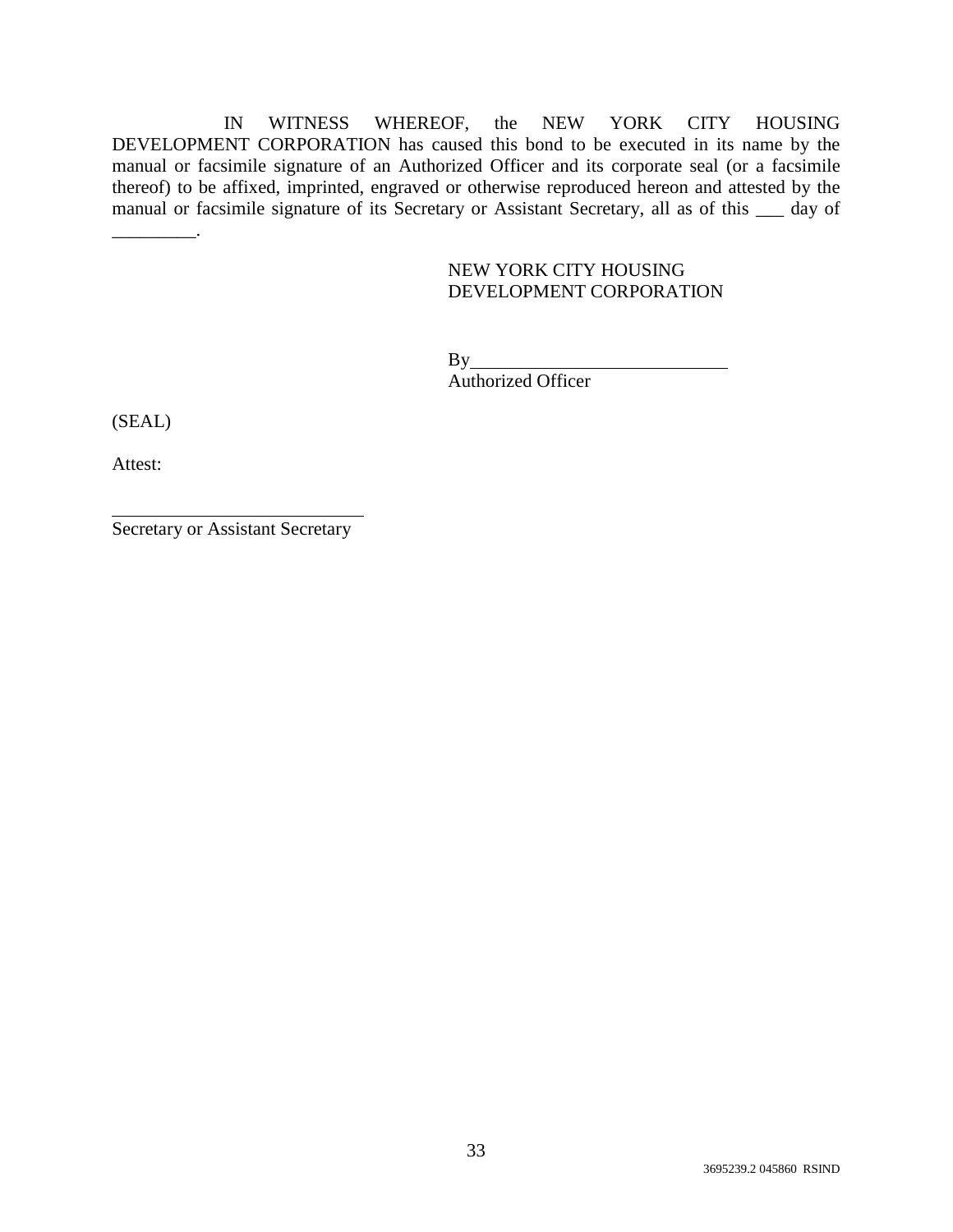IN WITNESS WHEREOF, the NEW YORK CITY HOUSING DEVELOPMENT CORPORATION has caused this bond to be executed in its name by the manual or facsimile signature of an Authorized Officer and its corporate seal (or a facsimile thereof) to be affixed, imprinted, engraved or otherwise reproduced hereon and attested by the manual or facsimile signature of its Secretary or Assistant Secretary, all as of this ___ day of _________.

NEW YORK CITY HOUSING
DEVELOPMENT CORPORATION

By____________________________
Authorized Officer

(SEAL)

Attest:

____________________________
Secretary or Assistant Secretary

3695239.2 045860 RSIND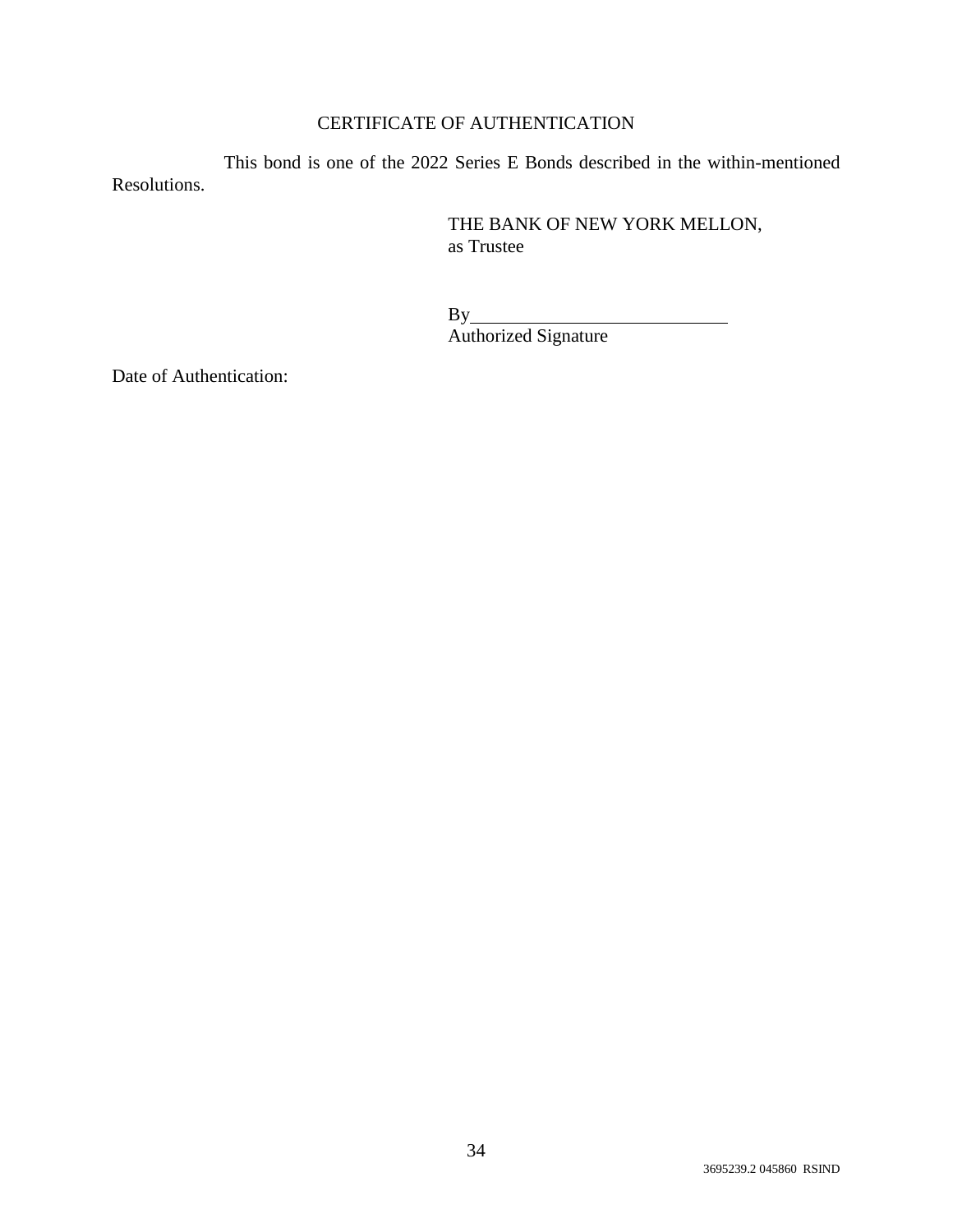## CERTIFICATE OF AUTHENTICATION

This bond is one of the 2022 Series E Bonds described in the within-mentioned Resolutions.

THE BANK OF NEW YORK MELLON,
as Trustee

By____________________________
Authorized Signature

Date of Authentication: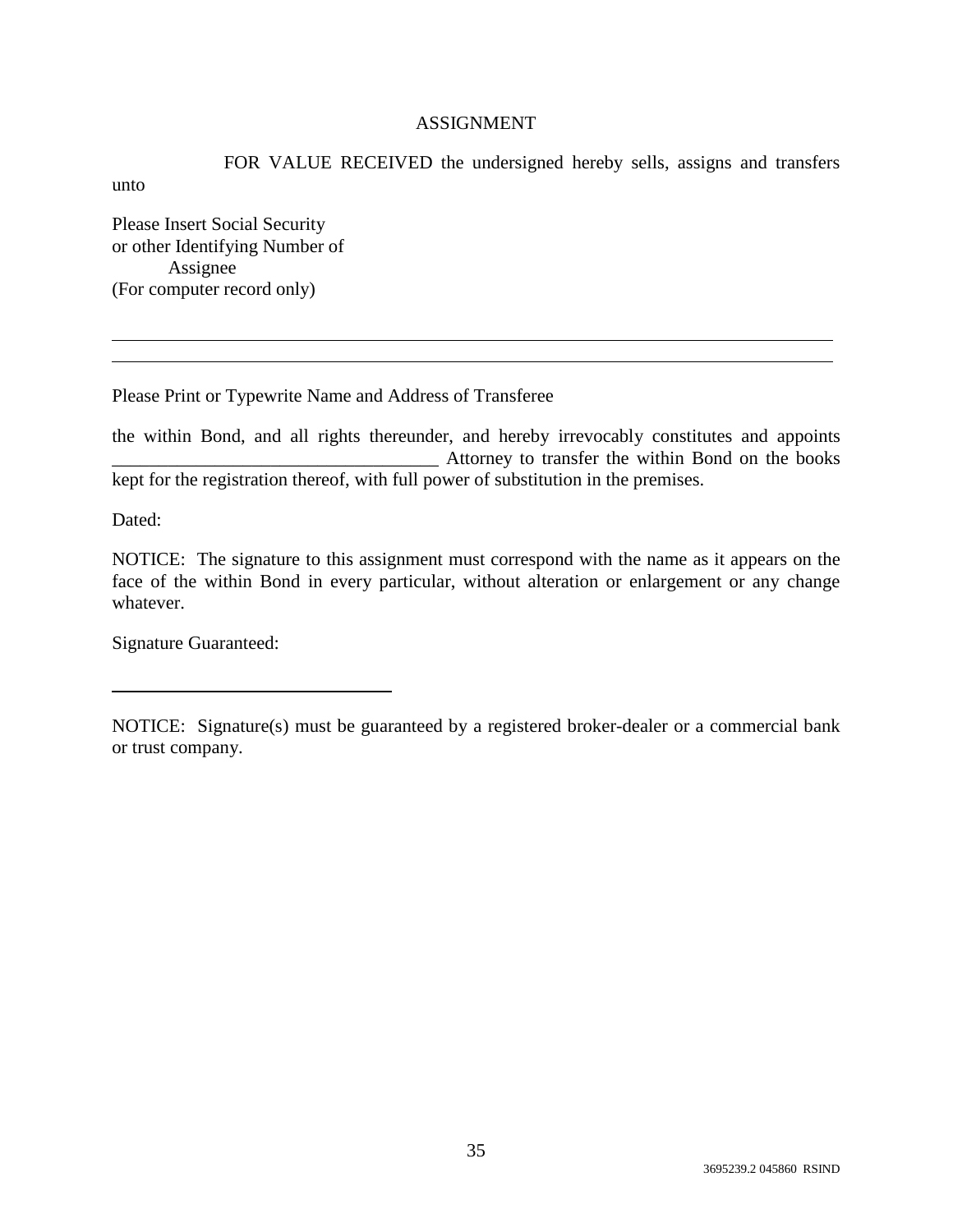# ASSIGNMENT

FOR VALUE RECEIVED the undersigned hereby sells, assigns and transfers unto

Please Insert Social Security
or other Identifying Number of
Assignee
(For computer record only)

\_\_\_\_\_\_\_\_\_\_\_\_\_\_\_\_\_\_\_\_\_\_\_\_\_\_\_\_\_\_\_\_\_\_\_\_\_\_\_\_\_\_\_\_\_\_\_\_\_\_\_\_\_\_\_\_\_\_\_\_\_\_\_\_\_\_\_\_\_\_\_\_

\_\_\_\_\_\_\_\_\_\_\_\_\_\_\_\_\_\_\_\_\_\_\_\_\_\_\_\_\_\_\_\_\_\_\_\_\_\_\_\_\_\_\_\_\_\_\_\_\_\_\_\_\_\_\_\_\_\_\_\_\_\_\_\_\_\_\_\_\_\_\_\_

Please Print or Typewrite Name and Address of Transferee

the within Bond, and all rights thereunder, and hereby irrevocably constitutes and appoints \_\_\_\_\_\_\_\_\_\_\_\_\_\_\_\_\_\_\_\_\_\_\_\_\_\_\_\_\_\_\_\_\_\_\_ Attorney to transfer the within Bond on the books kept for the registration thereof, with full power of substitution in the premises.

Dated:

NOTICE: The signature to this assignment must correspond with the name as it appears on the face of the within Bond in every particular, without alteration or enlargement or any change whatever.

Signature Guaranteed:

\_\_\_\_\_\_\_\_\_\_\_\_\_\_\_\_\_\_\_\_\_\_\_\_\_\_\_\_\_\_

NOTICE: Signature(s) must be guaranteed by a registered broker-dealer or a commercial bank or trust company.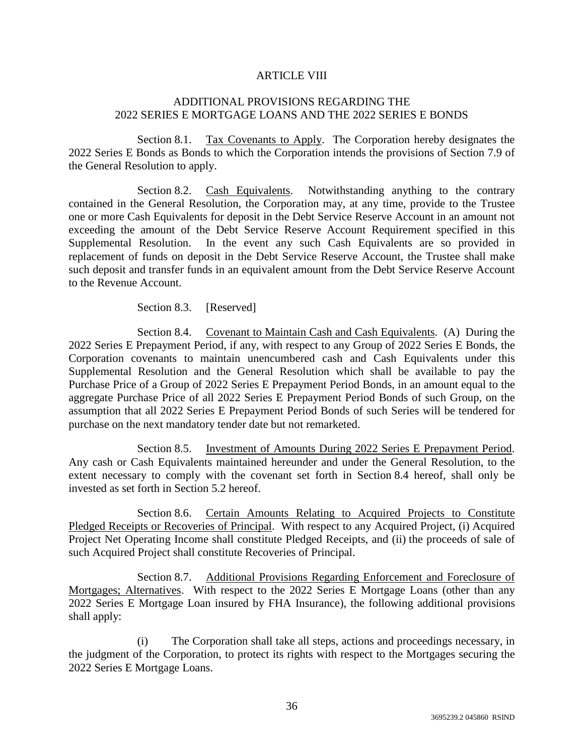## ARTICLE VIII

## ADDITIONAL PROVISIONS REGARDING THE 2022 SERIES E MORTGAGE LOANS AND THE 2022 SERIES E BONDS

Section 8.1. Tax Covenants to Apply. The Corporation hereby designates the 2022 Series E Bonds as Bonds to which the Corporation intends the provisions of Section 7.9 of the General Resolution to apply.

Section 8.2. Cash Equivalents. Notwithstanding anything to the contrary contained in the General Resolution, the Corporation may, at any time, provide to the Trustee one or more Cash Equivalents for deposit in the Debt Service Reserve Account in an amount not exceeding the amount of the Debt Service Reserve Account Requirement specified in this Supplemental Resolution. In the event any such Cash Equivalents are so provided in replacement of funds on deposit in the Debt Service Reserve Account, the Trustee shall make such deposit and transfer funds in an equivalent amount from the Debt Service Reserve Account to the Revenue Account.

Section 8.3. [Reserved]

Section 8.4. Covenant to Maintain Cash and Cash Equivalents. (A) During the 2022 Series E Prepayment Period, if any, with respect to any Group of 2022 Series E Bonds, the Corporation covenants to maintain unencumbered cash and Cash Equivalents under this Supplemental Resolution and the General Resolution which shall be available to pay the Purchase Price of a Group of 2022 Series E Prepayment Period Bonds, in an amount equal to the aggregate Purchase Price of all 2022 Series E Prepayment Period Bonds of such Group, on the assumption that all 2022 Series E Prepayment Period Bonds of such Series will be tendered for purchase on the next mandatory tender date but not remarketed.

Section 8.5. Investment of Amounts During 2022 Series E Prepayment Period. Any cash or Cash Equivalents maintained hereunder and under the General Resolution, to the extent necessary to comply with the covenant set forth in Section 8.4 hereof, shall only be invested as set forth in Section 5.2 hereof.

Section 8.6. Certain Amounts Relating to Acquired Projects to Constitute Pledged Receipts or Recoveries of Principal. With respect to any Acquired Project, (i) Acquired Project Net Operating Income shall constitute Pledged Receipts, and (ii) the proceeds of sale of such Acquired Project shall constitute Recoveries of Principal.

Section 8.7. Additional Provisions Regarding Enforcement and Foreclosure of Mortgages; Alternatives. With respect to the 2022 Series E Mortgage Loans (other than any 2022 Series E Mortgage Loan insured by FHA Insurance), the following additional provisions shall apply:

(i) The Corporation shall take all steps, actions and proceedings necessary, in the judgment of the Corporation, to protect its rights with respect to the Mortgages securing the 2022 Series E Mortgage Loans.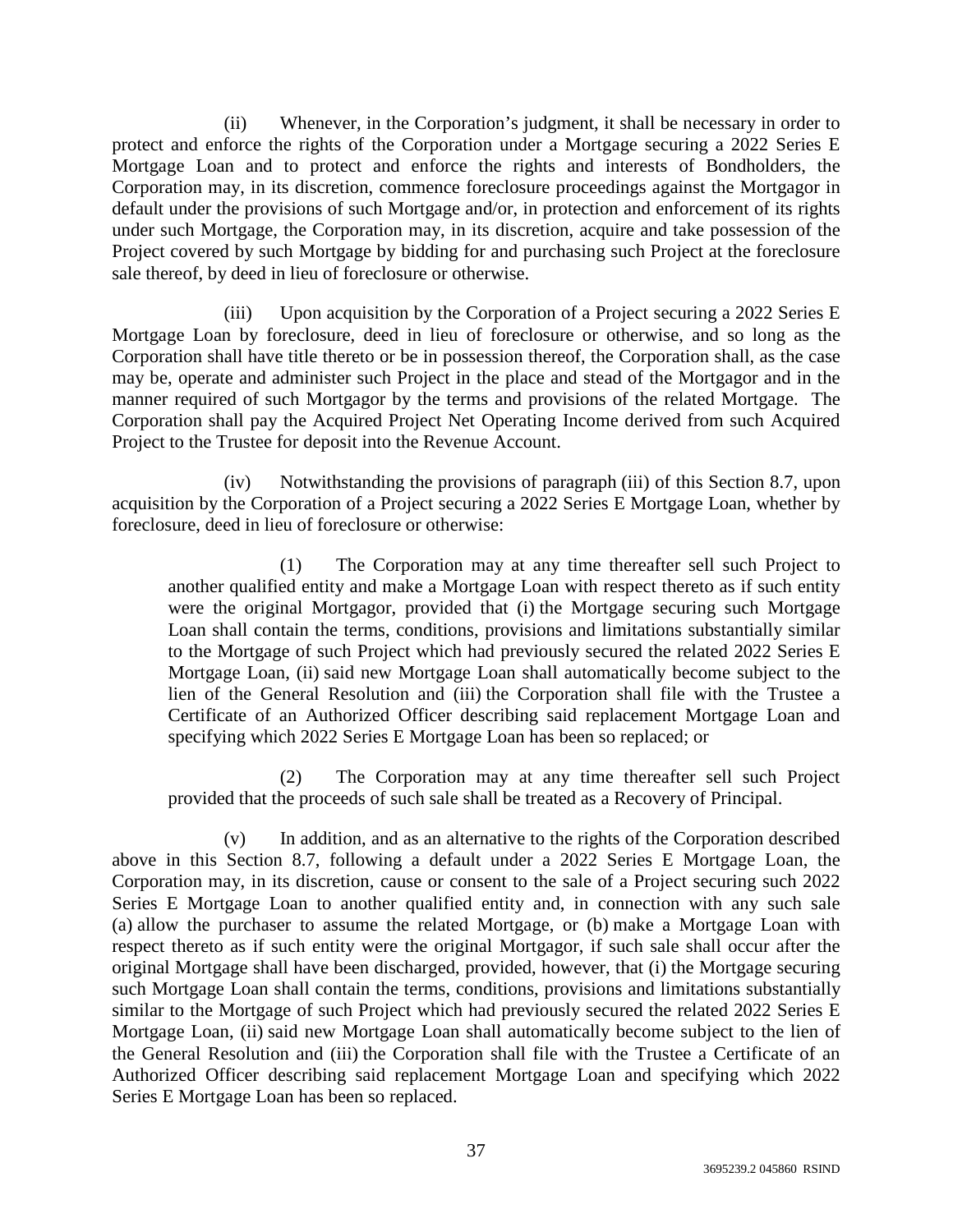(ii) Whenever, in the Corporation's judgment, it shall be necessary in order to protect and enforce the rights of the Corporation under a Mortgage securing a 2022 Series E Mortgage Loan and to protect and enforce the rights and interests of Bondholders, the Corporation may, in its discretion, commence foreclosure proceedings against the Mortgagor in default under the provisions of such Mortgage and/or, in protection and enforcement of its rights under such Mortgage, the Corporation may, in its discretion, acquire and take possession of the Project covered by such Mortgage by bidding for and purchasing such Project at the foreclosure sale thereof, by deed in lieu of foreclosure or otherwise.

(iii) Upon acquisition by the Corporation of a Project securing a 2022 Series E Mortgage Loan by foreclosure, deed in lieu of foreclosure or otherwise, and so long as the Corporation shall have title thereto or be in possession thereof, the Corporation shall, as the case may be, operate and administer such Project in the place and stead of the Mortgagor and in the manner required of such Mortgagor by the terms and provisions of the related Mortgage. The Corporation shall pay the Acquired Project Net Operating Income derived from such Acquired Project to the Trustee for deposit into the Revenue Account.

(iv) Notwithstanding the provisions of paragraph (iii) of this Section 8.7, upon acquisition by the Corporation of a Project securing a 2022 Series E Mortgage Loan, whether by foreclosure, deed in lieu of foreclosure or otherwise:

> (1) The Corporation may at any time thereafter sell such Project to another qualified entity and make a Mortgage Loan with respect thereto as if such entity were the original Mortgagor, provided that (i) the Mortgage securing such Mortgage Loan shall contain the terms, conditions, provisions and limitations substantially similar to the Mortgage of such Project which had previously secured the related 2022 Series E Mortgage Loan, (ii) said new Mortgage Loan shall automatically become subject to the lien of the General Resolution and (iii) the Corporation shall file with the Trustee a Certificate of an Authorized Officer describing said replacement Mortgage Loan and specifying which 2022 Series E Mortgage Loan has been so replaced; or
>
> (2) The Corporation may at any time thereafter sell such Project provided that the proceeds of such sale shall be treated as a Recovery of Principal.

(v) In addition, and as an alternative to the rights of the Corporation described above in this Section 8.7, following a default under a 2022 Series E Mortgage Loan, the Corporation may, in its discretion, cause or consent to the sale of a Project securing such 2022 Series E Mortgage Loan to another qualified entity and, in connection with any such sale (a) allow the purchaser to assume the related Mortgage, or (b) make a Mortgage Loan with respect thereto as if such entity were the original Mortgagor, if such sale shall occur after the original Mortgage shall have been discharged, provided, however, that (i) the Mortgage securing such Mortgage Loan shall contain the terms, conditions, provisions and limitations substantially similar to the Mortgage of such Project which had previously secured the related 2022 Series E Mortgage Loan, (ii) said new Mortgage Loan shall automatically become subject to the lien of the General Resolution and (iii) the Corporation shall file with the Trustee a Certificate of an Authorized Officer describing said replacement Mortgage Loan and specifying which 2022 Series E Mortgage Loan has been so replaced.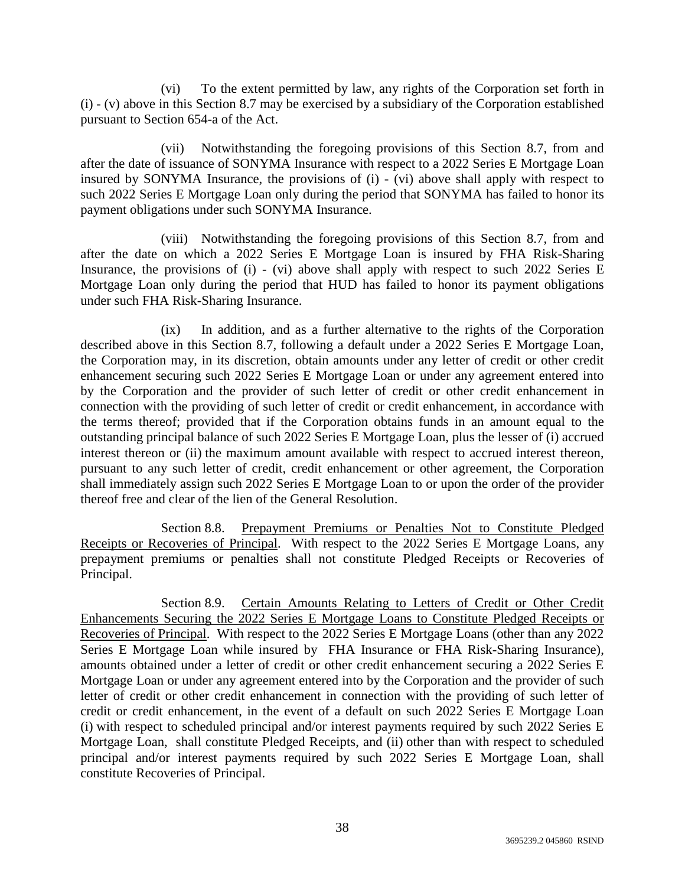(vi) To the extent permitted by law, any rights of the Corporation set forth in (i) - (v) above in this Section 8.7 may be exercised by a subsidiary of the Corporation established pursuant to Section 654-a of the Act.

(vii) Notwithstanding the foregoing provisions of this Section 8.7, from and after the date of issuance of SONYMA Insurance with respect to a 2022 Series E Mortgage Loan insured by SONYMA Insurance, the provisions of (i) - (vi) above shall apply with respect to such 2022 Series E Mortgage Loan only during the period that SONYMA has failed to honor its payment obligations under such SONYMA Insurance.

(viii) Notwithstanding the foregoing provisions of this Section 8.7, from and after the date on which a 2022 Series E Mortgage Loan is insured by FHA Risk-Sharing Insurance, the provisions of (i) - (vi) above shall apply with respect to such 2022 Series E Mortgage Loan only during the period that HUD has failed to honor its payment obligations under such FHA Risk-Sharing Insurance.

(ix) In addition, and as a further alternative to the rights of the Corporation described above in this Section 8.7, following a default under a 2022 Series E Mortgage Loan, the Corporation may, in its discretion, obtain amounts under any letter of credit or other credit enhancement securing such 2022 Series E Mortgage Loan or under any agreement entered into by the Corporation and the provider of such letter of credit or other credit enhancement in connection with the providing of such letter of credit or credit enhancement, in accordance with the terms thereof; provided that if the Corporation obtains funds in an amount equal to the outstanding principal balance of such 2022 Series E Mortgage Loan, plus the lesser of (i) accrued interest thereon or (ii) the maximum amount available with respect to accrued interest thereon, pursuant to any such letter of credit, credit enhancement or other agreement, the Corporation shall immediately assign such 2022 Series E Mortgage Loan to or upon the order of the provider thereof free and clear of the lien of the General Resolution.

Section 8.8. Prepayment Premiums or Penalties Not to Constitute Pledged Receipts or Recoveries of Principal. With respect to the 2022 Series E Mortgage Loans, any prepayment premiums or penalties shall not constitute Pledged Receipts or Recoveries of Principal.

Section 8.9. Certain Amounts Relating to Letters of Credit or Other Credit Enhancements Securing the 2022 Series E Mortgage Loans to Constitute Pledged Receipts or Recoveries of Principal. With respect to the 2022 Series E Mortgage Loans (other than any 2022 Series E Mortgage Loan while insured by FHA Insurance or FHA Risk-Sharing Insurance), amounts obtained under a letter of credit or other credit enhancement securing a 2022 Series E Mortgage Loan or under any agreement entered into by the Corporation and the provider of such letter of credit or other credit enhancement in connection with the providing of such letter of credit or credit enhancement, in the event of a default on such 2022 Series E Mortgage Loan (i) with respect to scheduled principal and/or interest payments required by such 2022 Series E Mortgage Loan, shall constitute Pledged Receipts, and (ii) other than with respect to scheduled principal and/or interest payments required by such 2022 Series E Mortgage Loan, shall constitute Recoveries of Principal.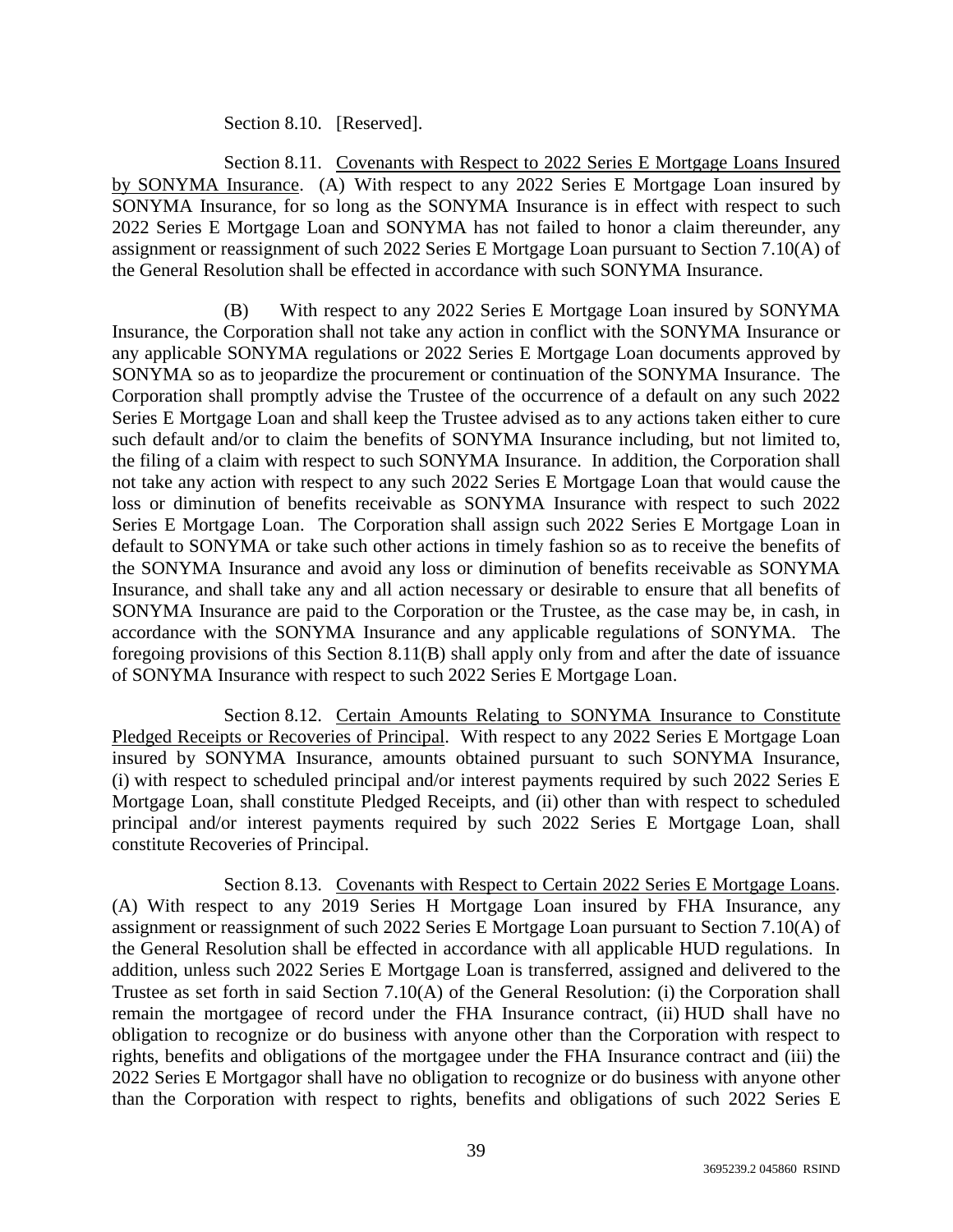Section 8.10. [Reserved].

Section 8.11. Covenants with Respect to 2022 Series E Mortgage Loans Insured by SONYMA Insurance. (A) With respect to any 2022 Series E Mortgage Loan insured by SONYMA Insurance, for so long as the SONYMA Insurance is in effect with respect to such 2022 Series E Mortgage Loan and SONYMA has not failed to honor a claim thereunder, any assignment or reassignment of such 2022 Series E Mortgage Loan pursuant to Section 7.10(A) of the General Resolution shall be effected in accordance with such SONYMA Insurance.

(B) With respect to any 2022 Series E Mortgage Loan insured by SONYMA Insurance, the Corporation shall not take any action in conflict with the SONYMA Insurance or any applicable SONYMA regulations or 2022 Series E Mortgage Loan documents approved by SONYMA so as to jeopardize the procurement or continuation of the SONYMA Insurance. The Corporation shall promptly advise the Trustee of the occurrence of a default on any such 2022 Series E Mortgage Loan and shall keep the Trustee advised as to any actions taken either to cure such default and/or to claim the benefits of SONYMA Insurance including, but not limited to, the filing of a claim with respect to such SONYMA Insurance. In addition, the Corporation shall not take any action with respect to any such 2022 Series E Mortgage Loan that would cause the loss or diminution of benefits receivable as SONYMA Insurance with respect to such 2022 Series E Mortgage Loan. The Corporation shall assign such 2022 Series E Mortgage Loan in default to SONYMA or take such other actions in timely fashion so as to receive the benefits of the SONYMA Insurance and avoid any loss or diminution of benefits receivable as SONYMA Insurance, and shall take any and all action necessary or desirable to ensure that all benefits of SONYMA Insurance are paid to the Corporation or the Trustee, as the case may be, in cash, in accordance with the SONYMA Insurance and any applicable regulations of SONYMA. The foregoing provisions of this Section 8.11(B) shall apply only from and after the date of issuance of SONYMA Insurance with respect to such 2022 Series E Mortgage Loan.

Section 8.12. Certain Amounts Relating to SONYMA Insurance to Constitute Pledged Receipts or Recoveries of Principal. With respect to any 2022 Series E Mortgage Loan insured by SONYMA Insurance, amounts obtained pursuant to such SONYMA Insurance, (i) with respect to scheduled principal and/or interest payments required by such 2022 Series E Mortgage Loan, shall constitute Pledged Receipts, and (ii) other than with respect to scheduled principal and/or interest payments required by such 2022 Series E Mortgage Loan, shall constitute Recoveries of Principal.

Section 8.13. Covenants with Respect to Certain 2022 Series E Mortgage Loans. (A) With respect to any 2019 Series H Mortgage Loan insured by FHA Insurance, any assignment or reassignment of such 2022 Series E Mortgage Loan pursuant to Section 7.10(A) of the General Resolution shall be effected in accordance with all applicable HUD regulations. In addition, unless such 2022 Series E Mortgage Loan is transferred, assigned and delivered to the Trustee as set forth in said Section 7.10(A) of the General Resolution: (i) the Corporation shall remain the mortgagee of record under the FHA Insurance contract, (ii) HUD shall have no obligation to recognize or do business with anyone other than the Corporation with respect to rights, benefits and obligations of the mortgagee under the FHA Insurance contract and (iii) the 2022 Series E Mortgagor shall have no obligation to recognize or do business with anyone other than the Corporation with respect to rights, benefits and obligations of such 2022 Series E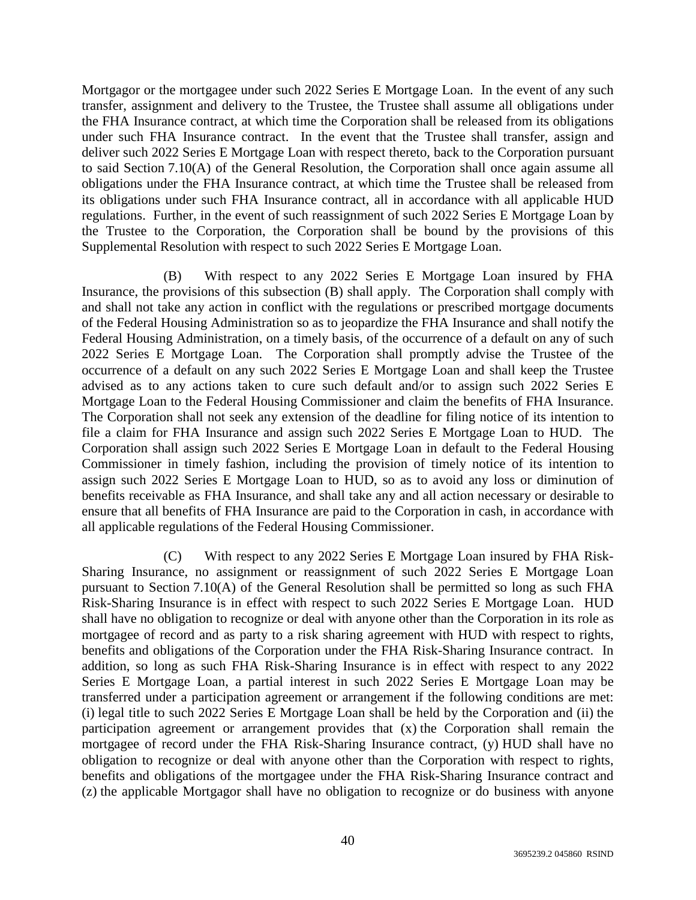Mortgagor or the mortgagee under such 2022 Series E Mortgage Loan. In the event of any such transfer, assignment and delivery to the Trustee, the Trustee shall assume all obligations under the FHA Insurance contract, at which time the Corporation shall be released from its obligations under such FHA Insurance contract. In the event that the Trustee shall transfer, assign and deliver such 2022 Series E Mortgage Loan with respect thereto, back to the Corporation pursuant to said Section 7.10(A) of the General Resolution, the Corporation shall once again assume all obligations under the FHA Insurance contract, at which time the Trustee shall be released from its obligations under such FHA Insurance contract, all in accordance with all applicable HUD regulations. Further, in the event of such reassignment of such 2022 Series E Mortgage Loan by the Trustee to the Corporation, the Corporation shall be bound by the provisions of this Supplemental Resolution with respect to such 2022 Series E Mortgage Loan.

(B) With respect to any 2022 Series E Mortgage Loan insured by FHA Insurance, the provisions of this subsection (B) shall apply. The Corporation shall comply with and shall not take any action in conflict with the regulations or prescribed mortgage documents of the Federal Housing Administration so as to jeopardize the FHA Insurance and shall notify the Federal Housing Administration, on a timely basis, of the occurrence of a default on any of such 2022 Series E Mortgage Loan. The Corporation shall promptly advise the Trustee of the occurrence of a default on any such 2022 Series E Mortgage Loan and shall keep the Trustee advised as to any actions taken to cure such default and/or to assign such 2022 Series E Mortgage Loan to the Federal Housing Commissioner and claim the benefits of FHA Insurance. The Corporation shall not seek any extension of the deadline for filing notice of its intention to file a claim for FHA Insurance and assign such 2022 Series E Mortgage Loan to HUD. The Corporation shall assign such 2022 Series E Mortgage Loan in default to the Federal Housing Commissioner in timely fashion, including the provision of timely notice of its intention to assign such 2022 Series E Mortgage Loan to HUD, so as to avoid any loss or diminution of benefits receivable as FHA Insurance, and shall take any and all action necessary or desirable to ensure that all benefits of FHA Insurance are paid to the Corporation in cash, in accordance with all applicable regulations of the Federal Housing Commissioner.

(C) With respect to any 2022 Series E Mortgage Loan insured by FHA Risk-Sharing Insurance, no assignment or reassignment of such 2022 Series E Mortgage Loan pursuant to Section 7.10(A) of the General Resolution shall be permitted so long as such FHA Risk-Sharing Insurance is in effect with respect to such 2022 Series E Mortgage Loan. HUD shall have no obligation to recognize or deal with anyone other than the Corporation in its role as mortgagee of record and as party to a risk sharing agreement with HUD with respect to rights, benefits and obligations of the Corporation under the FHA Risk-Sharing Insurance contract. In addition, so long as such FHA Risk-Sharing Insurance is in effect with respect to any 2022 Series E Mortgage Loan, a partial interest in such 2022 Series E Mortgage Loan may be transferred under a participation agreement or arrangement if the following conditions are met: (i) legal title to such 2022 Series E Mortgage Loan shall be held by the Corporation and (ii) the participation agreement or arrangement provides that (x) the Corporation shall remain the mortgagee of record under the FHA Risk-Sharing Insurance contract, (y) HUD shall have no obligation to recognize or deal with anyone other than the Corporation with respect to rights, benefits and obligations of the mortgagee under the FHA Risk-Sharing Insurance contract and (z) the applicable Mortgagor shall have no obligation to recognize or do business with anyone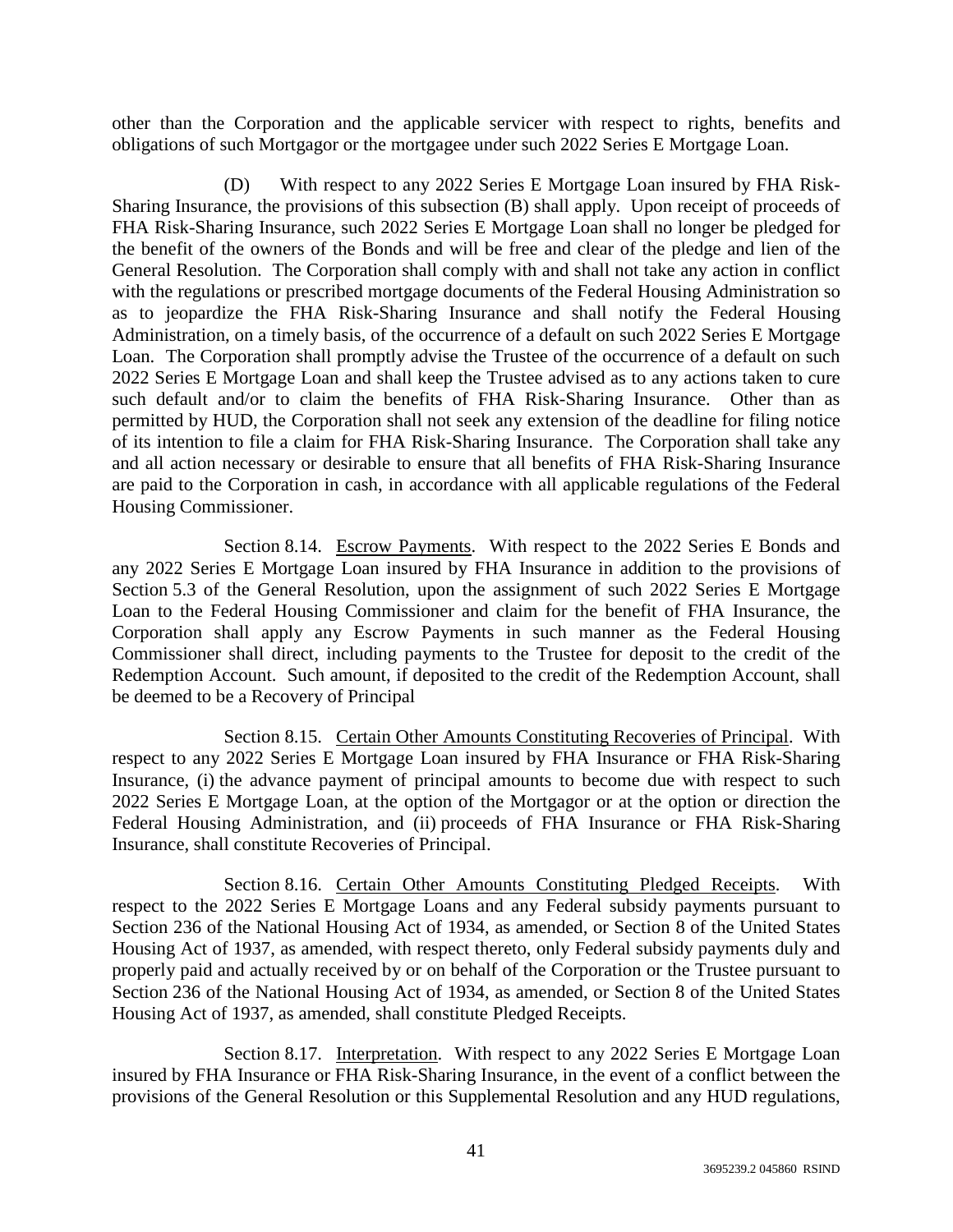other than the Corporation and the applicable servicer with respect to rights, benefits and obligations of such Mortgagor or the mortgagee under such 2022 Series E Mortgage Loan.

(D) With respect to any 2022 Series E Mortgage Loan insured by FHA Risk-Sharing Insurance, the provisions of this subsection (B) shall apply. Upon receipt of proceeds of FHA Risk-Sharing Insurance, such 2022 Series E Mortgage Loan shall no longer be pledged for the benefit of the owners of the Bonds and will be free and clear of the pledge and lien of the General Resolution. The Corporation shall comply with and shall not take any action in conflict with the regulations or prescribed mortgage documents of the Federal Housing Administration so as to jeopardize the FHA Risk-Sharing Insurance and shall notify the Federal Housing Administration, on a timely basis, of the occurrence of a default on such 2022 Series E Mortgage Loan. The Corporation shall promptly advise the Trustee of the occurrence of a default on such 2022 Series E Mortgage Loan and shall keep the Trustee advised as to any actions taken to cure such default and/or to claim the benefits of FHA Risk-Sharing Insurance. Other than as permitted by HUD, the Corporation shall not seek any extension of the deadline for filing notice of its intention to file a claim for FHA Risk-Sharing Insurance. The Corporation shall take any and all action necessary or desirable to ensure that all benefits of FHA Risk-Sharing Insurance are paid to the Corporation in cash, in accordance with all applicable regulations of the Federal Housing Commissioner.

Section 8.14. Escrow Payments. With respect to the 2022 Series E Bonds and any 2022 Series E Mortgage Loan insured by FHA Insurance in addition to the provisions of Section 5.3 of the General Resolution, upon the assignment of such 2022 Series E Mortgage Loan to the Federal Housing Commissioner and claim for the benefit of FHA Insurance, the Corporation shall apply any Escrow Payments in such manner as the Federal Housing Commissioner shall direct, including payments to the Trustee for deposit to the credit of the Redemption Account. Such amount, if deposited to the credit of the Redemption Account, shall be deemed to be a Recovery of Principal

Section 8.15. Certain Other Amounts Constituting Recoveries of Principal. With respect to any 2022 Series E Mortgage Loan insured by FHA Insurance or FHA Risk-Sharing Insurance, (i) the advance payment of principal amounts to become due with respect to such 2022 Series E Mortgage Loan, at the option of the Mortgagor or at the option or direction the Federal Housing Administration, and (ii) proceeds of FHA Insurance or FHA Risk-Sharing Insurance, shall constitute Recoveries of Principal.

Section 8.16. Certain Other Amounts Constituting Pledged Receipts. With respect to the 2022 Series E Mortgage Loans and any Federal subsidy payments pursuant to Section 236 of the National Housing Act of 1934, as amended, or Section 8 of the United States Housing Act of 1937, as amended, with respect thereto, only Federal subsidy payments duly and properly paid and actually received by or on behalf of the Corporation or the Trustee pursuant to Section 236 of the National Housing Act of 1934, as amended, or Section 8 of the United States Housing Act of 1937, as amended, shall constitute Pledged Receipts.

Section 8.17. Interpretation. With respect to any 2022 Series E Mortgage Loan insured by FHA Insurance or FHA Risk-Sharing Insurance, in the event of a conflict between the provisions of the General Resolution or this Supplemental Resolution and any HUD regulations,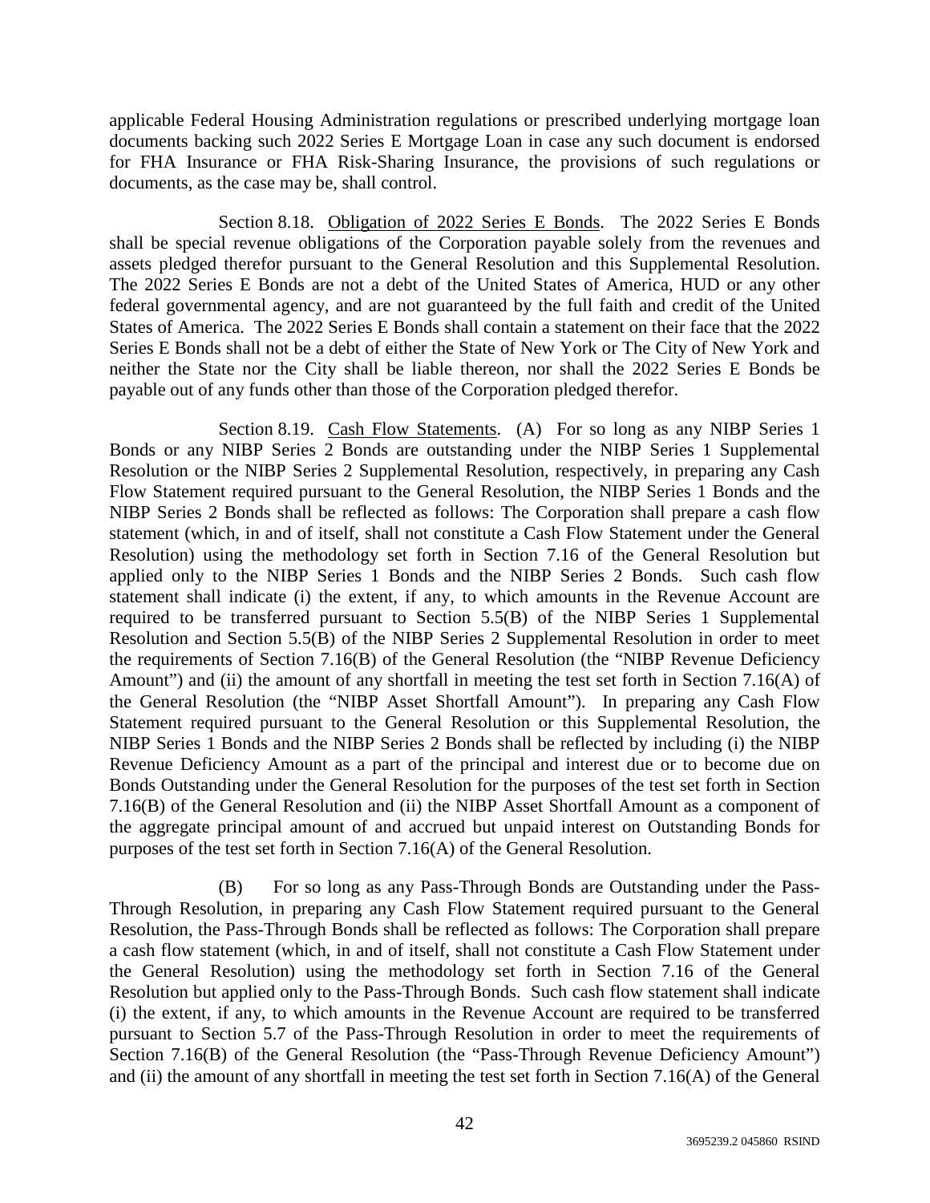applicable Federal Housing Administration regulations or prescribed underlying mortgage loan documents backing such 2022 Series E Mortgage Loan in case any such document is endorsed for FHA Insurance or FHA Risk-Sharing Insurance, the provisions of such regulations or documents, as the case may be, shall control.

Section 8.18. Obligation of 2022 Series E Bonds. The 2022 Series E Bonds shall be special revenue obligations of the Corporation payable solely from the revenues and assets pledged therefor pursuant to the General Resolution and this Supplemental Resolution. The 2022 Series E Bonds are not a debt of the United States of America, HUD or any other federal governmental agency, and are not guaranteed by the full faith and credit of the United States of America. The 2022 Series E Bonds shall contain a statement on their face that the 2022 Series E Bonds shall not be a debt of either the State of New York or The City of New York and neither the State nor the City shall be liable thereon, nor shall the 2022 Series E Bonds be payable out of any funds other than those of the Corporation pledged therefor.

Section 8.19. Cash Flow Statements. (A) For so long as any NIBP Series 1 Bonds or any NIBP Series 2 Bonds are outstanding under the NIBP Series 1 Supplemental Resolution or the NIBP Series 2 Supplemental Resolution, respectively, in preparing any Cash Flow Statement required pursuant to the General Resolution, the NIBP Series 1 Bonds and the NIBP Series 2 Bonds shall be reflected as follows: The Corporation shall prepare a cash flow statement (which, in and of itself, shall not constitute a Cash Flow Statement under the General Resolution) using the methodology set forth in Section 7.16 of the General Resolution but applied only to the NIBP Series 1 Bonds and the NIBP Series 2 Bonds. Such cash flow statement shall indicate (i) the extent, if any, to which amounts in the Revenue Account are required to be transferred pursuant to Section 5.5(B) of the NIBP Series 1 Supplemental Resolution and Section 5.5(B) of the NIBP Series 2 Supplemental Resolution in order to meet the requirements of Section 7.16(B) of the General Resolution (the "NIBP Revenue Deficiency Amount") and (ii) the amount of any shortfall in meeting the test set forth in Section 7.16(A) of the General Resolution (the "NIBP Asset Shortfall Amount"). In preparing any Cash Flow Statement required pursuant to the General Resolution or this Supplemental Resolution, the NIBP Series 1 Bonds and the NIBP Series 2 Bonds shall be reflected by including (i) the NIBP Revenue Deficiency Amount as a part of the principal and interest due or to become due on Bonds Outstanding under the General Resolution for the purposes of the test set forth in Section 7.16(B) of the General Resolution and (ii) the NIBP Asset Shortfall Amount as a component of the aggregate principal amount of and accrued but unpaid interest on Outstanding Bonds for purposes of the test set forth in Section 7.16(A) of the General Resolution.

(B) For so long as any Pass-Through Bonds are Outstanding under the Pass-Through Resolution, in preparing any Cash Flow Statement required pursuant to the General Resolution, the Pass-Through Bonds shall be reflected as follows: The Corporation shall prepare a cash flow statement (which, in and of itself, shall not constitute a Cash Flow Statement under the General Resolution) using the methodology set forth in Section 7.16 of the General Resolution but applied only to the Pass-Through Bonds. Such cash flow statement shall indicate (i) the extent, if any, to which amounts in the Revenue Account are required to be transferred pursuant to Section 5.7 of the Pass-Through Resolution in order to meet the requirements of Section 7.16(B) of the General Resolution (the "Pass-Through Revenue Deficiency Amount") and (ii) the amount of any shortfall in meeting the test set forth in Section 7.16(A) of the General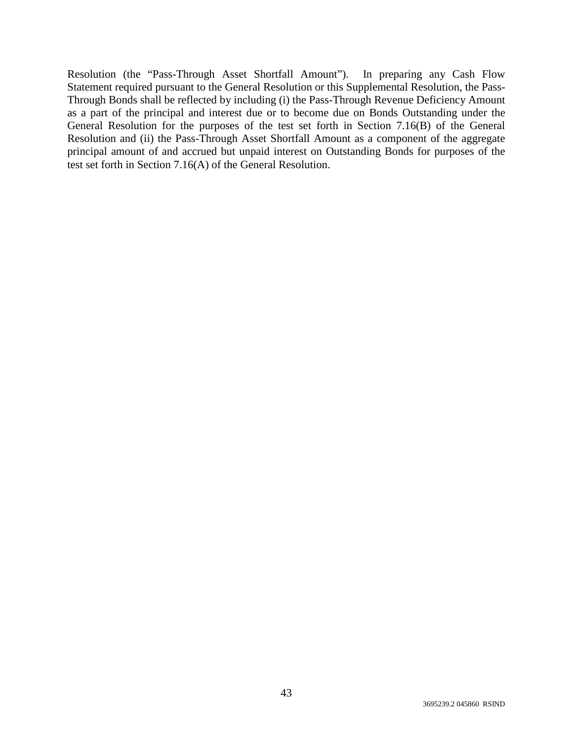Resolution (the "Pass-Through Asset Shortfall Amount"). In preparing any Cash Flow Statement required pursuant to the General Resolution or this Supplemental Resolution, the Pass-Through Bonds shall be reflected by including (i) the Pass-Through Revenue Deficiency Amount as a part of the principal and interest due or to become due on Bonds Outstanding under the General Resolution for the purposes of the test set forth in Section 7.16(B) of the General Resolution and (ii) the Pass-Through Asset Shortfall Amount as a component of the aggregate principal amount of and accrued but unpaid interest on Outstanding Bonds for purposes of the test set forth in Section 7.16(A) of the General Resolution.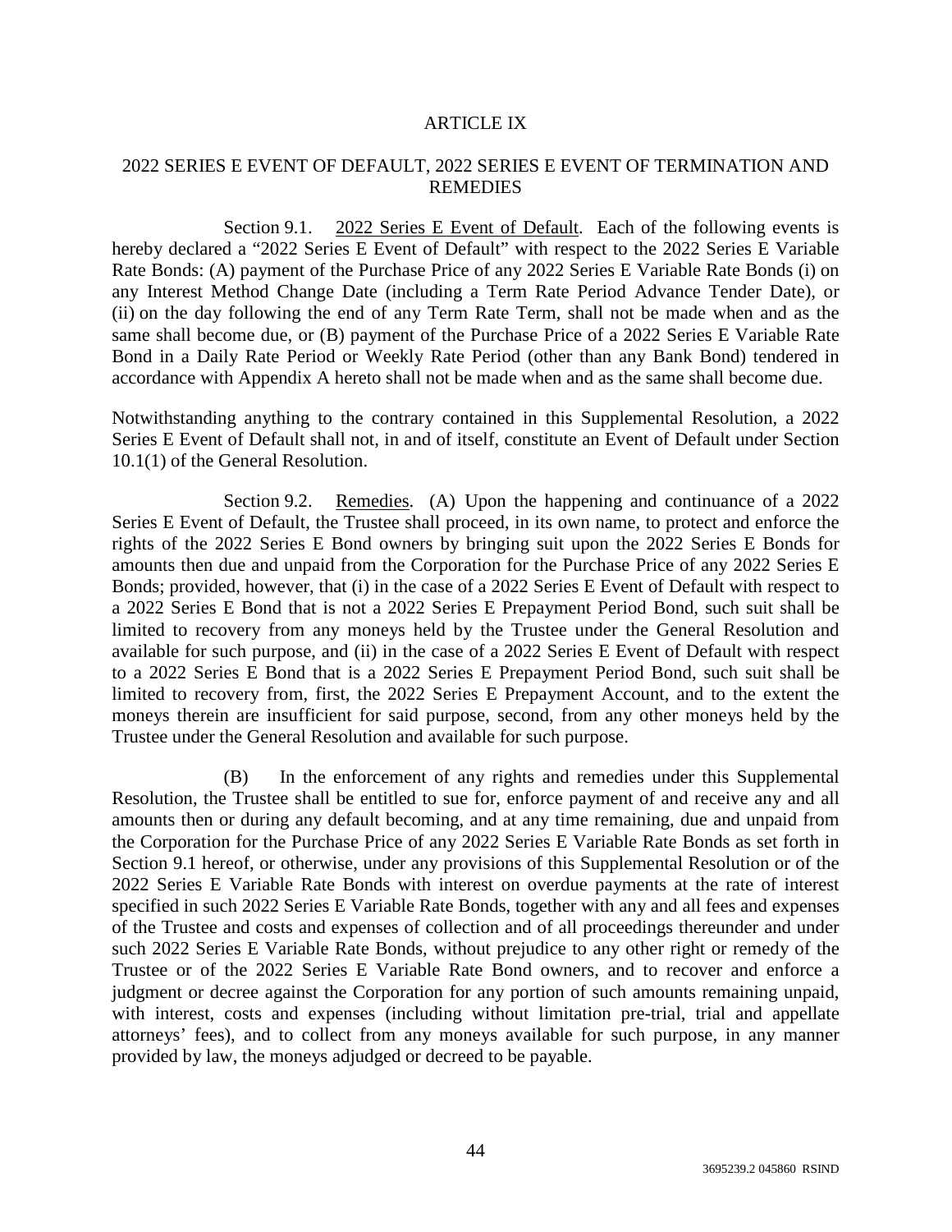# ARTICLE IX

## 2022 SERIES E EVENT OF DEFAULT, 2022 SERIES E EVENT OF TERMINATION AND REMEDIES

Section 9.1. 2022 Series E Event of Default. Each of the following events is hereby declared a "2022 Series E Event of Default" with respect to the 2022 Series E Variable Rate Bonds: (A) payment of the Purchase Price of any 2022 Series E Variable Rate Bonds (i) on any Interest Method Change Date (including a Term Rate Period Advance Tender Date), or (ii) on the day following the end of any Term Rate Term, shall not be made when and as the same shall become due, or (B) payment of the Purchase Price of a 2022 Series E Variable Rate Bond in a Daily Rate Period or Weekly Rate Period (other than any Bank Bond) tendered in accordance with Appendix A hereto shall not be made when and as the same shall become due.

Notwithstanding anything to the contrary contained in this Supplemental Resolution, a 2022 Series E Event of Default shall not, in and of itself, constitute an Event of Default under Section 10.1(1) of the General Resolution.

Section 9.2. Remedies. (A) Upon the happening and continuance of a 2022 Series E Event of Default, the Trustee shall proceed, in its own name, to protect and enforce the rights of the 2022 Series E Bond owners by bringing suit upon the 2022 Series E Bonds for amounts then due and unpaid from the Corporation for the Purchase Price of any 2022 Series E Bonds; provided, however, that (i) in the case of a 2022 Series E Event of Default with respect to a 2022 Series E Bond that is not a 2022 Series E Prepayment Period Bond, such suit shall be limited to recovery from any moneys held by the Trustee under the General Resolution and available for such purpose, and (ii) in the case of a 2022 Series E Event of Default with respect to a 2022 Series E Bond that is a 2022 Series E Prepayment Period Bond, such suit shall be limited to recovery from, first, the 2022 Series E Prepayment Account, and to the extent the moneys therein are insufficient for said purpose, second, from any other moneys held by the Trustee under the General Resolution and available for such purpose.

(B) In the enforcement of any rights and remedies under this Supplemental Resolution, the Trustee shall be entitled to sue for, enforce payment of and receive any and all amounts then or during any default becoming, and at any time remaining, due and unpaid from the Corporation for the Purchase Price of any 2022 Series E Variable Rate Bonds as set forth in Section 9.1 hereof, or otherwise, under any provisions of this Supplemental Resolution or of the 2022 Series E Variable Rate Bonds with interest on overdue payments at the rate of interest specified in such 2022 Series E Variable Rate Bonds, together with any and all fees and expenses of the Trustee and costs and expenses of collection and of all proceedings thereunder and under such 2022 Series E Variable Rate Bonds, without prejudice to any other right or remedy of the Trustee or of the 2022 Series E Variable Rate Bond owners, and to recover and enforce a judgment or decree against the Corporation for any portion of such amounts remaining unpaid, with interest, costs and expenses (including without limitation pre-trial, trial and appellate attorneys' fees), and to collect from any moneys available for such purpose, in any manner provided by law, the moneys adjudged or decreed to be payable.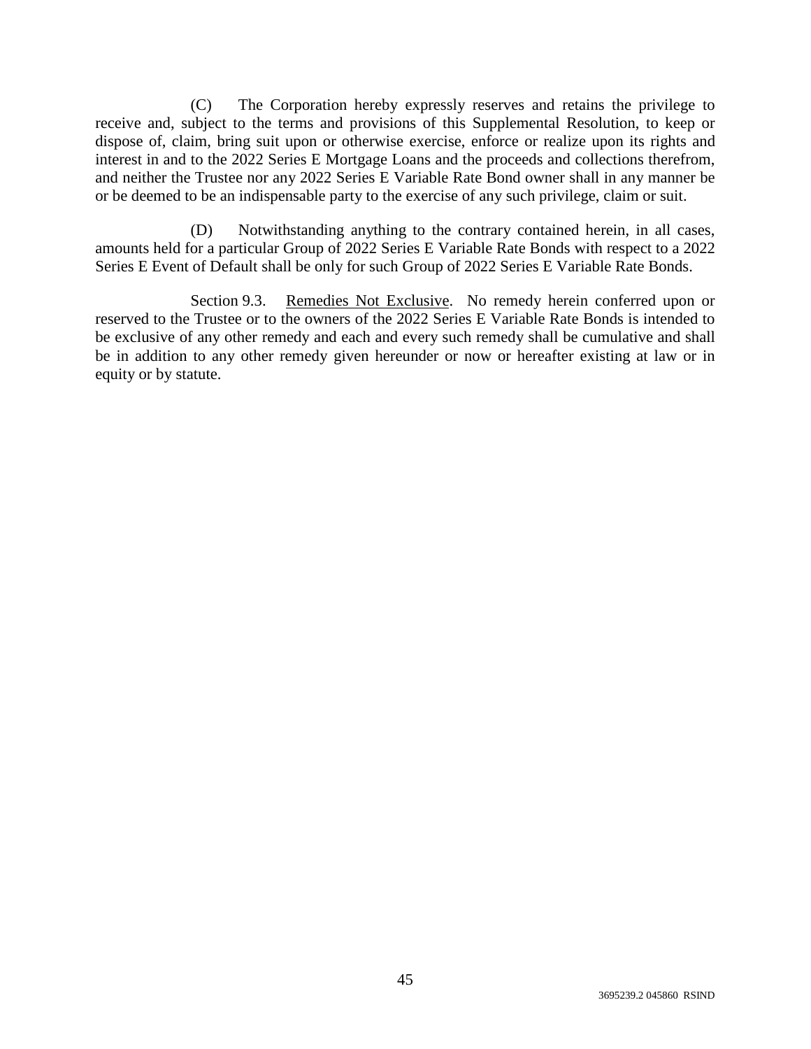(C) The Corporation hereby expressly reserves and retains the privilege to receive and, subject to the terms and provisions of this Supplemental Resolution, to keep or dispose of, claim, bring suit upon or otherwise exercise, enforce or realize upon its rights and interest in and to the 2022 Series E Mortgage Loans and the proceeds and collections therefrom, and neither the Trustee nor any 2022 Series E Variable Rate Bond owner shall in any manner be or be deemed to be an indispensable party to the exercise of any such privilege, claim or suit.

(D) Notwithstanding anything to the contrary contained herein, in all cases, amounts held for a particular Group of 2022 Series E Variable Rate Bonds with respect to a 2022 Series E Event of Default shall be only for such Group of 2022 Series E Variable Rate Bonds.

Section 9.3. Remedies Not Exclusive. No remedy herein conferred upon or reserved to the Trustee or to the owners of the 2022 Series E Variable Rate Bonds is intended to be exclusive of any other remedy and each and every such remedy shall be cumulative and shall be in addition to any other remedy given hereunder or now or hereafter existing at law or in equity or by statute.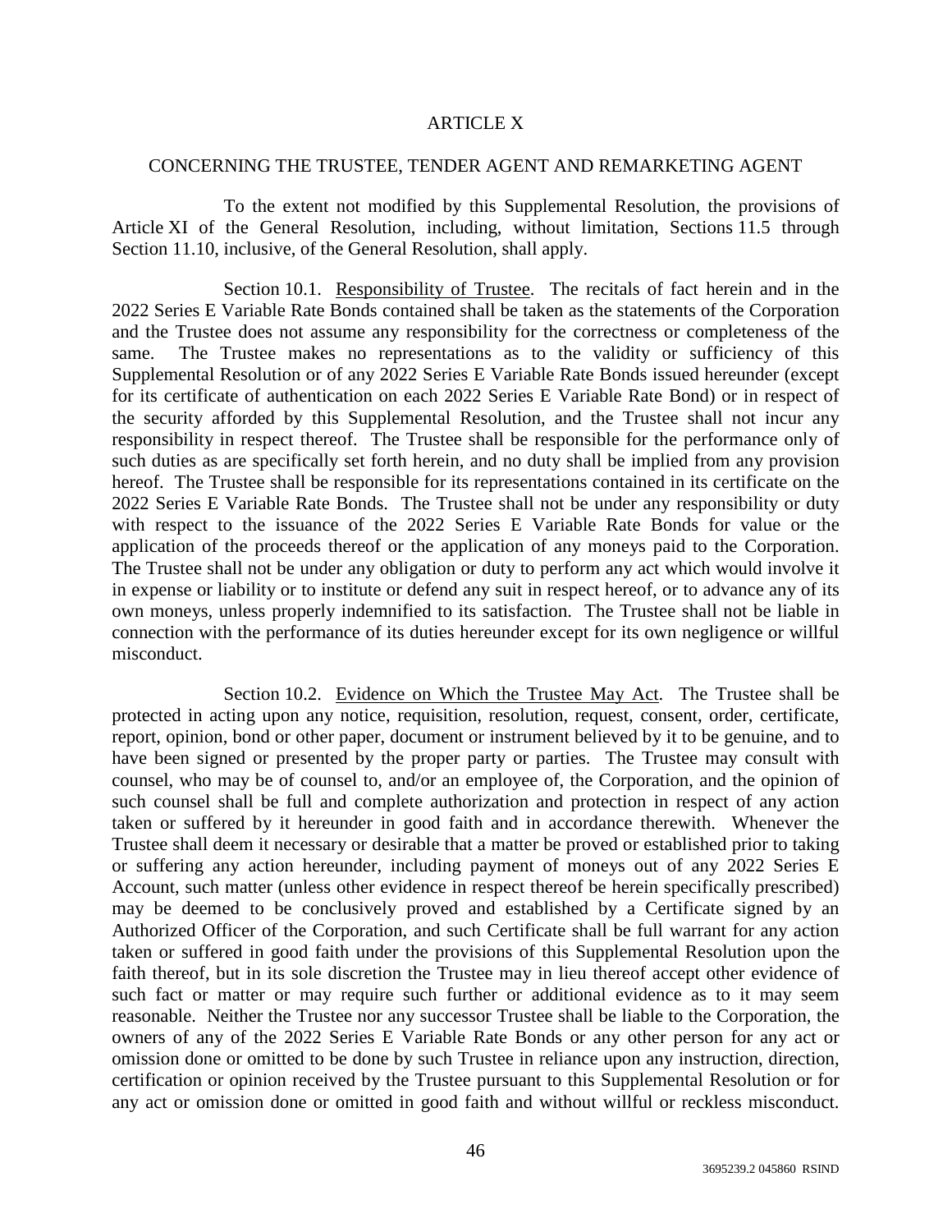# ARTICLE X

## CONCERNING THE TRUSTEE, TENDER AGENT AND REMARKETING AGENT

To the extent not modified by this Supplemental Resolution, the provisions of Article XI of the General Resolution, including, without limitation, Sections 11.5 through Section 11.10, inclusive, of the General Resolution, shall apply.

Section 10.1. Responsibility of Trustee. The recitals of fact herein and in the 2022 Series E Variable Rate Bonds contained shall be taken as the statements of the Corporation and the Trustee does not assume any responsibility for the correctness or completeness of the same. The Trustee makes no representations as to the validity or sufficiency of this Supplemental Resolution or of any 2022 Series E Variable Rate Bonds issued hereunder (except for its certificate of authentication on each 2022 Series E Variable Rate Bond) or in respect of the security afforded by this Supplemental Resolution, and the Trustee shall not incur any responsibility in respect thereof. The Trustee shall be responsible for the performance only of such duties as are specifically set forth herein, and no duty shall be implied from any provision hereof. The Trustee shall be responsible for its representations contained in its certificate on the 2022 Series E Variable Rate Bonds. The Trustee shall not be under any responsibility or duty with respect to the issuance of the 2022 Series E Variable Rate Bonds for value or the application of the proceeds thereof or the application of any moneys paid to the Corporation. The Trustee shall not be under any obligation or duty to perform any act which would involve it in expense or liability or to institute or defend any suit in respect hereof, or to advance any of its own moneys, unless properly indemnified to its satisfaction. The Trustee shall not be liable in connection with the performance of its duties hereunder except for its own negligence or willful misconduct.

Section 10.2. Evidence on Which the Trustee May Act. The Trustee shall be protected in acting upon any notice, requisition, resolution, request, consent, order, certificate, report, opinion, bond or other paper, document or instrument believed by it to be genuine, and to have been signed or presented by the proper party or parties. The Trustee may consult with counsel, who may be of counsel to, and/or an employee of, the Corporation, and the opinion of such counsel shall be full and complete authorization and protection in respect of any action taken or suffered by it hereunder in good faith and in accordance therewith. Whenever the Trustee shall deem it necessary or desirable that a matter be proved or established prior to taking or suffering any action hereunder, including payment of moneys out of any 2022 Series E Account, such matter (unless other evidence in respect thereof be herein specifically prescribed) may be deemed to be conclusively proved and established by a Certificate signed by an Authorized Officer of the Corporation, and such Certificate shall be full warrant for any action taken or suffered in good faith under the provisions of this Supplemental Resolution upon the faith thereof, but in its sole discretion the Trustee may in lieu thereof accept other evidence of such fact or matter or may require such further or additional evidence as to it may seem reasonable. Neither the Trustee nor any successor Trustee shall be liable to the Corporation, the owners of any of the 2022 Series E Variable Rate Bonds or any other person for any act or omission done or omitted to be done by such Trustee in reliance upon any instruction, direction, certification or opinion received by the Trustee pursuant to this Supplemental Resolution or for any act or omission done or omitted in good faith and without willful or reckless misconduct.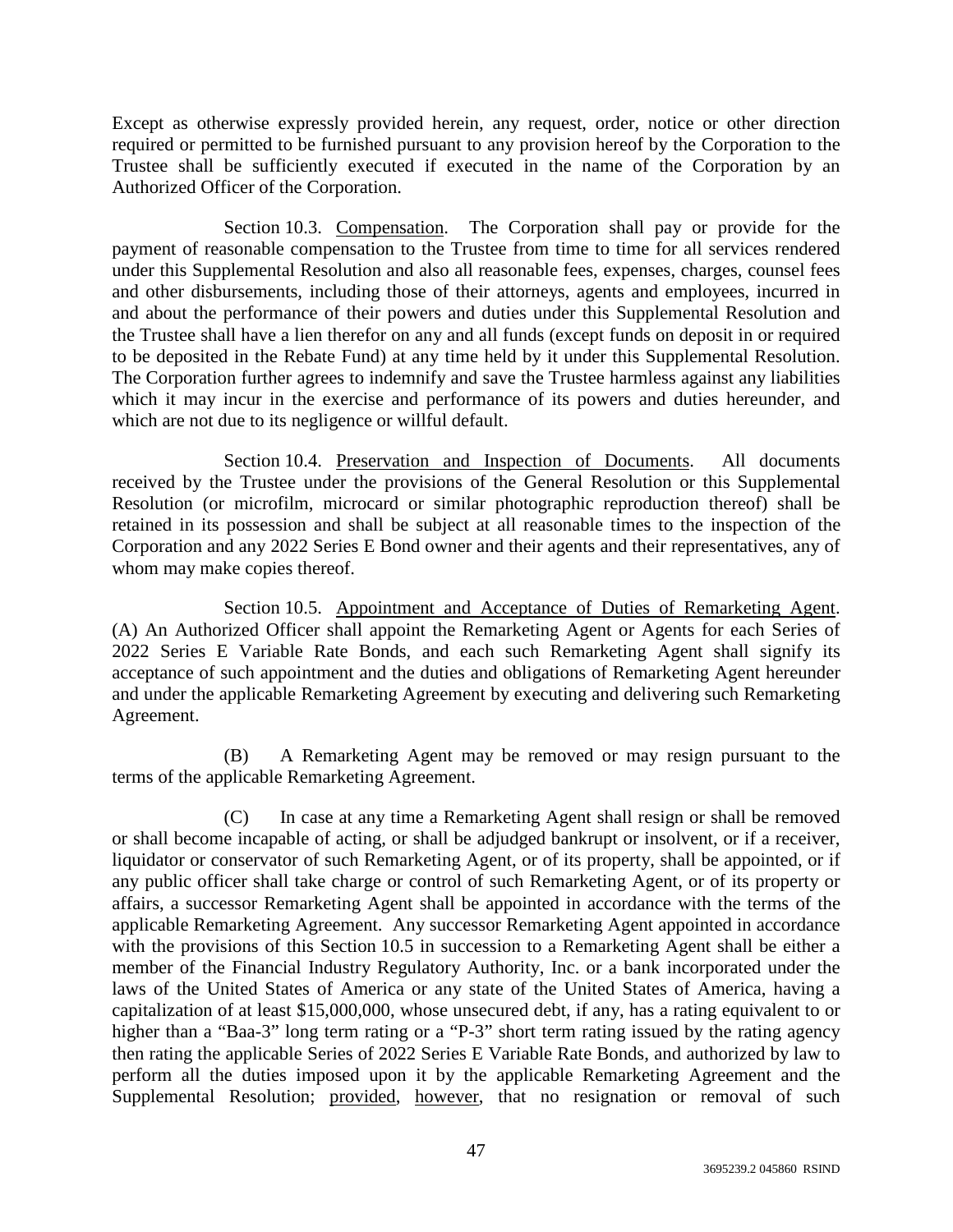Except as otherwise expressly provided herein, any request, order, notice or other direction required or permitted to be furnished pursuant to any provision hereof by the Corporation to the Trustee shall be sufficiently executed if executed in the name of the Corporation by an Authorized Officer of the Corporation.

Section 10.3. Compensation. The Corporation shall pay or provide for the payment of reasonable compensation to the Trustee from time to time for all services rendered under this Supplemental Resolution and also all reasonable fees, expenses, charges, counsel fees and other disbursements, including those of their attorneys, agents and employees, incurred in and about the performance of their powers and duties under this Supplemental Resolution and the Trustee shall have a lien therefor on any and all funds (except funds on deposit in or required to be deposited in the Rebate Fund) at any time held by it under this Supplemental Resolution. The Corporation further agrees to indemnify and save the Trustee harmless against any liabilities which it may incur in the exercise and performance of its powers and duties hereunder, and which are not due to its negligence or willful default.

Section 10.4. Preservation and Inspection of Documents. All documents received by the Trustee under the provisions of the General Resolution or this Supplemental Resolution (or microfilm, microcard or similar photographic reproduction thereof) shall be retained in its possession and shall be subject at all reasonable times to the inspection of the Corporation and any 2022 Series E Bond owner and their agents and their representatives, any of whom may make copies thereof.

Section 10.5. Appointment and Acceptance of Duties of Remarketing Agent. (A) An Authorized Officer shall appoint the Remarketing Agent or Agents for each Series of 2022 Series E Variable Rate Bonds, and each such Remarketing Agent shall signify its acceptance of such appointment and the duties and obligations of Remarketing Agent hereunder and under the applicable Remarketing Agreement by executing and delivering such Remarketing Agreement.

(B) A Remarketing Agent may be removed or may resign pursuant to the terms of the applicable Remarketing Agreement.

(C) In case at any time a Remarketing Agent shall resign or shall be removed or shall become incapable of acting, or shall be adjudged bankrupt or insolvent, or if a receiver, liquidator or conservator of such Remarketing Agent, or of its property, shall be appointed, or if any public officer shall take charge or control of such Remarketing Agent, or of its property or affairs, a successor Remarketing Agent shall be appointed in accordance with the terms of the applicable Remarketing Agreement. Any successor Remarketing Agent appointed in accordance with the provisions of this Section 10.5 in succession to a Remarketing Agent shall be either a member of the Financial Industry Regulatory Authority, Inc. or a bank incorporated under the laws of the United States of America or any state of the United States of America, having a capitalization of at least $15,000,000, whose unsecured debt, if any, has a rating equivalent to or higher than a "Baa-3" long term rating or a "P-3" short term rating issued by the rating agency then rating the applicable Series of 2022 Series E Variable Rate Bonds, and authorized by law to perform all the duties imposed upon it by the applicable Remarketing Agreement and the Supplemental Resolution; provided, however, that no resignation or removal of such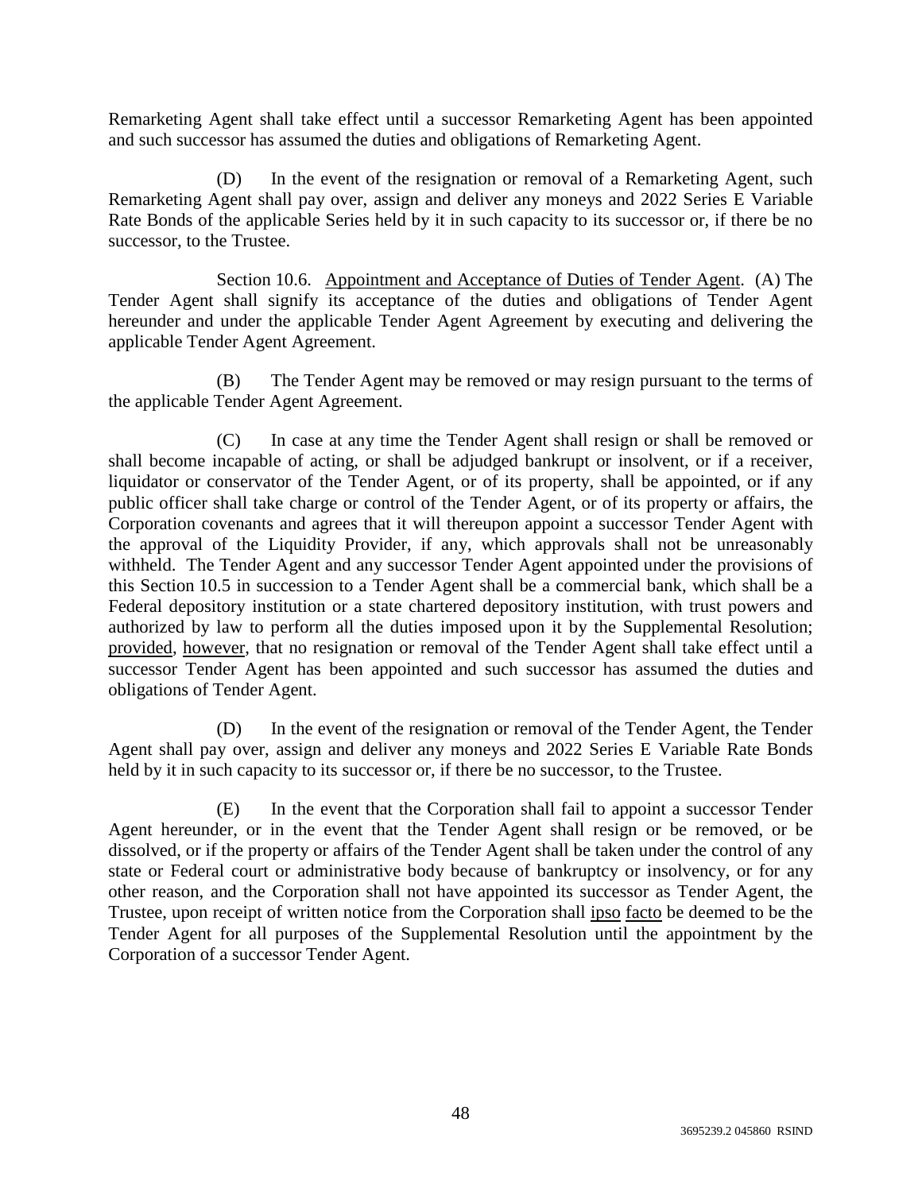Remarketing Agent shall take effect until a successor Remarketing Agent has been appointed and such successor has assumed the duties and obligations of Remarketing Agent.

(D) In the event of the resignation or removal of a Remarketing Agent, such Remarketing Agent shall pay over, assign and deliver any moneys and 2022 Series E Variable Rate Bonds of the applicable Series held by it in such capacity to its successor or, if there be no successor, to the Trustee.

Section 10.6. Appointment and Acceptance of Duties of Tender Agent. (A) The Tender Agent shall signify its acceptance of the duties and obligations of Tender Agent hereunder and under the applicable Tender Agent Agreement by executing and delivering the applicable Tender Agent Agreement.

(B) The Tender Agent may be removed or may resign pursuant to the terms of the applicable Tender Agent Agreement.

(C) In case at any time the Tender Agent shall resign or shall be removed or shall become incapable of acting, or shall be adjudged bankrupt or insolvent, or if a receiver, liquidator or conservator of the Tender Agent, or of its property, shall be appointed, or if any public officer shall take charge or control of the Tender Agent, or of its property or affairs, the Corporation covenants and agrees that it will thereupon appoint a successor Tender Agent with the approval of the Liquidity Provider, if any, which approvals shall not be unreasonably withheld. The Tender Agent and any successor Tender Agent appointed under the provisions of this Section 10.5 in succession to a Tender Agent shall be a commercial bank, which shall be a Federal depository institution or a state chartered depository institution, with trust powers and authorized by law to perform all the duties imposed upon it by the Supplemental Resolution; provided, however, that no resignation or removal of the Tender Agent shall take effect until a successor Tender Agent has been appointed and such successor has assumed the duties and obligations of Tender Agent.

(D) In the event of the resignation or removal of the Tender Agent, the Tender Agent shall pay over, assign and deliver any moneys and 2022 Series E Variable Rate Bonds held by it in such capacity to its successor or, if there be no successor, to the Trustee.

(E) In the event that the Corporation shall fail to appoint a successor Tender Agent hereunder, or in the event that the Tender Agent shall resign or be removed, or be dissolved, or if the property or affairs of the Tender Agent shall be taken under the control of any state or Federal court or administrative body because of bankruptcy or insolvency, or for any other reason, and the Corporation shall not have appointed its successor as Tender Agent, the Trustee, upon receipt of written notice from the Corporation shall ipso facto be deemed to be the Tender Agent for all purposes of the Supplemental Resolution until the appointment by the Corporation of a successor Tender Agent.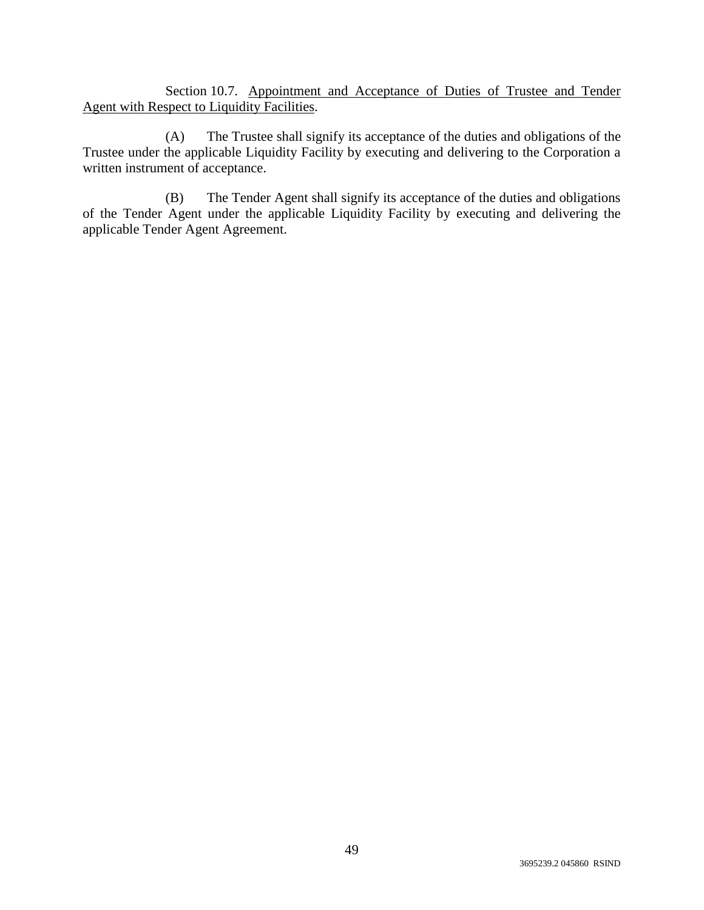Section 10.7. Appointment and Acceptance of Duties of Trustee and Tender Agent with Respect to Liquidity Facilities.

(A) The Trustee shall signify its acceptance of the duties and obligations of the Trustee under the applicable Liquidity Facility by executing and delivering to the Corporation a written instrument of acceptance.

(B) The Tender Agent shall signify its acceptance of the duties and obligations of the Tender Agent under the applicable Liquidity Facility by executing and delivering the applicable Tender Agent Agreement.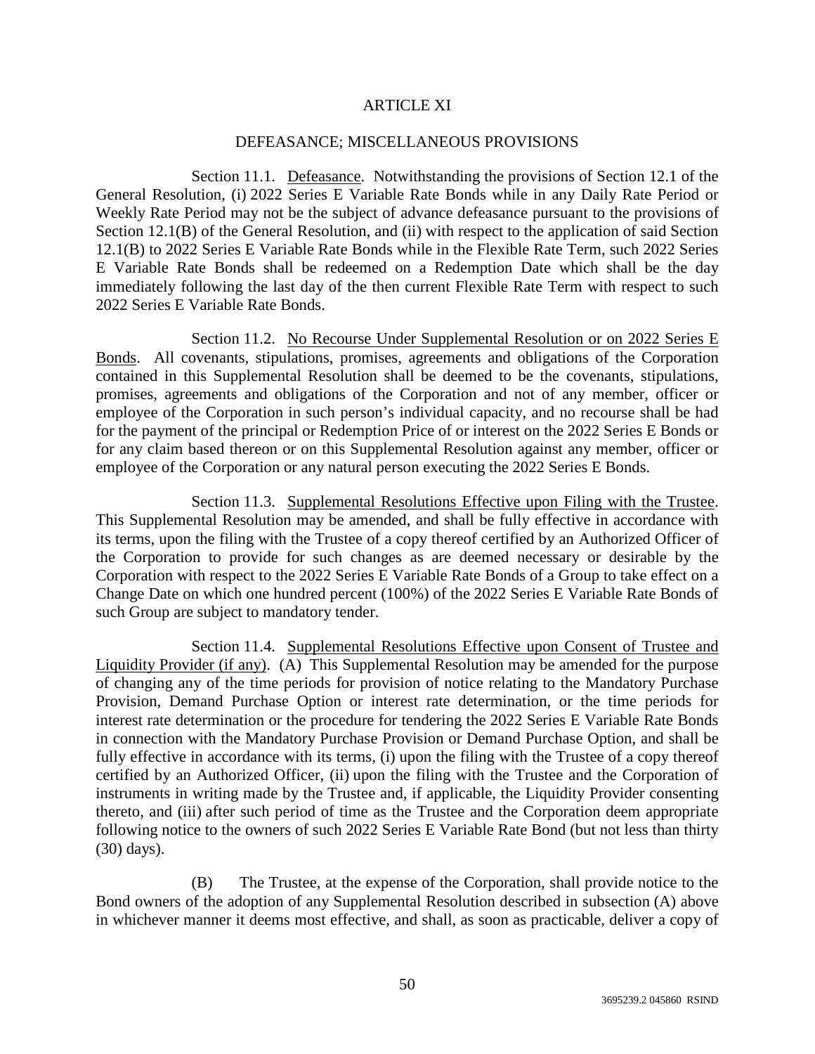# ARTICLE XI

## DEFEASANCE; MISCELLANEOUS PROVISIONS

Section 11.1. Defeasance. Notwithstanding the provisions of Section 12.1 of the General Resolution, (i) 2022 Series E Variable Rate Bonds while in any Daily Rate Period or Weekly Rate Period may not be the subject of advance defeasance pursuant to the provisions of Section 12.1(B) of the General Resolution, and (ii) with respect to the application of said Section 12.1(B) to 2022 Series E Variable Rate Bonds while in the Flexible Rate Term, such 2022 Series E Variable Rate Bonds shall be redeemed on a Redemption Date which shall be the day immediately following the last day of the then current Flexible Rate Term with respect to such 2022 Series E Variable Rate Bonds.

Section 11.2. No Recourse Under Supplemental Resolution or on 2022 Series E Bonds. All covenants, stipulations, promises, agreements and obligations of the Corporation contained in this Supplemental Resolution shall be deemed to be the covenants, stipulations, promises, agreements and obligations of the Corporation and not of any member, officer or employee of the Corporation in such person's individual capacity, and no recourse shall be had for the payment of the principal or Redemption Price of or interest on the 2022 Series E Bonds or for any claim based thereon or on this Supplemental Resolution against any member, officer or employee of the Corporation or any natural person executing the 2022 Series E Bonds.

Section 11.3. Supplemental Resolutions Effective upon Filing with the Trustee. This Supplemental Resolution may be amended, and shall be fully effective in accordance with its terms, upon the filing with the Trustee of a copy thereof certified by an Authorized Officer of the Corporation to provide for such changes as are deemed necessary or desirable by the Corporation with respect to the 2022 Series E Variable Rate Bonds of a Group to take effect on a Change Date on which one hundred percent (100%) of the 2022 Series E Variable Rate Bonds of such Group are subject to mandatory tender.

Section 11.4. Supplemental Resolutions Effective upon Consent of Trustee and Liquidity Provider (if any). (A) This Supplemental Resolution may be amended for the purpose of changing any of the time periods for provision of notice relating to the Mandatory Purchase Provision, Demand Purchase Option or interest rate determination, or the time periods for interest rate determination or the procedure for tendering the 2022 Series E Variable Rate Bonds in connection with the Mandatory Purchase Provision or Demand Purchase Option, and shall be fully effective in accordance with its terms, (i) upon the filing with the Trustee of a copy thereof certified by an Authorized Officer, (ii) upon the filing with the Trustee and the Corporation of instruments in writing made by the Trustee and, if applicable, the Liquidity Provider consenting thereto, and (iii) after such period of time as the Trustee and the Corporation deem appropriate following notice to the owners of such 2022 Series E Variable Rate Bond (but not less than thirty (30) days).

(B) The Trustee, at the expense of the Corporation, shall provide notice to the Bond owners of the adoption of any Supplemental Resolution described in subsection (A) above in whichever manner it deems most effective, and shall, as soon as practicable, deliver a copy of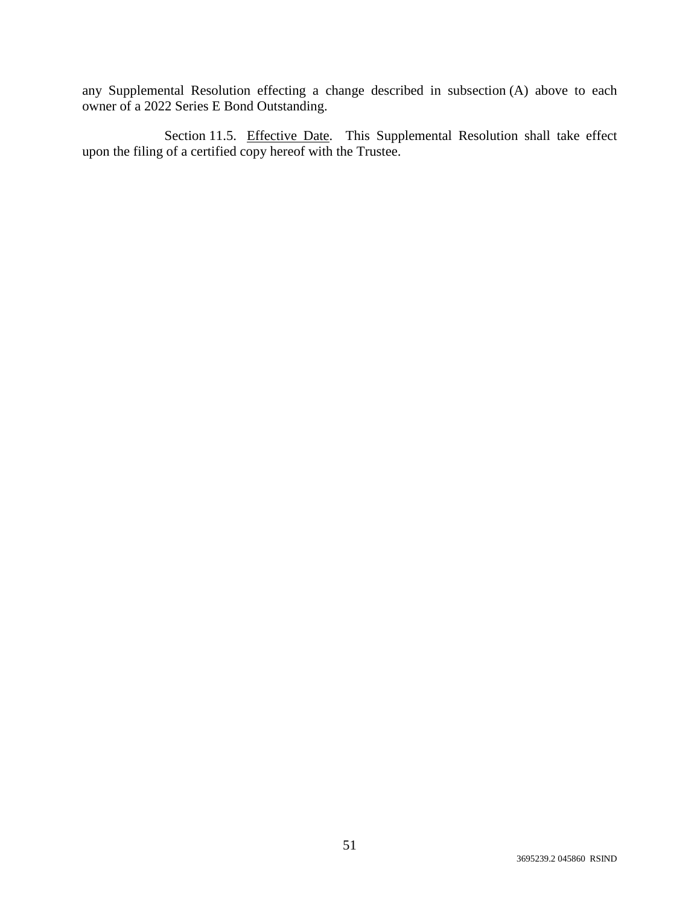any Supplemental Resolution effecting a change described in subsection (A) above to each owner of a 2022 Series E Bond Outstanding.

Section 11.5. Effective Date. This Supplemental Resolution shall take effect upon the filing of a certified copy hereof with the Trustee.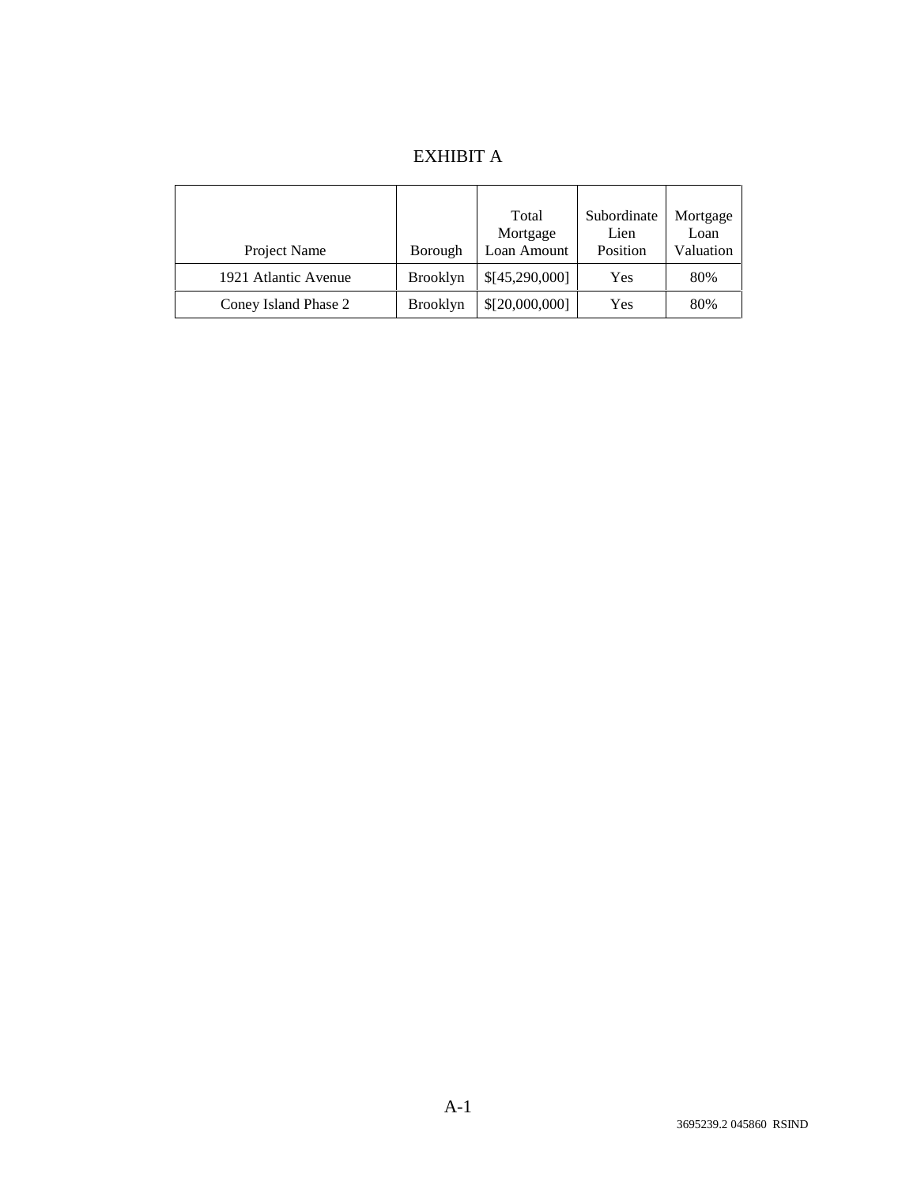# EXHIBIT A

| Project Name | Borough | Total Mortgage Loan Amount | Subordinate Lien Position | Mortgage Loan Valuation |
|---|---|---|---|---|
| 1921 Atlantic Avenue | Brooklyn | $[45,290,000] | Yes | 80% |
| Coney Island Phase 2 | Brooklyn | $[20,000,000] | Yes | 80% |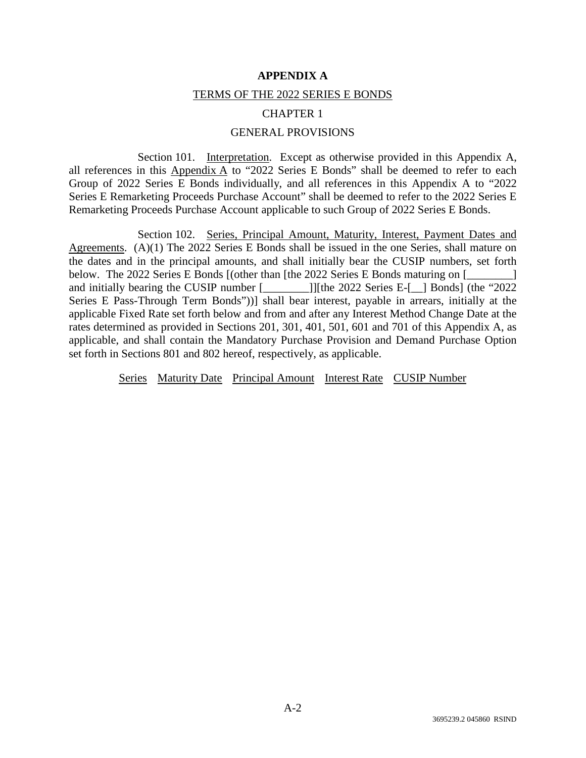# APPENDIX A

## TERMS OF THE 2022 SERIES E BONDS

## CHAPTER 1

## GENERAL PROVISIONS

Section 101. Interpretation. Except as otherwise provided in this Appendix A, all references in this Appendix A to "2022 Series E Bonds" shall be deemed to refer to each Group of 2022 Series E Bonds individually, and all references in this Appendix A to "2022 Series E Remarketing Proceeds Purchase Account" shall be deemed to refer to the 2022 Series E Remarketing Proceeds Purchase Account applicable to such Group of 2022 Series E Bonds.

Section 102. Series, Principal Amount, Maturity, Interest, Payment Dates and Agreements. (A)(1) The 2022 Series E Bonds shall be issued in the one Series, shall mature on the dates and in the principal amounts, and shall initially bear the CUSIP numbers, set forth below. The 2022 Series E Bonds [(other than [the 2022 Series E Bonds maturing on [________] and initially bearing the CUSIP number [________]][the 2022 Series E-[__] Bonds] (the "2022 Series E Pass-Through Term Bonds"))] shall bear interest, payable in arrears, initially at the applicable Fixed Rate set forth below and from and after any Interest Method Change Date at the rates determined as provided in Sections 201, 301, 401, 501, 601 and 701 of this Appendix A, as applicable, and shall contain the Mandatory Purchase Provision and Demand Purchase Option set forth in Sections 801 and 802 hereof, respectively, as applicable.

| Series | Maturity Date | Principal Amount | Interest Rate | CUSIP Number |
|---|---|---|---|---|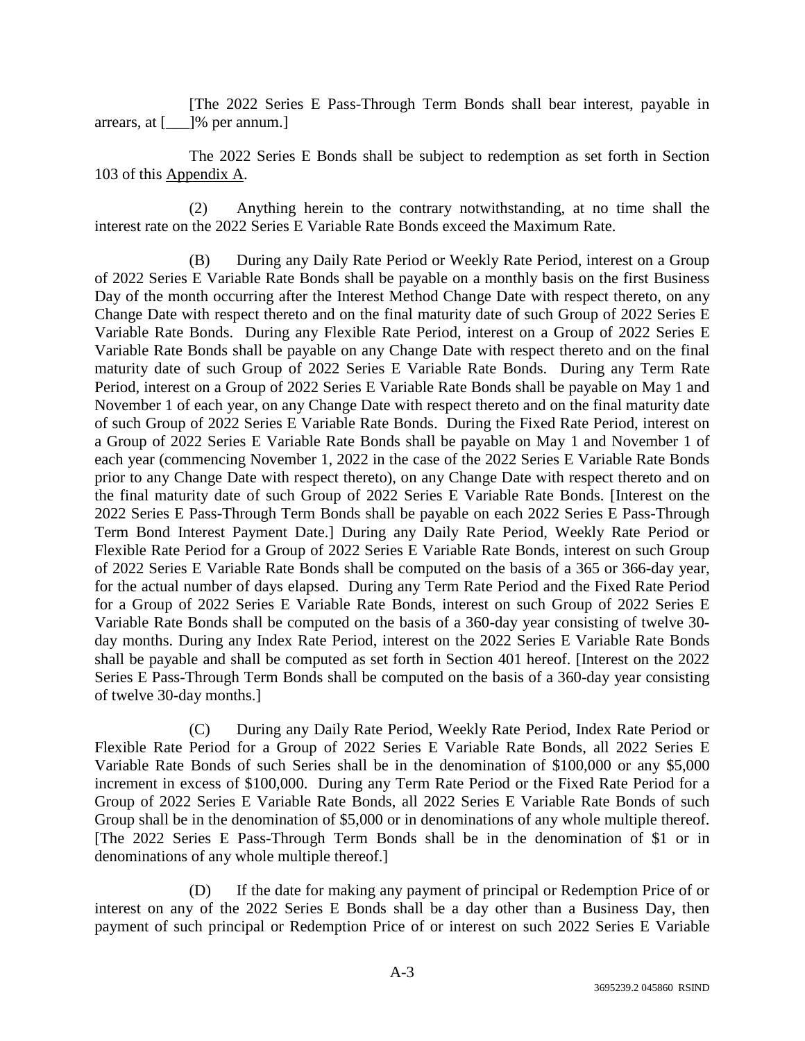[The 2022 Series E Pass-Through Term Bonds shall bear interest, payable in arrears, at [___]% per annum.]

The 2022 Series E Bonds shall be subject to redemption as set forth in Section 103 of this Appendix A.

(2) Anything herein to the contrary notwithstanding, at no time shall the interest rate on the 2022 Series E Variable Rate Bonds exceed the Maximum Rate.

(B) During any Daily Rate Period or Weekly Rate Period, interest on a Group of 2022 Series E Variable Rate Bonds shall be payable on a monthly basis on the first Business Day of the month occurring after the Interest Method Change Date with respect thereto, on any Change Date with respect thereto and on the final maturity date of such Group of 2022 Series E Variable Rate Bonds. During any Flexible Rate Period, interest on a Group of 2022 Series E Variable Rate Bonds shall be payable on any Change Date with respect thereto and on the final maturity date of such Group of 2022 Series E Variable Rate Bonds. During any Term Rate Period, interest on a Group of 2022 Series E Variable Rate Bonds shall be payable on May 1 and November 1 of each year, on any Change Date with respect thereto and on the final maturity date of such Group of 2022 Series E Variable Rate Bonds. During the Fixed Rate Period, interest on a Group of 2022 Series E Variable Rate Bonds shall be payable on May 1 and November 1 of each year (commencing November 1, 2022 in the case of the 2022 Series E Variable Rate Bonds prior to any Change Date with respect thereto), on any Change Date with respect thereto and on the final maturity date of such Group of 2022 Series E Variable Rate Bonds. [Interest on the 2022 Series E Pass-Through Term Bonds shall be payable on each 2022 Series E Pass-Through Term Bond Interest Payment Date.] During any Daily Rate Period, Weekly Rate Period or Flexible Rate Period for a Group of 2022 Series E Variable Rate Bonds, interest on such Group of 2022 Series E Variable Rate Bonds shall be computed on the basis of a 365 or 366-day year, for the actual number of days elapsed. During any Term Rate Period and the Fixed Rate Period for a Group of 2022 Series E Variable Rate Bonds, interest on such Group of 2022 Series E Variable Rate Bonds shall be computed on the basis of a 360-day year consisting of twelve 30-day months. During any Index Rate Period, interest on the 2022 Series E Variable Rate Bonds shall be payable and shall be computed as set forth in Section 401 hereof. [Interest on the 2022 Series E Pass-Through Term Bonds shall be computed on the basis of a 360-day year consisting of twelve 30-day months.]

(C) During any Daily Rate Period, Weekly Rate Period, Index Rate Period or Flexible Rate Period for a Group of 2022 Series E Variable Rate Bonds, all 2022 Series E Variable Rate Bonds of such Series shall be in the denomination of $100,000 or any $5,000 increment in excess of $100,000. During any Term Rate Period or the Fixed Rate Period for a Group of 2022 Series E Variable Rate Bonds, all 2022 Series E Variable Rate Bonds of such Group shall be in the denomination of $5,000 or in denominations of any whole multiple thereof. [The 2022 Series E Pass-Through Term Bonds shall be in the denomination of $1 or in denominations of any whole multiple thereof.]

(D) If the date for making any payment of principal or Redemption Price of or interest on any of the 2022 Series E Bonds shall be a day other than a Business Day, then payment of such principal or Redemption Price of or interest on such 2022 Series E Variable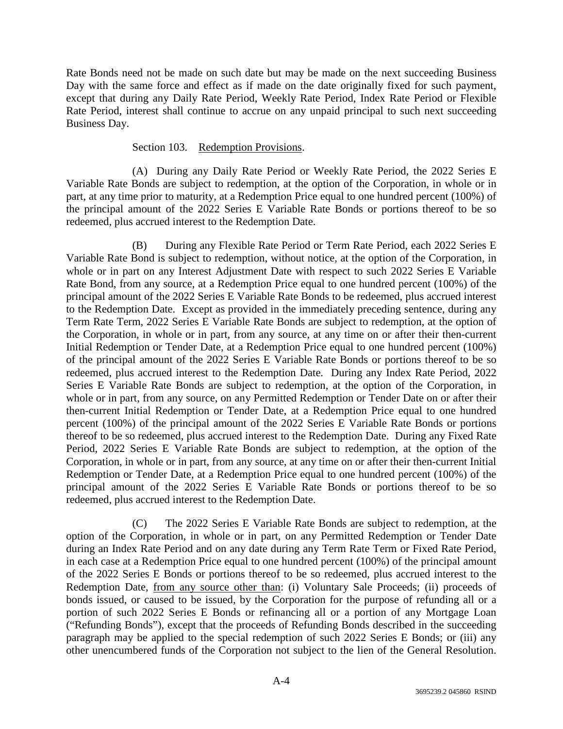Rate Bonds need not be made on such date but may be made on the next succeeding Business Day with the same force and effect as if made on the date originally fixed for such payment, except that during any Daily Rate Period, Weekly Rate Period, Index Rate Period or Flexible Rate Period, interest shall continue to accrue on any unpaid principal to such next succeeding Business Day.

Section 103. Redemption Provisions.

(A) During any Daily Rate Period or Weekly Rate Period, the 2022 Series E Variable Rate Bonds are subject to redemption, at the option of the Corporation, in whole or in part, at any time prior to maturity, at a Redemption Price equal to one hundred percent (100%) of the principal amount of the 2022 Series E Variable Rate Bonds or portions thereof to be so redeemed, plus accrued interest to the Redemption Date.

(B) During any Flexible Rate Period or Term Rate Period, each 2022 Series E Variable Rate Bond is subject to redemption, without notice, at the option of the Corporation, in whole or in part on any Interest Adjustment Date with respect to such 2022 Series E Variable Rate Bond, from any source, at a Redemption Price equal to one hundred percent (100%) of the principal amount of the 2022 Series E Variable Rate Bonds to be redeemed, plus accrued interest to the Redemption Date. Except as provided in the immediately preceding sentence, during any Term Rate Term, 2022 Series E Variable Rate Bonds are subject to redemption, at the option of the Corporation, in whole or in part, from any source, at any time on or after their then-current Initial Redemption or Tender Date, at a Redemption Price equal to one hundred percent (100%) of the principal amount of the 2022 Series E Variable Rate Bonds or portions thereof to be so redeemed, plus accrued interest to the Redemption Date. During any Index Rate Period, 2022 Series E Variable Rate Bonds are subject to redemption, at the option of the Corporation, in whole or in part, from any source, on any Permitted Redemption or Tender Date on or after their then-current Initial Redemption or Tender Date, at a Redemption Price equal to one hundred percent (100%) of the principal amount of the 2022 Series E Variable Rate Bonds or portions thereof to be so redeemed, plus accrued interest to the Redemption Date. During any Fixed Rate Period, 2022 Series E Variable Rate Bonds are subject to redemption, at the option of the Corporation, in whole or in part, from any source, at any time on or after their then-current Initial Redemption or Tender Date, at a Redemption Price equal to one hundred percent (100%) of the principal amount of the 2022 Series E Variable Rate Bonds or portions thereof to be so redeemed, plus accrued interest to the Redemption Date.

(C) The 2022 Series E Variable Rate Bonds are subject to redemption, at the option of the Corporation, in whole or in part, on any Permitted Redemption or Tender Date during an Index Rate Period and on any date during any Term Rate Term or Fixed Rate Period, in each case at a Redemption Price equal to one hundred percent (100%) of the principal amount of the 2022 Series E Bonds or portions thereof to be so redeemed, plus accrued interest to the Redemption Date, from any source other than: (i) Voluntary Sale Proceeds; (ii) proceeds of bonds issued, or caused to be issued, by the Corporation for the purpose of refunding all or a portion of such 2022 Series E Bonds or refinancing all or a portion of any Mortgage Loan ("Refunding Bonds"), except that the proceeds of Refunding Bonds described in the succeeding paragraph may be applied to the special redemption of such 2022 Series E Bonds; or (iii) any other unencumbered funds of the Corporation not subject to the lien of the General Resolution.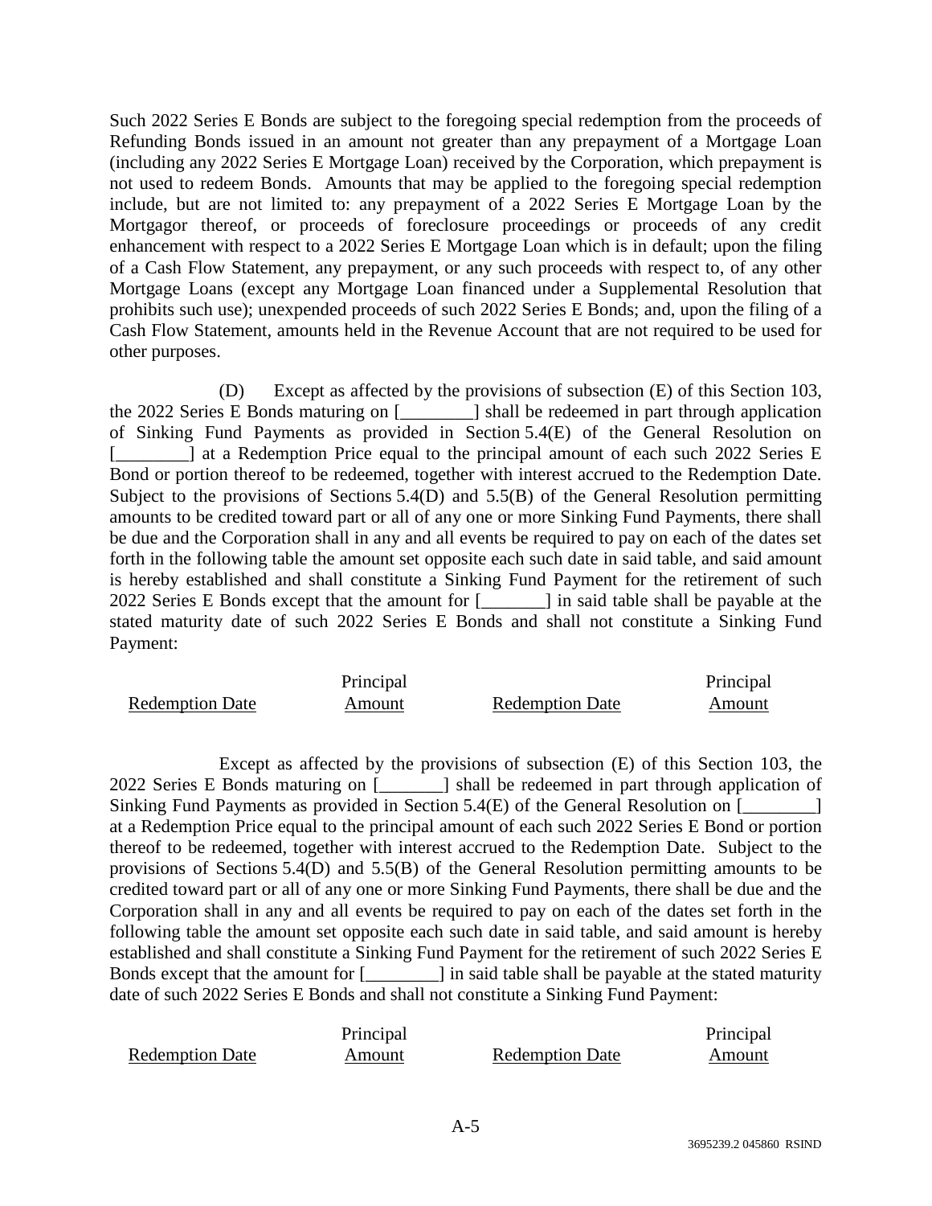Such 2022 Series E Bonds are subject to the foregoing special redemption from the proceeds of Refunding Bonds issued in an amount not greater than any prepayment of a Mortgage Loan (including any 2022 Series E Mortgage Loan) received by the Corporation, which prepayment is not used to redeem Bonds. Amounts that may be applied to the foregoing special redemption include, but are not limited to: any prepayment of a 2022 Series E Mortgage Loan by the Mortgagor thereof, or proceeds of foreclosure proceedings or proceeds of any credit enhancement with respect to a 2022 Series E Mortgage Loan which is in default; upon the filing of a Cash Flow Statement, any prepayment, or any such proceeds with respect to, of any other Mortgage Loans (except any Mortgage Loan financed under a Supplemental Resolution that prohibits such use); unexpended proceeds of such 2022 Series E Bonds; and, upon the filing of a Cash Flow Statement, amounts held in the Revenue Account that are not required to be used for other purposes.

(D) Except as affected by the provisions of subsection (E) of this Section 103, the 2022 Series E Bonds maturing on [________] shall be redeemed in part through application of Sinking Fund Payments as provided in Section 5.4(E) of the General Resolution on [________] at a Redemption Price equal to the principal amount of each such 2022 Series E Bond or portion thereof to be redeemed, together with interest accrued to the Redemption Date. Subject to the provisions of Sections 5.4(D) and 5.5(B) of the General Resolution permitting amounts to be credited toward part or all of any one or more Sinking Fund Payments, there shall be due and the Corporation shall in any and all events be required to pay on each of the dates set forth in the following table the amount set opposite each such date in said table, and said amount is hereby established and shall constitute a Sinking Fund Payment for the retirement of such 2022 Series E Bonds except that the amount for [_______] in said table shall be payable at the stated maturity date of such 2022 Series E Bonds and shall not constitute a Sinking Fund Payment:

| Redemption Date | Principal Amount | Redemption Date | Principal Amount |
|---|---|---|---|

Except as affected by the provisions of subsection (E) of this Section 103, the 2022 Series E Bonds maturing on [_______] shall be redeemed in part through application of Sinking Fund Payments as provided in Section 5.4(E) of the General Resolution on [________] at a Redemption Price equal to the principal amount of each such 2022 Series E Bond or portion thereof to be redeemed, together with interest accrued to the Redemption Date. Subject to the provisions of Sections 5.4(D) and 5.5(B) of the General Resolution permitting amounts to be credited toward part or all of any one or more Sinking Fund Payments, there shall be due and the Corporation shall in any and all events be required to pay on each of the dates set forth in the following table the amount set opposite each such date in said table, and said amount is hereby established and shall constitute a Sinking Fund Payment for the retirement of such 2022 Series E Bonds except that the amount for [________] in said table shall be payable at the stated maturity date of such 2022 Series E Bonds and shall not constitute a Sinking Fund Payment:

| Redemption Date | Principal Amount | Redemption Date | Principal Amount |
|---|---|---|---|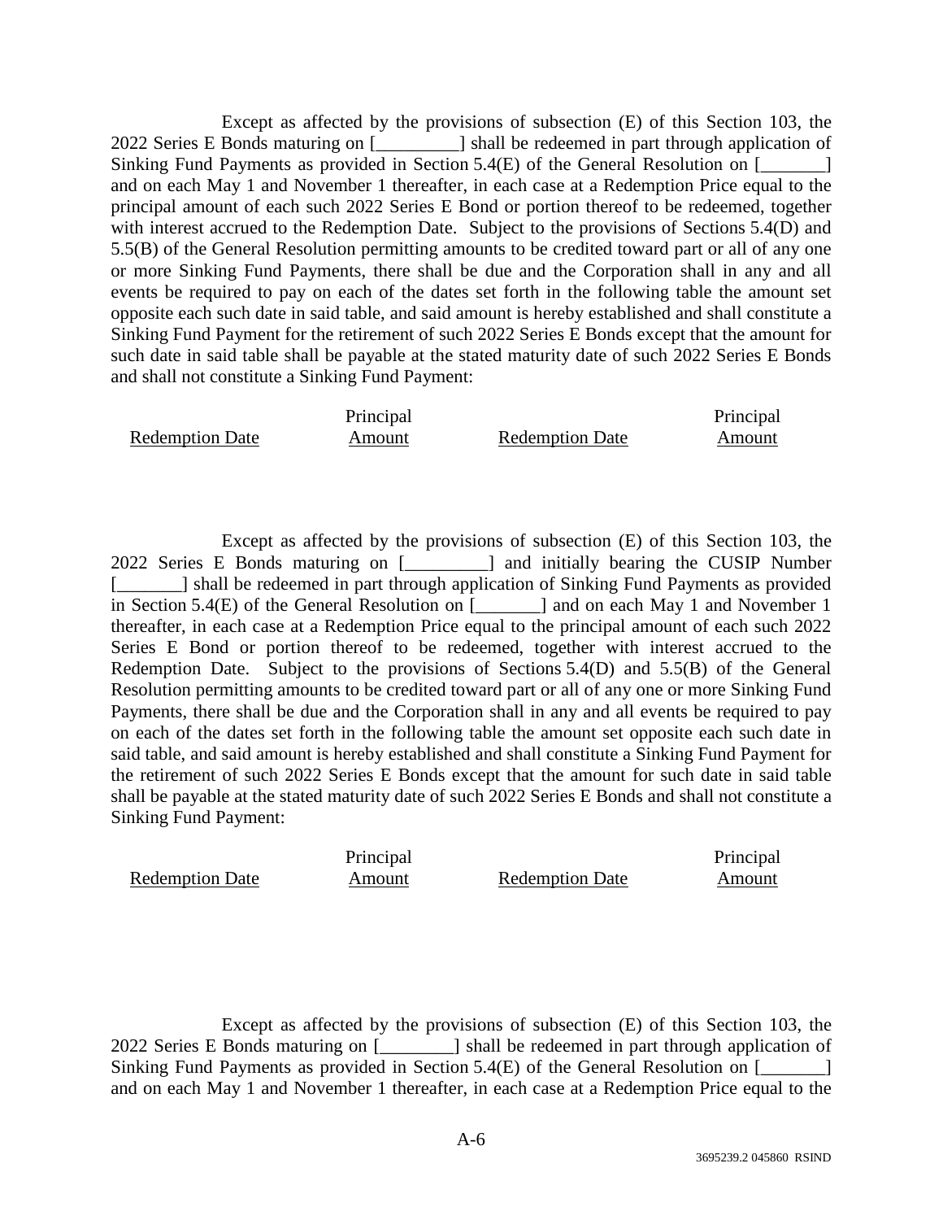Except as affected by the provisions of subsection (E) of this Section 103, the 2022 Series E Bonds maturing on [_________] shall be redeemed in part through application of Sinking Fund Payments as provided in Section 5.4(E) of the General Resolution on [_______] and on each May 1 and November 1 thereafter, in each case at a Redemption Price equal to the principal amount of each such 2022 Series E Bond or portion thereof to be redeemed, together with interest accrued to the Redemption Date. Subject to the provisions of Sections 5.4(D) and 5.5(B) of the General Resolution permitting amounts to be credited toward part or all of any one or more Sinking Fund Payments, there shall be due and the Corporation shall in any and all events be required to pay on each of the dates set forth in the following table the amount set opposite each such date in said table, and said amount is hereby established and shall constitute a Sinking Fund Payment for the retirement of such 2022 Series E Bonds except that the amount for such date in said table shall be payable at the stated maturity date of such 2022 Series E Bonds and shall not constitute a Sinking Fund Payment:

| Redemption Date | Principal Amount | Redemption Date | Principal Amount |
| --- | --- | --- | --- |

Except as affected by the provisions of subsection (E) of this Section 103, the 2022 Series E Bonds maturing on [_________] and initially bearing the CUSIP Number [_______] shall be redeemed in part through application of Sinking Fund Payments as provided in Section 5.4(E) of the General Resolution on [_______] and on each May 1 and November 1 thereafter, in each case at a Redemption Price equal to the principal amount of each such 2022 Series E Bond or portion thereof to be redeemed, together with interest accrued to the Redemption Date. Subject to the provisions of Sections 5.4(D) and 5.5(B) of the General Resolution permitting amounts to be credited toward part or all of any one or more Sinking Fund Payments, there shall be due and the Corporation shall in any and all events be required to pay on each of the dates set forth in the following table the amount set opposite each such date in said table, and said amount is hereby established and shall constitute a Sinking Fund Payment for the retirement of such 2022 Series E Bonds except that the amount for such date in said table shall be payable at the stated maturity date of such 2022 Series E Bonds and shall not constitute a Sinking Fund Payment:

| Redemption Date | Principal Amount | Redemption Date | Principal Amount |
| --- | --- | --- | --- |

Except as affected by the provisions of subsection (E) of this Section 103, the 2022 Series E Bonds maturing on [________] shall be redeemed in part through application of Sinking Fund Payments as provided in Section 5.4(E) of the General Resolution on [_______] and on each May 1 and November 1 thereafter, in each case at a Redemption Price equal to the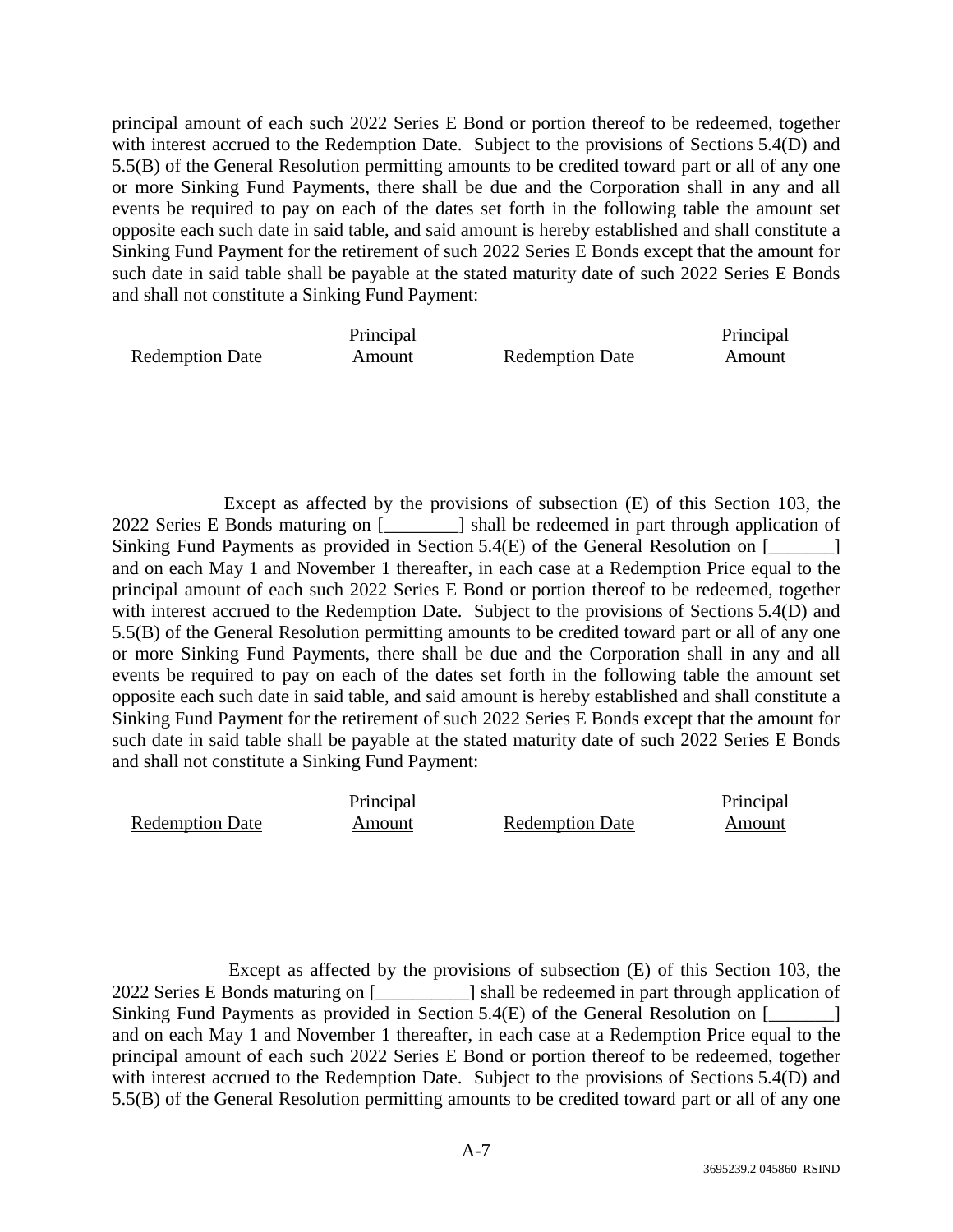principal amount of each such 2022 Series E Bond or portion thereof to be redeemed, together with interest accrued to the Redemption Date. Subject to the provisions of Sections 5.4(D) and 5.5(B) of the General Resolution permitting amounts to be credited toward part or all of any one or more Sinking Fund Payments, there shall be due and the Corporation shall in any and all events be required to pay on each of the dates set forth in the following table the amount set opposite each such date in said table, and said amount is hereby established and shall constitute a Sinking Fund Payment for the retirement of such 2022 Series E Bonds except that the amount for such date in said table shall be payable at the stated maturity date of such 2022 Series E Bonds and shall not constitute a Sinking Fund Payment:

| Redemption Date | Principal Amount | Redemption Date | Principal Amount |
|---|---|---|---|

Except as affected by the provisions of subsection (E) of this Section 103, the 2022 Series E Bonds maturing on [________] shall be redeemed in part through application of Sinking Fund Payments as provided in Section 5.4(E) of the General Resolution on [_______] and on each May 1 and November 1 thereafter, in each case at a Redemption Price equal to the principal amount of each such 2022 Series E Bond or portion thereof to be redeemed, together with interest accrued to the Redemption Date. Subject to the provisions of Sections 5.4(D) and 5.5(B) of the General Resolution permitting amounts to be credited toward part or all of any one or more Sinking Fund Payments, there shall be due and the Corporation shall in any and all events be required to pay on each of the dates set forth in the following table the amount set opposite each such date in said table, and said amount is hereby established and shall constitute a Sinking Fund Payment for the retirement of such 2022 Series E Bonds except that the amount for such date in said table shall be payable at the stated maturity date of such 2022 Series E Bonds and shall not constitute a Sinking Fund Payment:

| Redemption Date | Principal Amount | Redemption Date | Principal Amount |
|---|---|---|---|

Except as affected by the provisions of subsection (E) of this Section 103, the 2022 Series E Bonds maturing on [__________] shall be redeemed in part through application of Sinking Fund Payments as provided in Section 5.4(E) of the General Resolution on [_______] and on each May 1 and November 1 thereafter, in each case at a Redemption Price equal to the principal amount of each such 2022 Series E Bond or portion thereof to be redeemed, together with interest accrued to the Redemption Date. Subject to the provisions of Sections 5.4(D) and 5.5(B) of the General Resolution permitting amounts to be credited toward part or all of any one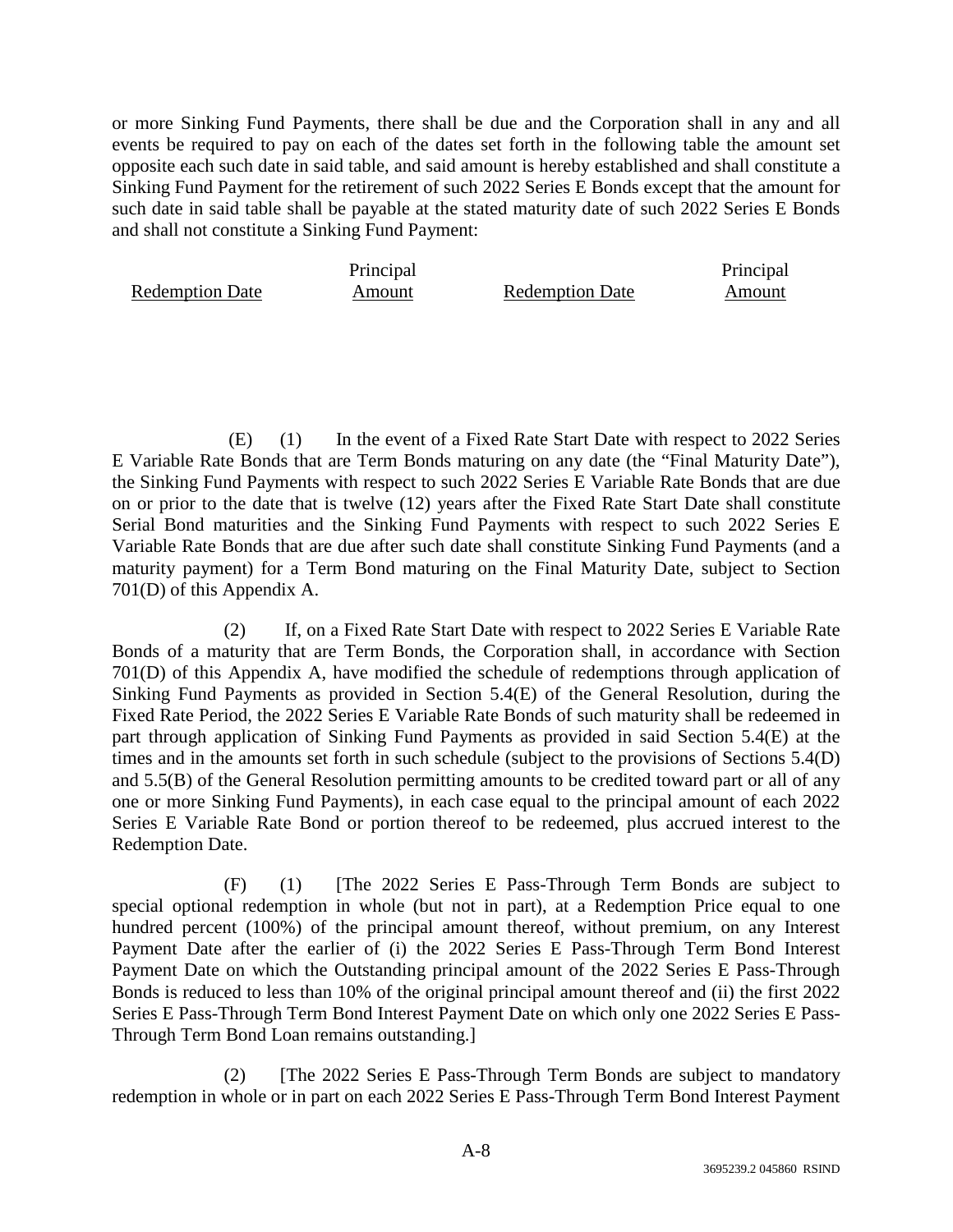or more Sinking Fund Payments, there shall be due and the Corporation shall in any and all events be required to pay on each of the dates set forth in the following table the amount set opposite each such date in said table, and said amount is hereby established and shall constitute a Sinking Fund Payment for the retirement of such 2022 Series E Bonds except that the amount for such date in said table shall be payable at the stated maturity date of such 2022 Series E Bonds and shall not constitute a Sinking Fund Payment:

| Redemption Date | Principal Amount | Redemption Date | Principal Amount |
|---|---|---|---|

(E) (1) In the event of a Fixed Rate Start Date with respect to 2022 Series E Variable Rate Bonds that are Term Bonds maturing on any date (the "Final Maturity Date"), the Sinking Fund Payments with respect to such 2022 Series E Variable Rate Bonds that are due on or prior to the date that is twelve (12) years after the Fixed Rate Start Date shall constitute Serial Bond maturities and the Sinking Fund Payments with respect to such 2022 Series E Variable Rate Bonds that are due after such date shall constitute Sinking Fund Payments (and a maturity payment) for a Term Bond maturing on the Final Maturity Date, subject to Section 701(D) of this Appendix A.

(2) If, on a Fixed Rate Start Date with respect to 2022 Series E Variable Rate Bonds of a maturity that are Term Bonds, the Corporation shall, in accordance with Section 701(D) of this Appendix A, have modified the schedule of redemptions through application of Sinking Fund Payments as provided in Section 5.4(E) of the General Resolution, during the Fixed Rate Period, the 2022 Series E Variable Rate Bonds of such maturity shall be redeemed in part through application of Sinking Fund Payments as provided in said Section 5.4(E) at the times and in the amounts set forth in such schedule (subject to the provisions of Sections 5.4(D) and 5.5(B) of the General Resolution permitting amounts to be credited toward part or all of any one or more Sinking Fund Payments), in each case equal to the principal amount of each 2022 Series E Variable Rate Bond or portion thereof to be redeemed, plus accrued interest to the Redemption Date.

(F) (1) [The 2022 Series E Pass-Through Term Bonds are subject to special optional redemption in whole (but not in part), at a Redemption Price equal to one hundred percent (100%) of the principal amount thereof, without premium, on any Interest Payment Date after the earlier of (i) the 2022 Series E Pass-Through Term Bond Interest Payment Date on which the Outstanding principal amount of the 2022 Series E Pass-Through Bonds is reduced to less than 10% of the original principal amount thereof and (ii) the first 2022 Series E Pass-Through Term Bond Interest Payment Date on which only one 2022 Series E Pass-Through Term Bond Loan remains outstanding.]

(2) [The 2022 Series E Pass-Through Term Bonds are subject to mandatory redemption in whole or in part on each 2022 Series E Pass-Through Term Bond Interest Payment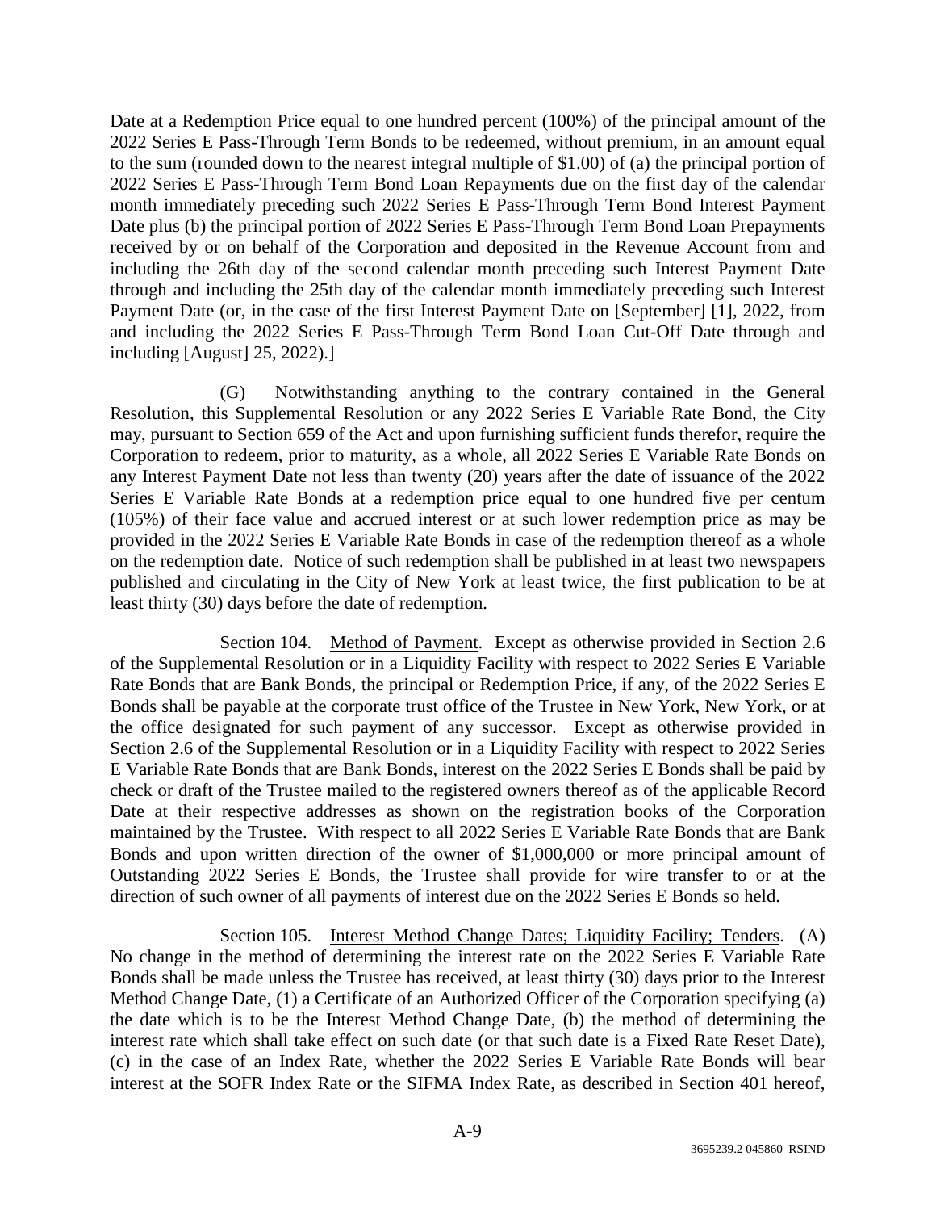Date at a Redemption Price equal to one hundred percent (100%) of the principal amount of the 2022 Series E Pass-Through Term Bonds to be redeemed, without premium, in an amount equal to the sum (rounded down to the nearest integral multiple of $1.00) of (a) the principal portion of 2022 Series E Pass-Through Term Bond Loan Repayments due on the first day of the calendar month immediately preceding such 2022 Series E Pass-Through Term Bond Interest Payment Date plus (b) the principal portion of 2022 Series E Pass-Through Term Bond Loan Prepayments received by or on behalf of the Corporation and deposited in the Revenue Account from and including the 26th day of the second calendar month preceding such Interest Payment Date through and including the 25th day of the calendar month immediately preceding such Interest Payment Date (or, in the case of the first Interest Payment Date on [September] [1], 2022, from and including the 2022 Series E Pass-Through Term Bond Loan Cut-Off Date through and including [August] 25, 2022).]

(G) Notwithstanding anything to the contrary contained in the General Resolution, this Supplemental Resolution or any 2022 Series E Variable Rate Bond, the City may, pursuant to Section 659 of the Act and upon furnishing sufficient funds therefor, require the Corporation to redeem, prior to maturity, as a whole, all 2022 Series E Variable Rate Bonds on any Interest Payment Date not less than twenty (20) years after the date of issuance of the 2022 Series E Variable Rate Bonds at a redemption price equal to one hundred five per centum (105%) of their face value and accrued interest or at such lower redemption price as may be provided in the 2022 Series E Variable Rate Bonds in case of the redemption thereof as a whole on the redemption date. Notice of such redemption shall be published in at least two newspapers published and circulating in the City of New York at least twice, the first publication to be at least thirty (30) days before the date of redemption.

Section 104. Method of Payment. Except as otherwise provided in Section 2.6 of the Supplemental Resolution or in a Liquidity Facility with respect to 2022 Series E Variable Rate Bonds that are Bank Bonds, the principal or Redemption Price, if any, of the 2022 Series E Bonds shall be payable at the corporate trust office of the Trustee in New York, New York, or at the office designated for such payment of any successor. Except as otherwise provided in Section 2.6 of the Supplemental Resolution or in a Liquidity Facility with respect to 2022 Series E Variable Rate Bonds that are Bank Bonds, interest on the 2022 Series E Bonds shall be paid by check or draft of the Trustee mailed to the registered owners thereof as of the applicable Record Date at their respective addresses as shown on the registration books of the Corporation maintained by the Trustee. With respect to all 2022 Series E Variable Rate Bonds that are Bank Bonds and upon written direction of the owner of $1,000,000 or more principal amount of Outstanding 2022 Series E Bonds, the Trustee shall provide for wire transfer to or at the direction of such owner of all payments of interest due on the 2022 Series E Bonds so held.

Section 105. Interest Method Change Dates; Liquidity Facility; Tenders. (A) No change in the method of determining the interest rate on the 2022 Series E Variable Rate Bonds shall be made unless the Trustee has received, at least thirty (30) days prior to the Interest Method Change Date, (1) a Certificate of an Authorized Officer of the Corporation specifying (a) the date which is to be the Interest Method Change Date, (b) the method of determining the interest rate which shall take effect on such date (or that such date is a Fixed Rate Reset Date), (c) in the case of an Index Rate, whether the 2022 Series E Variable Rate Bonds will bear interest at the SOFR Index Rate or the SIFMA Index Rate, as described in Section 401 hereof,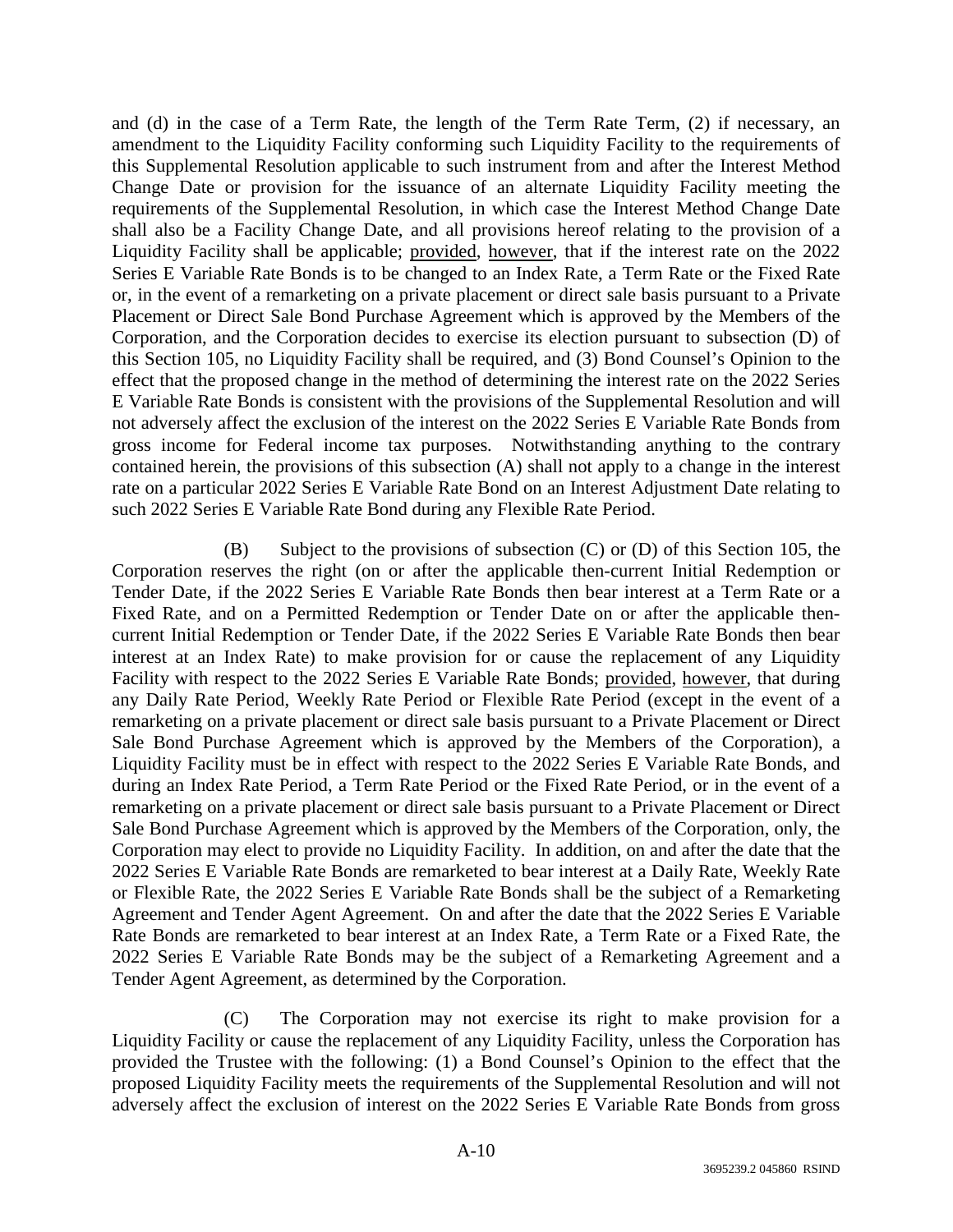and (d) in the case of a Term Rate, the length of the Term Rate Term, (2) if necessary, an amendment to the Liquidity Facility conforming such Liquidity Facility to the requirements of this Supplemental Resolution applicable to such instrument from and after the Interest Method Change Date or provision for the issuance of an alternate Liquidity Facility meeting the requirements of the Supplemental Resolution, in which case the Interest Method Change Date shall also be a Facility Change Date, and all provisions hereof relating to the provision of a Liquidity Facility shall be applicable; provided, however, that if the interest rate on the 2022 Series E Variable Rate Bonds is to be changed to an Index Rate, a Term Rate or the Fixed Rate or, in the event of a remarketing on a private placement or direct sale basis pursuant to a Private Placement or Direct Sale Bond Purchase Agreement which is approved by the Members of the Corporation, and the Corporation decides to exercise its election pursuant to subsection (D) of this Section 105, no Liquidity Facility shall be required, and (3) Bond Counsel's Opinion to the effect that the proposed change in the method of determining the interest rate on the 2022 Series E Variable Rate Bonds is consistent with the provisions of the Supplemental Resolution and will not adversely affect the exclusion of the interest on the 2022 Series E Variable Rate Bonds from gross income for Federal income tax purposes. Notwithstanding anything to the contrary contained herein, the provisions of this subsection (A) shall not apply to a change in the interest rate on a particular 2022 Series E Variable Rate Bond on an Interest Adjustment Date relating to such 2022 Series E Variable Rate Bond during any Flexible Rate Period.

(B) Subject to the provisions of subsection (C) or (D) of this Section 105, the Corporation reserves the right (on or after the applicable then-current Initial Redemption or Tender Date, if the 2022 Series E Variable Rate Bonds then bear interest at a Term Rate or a Fixed Rate, and on a Permitted Redemption or Tender Date on or after the applicable then-current Initial Redemption or Tender Date, if the 2022 Series E Variable Rate Bonds then bear interest at an Index Rate) to make provision for or cause the replacement of any Liquidity Facility with respect to the 2022 Series E Variable Rate Bonds; provided, however, that during any Daily Rate Period, Weekly Rate Period or Flexible Rate Period (except in the event of a remarketing on a private placement or direct sale basis pursuant to a Private Placement or Direct Sale Bond Purchase Agreement which is approved by the Members of the Corporation), a Liquidity Facility must be in effect with respect to the 2022 Series E Variable Rate Bonds, and during an Index Rate Period, a Term Rate Period or the Fixed Rate Period, or in the event of a remarketing on a private placement or direct sale basis pursuant to a Private Placement or Direct Sale Bond Purchase Agreement which is approved by the Members of the Corporation, only, the Corporation may elect to provide no Liquidity Facility. In addition, on and after the date that the 2022 Series E Variable Rate Bonds are remarketed to bear interest at a Daily Rate, Weekly Rate or Flexible Rate, the 2022 Series E Variable Rate Bonds shall be the subject of a Remarketing Agreement and Tender Agent Agreement. On and after the date that the 2022 Series E Variable Rate Bonds are remarketed to bear interest at an Index Rate, a Term Rate or a Fixed Rate, the 2022 Series E Variable Rate Bonds may be the subject of a Remarketing Agreement and a Tender Agent Agreement, as determined by the Corporation.

(C) The Corporation may not exercise its right to make provision for a Liquidity Facility or cause the replacement of any Liquidity Facility, unless the Corporation has provided the Trustee with the following: (1) a Bond Counsel's Opinion to the effect that the proposed Liquidity Facility meets the requirements of the Supplemental Resolution and will not adversely affect the exclusion of interest on the 2022 Series E Variable Rate Bonds from gross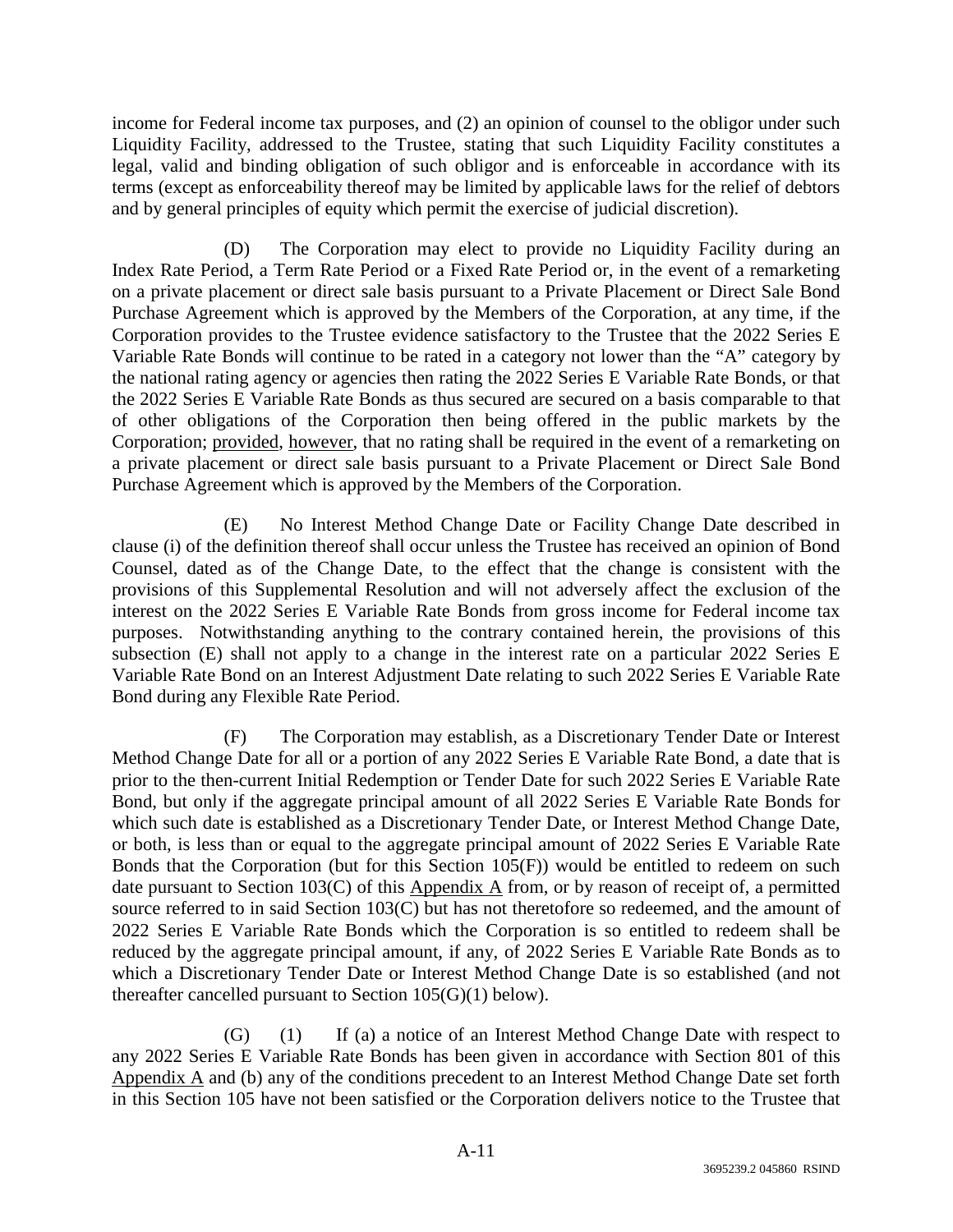income for Federal income tax purposes, and (2) an opinion of counsel to the obligor under such Liquidity Facility, addressed to the Trustee, stating that such Liquidity Facility constitutes a legal, valid and binding obligation of such obligor and is enforceable in accordance with its terms (except as enforceability thereof may be limited by applicable laws for the relief of debtors and by general principles of equity which permit the exercise of judicial discretion).

(D) The Corporation may elect to provide no Liquidity Facility during an Index Rate Period, a Term Rate Period or a Fixed Rate Period or, in the event of a remarketing on a private placement or direct sale basis pursuant to a Private Placement or Direct Sale Bond Purchase Agreement which is approved by the Members of the Corporation, at any time, if the Corporation provides to the Trustee evidence satisfactory to the Trustee that the 2022 Series E Variable Rate Bonds will continue to be rated in a category not lower than the "A" category by the national rating agency or agencies then rating the 2022 Series E Variable Rate Bonds, or that the 2022 Series E Variable Rate Bonds as thus secured are secured on a basis comparable to that of other obligations of the Corporation then being offered in the public markets by the Corporation; provided, however, that no rating shall be required in the event of a remarketing on a private placement or direct sale basis pursuant to a Private Placement or Direct Sale Bond Purchase Agreement which is approved by the Members of the Corporation.

(E) No Interest Method Change Date or Facility Change Date described in clause (i) of the definition thereof shall occur unless the Trustee has received an opinion of Bond Counsel, dated as of the Change Date, to the effect that the change is consistent with the provisions of this Supplemental Resolution and will not adversely affect the exclusion of the interest on the 2022 Series E Variable Rate Bonds from gross income for Federal income tax purposes. Notwithstanding anything to the contrary contained herein, the provisions of this subsection (E) shall not apply to a change in the interest rate on a particular 2022 Series E Variable Rate Bond on an Interest Adjustment Date relating to such 2022 Series E Variable Rate Bond during any Flexible Rate Period.

(F) The Corporation may establish, as a Discretionary Tender Date or Interest Method Change Date for all or a portion of any 2022 Series E Variable Rate Bond, a date that is prior to the then-current Initial Redemption or Tender Date for such 2022 Series E Variable Rate Bond, but only if the aggregate principal amount of all 2022 Series E Variable Rate Bonds for which such date is established as a Discretionary Tender Date, or Interest Method Change Date, or both, is less than or equal to the aggregate principal amount of 2022 Series E Variable Rate Bonds that the Corporation (but for this Section 105(F)) would be entitled to redeem on such date pursuant to Section 103(C) of this Appendix A from, or by reason of receipt of, a permitted source referred to in said Section 103(C) but has not theretofore so redeemed, and the amount of 2022 Series E Variable Rate Bonds which the Corporation is so entitled to redeem shall be reduced by the aggregate principal amount, if any, of 2022 Series E Variable Rate Bonds as to which a Discretionary Tender Date or Interest Method Change Date is so established (and not thereafter cancelled pursuant to Section 105(G)(1) below).

(G) (1) If (a) a notice of an Interest Method Change Date with respect to any 2022 Series E Variable Rate Bonds has been given in accordance with Section 801 of this Appendix A and (b) any of the conditions precedent to an Interest Method Change Date set forth in this Section 105 have not been satisfied or the Corporation delivers notice to the Trustee that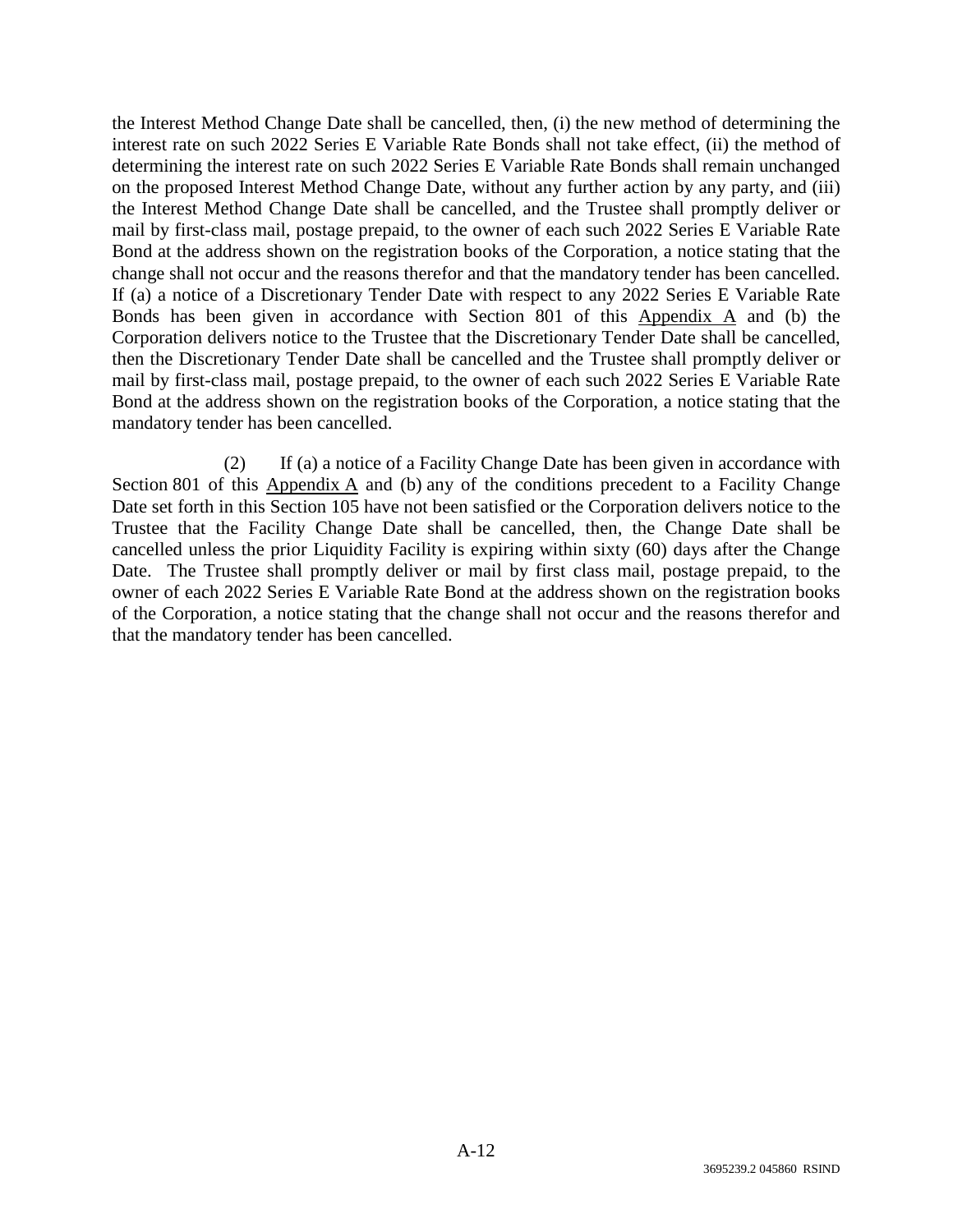the Interest Method Change Date shall be cancelled, then, (i) the new method of determining the interest rate on such 2022 Series E Variable Rate Bonds shall not take effect, (ii) the method of determining the interest rate on such 2022 Series E Variable Rate Bonds shall remain unchanged on the proposed Interest Method Change Date, without any further action by any party, and (iii) the Interest Method Change Date shall be cancelled, and the Trustee shall promptly deliver or mail by first-class mail, postage prepaid, to the owner of each such 2022 Series E Variable Rate Bond at the address shown on the registration books of the Corporation, a notice stating that the change shall not occur and the reasons therefor and that the mandatory tender has been cancelled. If (a) a notice of a Discretionary Tender Date with respect to any 2022 Series E Variable Rate Bonds has been given in accordance with Section 801 of this Appendix A and (b) the Corporation delivers notice to the Trustee that the Discretionary Tender Date shall be cancelled, then the Discretionary Tender Date shall be cancelled and the Trustee shall promptly deliver or mail by first-class mail, postage prepaid, to the owner of each such 2022 Series E Variable Rate Bond at the address shown on the registration books of the Corporation, a notice stating that the mandatory tender has been cancelled.

(2) If (a) a notice of a Facility Change Date has been given in accordance with Section 801 of this Appendix A and (b) any of the conditions precedent to a Facility Change Date set forth in this Section 105 have not been satisfied or the Corporation delivers notice to the Trustee that the Facility Change Date shall be cancelled, then, the Change Date shall be cancelled unless the prior Liquidity Facility is expiring within sixty (60) days after the Change Date. The Trustee shall promptly deliver or mail by first class mail, postage prepaid, to the owner of each 2022 Series E Variable Rate Bond at the address shown on the registration books of the Corporation, a notice stating that the change shall not occur and the reasons therefor and that the mandatory tender has been cancelled.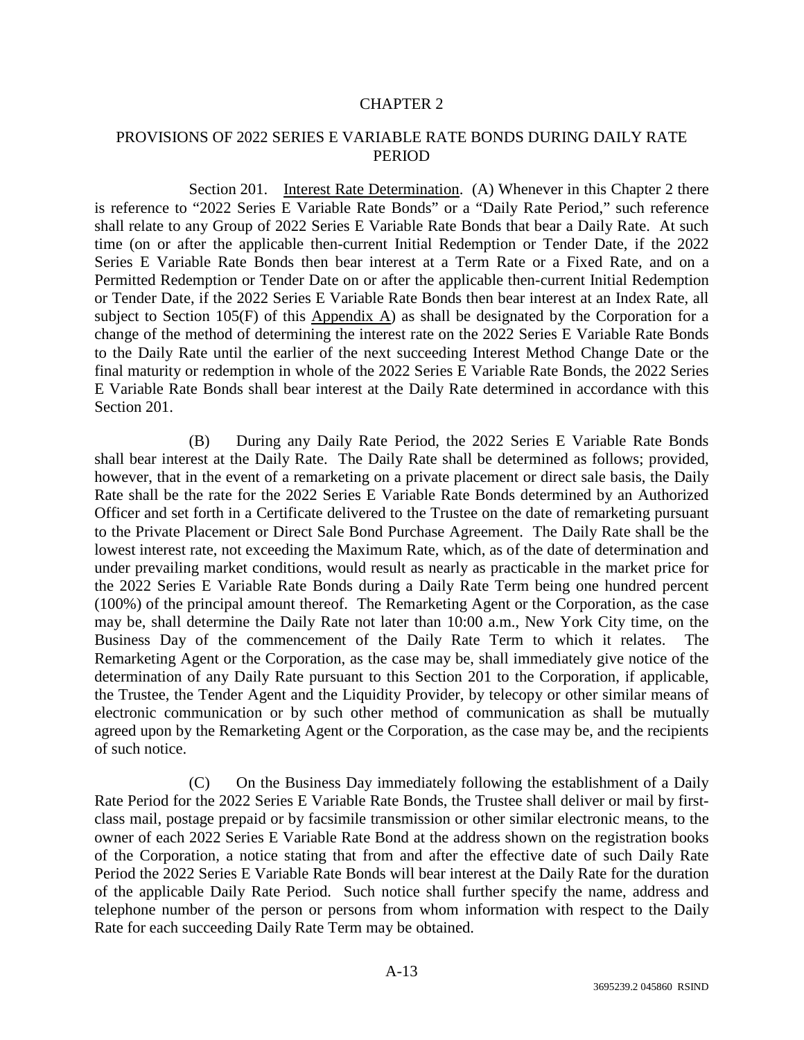## CHAPTER 2

## PROVISIONS OF 2022 SERIES E VARIABLE RATE BONDS DURING DAILY RATE PERIOD

Section 201. Interest Rate Determination. (A) Whenever in this Chapter 2 there is reference to "2022 Series E Variable Rate Bonds" or a "Daily Rate Period," such reference shall relate to any Group of 2022 Series E Variable Rate Bonds that bear a Daily Rate. At such time (on or after the applicable then-current Initial Redemption or Tender Date, if the 2022 Series E Variable Rate Bonds then bear interest at a Term Rate or a Fixed Rate, and on a Permitted Redemption or Tender Date on or after the applicable then-current Initial Redemption or Tender Date, if the 2022 Series E Variable Rate Bonds then bear interest at an Index Rate, all subject to Section 105(F) of this Appendix A) as shall be designated by the Corporation for a change of the method of determining the interest rate on the 2022 Series E Variable Rate Bonds to the Daily Rate until the earlier of the next succeeding Interest Method Change Date or the final maturity or redemption in whole of the 2022 Series E Variable Rate Bonds, the 2022 Series E Variable Rate Bonds shall bear interest at the Daily Rate determined in accordance with this Section 201.

(B) During any Daily Rate Period, the 2022 Series E Variable Rate Bonds shall bear interest at the Daily Rate. The Daily Rate shall be determined as follows; provided, however, that in the event of a remarketing on a private placement or direct sale basis, the Daily Rate shall be the rate for the 2022 Series E Variable Rate Bonds determined by an Authorized Officer and set forth in a Certificate delivered to the Trustee on the date of remarketing pursuant to the Private Placement or Direct Sale Bond Purchase Agreement. The Daily Rate shall be the lowest interest rate, not exceeding the Maximum Rate, which, as of the date of determination and under prevailing market conditions, would result as nearly as practicable in the market price for the 2022 Series E Variable Rate Bonds during a Daily Rate Term being one hundred percent (100%) of the principal amount thereof. The Remarketing Agent or the Corporation, as the case may be, shall determine the Daily Rate not later than 10:00 a.m., New York City time, on the Business Day of the commencement of the Daily Rate Term to which it relates. The Remarketing Agent or the Corporation, as the case may be, shall immediately give notice of the determination of any Daily Rate pursuant to this Section 201 to the Corporation, if applicable, the Trustee, the Tender Agent and the Liquidity Provider, by telecopy or other similar means of electronic communication or by such other method of communication as shall be mutually agreed upon by the Remarketing Agent or the Corporation, as the case may be, and the recipients of such notice.

(C) On the Business Day immediately following the establishment of a Daily Rate Period for the 2022 Series E Variable Rate Bonds, the Trustee shall deliver or mail by first-class mail, postage prepaid or by facsimile transmission or other similar electronic means, to the owner of each 2022 Series E Variable Rate Bond at the address shown on the registration books of the Corporation, a notice stating that from and after the effective date of such Daily Rate Period the 2022 Series E Variable Rate Bonds will bear interest at the Daily Rate for the duration of the applicable Daily Rate Period. Such notice shall further specify the name, address and telephone number of the person or persons from whom information with respect to the Daily Rate for each succeeding Daily Rate Term may be obtained.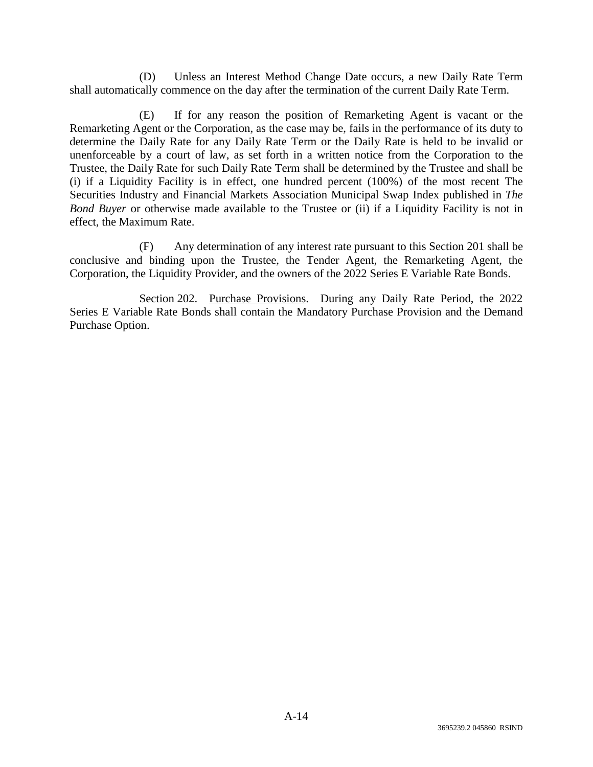(D) Unless an Interest Method Change Date occurs, a new Daily Rate Term shall automatically commence on the day after the termination of the current Daily Rate Term.

(E) If for any reason the position of Remarketing Agent is vacant or the Remarketing Agent or the Corporation, as the case may be, fails in the performance of its duty to determine the Daily Rate for any Daily Rate Term or the Daily Rate is held to be invalid or unenforceable by a court of law, as set forth in a written notice from the Corporation to the Trustee, the Daily Rate for such Daily Rate Term shall be determined by the Trustee and shall be (i) if a Liquidity Facility is in effect, one hundred percent (100%) of the most recent The Securities Industry and Financial Markets Association Municipal Swap Index published in *The Bond Buyer* or otherwise made available to the Trustee or (ii) if a Liquidity Facility is not in effect, the Maximum Rate.

(F) Any determination of any interest rate pursuant to this Section 201 shall be conclusive and binding upon the Trustee, the Tender Agent, the Remarketing Agent, the Corporation, the Liquidity Provider, and the owners of the 2022 Series E Variable Rate Bonds.

Section 202. Purchase Provisions. During any Daily Rate Period, the 2022 Series E Variable Rate Bonds shall contain the Mandatory Purchase Provision and the Demand Purchase Option.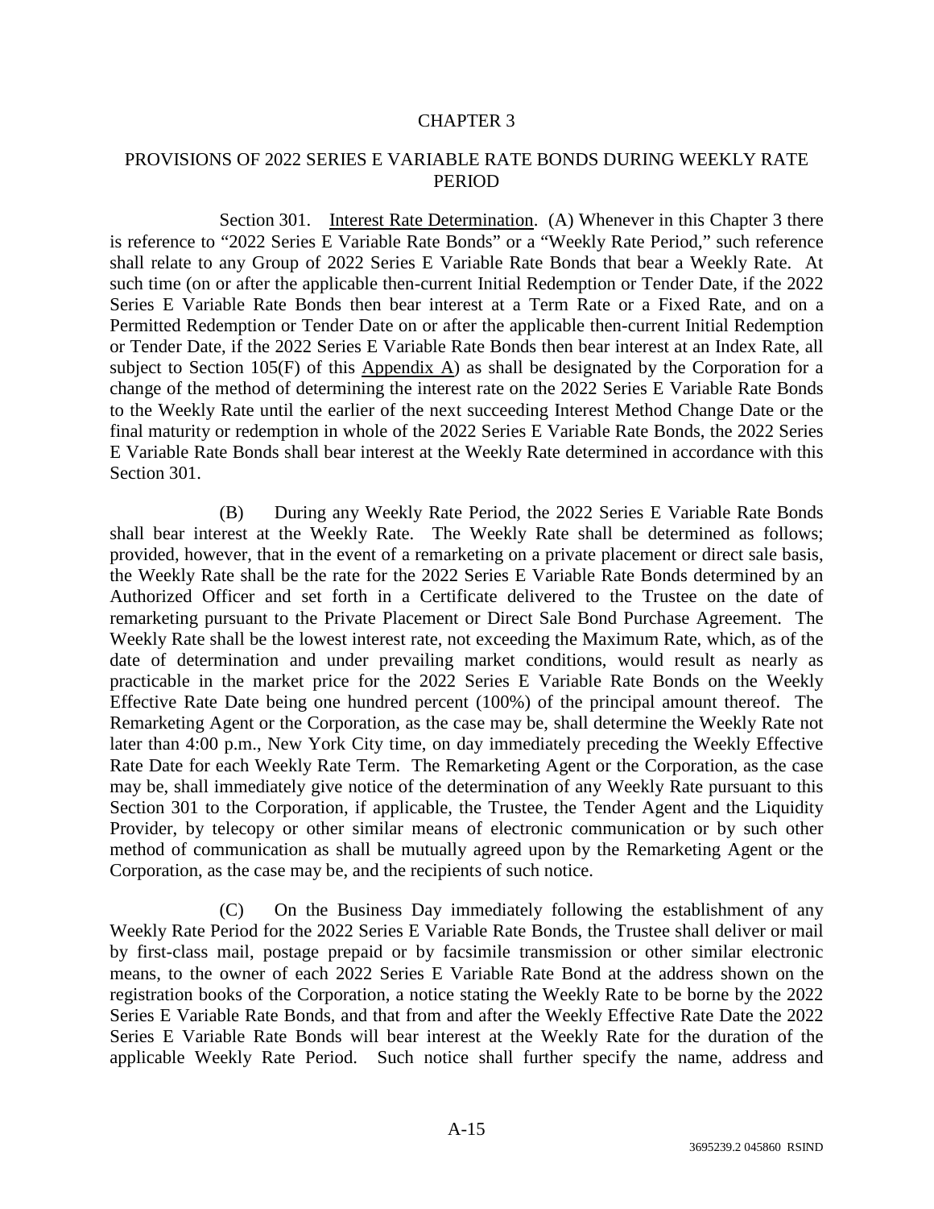## CHAPTER 3

## PROVISIONS OF 2022 SERIES E VARIABLE RATE BONDS DURING WEEKLY RATE PERIOD

Section 301. Interest Rate Determination. (A) Whenever in this Chapter 3 there is reference to "2022 Series E Variable Rate Bonds" or a "Weekly Rate Period," such reference shall relate to any Group of 2022 Series E Variable Rate Bonds that bear a Weekly Rate. At such time (on or after the applicable then-current Initial Redemption or Tender Date, if the 2022 Series E Variable Rate Bonds then bear interest at a Term Rate or a Fixed Rate, and on a Permitted Redemption or Tender Date on or after the applicable then-current Initial Redemption or Tender Date, if the 2022 Series E Variable Rate Bonds then bear interest at an Index Rate, all subject to Section 105(F) of this Appendix A) as shall be designated by the Corporation for a change of the method of determining the interest rate on the 2022 Series E Variable Rate Bonds to the Weekly Rate until the earlier of the next succeeding Interest Method Change Date or the final maturity or redemption in whole of the 2022 Series E Variable Rate Bonds, the 2022 Series E Variable Rate Bonds shall bear interest at the Weekly Rate determined in accordance with this Section 301.

(B) During any Weekly Rate Period, the 2022 Series E Variable Rate Bonds shall bear interest at the Weekly Rate. The Weekly Rate shall be determined as follows; provided, however, that in the event of a remarketing on a private placement or direct sale basis, the Weekly Rate shall be the rate for the 2022 Series E Variable Rate Bonds determined by an Authorized Officer and set forth in a Certificate delivered to the Trustee on the date of remarketing pursuant to the Private Placement or Direct Sale Bond Purchase Agreement. The Weekly Rate shall be the lowest interest rate, not exceeding the Maximum Rate, which, as of the date of determination and under prevailing market conditions, would result as nearly as practicable in the market price for the 2022 Series E Variable Rate Bonds on the Weekly Effective Rate Date being one hundred percent (100%) of the principal amount thereof. The Remarketing Agent or the Corporation, as the case may be, shall determine the Weekly Rate not later than 4:00 p.m., New York City time, on day immediately preceding the Weekly Effective Rate Date for each Weekly Rate Term. The Remarketing Agent or the Corporation, as the case may be, shall immediately give notice of the determination of any Weekly Rate pursuant to this Section 301 to the Corporation, if applicable, the Trustee, the Tender Agent and the Liquidity Provider, by telecopy or other similar means of electronic communication or by such other method of communication as shall be mutually agreed upon by the Remarketing Agent or the Corporation, as the case may be, and the recipients of such notice.

(C) On the Business Day immediately following the establishment of any Weekly Rate Period for the 2022 Series E Variable Rate Bonds, the Trustee shall deliver or mail by first-class mail, postage prepaid or by facsimile transmission or other similar electronic means, to the owner of each 2022 Series E Variable Rate Bond at the address shown on the registration books of the Corporation, a notice stating the Weekly Rate to be borne by the 2022 Series E Variable Rate Bonds, and that from and after the Weekly Effective Rate Date the 2022 Series E Variable Rate Bonds will bear interest at the Weekly Rate for the duration of the applicable Weekly Rate Period. Such notice shall further specify the name, address and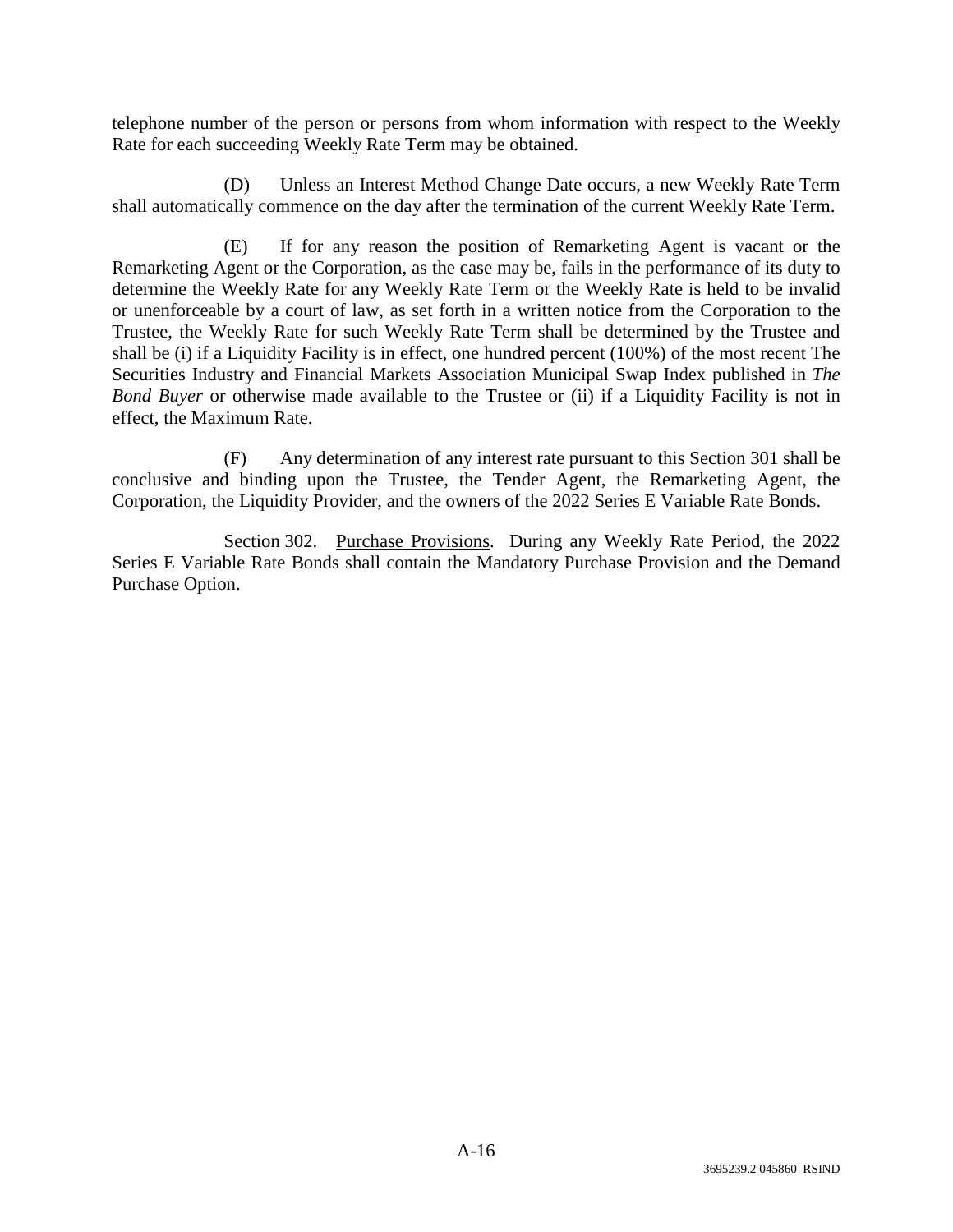telephone number of the person or persons from whom information with respect to the Weekly Rate for each succeeding Weekly Rate Term may be obtained.

(D) Unless an Interest Method Change Date occurs, a new Weekly Rate Term shall automatically commence on the day after the termination of the current Weekly Rate Term.

(E) If for any reason the position of Remarketing Agent is vacant or the Remarketing Agent or the Corporation, as the case may be, fails in the performance of its duty to determine the Weekly Rate for any Weekly Rate Term or the Weekly Rate is held to be invalid or unenforceable by a court of law, as set forth in a written notice from the Corporation to the Trustee, the Weekly Rate for such Weekly Rate Term shall be determined by the Trustee and shall be (i) if a Liquidity Facility is in effect, one hundred percent (100%) of the most recent The Securities Industry and Financial Markets Association Municipal Swap Index published in *The Bond Buyer* or otherwise made available to the Trustee or (ii) if a Liquidity Facility is not in effect, the Maximum Rate.

(F) Any determination of any interest rate pursuant to this Section 301 shall be conclusive and binding upon the Trustee, the Tender Agent, the Remarketing Agent, the Corporation, the Liquidity Provider, and the owners of the 2022 Series E Variable Rate Bonds.

Section 302. Purchase Provisions. During any Weekly Rate Period, the 2022 Series E Variable Rate Bonds shall contain the Mandatory Purchase Provision and the Demand Purchase Option.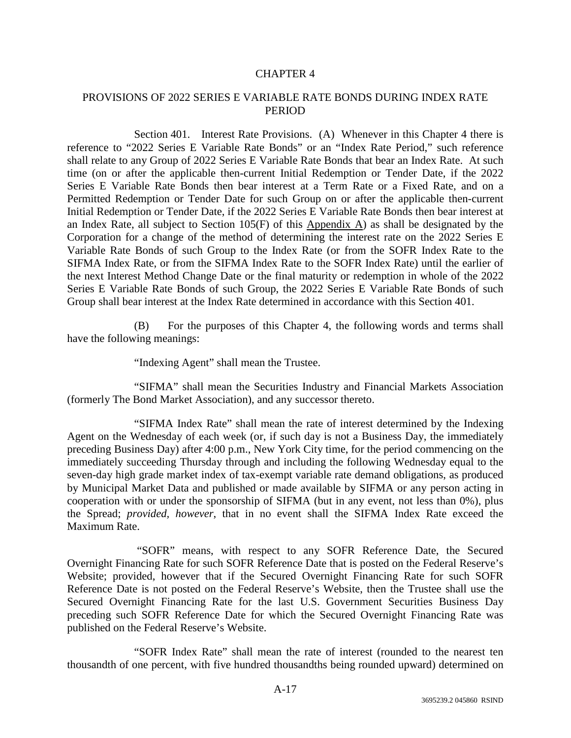# CHAPTER 4

## PROVISIONS OF 2022 SERIES E VARIABLE RATE BONDS DURING INDEX RATE PERIOD

Section 401. Interest Rate Provisions. (A) Whenever in this Chapter 4 there is reference to "2022 Series E Variable Rate Bonds" or an "Index Rate Period," such reference shall relate to any Group of 2022 Series E Variable Rate Bonds that bear an Index Rate. At such time (on or after the applicable then-current Initial Redemption or Tender Date, if the 2022 Series E Variable Rate Bonds then bear interest at a Term Rate or a Fixed Rate, and on a Permitted Redemption or Tender Date for such Group on or after the applicable then-current Initial Redemption or Tender Date, if the 2022 Series E Variable Rate Bonds then bear interest at an Index Rate, all subject to Section 105(F) of this Appendix A) as shall be designated by the Corporation for a change of the method of determining the interest rate on the 2022 Series E Variable Rate Bonds of such Group to the Index Rate (or from the SOFR Index Rate to the SIFMA Index Rate, or from the SIFMA Index Rate to the SOFR Index Rate) until the earlier of the next Interest Method Change Date or the final maturity or redemption in whole of the 2022 Series E Variable Rate Bonds of such Group, the 2022 Series E Variable Rate Bonds of such Group shall bear interest at the Index Rate determined in accordance with this Section 401.

(B) For the purposes of this Chapter 4, the following words and terms shall have the following meanings:

"Indexing Agent" shall mean the Trustee.

"SIFMA" shall mean the Securities Industry and Financial Markets Association (formerly The Bond Market Association), and any successor thereto.

"SIFMA Index Rate" shall mean the rate of interest determined by the Indexing Agent on the Wednesday of each week (or, if such day is not a Business Day, the immediately preceding Business Day) after 4:00 p.m., New York City time, for the period commencing on the immediately succeeding Thursday through and including the following Wednesday equal to the seven-day high grade market index of tax-exempt variable rate demand obligations, as produced by Municipal Market Data and published or made available by SIFMA or any person acting in cooperation with or under the sponsorship of SIFMA (but in any event, not less than 0%), plus the Spread; *provided, however*, that in no event shall the SIFMA Index Rate exceed the Maximum Rate.

"SOFR" means, with respect to any SOFR Reference Date, the Secured Overnight Financing Rate for such SOFR Reference Date that is posted on the Federal Reserve's Website; provided, however that if the Secured Overnight Financing Rate for such SOFR Reference Date is not posted on the Federal Reserve's Website, then the Trustee shall use the Secured Overnight Financing Rate for the last U.S. Government Securities Business Day preceding such SOFR Reference Date for which the Secured Overnight Financing Rate was published on the Federal Reserve's Website.

"SOFR Index Rate" shall mean the rate of interest (rounded to the nearest ten thousandth of one percent, with five hundred thousandths being rounded upward) determined on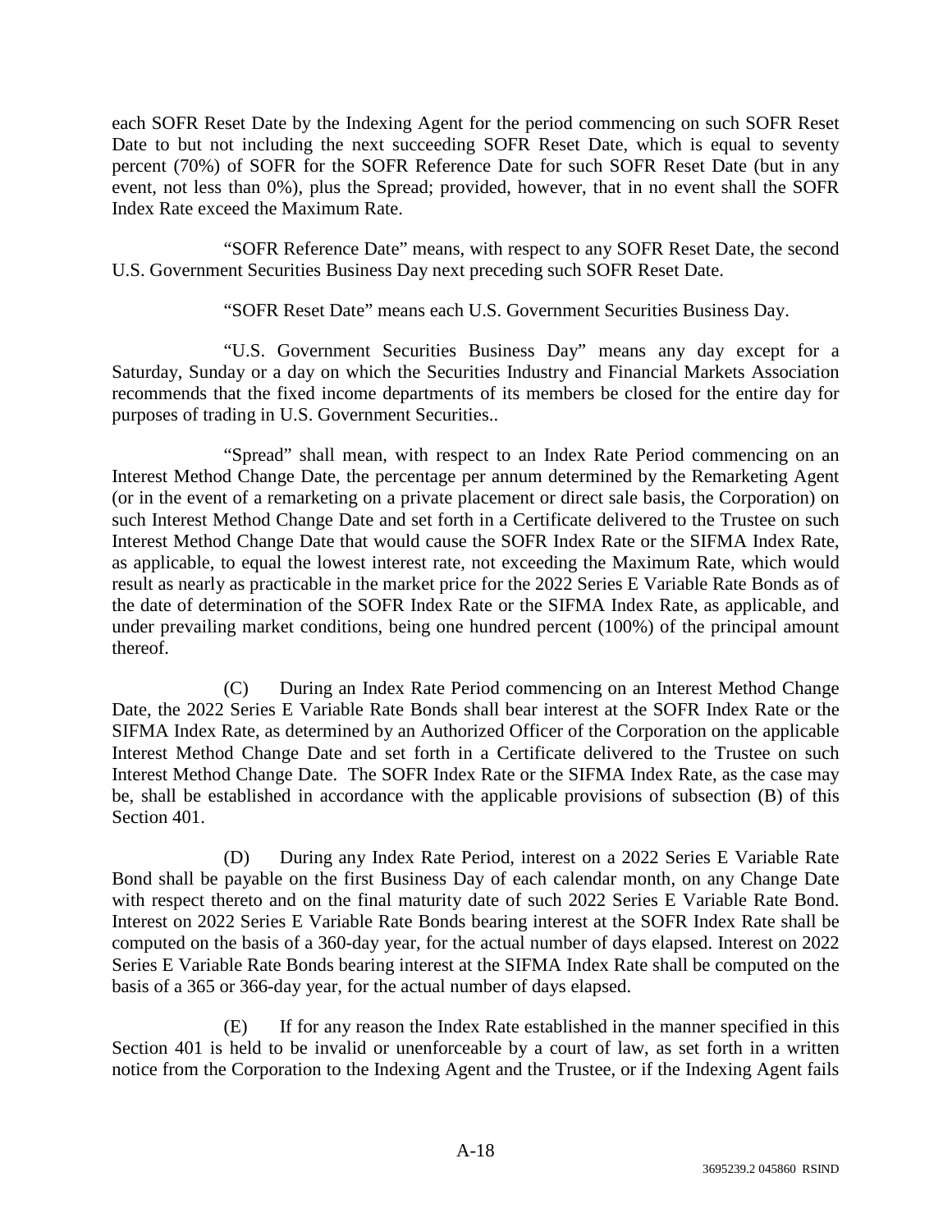each SOFR Reset Date by the Indexing Agent for the period commencing on such SOFR Reset Date to but not including the next succeeding SOFR Reset Date, which is equal to seventy percent (70%) of SOFR for the SOFR Reference Date for such SOFR Reset Date (but in any event, not less than 0%), plus the Spread; provided, however, that in no event shall the SOFR Index Rate exceed the Maximum Rate.

"SOFR Reference Date" means, with respect to any SOFR Reset Date, the second U.S. Government Securities Business Day next preceding such SOFR Reset Date.

"SOFR Reset Date" means each U.S. Government Securities Business Day.

"U.S. Government Securities Business Day" means any day except for a Saturday, Sunday or a day on which the Securities Industry and Financial Markets Association recommends that the fixed income departments of its members be closed for the entire day for purposes of trading in U.S. Government Securities..

"Spread" shall mean, with respect to an Index Rate Period commencing on an Interest Method Change Date, the percentage per annum determined by the Remarketing Agent (or in the event of a remarketing on a private placement or direct sale basis, the Corporation) on such Interest Method Change Date and set forth in a Certificate delivered to the Trustee on such Interest Method Change Date that would cause the SOFR Index Rate or the SIFMA Index Rate, as applicable, to equal the lowest interest rate, not exceeding the Maximum Rate, which would result as nearly as practicable in the market price for the 2022 Series E Variable Rate Bonds as of the date of determination of the SOFR Index Rate or the SIFMA Index Rate, as applicable, and under prevailing market conditions, being one hundred percent (100%) of the principal amount thereof.

(C) During an Index Rate Period commencing on an Interest Method Change Date, the 2022 Series E Variable Rate Bonds shall bear interest at the SOFR Index Rate or the SIFMA Index Rate, as determined by an Authorized Officer of the Corporation on the applicable Interest Method Change Date and set forth in a Certificate delivered to the Trustee on such Interest Method Change Date. The SOFR Index Rate or the SIFMA Index Rate, as the case may be, shall be established in accordance with the applicable provisions of subsection (B) of this Section 401.

(D) During any Index Rate Period, interest on a 2022 Series E Variable Rate Bond shall be payable on the first Business Day of each calendar month, on any Change Date with respect thereto and on the final maturity date of such 2022 Series E Variable Rate Bond. Interest on 2022 Series E Variable Rate Bonds bearing interest at the SOFR Index Rate shall be computed on the basis of a 360-day year, for the actual number of days elapsed. Interest on 2022 Series E Variable Rate Bonds bearing interest at the SIFMA Index Rate shall be computed on the basis of a 365 or 366-day year, for the actual number of days elapsed.

(E) If for any reason the Index Rate established in the manner specified in this Section 401 is held to be invalid or unenforceable by a court of law, as set forth in a written notice from the Corporation to the Indexing Agent and the Trustee, or if the Indexing Agent fails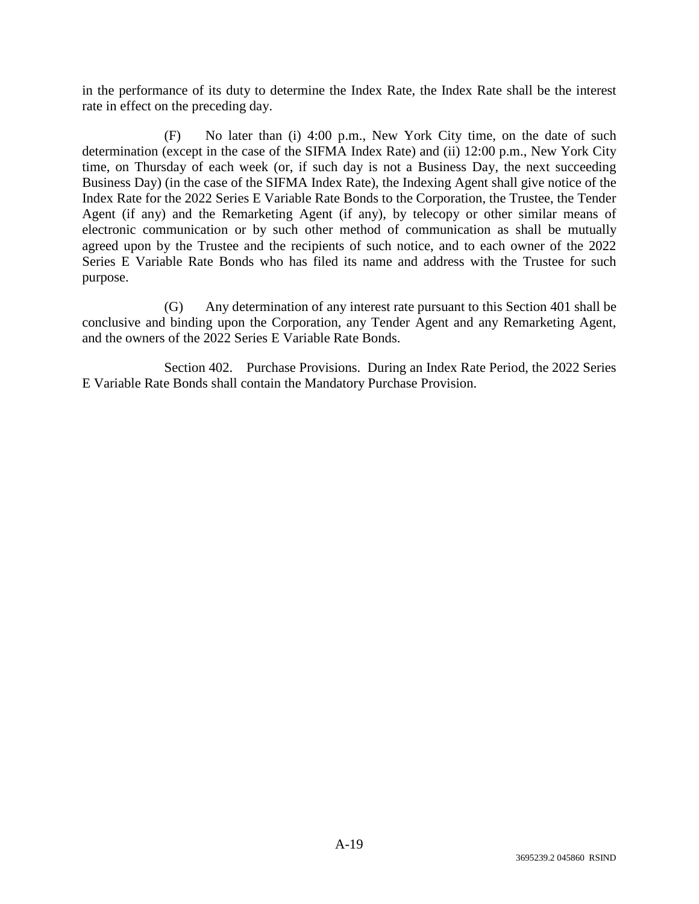in the performance of its duty to determine the Index Rate, the Index Rate shall be the interest rate in effect on the preceding day.

(F) No later than (i) 4:00 p.m., New York City time, on the date of such determination (except in the case of the SIFMA Index Rate) and (ii) 12:00 p.m., New York City time, on Thursday of each week (or, if such day is not a Business Day, the next succeeding Business Day) (in the case of the SIFMA Index Rate), the Indexing Agent shall give notice of the Index Rate for the 2022 Series E Variable Rate Bonds to the Corporation, the Trustee, the Tender Agent (if any) and the Remarketing Agent (if any), by telecopy or other similar means of electronic communication or by such other method of communication as shall be mutually agreed upon by the Trustee and the recipients of such notice, and to each owner of the 2022 Series E Variable Rate Bonds who has filed its name and address with the Trustee for such purpose.

(G) Any determination of any interest rate pursuant to this Section 401 shall be conclusive and binding upon the Corporation, any Tender Agent and any Remarketing Agent, and the owners of the 2022 Series E Variable Rate Bonds.

Section 402. Purchase Provisions. During an Index Rate Period, the 2022 Series E Variable Rate Bonds shall contain the Mandatory Purchase Provision.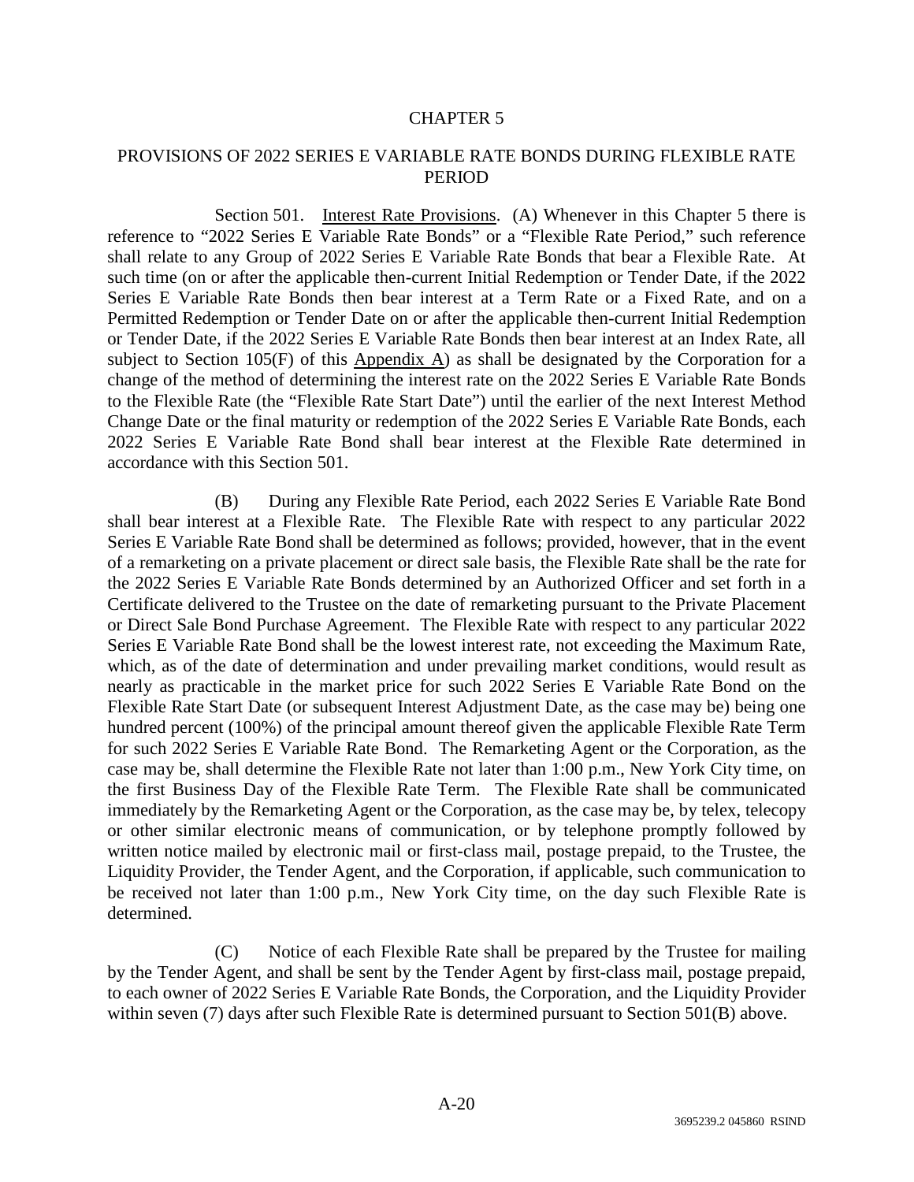# CHAPTER 5

## PROVISIONS OF 2022 SERIES E VARIABLE RATE BONDS DURING FLEXIBLE RATE PERIOD

Section 501. Interest Rate Provisions. (A) Whenever in this Chapter 5 there is reference to "2022 Series E Variable Rate Bonds" or a "Flexible Rate Period," such reference shall relate to any Group of 2022 Series E Variable Rate Bonds that bear a Flexible Rate. At such time (on or after the applicable then-current Initial Redemption or Tender Date, if the 2022 Series E Variable Rate Bonds then bear interest at a Term Rate or a Fixed Rate, and on a Permitted Redemption or Tender Date on or after the applicable then-current Initial Redemption or Tender Date, if the 2022 Series E Variable Rate Bonds then bear interest at an Index Rate, all subject to Section 105(F) of this Appendix A) as shall be designated by the Corporation for a change of the method of determining the interest rate on the 2022 Series E Variable Rate Bonds to the Flexible Rate (the "Flexible Rate Start Date") until the earlier of the next Interest Method Change Date or the final maturity or redemption of the 2022 Series E Variable Rate Bonds, each 2022 Series E Variable Rate Bond shall bear interest at the Flexible Rate determined in accordance with this Section 501.

(B) During any Flexible Rate Period, each 2022 Series E Variable Rate Bond shall bear interest at a Flexible Rate. The Flexible Rate with respect to any particular 2022 Series E Variable Rate Bond shall be determined as follows; provided, however, that in the event of a remarketing on a private placement or direct sale basis, the Flexible Rate shall be the rate for the 2022 Series E Variable Rate Bonds determined by an Authorized Officer and set forth in a Certificate delivered to the Trustee on the date of remarketing pursuant to the Private Placement or Direct Sale Bond Purchase Agreement. The Flexible Rate with respect to any particular 2022 Series E Variable Rate Bond shall be the lowest interest rate, not exceeding the Maximum Rate, which, as of the date of determination and under prevailing market conditions, would result as nearly as practicable in the market price for such 2022 Series E Variable Rate Bond on the Flexible Rate Start Date (or subsequent Interest Adjustment Date, as the case may be) being one hundred percent (100%) of the principal amount thereof given the applicable Flexible Rate Term for such 2022 Series E Variable Rate Bond. The Remarketing Agent or the Corporation, as the case may be, shall determine the Flexible Rate not later than 1:00 p.m., New York City time, on the first Business Day of the Flexible Rate Term. The Flexible Rate shall be communicated immediately by the Remarketing Agent or the Corporation, as the case may be, by telex, telecopy or other similar electronic means of communication, or by telephone promptly followed by written notice mailed by electronic mail or first-class mail, postage prepaid, to the Trustee, the Liquidity Provider, the Tender Agent, and the Corporation, if applicable, such communication to be received not later than 1:00 p.m., New York City time, on the day such Flexible Rate is determined.

(C) Notice of each Flexible Rate shall be prepared by the Trustee for mailing by the Tender Agent, and shall be sent by the Tender Agent by first-class mail, postage prepaid, to each owner of 2022 Series E Variable Rate Bonds, the Corporation, and the Liquidity Provider within seven (7) days after such Flexible Rate is determined pursuant to Section 501(B) above.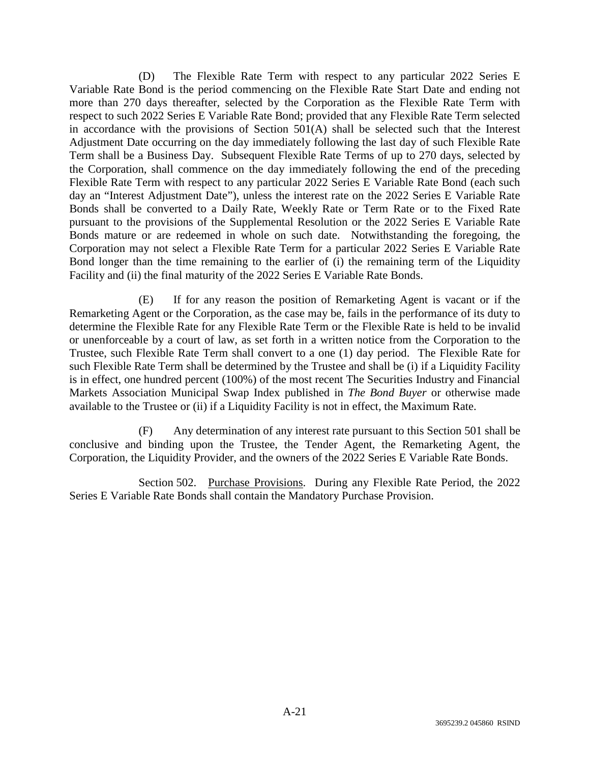(D) The Flexible Rate Term with respect to any particular 2022 Series E Variable Rate Bond is the period commencing on the Flexible Rate Start Date and ending not more than 270 days thereafter, selected by the Corporation as the Flexible Rate Term with respect to such 2022 Series E Variable Rate Bond; provided that any Flexible Rate Term selected in accordance with the provisions of Section 501(A) shall be selected such that the Interest Adjustment Date occurring on the day immediately following the last day of such Flexible Rate Term shall be a Business Day. Subsequent Flexible Rate Terms of up to 270 days, selected by the Corporation, shall commence on the day immediately following the end of the preceding Flexible Rate Term with respect to any particular 2022 Series E Variable Rate Bond (each such day an "Interest Adjustment Date"), unless the interest rate on the 2022 Series E Variable Rate Bonds shall be converted to a Daily Rate, Weekly Rate or Term Rate or to the Fixed Rate pursuant to the provisions of the Supplemental Resolution or the 2022 Series E Variable Rate Bonds mature or are redeemed in whole on such date. Notwithstanding the foregoing, the Corporation may not select a Flexible Rate Term for a particular 2022 Series E Variable Rate Bond longer than the time remaining to the earlier of (i) the remaining term of the Liquidity Facility and (ii) the final maturity of the 2022 Series E Variable Rate Bonds.

(E) If for any reason the position of Remarketing Agent is vacant or if the Remarketing Agent or the Corporation, as the case may be, fails in the performance of its duty to determine the Flexible Rate for any Flexible Rate Term or the Flexible Rate is held to be invalid or unenforceable by a court of law, as set forth in a written notice from the Corporation to the Trustee, such Flexible Rate Term shall convert to a one (1) day period. The Flexible Rate for such Flexible Rate Term shall be determined by the Trustee and shall be (i) if a Liquidity Facility is in effect, one hundred percent (100%) of the most recent The Securities Industry and Financial Markets Association Municipal Swap Index published in *The Bond Buyer* or otherwise made available to the Trustee or (ii) if a Liquidity Facility is not in effect, the Maximum Rate.

(F) Any determination of any interest rate pursuant to this Section 501 shall be conclusive and binding upon the Trustee, the Tender Agent, the Remarketing Agent, the Corporation, the Liquidity Provider, and the owners of the 2022 Series E Variable Rate Bonds.

Section 502. Purchase Provisions. During any Flexible Rate Period, the 2022 Series E Variable Rate Bonds shall contain the Mandatory Purchase Provision.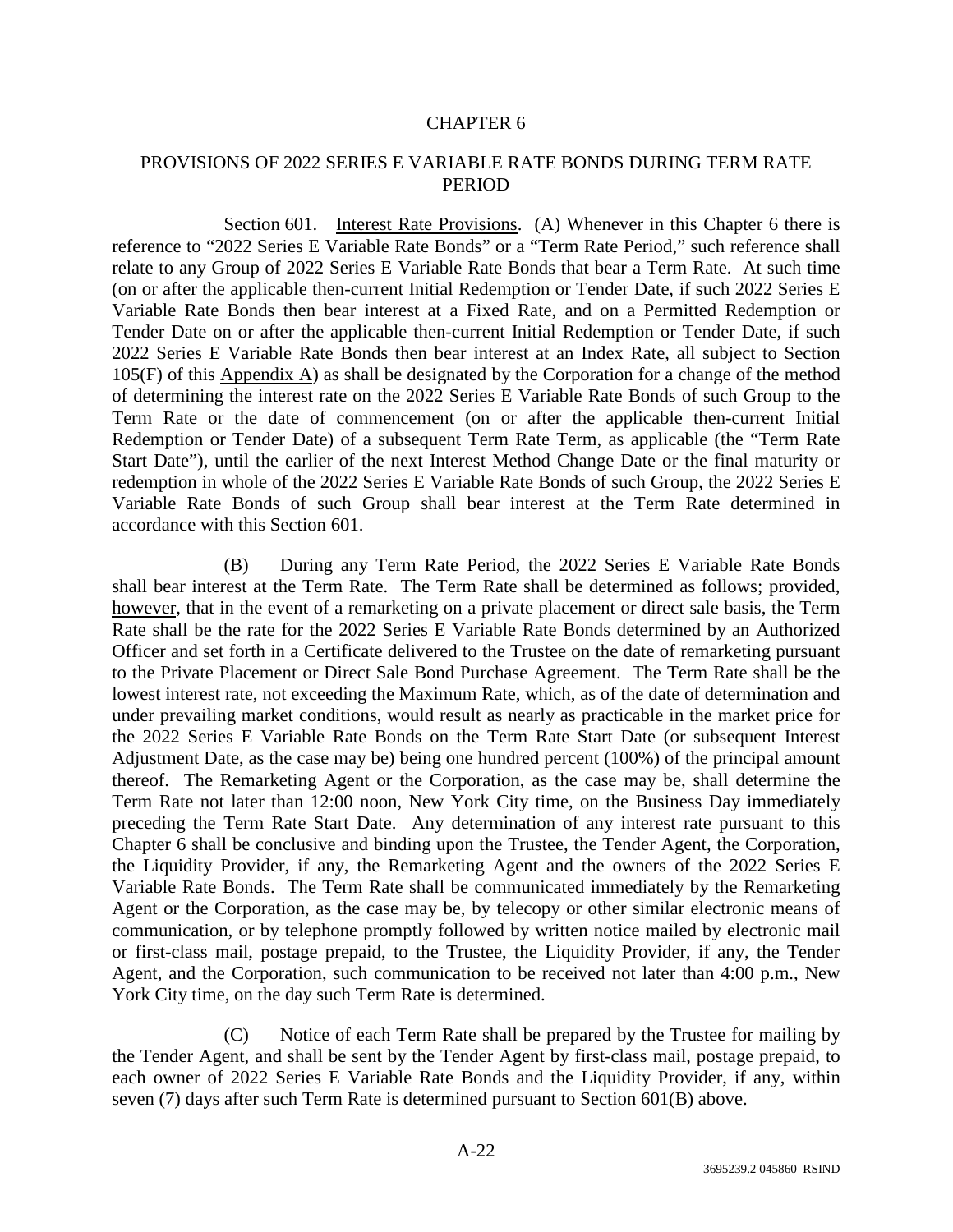# CHAPTER 6

## PROVISIONS OF 2022 SERIES E VARIABLE RATE BONDS DURING TERM RATE PERIOD

Section 601. Interest Rate Provisions. (A) Whenever in this Chapter 6 there is reference to "2022 Series E Variable Rate Bonds" or a "Term Rate Period," such reference shall relate to any Group of 2022 Series E Variable Rate Bonds that bear a Term Rate. At such time (on or after the applicable then-current Initial Redemption or Tender Date, if such 2022 Series E Variable Rate Bonds then bear interest at a Fixed Rate, and on a Permitted Redemption or Tender Date on or after the applicable then-current Initial Redemption or Tender Date, if such 2022 Series E Variable Rate Bonds then bear interest at an Index Rate, all subject to Section 105(F) of this Appendix A) as shall be designated by the Corporation for a change of the method of determining the interest rate on the 2022 Series E Variable Rate Bonds of such Group to the Term Rate or the date of commencement (on or after the applicable then-current Initial Redemption or Tender Date) of a subsequent Term Rate Term, as applicable (the "Term Rate Start Date"), until the earlier of the next Interest Method Change Date or the final maturity or redemption in whole of the 2022 Series E Variable Rate Bonds of such Group, the 2022 Series E Variable Rate Bonds of such Group shall bear interest at the Term Rate determined in accordance with this Section 601.

(B) During any Term Rate Period, the 2022 Series E Variable Rate Bonds shall bear interest at the Term Rate. The Term Rate shall be determined as follows; provided, however, that in the event of a remarketing on a private placement or direct sale basis, the Term Rate shall be the rate for the 2022 Series E Variable Rate Bonds determined by an Authorized Officer and set forth in a Certificate delivered to the Trustee on the date of remarketing pursuant to the Private Placement or Direct Sale Bond Purchase Agreement. The Term Rate shall be the lowest interest rate, not exceeding the Maximum Rate, which, as of the date of determination and under prevailing market conditions, would result as nearly as practicable in the market price for the 2022 Series E Variable Rate Bonds on the Term Rate Start Date (or subsequent Interest Adjustment Date, as the case may be) being one hundred percent (100%) of the principal amount thereof. The Remarketing Agent or the Corporation, as the case may be, shall determine the Term Rate not later than 12:00 noon, New York City time, on the Business Day immediately preceding the Term Rate Start Date. Any determination of any interest rate pursuant to this Chapter 6 shall be conclusive and binding upon the Trustee, the Tender Agent, the Corporation, the Liquidity Provider, if any, the Remarketing Agent and the owners of the 2022 Series E Variable Rate Bonds. The Term Rate shall be communicated immediately by the Remarketing Agent or the Corporation, as the case may be, by telecopy or other similar electronic means of communication, or by telephone promptly followed by written notice mailed by electronic mail or first-class mail, postage prepaid, to the Trustee, the Liquidity Provider, if any, the Tender Agent, and the Corporation, such communication to be received not later than 4:00 p.m., New York City time, on the day such Term Rate is determined.

(C) Notice of each Term Rate shall be prepared by the Trustee for mailing by the Tender Agent, and shall be sent by the Tender Agent by first-class mail, postage prepaid, to each owner of 2022 Series E Variable Rate Bonds and the Liquidity Provider, if any, within seven (7) days after such Term Rate is determined pursuant to Section 601(B) above.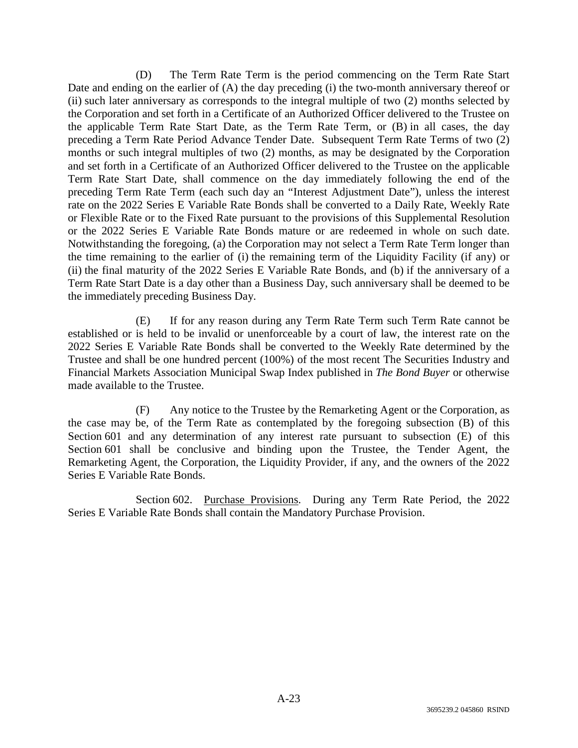(D) The Term Rate Term is the period commencing on the Term Rate Start Date and ending on the earlier of (A) the day preceding (i) the two-month anniversary thereof or (ii) such later anniversary as corresponds to the integral multiple of two (2) months selected by the Corporation and set forth in a Certificate of an Authorized Officer delivered to the Trustee on the applicable Term Rate Start Date, as the Term Rate Term, or (B) in all cases, the day preceding a Term Rate Period Advance Tender Date. Subsequent Term Rate Terms of two (2) months or such integral multiples of two (2) months, as may be designated by the Corporation and set forth in a Certificate of an Authorized Officer delivered to the Trustee on the applicable Term Rate Start Date, shall commence on the day immediately following the end of the preceding Term Rate Term (each such day an "Interest Adjustment Date"), unless the interest rate on the 2022 Series E Variable Rate Bonds shall be converted to a Daily Rate, Weekly Rate or Flexible Rate or to the Fixed Rate pursuant to the provisions of this Supplemental Resolution or the 2022 Series E Variable Rate Bonds mature or are redeemed in whole on such date. Notwithstanding the foregoing, (a) the Corporation may not select a Term Rate Term longer than the time remaining to the earlier of (i) the remaining term of the Liquidity Facility (if any) or (ii) the final maturity of the 2022 Series E Variable Rate Bonds, and (b) if the anniversary of a Term Rate Start Date is a day other than a Business Day, such anniversary shall be deemed to be the immediately preceding Business Day.

(E) If for any reason during any Term Rate Term such Term Rate cannot be established or is held to be invalid or unenforceable by a court of law, the interest rate on the 2022 Series E Variable Rate Bonds shall be converted to the Weekly Rate determined by the Trustee and shall be one hundred percent (100%) of the most recent The Securities Industry and Financial Markets Association Municipal Swap Index published in *The Bond Buyer* or otherwise made available to the Trustee.

(F) Any notice to the Trustee by the Remarketing Agent or the Corporation, as the case may be, of the Term Rate as contemplated by the foregoing subsection (B) of this Section 601 and any determination of any interest rate pursuant to subsection (E) of this Section 601 shall be conclusive and binding upon the Trustee, the Tender Agent, the Remarketing Agent, the Corporation, the Liquidity Provider, if any, and the owners of the 2022 Series E Variable Rate Bonds.

Section 602. Purchase Provisions. During any Term Rate Period, the 2022 Series E Variable Rate Bonds shall contain the Mandatory Purchase Provision.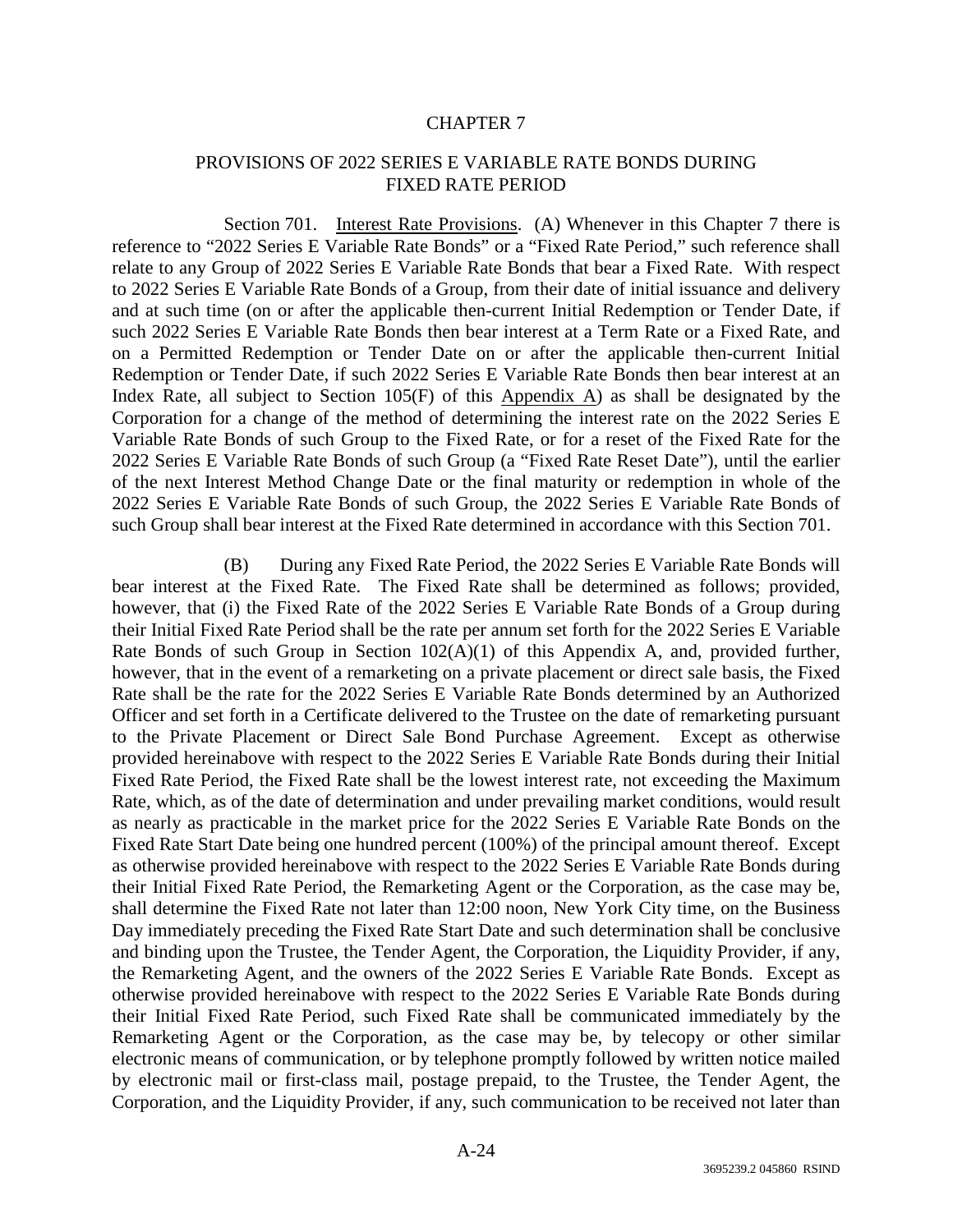# CHAPTER 7

## PROVISIONS OF 2022 SERIES E VARIABLE RATE BONDS DURING FIXED RATE PERIOD

Section 701. Interest Rate Provisions. (A) Whenever in this Chapter 7 there is reference to "2022 Series E Variable Rate Bonds" or a "Fixed Rate Period," such reference shall relate to any Group of 2022 Series E Variable Rate Bonds that bear a Fixed Rate. With respect to 2022 Series E Variable Rate Bonds of a Group, from their date of initial issuance and delivery and at such time (on or after the applicable then-current Initial Redemption or Tender Date, if such 2022 Series E Variable Rate Bonds then bear interest at a Term Rate or a Fixed Rate, and on a Permitted Redemption or Tender Date on or after the applicable then-current Initial Redemption or Tender Date, if such 2022 Series E Variable Rate Bonds then bear interest at an Index Rate, all subject to Section 105(F) of this Appendix A) as shall be designated by the Corporation for a change of the method of determining the interest rate on the 2022 Series E Variable Rate Bonds of such Group to the Fixed Rate, or for a reset of the Fixed Rate for the 2022 Series E Variable Rate Bonds of such Group (a "Fixed Rate Reset Date"), until the earlier of the next Interest Method Change Date or the final maturity or redemption in whole of the 2022 Series E Variable Rate Bonds of such Group, the 2022 Series E Variable Rate Bonds of such Group shall bear interest at the Fixed Rate determined in accordance with this Section 701.

(B) During any Fixed Rate Period, the 2022 Series E Variable Rate Bonds will bear interest at the Fixed Rate. The Fixed Rate shall be determined as follows; provided, however, that (i) the Fixed Rate of the 2022 Series E Variable Rate Bonds of a Group during their Initial Fixed Rate Period shall be the rate per annum set forth for the 2022 Series E Variable Rate Bonds of such Group in Section 102(A)(1) of this Appendix A, and, provided further, however, that in the event of a remarketing on a private placement or direct sale basis, the Fixed Rate shall be the rate for the 2022 Series E Variable Rate Bonds determined by an Authorized Officer and set forth in a Certificate delivered to the Trustee on the date of remarketing pursuant to the Private Placement or Direct Sale Bond Purchase Agreement. Except as otherwise provided hereinabove with respect to the 2022 Series E Variable Rate Bonds during their Initial Fixed Rate Period, the Fixed Rate shall be the lowest interest rate, not exceeding the Maximum Rate, which, as of the date of determination and under prevailing market conditions, would result as nearly as practicable in the market price for the 2022 Series E Variable Rate Bonds on the Fixed Rate Start Date being one hundred percent (100%) of the principal amount thereof. Except as otherwise provided hereinabove with respect to the 2022 Series E Variable Rate Bonds during their Initial Fixed Rate Period, the Remarketing Agent or the Corporation, as the case may be, shall determine the Fixed Rate not later than 12:00 noon, New York City time, on the Business Day immediately preceding the Fixed Rate Start Date and such determination shall be conclusive and binding upon the Trustee, the Tender Agent, the Corporation, the Liquidity Provider, if any, the Remarketing Agent, and the owners of the 2022 Series E Variable Rate Bonds. Except as otherwise provided hereinabove with respect to the 2022 Series E Variable Rate Bonds during their Initial Fixed Rate Period, such Fixed Rate shall be communicated immediately by the Remarketing Agent or the Corporation, as the case may be, by telecopy or other similar electronic means of communication, or by telephone promptly followed by written notice mailed by electronic mail or first-class mail, postage prepaid, to the Trustee, the Tender Agent, the Corporation, and the Liquidity Provider, if any, such communication to be received not later than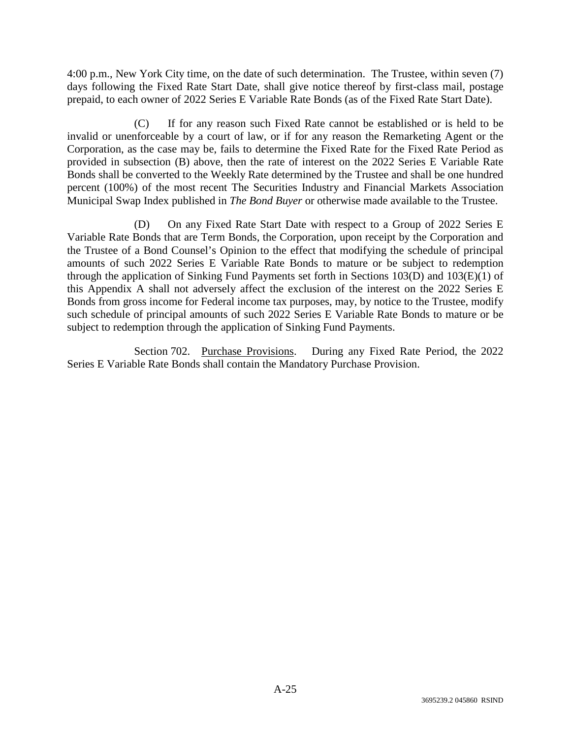4:00 p.m., New York City time, on the date of such determination. The Trustee, within seven (7) days following the Fixed Rate Start Date, shall give notice thereof by first-class mail, postage prepaid, to each owner of 2022 Series E Variable Rate Bonds (as of the Fixed Rate Start Date).

(C) If for any reason such Fixed Rate cannot be established or is held to be invalid or unenforceable by a court of law, or if for any reason the Remarketing Agent or the Corporation, as the case may be, fails to determine the Fixed Rate for the Fixed Rate Period as provided in subsection (B) above, then the rate of interest on the 2022 Series E Variable Rate Bonds shall be converted to the Weekly Rate determined by the Trustee and shall be one hundred percent (100%) of the most recent The Securities Industry and Financial Markets Association Municipal Swap Index published in *The Bond Buyer* or otherwise made available to the Trustee.

(D) On any Fixed Rate Start Date with respect to a Group of 2022 Series E Variable Rate Bonds that are Term Bonds, the Corporation, upon receipt by the Corporation and the Trustee of a Bond Counsel's Opinion to the effect that modifying the schedule of principal amounts of such 2022 Series E Variable Rate Bonds to mature or be subject to redemption through the application of Sinking Fund Payments set forth in Sections 103(D) and 103(E)(1) of this Appendix A shall not adversely affect the exclusion of the interest on the 2022 Series E Bonds from gross income for Federal income tax purposes, may, by notice to the Trustee, modify such schedule of principal amounts of such 2022 Series E Variable Rate Bonds to mature or be subject to redemption through the application of Sinking Fund Payments.

Section 702. Purchase Provisions. During any Fixed Rate Period, the 2022 Series E Variable Rate Bonds shall contain the Mandatory Purchase Provision.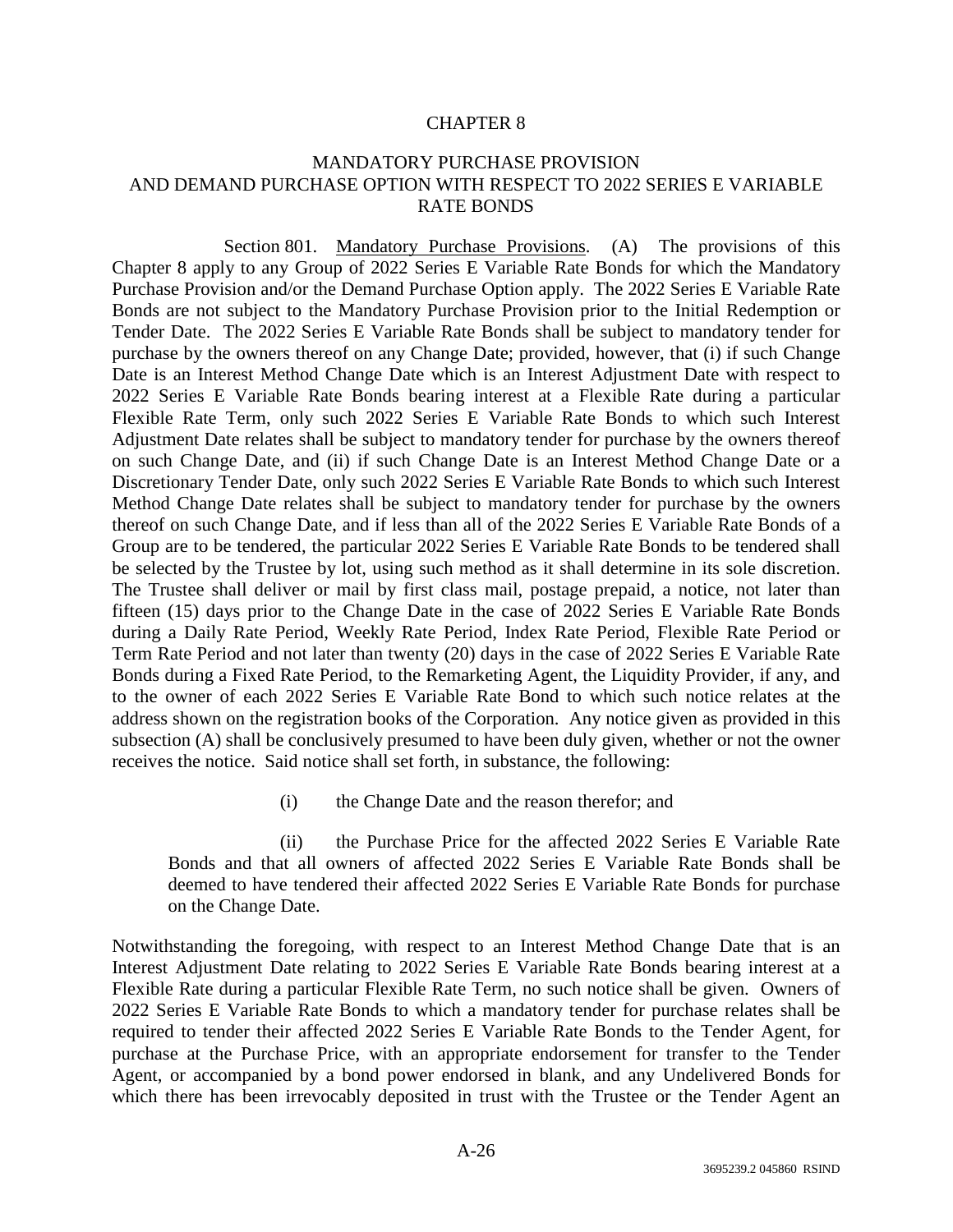# CHAPTER 8

## MANDATORY PURCHASE PROVISION AND DEMAND PURCHASE OPTION WITH RESPECT TO 2022 SERIES E VARIABLE RATE BONDS

Section 801. Mandatory Purchase Provisions. (A) The provisions of this Chapter 8 apply to any Group of 2022 Series E Variable Rate Bonds for which the Mandatory Purchase Provision and/or the Demand Purchase Option apply. The 2022 Series E Variable Rate Bonds are not subject to the Mandatory Purchase Provision prior to the Initial Redemption or Tender Date. The 2022 Series E Variable Rate Bonds shall be subject to mandatory tender for purchase by the owners thereof on any Change Date; provided, however, that (i) if such Change Date is an Interest Method Change Date which is an Interest Adjustment Date with respect to 2022 Series E Variable Rate Bonds bearing interest at a Flexible Rate during a particular Flexible Rate Term, only such 2022 Series E Variable Rate Bonds to which such Interest Adjustment Date relates shall be subject to mandatory tender for purchase by the owners thereof on such Change Date, and (ii) if such Change Date is an Interest Method Change Date or a Discretionary Tender Date, only such 2022 Series E Variable Rate Bonds to which such Interest Method Change Date relates shall be subject to mandatory tender for purchase by the owners thereof on such Change Date, and if less than all of the 2022 Series E Variable Rate Bonds of a Group are to be tendered, the particular 2022 Series E Variable Rate Bonds to be tendered shall be selected by the Trustee by lot, using such method as it shall determine in its sole discretion. The Trustee shall deliver or mail by first class mail, postage prepaid, a notice, not later than fifteen (15) days prior to the Change Date in the case of 2022 Series E Variable Rate Bonds during a Daily Rate Period, Weekly Rate Period, Index Rate Period, Flexible Rate Period or Term Rate Period and not later than twenty (20) days in the case of 2022 Series E Variable Rate Bonds during a Fixed Rate Period, to the Remarketing Agent, the Liquidity Provider, if any, and to the owner of each 2022 Series E Variable Rate Bond to which such notice relates at the address shown on the registration books of the Corporation. Any notice given as provided in this subsection (A) shall be conclusively presumed to have been duly given, whether or not the owner receives the notice. Said notice shall set forth, in substance, the following:

(i) the Change Date and the reason therefor; and

(ii) the Purchase Price for the affected 2022 Series E Variable Rate Bonds and that all owners of affected 2022 Series E Variable Rate Bonds shall be deemed to have tendered their affected 2022 Series E Variable Rate Bonds for purchase on the Change Date.

Notwithstanding the foregoing, with respect to an Interest Method Change Date that is an Interest Adjustment Date relating to 2022 Series E Variable Rate Bonds bearing interest at a Flexible Rate during a particular Flexible Rate Term, no such notice shall be given. Owners of 2022 Series E Variable Rate Bonds to which a mandatory tender for purchase relates shall be required to tender their affected 2022 Series E Variable Rate Bonds to the Tender Agent, for purchase at the Purchase Price, with an appropriate endorsement for transfer to the Tender Agent, or accompanied by a bond power endorsed in blank, and any Undelivered Bonds for which there has been irrevocably deposited in trust with the Trustee or the Tender Agent an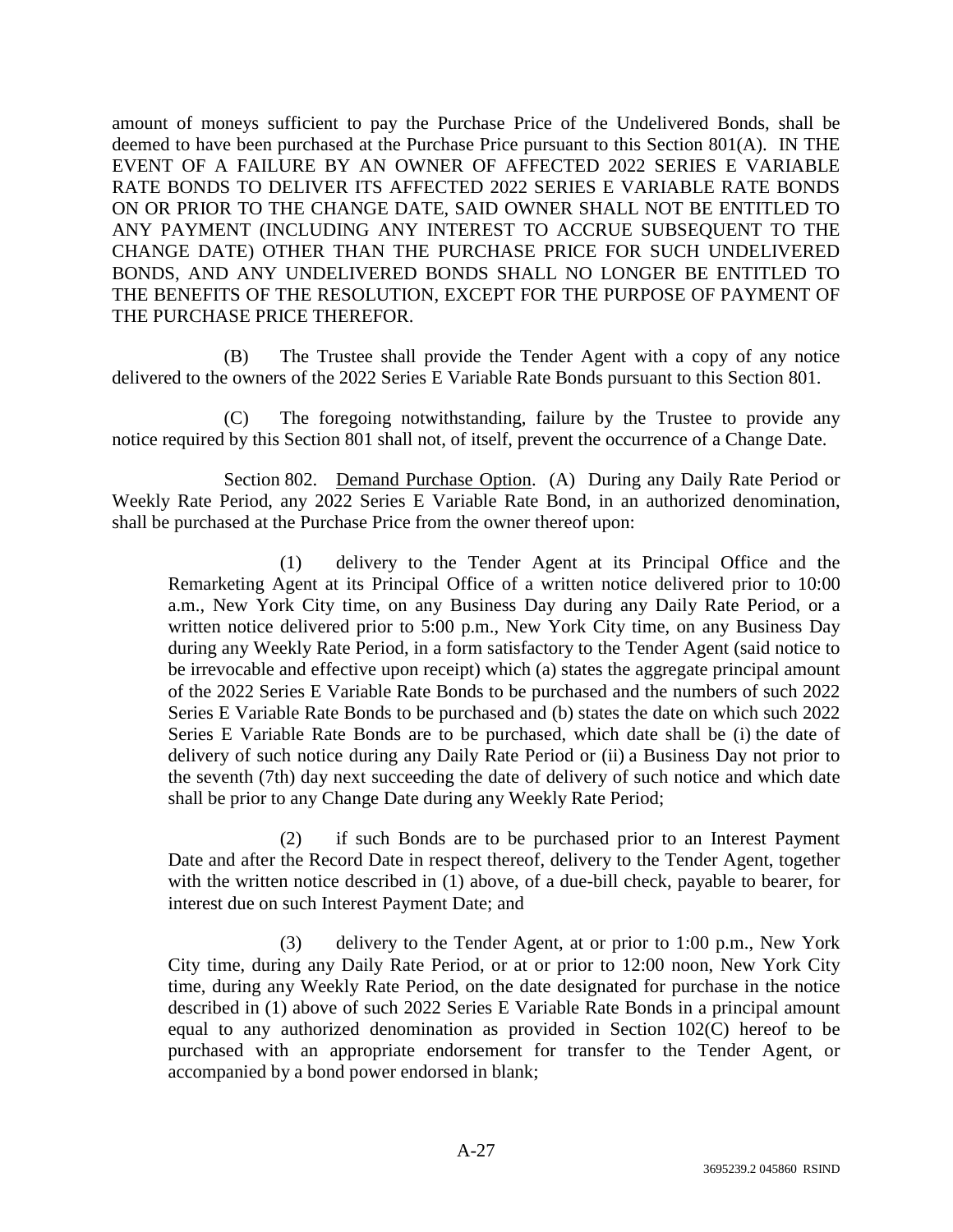amount of moneys sufficient to pay the Purchase Price of the Undelivered Bonds, shall be deemed to have been purchased at the Purchase Price pursuant to this Section 801(A). IN THE EVENT OF A FAILURE BY AN OWNER OF AFFECTED 2022 SERIES E VARIABLE RATE BONDS TO DELIVER ITS AFFECTED 2022 SERIES E VARIABLE RATE BONDS ON OR PRIOR TO THE CHANGE DATE, SAID OWNER SHALL NOT BE ENTITLED TO ANY PAYMENT (INCLUDING ANY INTEREST TO ACCRUE SUBSEQUENT TO THE CHANGE DATE) OTHER THAN THE PURCHASE PRICE FOR SUCH UNDELIVERED BONDS, AND ANY UNDELIVERED BONDS SHALL NO LONGER BE ENTITLED TO THE BENEFITS OF THE RESOLUTION, EXCEPT FOR THE PURPOSE OF PAYMENT OF THE PURCHASE PRICE THEREFOR.

(B) The Trustee shall provide the Tender Agent with a copy of any notice delivered to the owners of the 2022 Series E Variable Rate Bonds pursuant to this Section 801.

(C) The foregoing notwithstanding, failure by the Trustee to provide any notice required by this Section 801 shall not, of itself, prevent the occurrence of a Change Date.

Section 802. Demand Purchase Option. (A) During any Daily Rate Period or Weekly Rate Period, any 2022 Series E Variable Rate Bond, in an authorized denomination, shall be purchased at the Purchase Price from the owner thereof upon:

(1) delivery to the Tender Agent at its Principal Office and the Remarketing Agent at its Principal Office of a written notice delivered prior to 10:00 a.m., New York City time, on any Business Day during any Daily Rate Period, or a written notice delivered prior to 5:00 p.m., New York City time, on any Business Day during any Weekly Rate Period, in a form satisfactory to the Tender Agent (said notice to be irrevocable and effective upon receipt) which (a) states the aggregate principal amount of the 2022 Series E Variable Rate Bonds to be purchased and the numbers of such 2022 Series E Variable Rate Bonds to be purchased and (b) states the date on which such 2022 Series E Variable Rate Bonds are to be purchased, which date shall be (i) the date of delivery of such notice during any Daily Rate Period or (ii) a Business Day not prior to the seventh (7th) day next succeeding the date of delivery of such notice and which date shall be prior to any Change Date during any Weekly Rate Period;

(2) if such Bonds are to be purchased prior to an Interest Payment Date and after the Record Date in respect thereof, delivery to the Tender Agent, together with the written notice described in (1) above, of a due-bill check, payable to bearer, for interest due on such Interest Payment Date; and

(3) delivery to the Tender Agent, at or prior to 1:00 p.m., New York City time, during any Daily Rate Period, or at or prior to 12:00 noon, New York City time, during any Weekly Rate Period, on the date designated for purchase in the notice described in (1) above of such 2022 Series E Variable Rate Bonds in a principal amount equal to any authorized denomination as provided in Section 102(C) hereof to be purchased with an appropriate endorsement for transfer to the Tender Agent, or accompanied by a bond power endorsed in blank;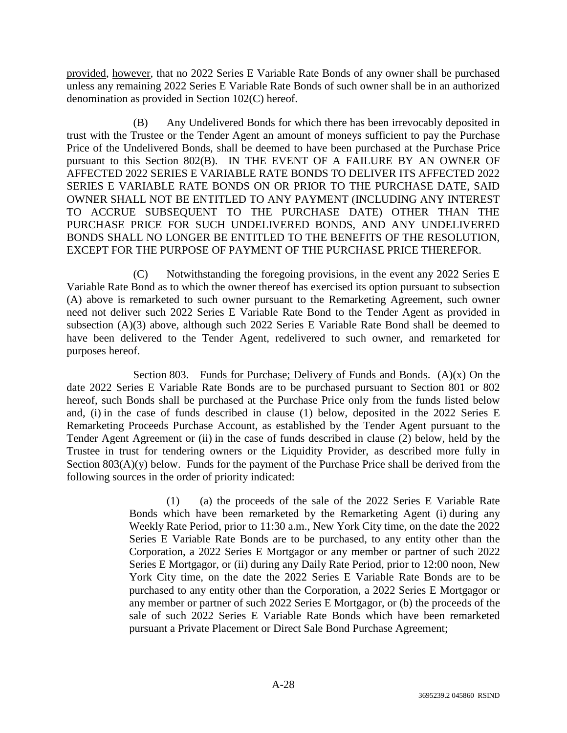provided, however, that no 2022 Series E Variable Rate Bonds of any owner shall be purchased unless any remaining 2022 Series E Variable Rate Bonds of such owner shall be in an authorized denomination as provided in Section 102(C) hereof.

(B) Any Undelivered Bonds for which there has been irrevocably deposited in trust with the Trustee or the Tender Agent an amount of moneys sufficient to pay the Purchase Price of the Undelivered Bonds, shall be deemed to have been purchased at the Purchase Price pursuant to this Section 802(B). IN THE EVENT OF A FAILURE BY AN OWNER OF AFFECTED 2022 SERIES E VARIABLE RATE BONDS TO DELIVER ITS AFFECTED 2022 SERIES E VARIABLE RATE BONDS ON OR PRIOR TO THE PURCHASE DATE, SAID OWNER SHALL NOT BE ENTITLED TO ANY PAYMENT (INCLUDING ANY INTEREST TO ACCRUE SUBSEQUENT TO THE PURCHASE DATE) OTHER THAN THE PURCHASE PRICE FOR SUCH UNDELIVERED BONDS, AND ANY UNDELIVERED BONDS SHALL NO LONGER BE ENTITLED TO THE BENEFITS OF THE RESOLUTION, EXCEPT FOR THE PURPOSE OF PAYMENT OF THE PURCHASE PRICE THEREFOR.

(C) Notwithstanding the foregoing provisions, in the event any 2022 Series E Variable Rate Bond as to which the owner thereof has exercised its option pursuant to subsection (A) above is remarketed to such owner pursuant to the Remarketing Agreement, such owner need not deliver such 2022 Series E Variable Rate Bond to the Tender Agent as provided in subsection (A)(3) above, although such 2022 Series E Variable Rate Bond shall be deemed to have been delivered to the Tender Agent, redelivered to such owner, and remarketed for purposes hereof.

Section 803. Funds for Purchase; Delivery of Funds and Bonds. (A)(x) On the date 2022 Series E Variable Rate Bonds are to be purchased pursuant to Section 801 or 802 hereof, such Bonds shall be purchased at the Purchase Price only from the funds listed below and, (i) in the case of funds described in clause (1) below, deposited in the 2022 Series E Remarketing Proceeds Purchase Account, as established by the Tender Agent pursuant to the Tender Agent Agreement or (ii) in the case of funds described in clause (2) below, held by the Trustee in trust for tendering owners or the Liquidity Provider, as described more fully in Section 803(A)(y) below. Funds for the payment of the Purchase Price shall be derived from the following sources in the order of priority indicated:

(1) (a) the proceeds of the sale of the 2022 Series E Variable Rate Bonds which have been remarketed by the Remarketing Agent (i) during any Weekly Rate Period, prior to 11:30 a.m., New York City time, on the date the 2022 Series E Variable Rate Bonds are to be purchased, to any entity other than the Corporation, a 2022 Series E Mortgagor or any member or partner of such 2022 Series E Mortgagor, or (ii) during any Daily Rate Period, prior to 12:00 noon, New York City time, on the date the 2022 Series E Variable Rate Bonds are to be purchased to any entity other than the Corporation, a 2022 Series E Mortgagor or any member or partner of such 2022 Series E Mortgagor, or (b) the proceeds of the sale of such 2022 Series E Variable Rate Bonds which have been remarketed pursuant a Private Placement or Direct Sale Bond Purchase Agreement;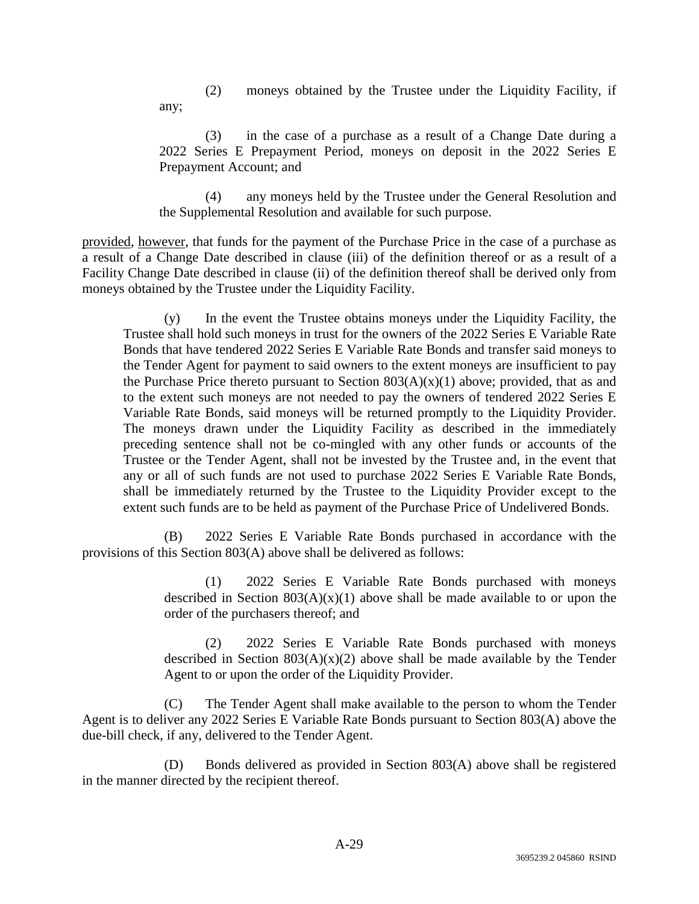(2) moneys obtained by the Trustee under the Liquidity Facility, if any;

(3) in the case of a purchase as a result of a Change Date during a 2022 Series E Prepayment Period, moneys on deposit in the 2022 Series E Prepayment Account; and

(4) any moneys held by the Trustee under the General Resolution and the Supplemental Resolution and available for such purpose.

provided, however, that funds for the payment of the Purchase Price in the case of a purchase as a result of a Change Date described in clause (iii) of the definition thereof or as a result of a Facility Change Date described in clause (ii) of the definition thereof shall be derived only from moneys obtained by the Trustee under the Liquidity Facility.

(y) In the event the Trustee obtains moneys under the Liquidity Facility, the Trustee shall hold such moneys in trust for the owners of the 2022 Series E Variable Rate Bonds that have tendered 2022 Series E Variable Rate Bonds and transfer said moneys to the Tender Agent for payment to said owners to the extent moneys are insufficient to pay the Purchase Price thereto pursuant to Section 803(A)(x)(1) above; provided, that as and to the extent such moneys are not needed to pay the owners of tendered 2022 Series E Variable Rate Bonds, said moneys will be returned promptly to the Liquidity Provider. The moneys drawn under the Liquidity Facility as described in the immediately preceding sentence shall not be co-mingled with any other funds or accounts of the Trustee or the Tender Agent, shall not be invested by the Trustee and, in the event that any or all of such funds are not used to purchase 2022 Series E Variable Rate Bonds, shall be immediately returned by the Trustee to the Liquidity Provider except to the extent such funds are to be held as payment of the Purchase Price of Undelivered Bonds.

(B) 2022 Series E Variable Rate Bonds purchased in accordance with the provisions of this Section 803(A) above shall be delivered as follows:

(1) 2022 Series E Variable Rate Bonds purchased with moneys described in Section 803(A)(x)(1) above shall be made available to or upon the order of the purchasers thereof; and

(2) 2022 Series E Variable Rate Bonds purchased with moneys described in Section 803(A)(x)(2) above shall be made available by the Tender Agent to or upon the order of the Liquidity Provider.

(C) The Tender Agent shall make available to the person to whom the Tender Agent is to deliver any 2022 Series E Variable Rate Bonds pursuant to Section 803(A) above the due-bill check, if any, delivered to the Tender Agent.

(D) Bonds delivered as provided in Section 803(A) above shall be registered in the manner directed by the recipient thereof.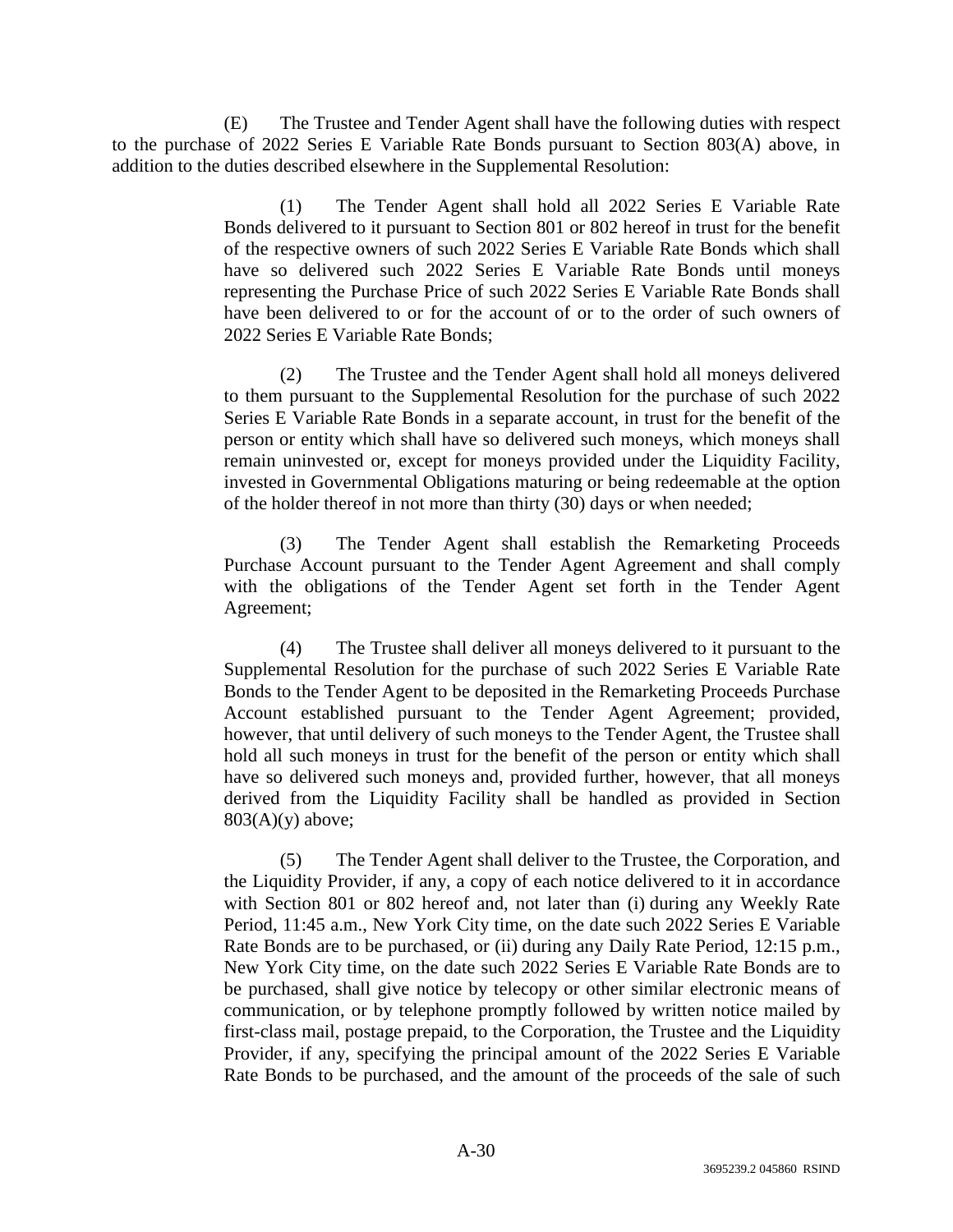(E) The Trustee and Tender Agent shall have the following duties with respect to the purchase of 2022 Series E Variable Rate Bonds pursuant to Section 803(A) above, in addition to the duties described elsewhere in the Supplemental Resolution:

> (1) The Tender Agent shall hold all 2022 Series E Variable Rate Bonds delivered to it pursuant to Section 801 or 802 hereof in trust for the benefit of the respective owners of such 2022 Series E Variable Rate Bonds which shall have so delivered such 2022 Series E Variable Rate Bonds until moneys representing the Purchase Price of such 2022 Series E Variable Rate Bonds shall have been delivered to or for the account of or to the order of such owners of 2022 Series E Variable Rate Bonds;
>
> (2) The Trustee and the Tender Agent shall hold all moneys delivered to them pursuant to the Supplemental Resolution for the purchase of such 2022 Series E Variable Rate Bonds in a separate account, in trust for the benefit of the person or entity which shall have so delivered such moneys, which moneys shall remain uninvested or, except for moneys provided under the Liquidity Facility, invested in Governmental Obligations maturing or being redeemable at the option of the holder thereof in not more than thirty (30) days or when needed;
>
> (3) The Tender Agent shall establish the Remarketing Proceeds Purchase Account pursuant to the Tender Agent Agreement and shall comply with the obligations of the Tender Agent set forth in the Tender Agent Agreement;
>
> (4) The Trustee shall deliver all moneys delivered to it pursuant to the Supplemental Resolution for the purchase of such 2022 Series E Variable Rate Bonds to the Tender Agent to be deposited in the Remarketing Proceeds Purchase Account established pursuant to the Tender Agent Agreement; provided, however, that until delivery of such moneys to the Tender Agent, the Trustee shall hold all such moneys in trust for the benefit of the person or entity which shall have so delivered such moneys and, provided further, however, that all moneys derived from the Liquidity Facility shall be handled as provided in Section 803(A)(y) above;
>
> (5) The Tender Agent shall deliver to the Trustee, the Corporation, and the Liquidity Provider, if any, a copy of each notice delivered to it in accordance with Section 801 or 802 hereof and, not later than (i) during any Weekly Rate Period, 11:45 a.m., New York City time, on the date such 2022 Series E Variable Rate Bonds are to be purchased, or (ii) during any Daily Rate Period, 12:15 p.m., New York City time, on the date such 2022 Series E Variable Rate Bonds are to be purchased, shall give notice by telecopy or other similar electronic means of communication, or by telephone promptly followed by written notice mailed by first-class mail, postage prepaid, to the Corporation, the Trustee and the Liquidity Provider, if any, specifying the principal amount of the 2022 Series E Variable Rate Bonds to be purchased, and the amount of the proceeds of the sale of such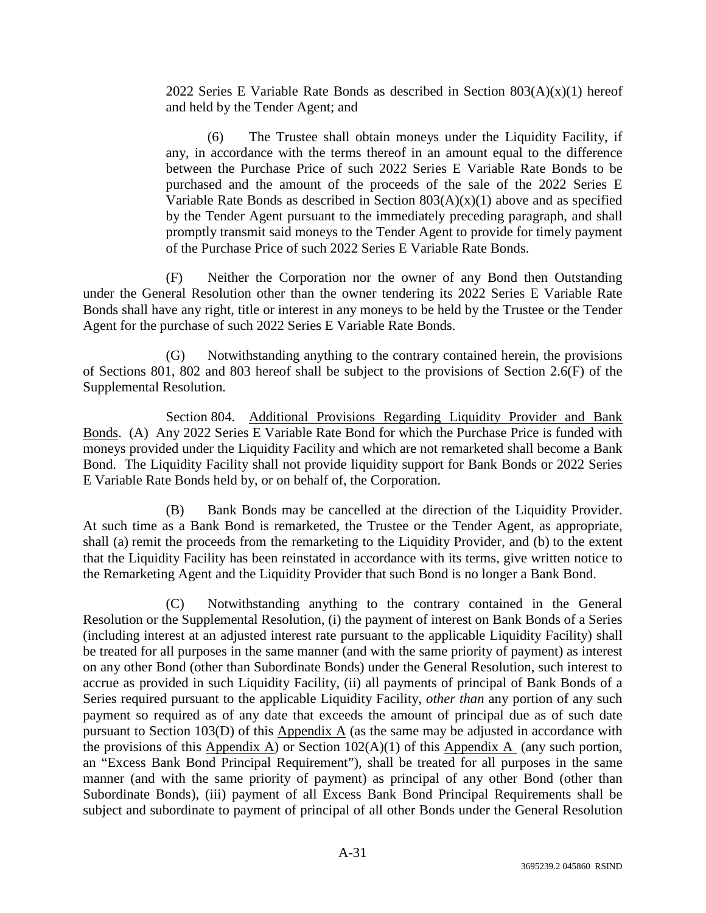2022 Series E Variable Rate Bonds as described in Section 803(A)(x)(1) hereof and held by the Tender Agent; and

(6) The Trustee shall obtain moneys under the Liquidity Facility, if any, in accordance with the terms thereof in an amount equal to the difference between the Purchase Price of such 2022 Series E Variable Rate Bonds to be purchased and the amount of the proceeds of the sale of the 2022 Series E Variable Rate Bonds as described in Section 803(A)(x)(1) above and as specified by the Tender Agent pursuant to the immediately preceding paragraph, and shall promptly transmit said moneys to the Tender Agent to provide for timely payment of the Purchase Price of such 2022 Series E Variable Rate Bonds.

(F) Neither the Corporation nor the owner of any Bond then Outstanding under the General Resolution other than the owner tendering its 2022 Series E Variable Rate Bonds shall have any right, title or interest in any moneys to be held by the Trustee or the Tender Agent for the purchase of such 2022 Series E Variable Rate Bonds.

(G) Notwithstanding anything to the contrary contained herein, the provisions of Sections 801, 802 and 803 hereof shall be subject to the provisions of Section 2.6(F) of the Supplemental Resolution.

Section 804. Additional Provisions Regarding Liquidity Provider and Bank Bonds. (A) Any 2022 Series E Variable Rate Bond for which the Purchase Price is funded with moneys provided under the Liquidity Facility and which are not remarketed shall become a Bank Bond. The Liquidity Facility shall not provide liquidity support for Bank Bonds or 2022 Series E Variable Rate Bonds held by, or on behalf of, the Corporation.

(B) Bank Bonds may be cancelled at the direction of the Liquidity Provider. At such time as a Bank Bond is remarketed, the Trustee or the Tender Agent, as appropriate, shall (a) remit the proceeds from the remarketing to the Liquidity Provider, and (b) to the extent that the Liquidity Facility has been reinstated in accordance with its terms, give written notice to the Remarketing Agent and the Liquidity Provider that such Bond is no longer a Bank Bond.

(C) Notwithstanding anything to the contrary contained in the General Resolution or the Supplemental Resolution, (i) the payment of interest on Bank Bonds of a Series (including interest at an adjusted interest rate pursuant to the applicable Liquidity Facility) shall be treated for all purposes in the same manner (and with the same priority of payment) as interest on any other Bond (other than Subordinate Bonds) under the General Resolution, such interest to accrue as provided in such Liquidity Facility, (ii) all payments of principal of Bank Bonds of a Series required pursuant to the applicable Liquidity Facility, *other than* any portion of any such payment so required as of any date that exceeds the amount of principal due as of such date pursuant to Section 103(D) of this Appendix A (as the same may be adjusted in accordance with the provisions of this Appendix A) or Section 102(A)(1) of this Appendix A (any such portion, an "Excess Bank Bond Principal Requirement"), shall be treated for all purposes in the same manner (and with the same priority of payment) as principal of any other Bond (other than Subordinate Bonds), (iii) payment of all Excess Bank Bond Principal Requirements shall be subject and subordinate to payment of principal of all other Bonds under the General Resolution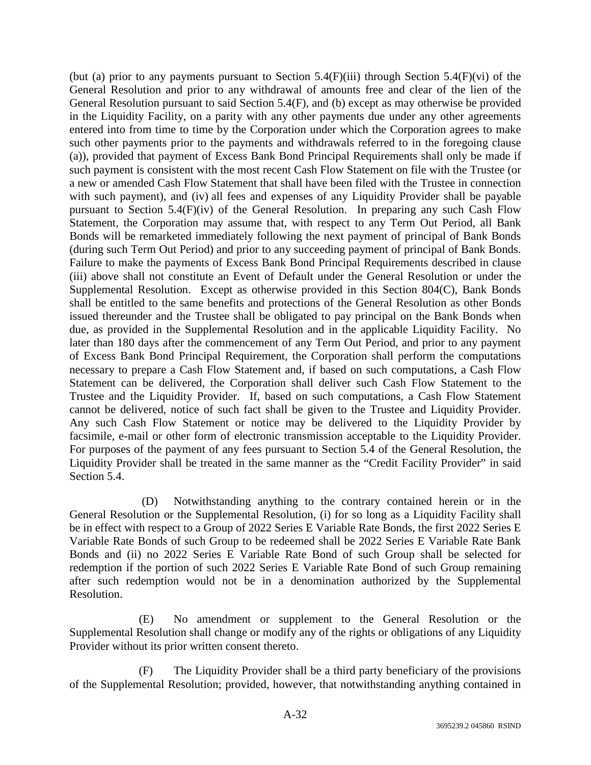(but (a) prior to any payments pursuant to Section 5.4(F)(iii) through Section 5.4(F)(vi) of the General Resolution and prior to any withdrawal of amounts free and clear of the lien of the General Resolution pursuant to said Section 5.4(F), and (b) except as may otherwise be provided in the Liquidity Facility, on a parity with any other payments due under any other agreements entered into from time to time by the Corporation under which the Corporation agrees to make such other payments prior to the payments and withdrawals referred to in the foregoing clause (a)), provided that payment of Excess Bank Bond Principal Requirements shall only be made if such payment is consistent with the most recent Cash Flow Statement on file with the Trustee (or a new or amended Cash Flow Statement that shall have been filed with the Trustee in connection with such payment), and (iv) all fees and expenses of any Liquidity Provider shall be payable pursuant to Section 5.4(F)(iv) of the General Resolution. In preparing any such Cash Flow Statement, the Corporation may assume that, with respect to any Term Out Period, all Bank Bonds will be remarketed immediately following the next payment of principal of Bank Bonds (during such Term Out Period) and prior to any succeeding payment of principal of Bank Bonds. Failure to make the payments of Excess Bank Bond Principal Requirements described in clause (iii) above shall not constitute an Event of Default under the General Resolution or under the Supplemental Resolution. Except as otherwise provided in this Section 804(C), Bank Bonds shall be entitled to the same benefits and protections of the General Resolution as other Bonds issued thereunder and the Trustee shall be obligated to pay principal on the Bank Bonds when due, as provided in the Supplemental Resolution and in the applicable Liquidity Facility. No later than 180 days after the commencement of any Term Out Period, and prior to any payment of Excess Bank Bond Principal Requirement, the Corporation shall perform the computations necessary to prepare a Cash Flow Statement and, if based on such computations, a Cash Flow Statement can be delivered, the Corporation shall deliver such Cash Flow Statement to the Trustee and the Liquidity Provider. If, based on such computations, a Cash Flow Statement cannot be delivered, notice of such fact shall be given to the Trustee and Liquidity Provider. Any such Cash Flow Statement or notice may be delivered to the Liquidity Provider by facsimile, e-mail or other form of electronic transmission acceptable to the Liquidity Provider. For purposes of the payment of any fees pursuant to Section 5.4 of the General Resolution, the Liquidity Provider shall be treated in the same manner as the "Credit Facility Provider" in said Section 5.4.

(D) Notwithstanding anything to the contrary contained herein or in the General Resolution or the Supplemental Resolution, (i) for so long as a Liquidity Facility shall be in effect with respect to a Group of 2022 Series E Variable Rate Bonds, the first 2022 Series E Variable Rate Bonds of such Group to be redeemed shall be 2022 Series E Variable Rate Bank Bonds and (ii) no 2022 Series E Variable Rate Bond of such Group shall be selected for redemption if the portion of such 2022 Series E Variable Rate Bond of such Group remaining after such redemption would not be in a denomination authorized by the Supplemental Resolution.

(E) No amendment or supplement to the General Resolution or the Supplemental Resolution shall change or modify any of the rights or obligations of any Liquidity Provider without its prior written consent thereto.

(F) The Liquidity Provider shall be a third party beneficiary of the provisions of the Supplemental Resolution; provided, however, that notwithstanding anything contained in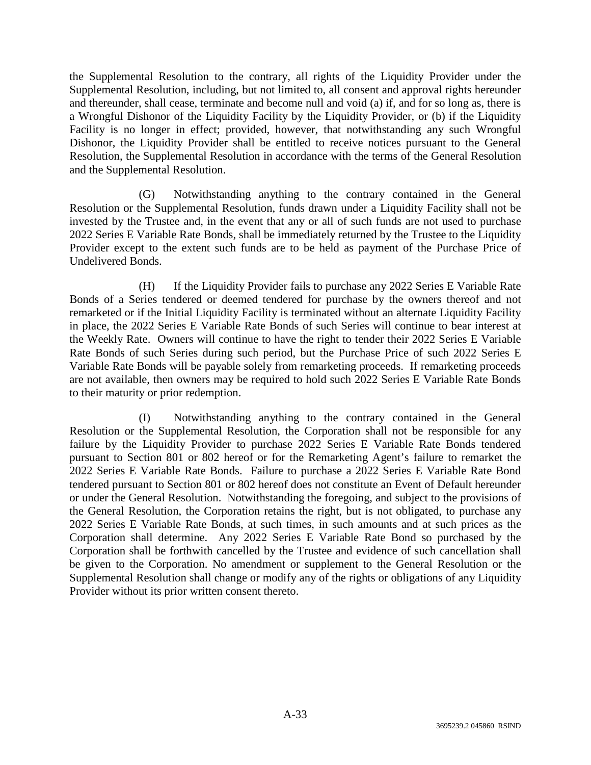the Supplemental Resolution to the contrary, all rights of the Liquidity Provider under the Supplemental Resolution, including, but not limited to, all consent and approval rights hereunder and thereunder, shall cease, terminate and become null and void (a) if, and for so long as, there is a Wrongful Dishonor of the Liquidity Facility by the Liquidity Provider, or (b) if the Liquidity Facility is no longer in effect; provided, however, that notwithstanding any such Wrongful Dishonor, the Liquidity Provider shall be entitled to receive notices pursuant to the General Resolution, the Supplemental Resolution in accordance with the terms of the General Resolution and the Supplemental Resolution.

(G) Notwithstanding anything to the contrary contained in the General Resolution or the Supplemental Resolution, funds drawn under a Liquidity Facility shall not be invested by the Trustee and, in the event that any or all of such funds are not used to purchase 2022 Series E Variable Rate Bonds, shall be immediately returned by the Trustee to the Liquidity Provider except to the extent such funds are to be held as payment of the Purchase Price of Undelivered Bonds.

(H) If the Liquidity Provider fails to purchase any 2022 Series E Variable Rate Bonds of a Series tendered or deemed tendered for purchase by the owners thereof and not remarketed or if the Initial Liquidity Facility is terminated without an alternate Liquidity Facility in place, the 2022 Series E Variable Rate Bonds of such Series will continue to bear interest at the Weekly Rate. Owners will continue to have the right to tender their 2022 Series E Variable Rate Bonds of such Series during such period, but the Purchase Price of such 2022 Series E Variable Rate Bonds will be payable solely from remarketing proceeds. If remarketing proceeds are not available, then owners may be required to hold such 2022 Series E Variable Rate Bonds to their maturity or prior redemption.

(I) Notwithstanding anything to the contrary contained in the General Resolution or the Supplemental Resolution, the Corporation shall not be responsible for any failure by the Liquidity Provider to purchase 2022 Series E Variable Rate Bonds tendered pursuant to Section 801 or 802 hereof or for the Remarketing Agent's failure to remarket the 2022 Series E Variable Rate Bonds. Failure to purchase a 2022 Series E Variable Rate Bond tendered pursuant to Section 801 or 802 hereof does not constitute an Event of Default hereunder or under the General Resolution. Notwithstanding the foregoing, and subject to the provisions of the General Resolution, the Corporation retains the right, but is not obligated, to purchase any 2022 Series E Variable Rate Bonds, at such times, in such amounts and at such prices as the Corporation shall determine. Any 2022 Series E Variable Rate Bond so purchased by the Corporation shall be forthwith cancelled by the Trustee and evidence of such cancellation shall be given to the Corporation. No amendment or supplement to the General Resolution or the Supplemental Resolution shall change or modify any of the rights or obligations of any Liquidity Provider without its prior written consent thereto.